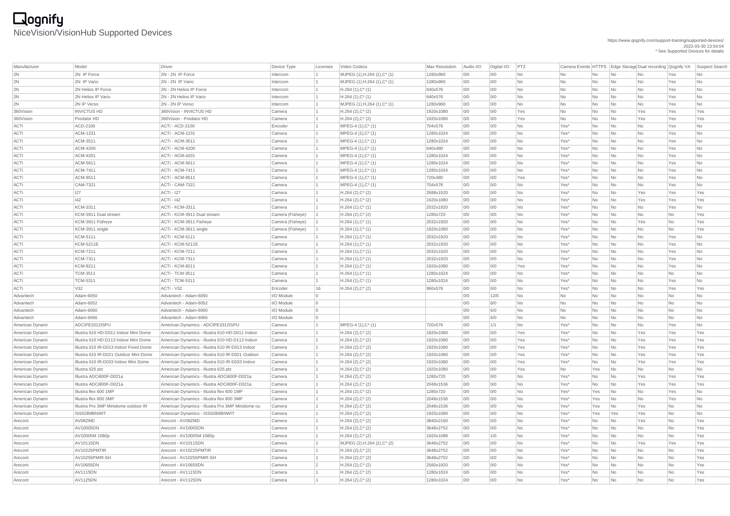# Qognify

## NiceVision/VisionHub Supported Devices

https://www.qognify.com/support-training/supported-devices/
2022-03-30 13:54:04
* See Supported Devices for details

| Manufacturer | Model | Driver | Device Type | Licenses | Video Codecs | Max Resolution | Audio I/O | Digital I/O | PTZ | Camera Events | HTTPS | Edge Storage | Dual recording | Qognify VA | Suspect Search |
|---|---|---|---|---|---|---|---|---|---|---|---|---|---|---|---|
| 2N | 2N IP Force | 2N - 2N IP Force | Intercom | 1 | MJPEG (1),H.264 (1),C* (1) | 1280x960 | 0/0 | 0/0 | No | No | No | No | No | Yes | No |
| 2N | 2N IP Vario | 2N - 2N IP Vario | Intercom | 1 | MJPEG (1),H.264 (1),C* (1) | 1280x960 | 0/0 | 0/0 | No | No | No | No | No | Yes | No |
| 2N | 2N Helios IP Force | 2N - 2N Helios IP Force | Intercom | 1 | H.264 (1),C* (1) | 640x576 | 0/0 | 0/0 | No | No | No | No | No | Yes | No |
| 2N | 2N Helios IP Vario | 2N - 2N Helios IP Vario | Intercom | 1 | H.264 (1),C* (1) | 640x576 | 0/0 | 0/0 | No | No | No | No | No | Yes | No |
| 2N | 2N IP Verso | 2N - 2N IP Verso | Intercom | 1 | MJPEG (1),H.264 (1),C* (1) | 1280x960 | 0/0 | 0/0 | No | No | No | No | No | Yes | No |
| 360Vision | INVICTUS HD | 360Vision - INVICTUS HD | Camera | 1 | H.264 (2),C* (2) | 1920x1080 | 0/0 | 0/0 | Yes | No | No | No | Yes | Yes | Yes |
| 360Vision | Predator HD | 360Vision - Predator HD | Camera | 1 | H.264 (2),C* (2) | 1920x1080 | 0/0 | 0/0 | Yes | No | No | No | Yes | Yes | Yes |
| ACTi | ACD-2100 | ACTi - ACD-2100 | Encoder | 1 | MPEG-4 (1),C* (1) | 704x576 | 0/0 | 0/0 | No | Yes* | No | No | No | Yes | No |
| ACTi | ACM-1231 | ACTi - ACM-1231 | Camera | 1 | MPEG-4 (1),C* (1) | 1280x1024 | 0/0 | 0/0 | No | Yes* | No | No | No | Yes | No |
| ACTi | ACM-3511 | ACTi - ACM-3511 | Camera | 1 | MPEG-4 (1),C* (1) | 1280x1024 | 0/0 | 0/0 | No | Yes* | No | No | No | Yes | No |
| ACTi | ACM-4200 | ACTi - ACM-4200 | Camera | 1 | MPEG-4 (1),C* (1) | 640x480 | 0/0 | 0/0 | No | Yes* | No | No | No | Yes | No |
| ACTi | ACM-4201 | ACTi - ACM-4201 | Camera | 1 | MPEG-4 (1),C* (1) | 1280x1024 | 0/0 | 0/0 | No | Yes* | No | No | No | Yes | No |
| ACTi | ACM-5611 | ACTi - ACM-5611 | Camera | 1 | MPEG-4 (1),C* (1) | 1280x1024 | 0/0 | 0/0 | No | Yes* | No | No | No | Yes | No |
| ACTi | ACM-7411 | ACTi - ACM-7411 | Camera | 1 | MPEG-4 (1),C* (1) | 1280x1024 | 0/0 | 0/0 | No | Yes* | No | No | No | Yes | No |
| ACTi | ACM-8511 | ACTi - ACM-8511 | Camera | 1 | MPEG-4 (1),C* (1) | 720x480 | 0/0 | 0/0 | Yes | Yes* | No | No | No | Yes | No |
| ACTi | CAM-7321 | ACTi - CAM-7321 | Camera | 1 | MPEG-4 (1),C* (1) | 704x576 | 0/0 | 0/0 | No | Yes* | No | No | No | Yes | No |
| ACTi | I27 | ACTi - I27 | Camera | 1 | H.264 (2),C* (2) | 2688x1520 | 0/0 | 0/0 | No | Yes* | No | No | Yes | Yes | Yes |
| ACTi | I42 | ACTi - I42 | Camera | 1 | H.264 (2),C* (2) | 1920x1080 | 0/0 | 0/0 | No | Yes* | No | No | Yes | Yes | Yes |
| ACTi | KCM-3311 | ACTi - KCM-3311 | Camera | 1 | H.264 (1),C* (1) | 2032x1920 | 0/0 | 0/0 | No | Yes* | No | No | No | Yes | No |
| ACTi | KCM-3911 Dual stream | ACTi - KCM-3911 Dual stream | Camera (Fisheye) | 1 | H.264 (2),C* (2) | 1280x720 | 0/0 | 0/0 | No | Yes* | No | No | No | No | Yes |
| ACTi | KCM-3911 Fisheye | ACTi - KCM-3911 Fisheye | Camera (Fisheye) | 1 | H.264 (1),C* (1) | 2032x1920 | 0/0 | 0/0 | No | Yes* | No | No | Yes | No | Yes |
| ACTi | KCM-3911 single | ACTi - KCM-3911 single | Camera (Fisheye) | 1 | H.264 (1),C* (1) | 1920x1080 | 0/0 | 0/0 | No | Yes* | No | No | No | No | Yes |
| ACTi | KCM-5111 | ACTi - KCM-5111 | Camera | 1 | H.264 (1),C* (1) | 2032x1920 | 0/0 | 0/0 | No | Yes* | No | No | No | Yes | No |
| ACTi | KCM-5211E | ACTi - KCM-5211E | Camera | 1 | H.264 (1),C* (1) | 2032x1920 | 0/0 | 0/0 | No | Yes* | No | No | No | Yes | No |
| ACTi | KCM-7211 | ACTi - KCM-7211 | Camera | 1 | H.264 (1),C* (1) | 2032x1920 | 0/0 | 0/0 | No | Yes* | No | No | No | Yes | No |
| ACTi | KCM-7311 | ACTi - KCM-7311 | Camera | 1 | H.264 (1),C* (1) | 2032x1920 | 0/0 | 0/0 | No | Yes* | No | No | No | Yes | No |
| ACTi | KCM-8211 | ACTi - KCM-8211 | Camera | 1 | H.264 (1),C* (1) | 1920x1080 | 0/0 | 0/0 | Yes | Yes* | No | No | No | Yes | No |
| ACTi | TCM-3511 | ACTi - TCM-3511 | Camera | 1 | H.264 (1),C* (1) | 1280x1024 | 0/0 | 0/0 | No | Yes* | No | No | No | No | No |
| ACTi | TCM-5311 | ACTi - TCM-5311 | Camera | 1 | H.264 (1),C* (1) | 1280x1024 | 0/0 | 0/0 | No | Yes* | No | No | No | Yes | No |
| ACTi | V32 | ACTi - V32 | Encoder | 16 | H.264 (2),C* (2) | 960x576 | 0/0 | 0/0 | No | Yes* | No | No | No | Yes | Yes |
| Advantech | Adam-6050 | Advantech - Adam-6050 | I/O Module | 0 | | | 0/0 | 12/0 | No | No | No | No | No | No | No |
| Advantech | Adam-6052 | Advantech - Adam-6052 | I/O Module | 0 | | | 0/0 | 8/0 | No | No | No | No | No | No | No |
| Advantech | Adam-6060 | Advantech - Adam-6060 | I/O Module | 0 | | | 0/0 | 6/0 | No | No | No | No | No | No | No |
| Advantech | Adam-6066 | Advantech - Adam-6066 | I/O Module | 0 | | | 0/0 | 6/0 | No | No | No | No | No | No | No |
| American Dynami | ADCIPE3312ISPU | American Dynamics - ADCIPE3312ISPU | Camera | 1 | MPEG-4 (1),C* (1) | 720x576 | 0/0 | 1/1 | No | Yes* | No | No | No | Yes | No |
| American Dynami | Illustra 610 HD-D011 Indoor Mini Dome | American Dynamics - Illustra 610 HD-D011 Indoor | Camera | 1 | H.264 (2),C* (2) | 1920x1080 | 0/0 | 0/0 | Yes | Yes* | No | No | Yes | Yes | Yes |
| American Dynami | Illustra 610 HD-D113 Indoor Mini Dome | American Dynamics - Illustra 610 HD-D113 Indoor | Camera | 1 | H.264 (2),C* (2) | 1920x1080 | 0/0 | 0/0 | Yes | Yes* | No | No | Yes | Yes | Yes |
| American Dynami | Illustra 610 IR-D013 Indoor Fixed Dome | American Dynamics - Illustra 610 IR-D013 Indoor | Camera | 1 | H.264 (2),C* (2) | 1920x1080 | 0/0 | 0/0 | Yes | Yes* | No | No | Yes | Yes | Yes |
| American Dynami | Illustra 610 IR-D021 Outdoor Mini Dome | American Dynamics - Illustra 610 IR-D021 Outdoor | Camera | 1 | H.264 (2),C* (2) | 1920x1080 | 0/0 | 0/0 | Yes | Yes* | No | No | Yes | Yes | Yes |
| American Dynami | Illustra 610 IR-D033 Indoor Mini Dome | American Dynamics - Illustra 610 IR-D033 Indoor | Camera | 1 | H.264 (2),C* (2) | 1920x1080 | 0/0 | 0/0 | Yes | Yes* | No | No | Yes | Yes | Yes |
| American Dynami | Illustra 625 ptz | American Dynamics - Illustra 625 ptz | Camera | 1 | H.264 (2),C* (2) | 1920x1080 | 0/0 | 0/0 | Yes | No | Yes | No | No | No | No |
| American Dynami | Illustra ADCi600F-D021a | American Dynamics - Illustra ADCi600F-D021a | Camera | 1 | H.264 (2),C* (2) | 1280x720 | 0/0 | 0/0 | No | Yes* | No | No | Yes | Yes | Yes |
| American Dynami | Illustra ADCi800F-D021a | American Dynamics - Illustra ADCi800F-D021a | Camera | 1 | H.264 (2),C* (2) | 2048x1536 | 0/0 | 0/0 | No | Yes* | No | No | Yes | Yes | Yes |
| American Dynami | Illustra flex 600 1MP | American Dynamics - Illustra flex 600 1MP | Camera | 1 | H.264 (2),C* (2) | 1280x720 | 0/0 | 0/0 | No | Yes* | Yes | No | No | Yes | No |
| American Dynami | Illustra flex 800 3MP | American Dynamics - Illustra flex 800 3MP | Camera | 1 | H.264 (2),C* (2) | 2048x1536 | 0/0 | 0/0 | No | Yes* | Yes | No | No | Yes | No |
| American Dynami | Illustra Pro 3MP Minidome outdoor IR | American Dynamics - Illustra Pro 3MP Minidome ou | Camera | 1 | H.264 (2),C* (2) | 2048x1536 | 0/0 | 0/0 | No | Yes* | Yes | No | Yes | No | No |
| American Dynami | ISS02B8BNWIT | American Dynamics - ISS02B8BNWIT | Camera | 1 | H.264 (2),C* (2) | 1920x1080 | 0/0 | 0/0 | No | Yes* | Yes | Yes | Yes | No | No |
| Arecont | AV08ZMD | Arecont - AV08ZMD | Camera | 1 | H.264 (2),C* (2) | 3840x2160 | 0/0 | 0/0 | No | Yes* | No | No | Yes | No | Yes |
| Arecont | AV10005DN | Arecont - AV10005DN | Camera | 1 | H.264 (2),C* (2) | 3648x2752 | 0/0 | 0/0 | No | Yes* | No | No | No | No | Yes |
| Arecont | AV10005M 1080p | Arecont - AV10005M 1080p | Camera | 1 | H.264 (2),C* (2) | 1920x1088 | 0/0 | 1/0 | No | Yes* | No | No | No | No | Yes |
| Arecont | AV10115DN | Arecont - AV10115DN | Camera | 1 | MJPEG (2),H.264 (2),C* (2) | 3648x2752 | 0/0 | 0/0 | No | Yes* | No | No | Yes | Yes | Yes |
| Arecont | AV10225PMTIR | Arecont - AV10225PMTIR | Camera | 1 | H.264 (2),C* (2) | 3648x2752 | 0/0 | 0/0 | No | Yes* | No | No | No | No | Yes |
| Arecont | AV10255PMIR-SH | Arecont - AV10255PMIR-SH | Camera | 1 | H.264 (2),C* (2) | 3648x2752 | 0/0 | 0/0 | No | Yes* | No | No | No | No | Yes |
| Arecont | AV10655DN | Arecont - AV10655DN | Camera | 2 | H.264 (2),C* (2) | 2560x1920 | 0/0 | 0/0 | No | Yes* | No | No | No | No | Yes |
| Arecont | AV1115DN | Arecont - AV1115DN | Camera | 1 | H.264 (2),C* (2) | 1280x1024 | 0/0 | 0/0 | No | Yes* | No | No | No | No | Yes |
| Arecont | AV1125DN | Arecont - AV1125DN | Camera | 1 | H.264 (2),C* (2) | 1280x1024 | 0/0 | 0/0 | No | Yes* | No | No | No | No | Yes |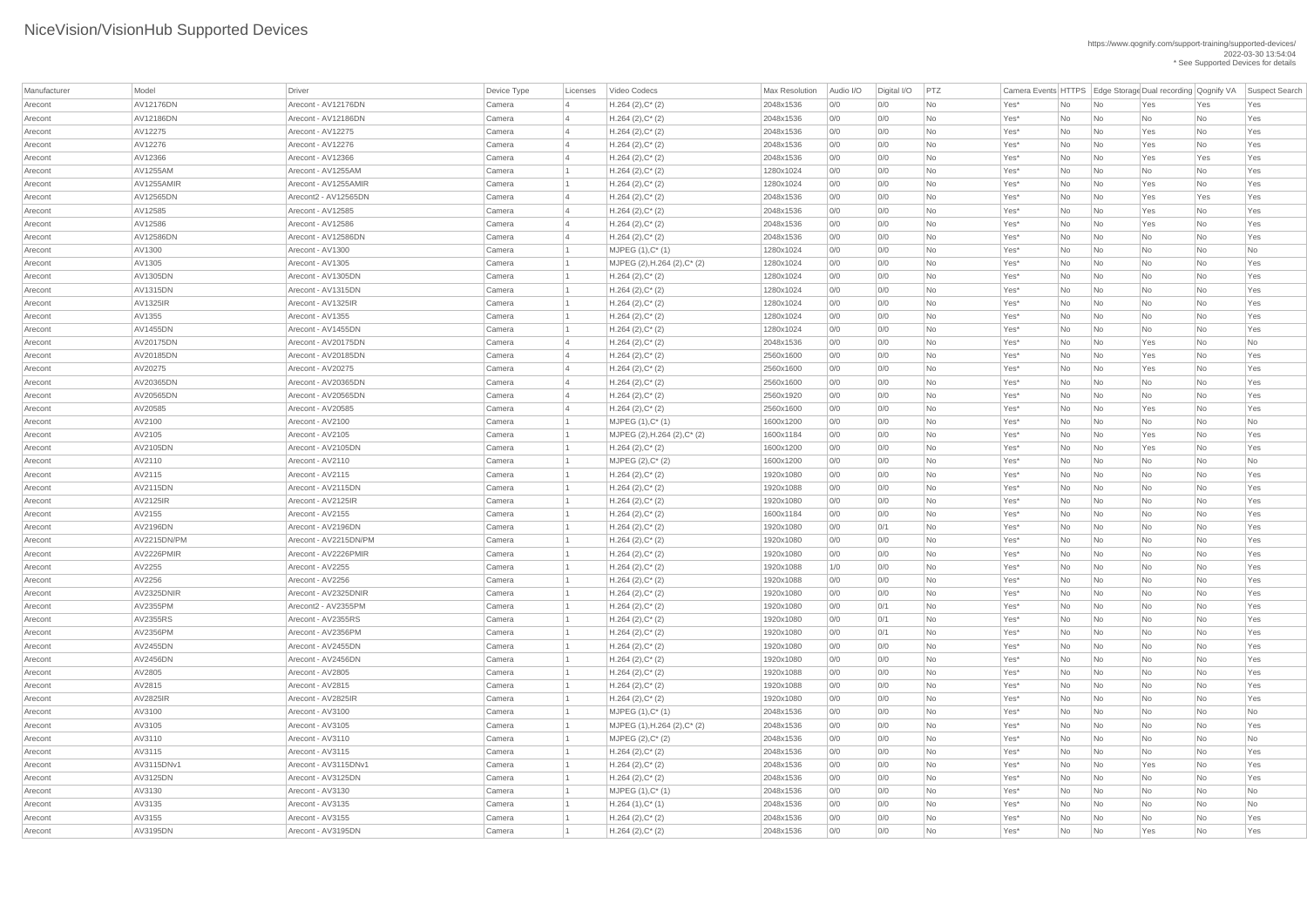# NiceVision/VisionHub Supported Devices

https://www.qognify.com/support-training/supported-devices/
2022-03-30 13:54:04
* See Supported Devices for details

| Manufacturer | Model | Driver | Device Type | Licenses | Video Codecs | Max Resolution | Audio I/O | Digital I/O | PTZ | Camera Events | HTTPS | Edge Storage | Dual recording | Qognify VA | Suspect Search |
|---|---|---|---|---|---|---|---|---|---|---|---|---|---|---|---|
| Arecont | AV12176DN | Arecont - AV12176DN | Camera | 4 | H.264 (2),C* (2) | 2048x1536 | 0/0 | 0/0 | No | Yes* | No | No | Yes | Yes | Yes |
| Arecont | AV12186DN | Arecont - AV12186DN | Camera | 4 | H.264 (2),C* (2) | 2048x1536 | 0/0 | 0/0 | No | Yes* | No | No | No | No | Yes |
| Arecont | AV12275 | Arecont - AV12275 | Camera | 4 | H.264 (2),C* (2) | 2048x1536 | 0/0 | 0/0 | No | Yes* | No | No | Yes | No | Yes |
| Arecont | AV12276 | Arecont - AV12276 | Camera | 4 | H.264 (2),C* (2) | 2048x1536 | 0/0 | 0/0 | No | Yes* | No | No | Yes | No | Yes |
| Arecont | AV12366 | Arecont - AV12366 | Camera | 4 | H.264 (2),C* (2) | 2048x1536 | 0/0 | 0/0 | No | Yes* | No | No | Yes | Yes | Yes |
| Arecont | AV1255AM | Arecont - AV1255AM | Camera | 1 | H.264 (2),C* (2) | 1280x1024 | 0/0 | 0/0 | No | Yes* | No | No | No | No | Yes |
| Arecont | AV1255AMIR | Arecont - AV1255AMIR | Camera | 1 | H.264 (2),C* (2) | 1280x1024 | 0/0 | 0/0 | No | Yes* | No | No | Yes | No | Yes |
| Arecont | AV12565DN | Arecont2 - AV12565DN | Camera | 4 | H.264 (2),C* (2) | 2048x1536 | 0/0 | 0/0 | No | Yes* | No | No | Yes | Yes | Yes |
| Arecont | AV12585 | Arecont - AV12585 | Camera | 4 | H.264 (2),C* (2) | 2048x1536 | 0/0 | 0/0 | No | Yes* | No | No | Yes | No | Yes |
| Arecont | AV12586 | Arecont - AV12586 | Camera | 4 | H.264 (2),C* (2) | 2048x1536 | 0/0 | 0/0 | No | Yes* | No | No | Yes | No | Yes |
| Arecont | AV12586DN | Arecont - AV12586DN | Camera | 4 | H.264 (2),C* (2) | 2048x1536 | 0/0 | 0/0 | No | Yes* | No | No | No | No | Yes |
| Arecont | AV1300 | Arecont - AV1300 | Camera | 1 | MJPEG (1),C* (1) | 1280x1024 | 0/0 | 0/0 | No | Yes* | No | No | No | No | No |
| Arecont | AV1305 | Arecont - AV1305 | Camera | 1 | MJPEG (2),H.264 (2),C* (2) | 1280x1024 | 0/0 | 0/0 | No | Yes* | No | No | No | No | Yes |
| Arecont | AV1305DN | Arecont - AV1305DN | Camera | 1 | H.264 (2),C* (2) | 1280x1024 | 0/0 | 0/0 | No | Yes* | No | No | No | No | Yes |
| Arecont | AV1315DN | Arecont - AV1315DN | Camera | 1 | H.264 (2),C* (2) | 1280x1024 | 0/0 | 0/0 | No | Yes* | No | No | No | No | Yes |
| Arecont | AV1325IR | Arecont - AV1325IR | Camera | 1 | H.264 (2),C* (2) | 1280x1024 | 0/0 | 0/0 | No | Yes* | No | No | No | No | Yes |
| Arecont | AV1355 | Arecont - AV1355 | Camera | 1 | H.264 (2),C* (2) | 1280x1024 | 0/0 | 0/0 | No | Yes* | No | No | No | No | Yes |
| Arecont | AV1455DN | Arecont - AV1455DN | Camera | 1 | H.264 (2),C* (2) | 1280x1024 | 0/0 | 0/0 | No | Yes* | No | No | No | No | Yes |
| Arecont | AV20175DN | Arecont - AV20175DN | Camera | 4 | H.264 (2),C* (2) | 2048x1536 | 0/0 | 0/0 | No | Yes* | No | No | Yes | No | No |
| Arecont | AV20185DN | Arecont - AV20185DN | Camera | 4 | H.264 (2),C* (2) | 2560x1600 | 0/0 | 0/0 | No | Yes* | No | No | Yes | No | Yes |
| Arecont | AV20275 | Arecont - AV20275 | Camera | 4 | H.264 (2),C* (2) | 2560x1600 | 0/0 | 0/0 | No | Yes* | No | No | Yes | No | Yes |
| Arecont | AV20365DN | Arecont - AV20365DN | Camera | 4 | H.264 (2),C* (2) | 2560x1600 | 0/0 | 0/0 | No | Yes* | No | No | No | No | Yes |
| Arecont | AV20565DN | Arecont - AV20565DN | Camera | 4 | H.264 (2),C* (2) | 2560x1920 | 0/0 | 0/0 | No | Yes* | No | No | No | No | Yes |
| Arecont | AV20585 | Arecont - AV20585 | Camera | 4 | H.264 (2),C* (2) | 2560x1600 | 0/0 | 0/0 | No | Yes* | No | No | Yes | No | Yes |
| Arecont | AV2100 | Arecont - AV2100 | Camera | 1 | MJPEG (1),C* (1) | 1600x1200 | 0/0 | 0/0 | No | Yes* | No | No | No | No | No |
| Arecont | AV2105 | Arecont - AV2105 | Camera | 1 | MJPEG (2),H.264 (2),C* (2) | 1600x1184 | 0/0 | 0/0 | No | Yes* | No | No | Yes | No | Yes |
| Arecont | AV2105DN | Arecont - AV2105DN | Camera | 1 | H.264 (2),C* (2) | 1600x1200 | 0/0 | 0/0 | No | Yes* | No | No | Yes | No | Yes |
| Arecont | AV2110 | Arecont - AV2110 | Camera | 1 | MJPEG (2),C* (2) | 1600x1200 | 0/0 | 0/0 | No | Yes* | No | No | No | No | No |
| Arecont | AV2115 | Arecont - AV2115 | Camera | 1 | H.264 (2),C* (2) | 1920x1080 | 0/0 | 0/0 | No | Yes* | No | No | No | No | Yes |
| Arecont | AV2115DN | Arecont - AV2115DN | Camera | 1 | H.264 (2),C* (2) | 1920x1088 | 0/0 | 0/0 | No | Yes* | No | No | No | No | Yes |
| Arecont | AV2125IR | Arecont - AV2125IR | Camera | 1 | H.264 (2),C* (2) | 1920x1080 | 0/0 | 0/0 | No | Yes* | No | No | No | No | Yes |
| Arecont | AV2155 | Arecont - AV2155 | Camera | 1 | H.264 (2),C* (2) | 1600x1184 | 0/0 | 0/0 | No | Yes* | No | No | No | No | Yes |
| Arecont | AV2196DN | Arecont - AV2196DN | Camera | 1 | H.264 (2),C* (2) | 1920x1080 | 0/0 | 0/1 | No | Yes* | No | No | No | No | Yes |
| Arecont | AV2215DN/PM | Arecont - AV2215DN/PM | Camera | 1 | H.264 (2),C* (2) | 1920x1080 | 0/0 | 0/0 | No | Yes* | No | No | No | No | Yes |
| Arecont | AV2226PMIR | Arecont - AV2226PMIR | Camera | 1 | H.264 (2),C* (2) | 1920x1080 | 0/0 | 0/0 | No | Yes* | No | No | No | No | Yes |
| Arecont | AV2255 | Arecont - AV2255 | Camera | 1 | H.264 (2),C* (2) | 1920x1088 | 1/0 | 0/0 | No | Yes* | No | No | No | No | Yes |
| Arecont | AV2256 | Arecont - AV2256 | Camera | 1 | H.264 (2),C* (2) | 1920x1088 | 0/0 | 0/0 | No | Yes* | No | No | No | No | Yes |
| Arecont | AV2325DNIR | Arecont - AV2325DNIR | Camera | 1 | H.264 (2),C* (2) | 1920x1080 | 0/0 | 0/0 | No | Yes* | No | No | No | No | Yes |
| Arecont | AV2355PM | Arecont2 - AV2355PM | Camera | 1 | H.264 (2),C* (2) | 1920x1080 | 0/0 | 0/1 | No | Yes* | No | No | No | No | Yes |
| Arecont | AV2355RS | Arecont - AV2355RS | Camera | 1 | H.264 (2),C* (2) | 1920x1080 | 0/0 | 0/1 | No | Yes* | No | No | No | No | Yes |
| Arecont | AV2356PM | Arecont - AV2356PM | Camera | 1 | H.264 (2),C* (2) | 1920x1080 | 0/0 | 0/1 | No | Yes* | No | No | No | No | Yes |
| Arecont | AV2455DN | Arecont - AV2455DN | Camera | 1 | H.264 (2),C* (2) | 1920x1080 | 0/0 | 0/0 | No | Yes* | No | No | No | No | Yes |
| Arecont | AV2456DN | Arecont - AV2456DN | Camera | 1 | H.264 (2),C* (2) | 1920x1080 | 0/0 | 0/0 | No | Yes* | No | No | No | No | Yes |
| Arecont | AV2805 | Arecont - AV2805 | Camera | 1 | H.264 (2),C* (2) | 1920x1088 | 0/0 | 0/0 | No | Yes* | No | No | No | No | Yes |
| Arecont | AV2815 | Arecont - AV2815 | Camera | 1 | H.264 (2),C* (2) | 1920x1088 | 0/0 | 0/0 | No | Yes* | No | No | No | No | Yes |
| Arecont | AV2825IR | Arecont - AV2825IR | Camera | 1 | H.264 (2),C* (2) | 1920x1080 | 0/0 | 0/0 | No | Yes* | No | No | No | No | Yes |
| Arecont | AV3100 | Arecont - AV3100 | Camera | 1 | MJPEG (1),C* (1) | 2048x1536 | 0/0 | 0/0 | No | Yes* | No | No | No | No | No |
| Arecont | AV3105 | Arecont - AV3105 | Camera | 1 | MJPEG (1),H.264 (2),C* (2) | 2048x1536 | 0/0 | 0/0 | No | Yes* | No | No | No | No | Yes |
| Arecont | AV3110 | Arecont - AV3110 | Camera | 1 | MJPEG (2),C* (2) | 2048x1536 | 0/0 | 0/0 | No | Yes* | No | No | No | No | No |
| Arecont | AV3115 | Arecont - AV3115 | Camera | 1 | H.264 (2),C* (2) | 2048x1536 | 0/0 | 0/0 | No | Yes* | No | No | No | No | Yes |
| Arecont | AV3115DNv1 | Arecont - AV3115DNv1 | Camera | 1 | H.264 (2),C* (2) | 2048x1536 | 0/0 | 0/0 | No | Yes* | No | No | Yes | No | Yes |
| Arecont | AV3125DN | Arecont - AV3125DN | Camera | 1 | H.264 (2),C* (2) | 2048x1536 | 0/0 | 0/0 | No | Yes* | No | No | No | No | Yes |
| Arecont | AV3130 | Arecont - AV3130 | Camera | 1 | MJPEG (1),C* (1) | 2048x1536 | 0/0 | 0/0 | No | Yes* | No | No | No | No | No |
| Arecont | AV3135 | Arecont - AV3135 | Camera | 1 | H.264 (1),C* (1) | 2048x1536 | 0/0 | 0/0 | No | Yes* | No | No | No | No | No |
| Arecont | AV3155 | Arecont - AV3155 | Camera | 1 | H.264 (2),C* (2) | 2048x1536 | 0/0 | 0/0 | No | Yes* | No | No | No | No | Yes |
| Arecont | AV3195DN | Arecont - AV3195DN | Camera | 1 | H.264 (2),C* (2) | 2048x1536 | 0/0 | 0/0 | No | Yes* | No | No | Yes | No | Yes |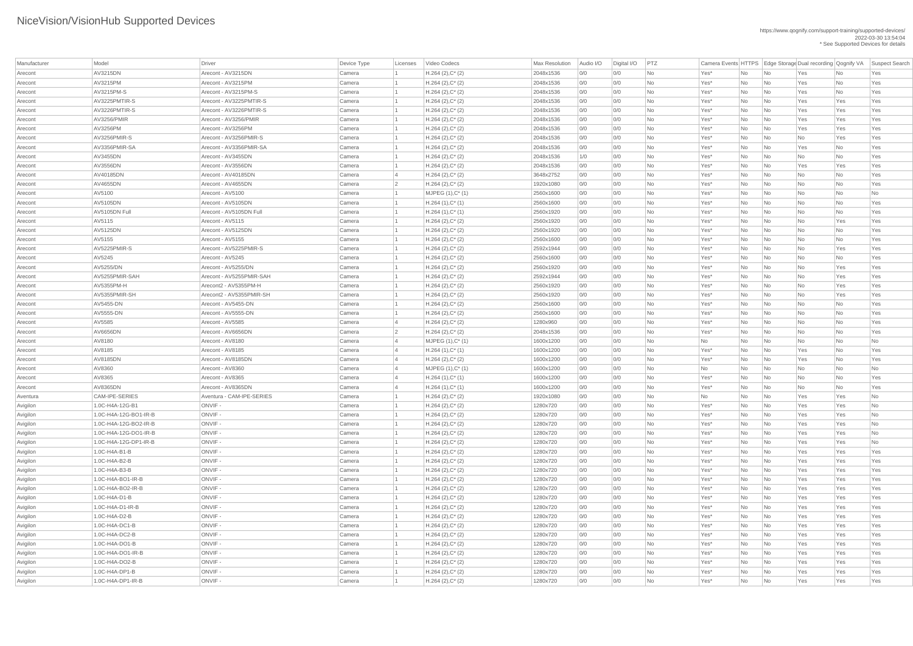# NiceVision/VisionHub Supported Devices

https://www.qognify.com/support-training/supported-devices/
2022-03-30 13:54:04
* See Supported Devices for details

| Manufacturer | Model | Driver | Device Type | Licenses | Video Codecs | Max Resolution | Audio I/O | Digital I/O | PTZ | Camera Events | HTTPS | Edge Storage | Dual recording | Qognify VA | Suspect Search |
|---|---|---|---|---|---|---|---|---|---|---|---|---|---|---|---|
| Arecont | AV3215DN | Arecont - AV3215DN | Camera | 1 | H.264 (2),C* (2) | 2048x1536 | 0/0 | 0/0 | No | Yes* | No | No | Yes | No | Yes |
| Arecont | AV3215PM | Arecont - AV3215PM | Camera | 1 | H.264 (2),C* (2) | 2048x1536 | 0/0 | 0/0 | No | Yes* | No | No | Yes | No | Yes |
| Arecont | AV3215PM-S | Arecont - AV3215PM-S | Camera | 1 | H.264 (2),C* (2) | 2048x1536 | 0/0 | 0/0 | No | Yes* | No | No | Yes | No | Yes |
| Arecont | AV3225PMTIR-S | Arecont - AV3225PMTIR-S | Camera | 1 | H.264 (2),C* (2) | 2048x1536 | 0/0 | 0/0 | No | Yes* | No | No | Yes | Yes | Yes |
| Arecont | AV3226PMTIR-S | Arecont - AV3226PMTIR-S | Camera | 1 | H.264 (2),C* (2) | 2048x1536 | 0/0 | 0/0 | No | Yes* | No | No | Yes | Yes | Yes |
| Arecont | AV3256/PMIR | Arecont - AV3256/PMIR | Camera | 1 | H.264 (2),C* (2) | 2048x1536 | 0/0 | 0/0 | No | Yes* | No | No | Yes | Yes | Yes |
| Arecont | AV3256PM | Arecont - AV3256PM | Camera | 1 | H.264 (2),C* (2) | 2048x1536 | 0/0 | 0/0 | No | Yes* | No | No | Yes | Yes | Yes |
| Arecont | AV3256PMIR-S | Arecont - AV3256PMIR-S | Camera | 1 | H.264 (2),C* (2) | 2048x1536 | 0/0 | 0/0 | No | Yes* | No | No | No | Yes | Yes |
| Arecont | AV3356PMIR-SA | Arecont - AV3356PMIR-SA | Camera | 1 | H.264 (2),C* (2) | 2048x1536 | 0/0 | 0/0 | No | Yes* | No | No | Yes | No | Yes |
| Arecont | AV3455DN | Arecont - AV3455DN | Camera | 1 | H.264 (2),C* (2) | 2048x1536 | 1/0 | 0/0 | No | Yes* | No | No | No | No | Yes |
| Arecont | AV3556DN | Arecont - AV3556DN | Camera | 1 | H.264 (2),C* (2) | 2048x1536 | 0/0 | 0/0 | No | Yes* | No | No | Yes | Yes | Yes |
| Arecont | AV40185DN | Arecont - AV40185DN | Camera | 4 | H.264 (2),C* (2) | 3648x2752 | 0/0 | 0/0 | No | Yes* | No | No | No | No | Yes |
| Arecont | AV4655DN | Arecont - AV4655DN | Camera | 2 | H.264 (2),C* (2) | 1920x1080 | 0/0 | 0/0 | No | Yes* | No | No | No | No | Yes |
| Arecont | AV5100 | Arecont - AV5100 | Camera | 1 | MJPEG (1),C* (1) | 2560x1600 | 0/0 | 0/0 | No | Yes* | No | No | No | No | No |
| Arecont | AV5105DN | Arecont - AV5105DN | Camera | 1 | H.264 (1),C* (1) | 2560x1600 | 0/0 | 0/0 | No | Yes* | No | No | No | No | Yes |
| Arecont | AV5105DN Full | Arecont - AV5105DN Full | Camera | 1 | H.264 (1),C* (1) | 2560x1920 | 0/0 | 0/0 | No | Yes* | No | No | No | No | Yes |
| Arecont | AV5115 | Arecont - AV5115 | Camera | 1 | H.264 (2),C* (2) | 2560x1920 | 0/0 | 0/0 | No | Yes* | No | No | No | Yes | Yes |
| Arecont | AV5125DN | Arecont - AV5125DN | Camera | 1 | H.264 (2),C* (2) | 2560x1920 | 0/0 | 0/0 | No | Yes* | No | No | No | No | Yes |
| Arecont | AV5155 | Arecont - AV5155 | Camera | 1 | H.264 (2),C* (2) | 2560x1600 | 0/0 | 0/0 | No | Yes* | No | No | No | No | Yes |
| Arecont | AV5225PMIR-S | Arecont - AV5225PMIR-S | Camera | 1 | H.264 (2),C* (2) | 2592x1944 | 0/0 | 0/0 | No | Yes* | No | No | No | Yes | Yes |
| Arecont | AV5245 | Arecont - AV5245 | Camera | 1 | H.264 (2),C* (2) | 2560x1600 | 0/0 | 0/0 | No | Yes* | No | No | No | No | Yes |
| Arecont | AV5255/DN | Arecont - AV5255/DN | Camera | 1 | H.264 (2),C* (2) | 2560x1920 | 0/0 | 0/0 | No | Yes* | No | No | No | Yes | Yes |
| Arecont | AV5255PMIR-SAH | Arecont - AV5255PMIR-SAH | Camera | 1 | H.264 (2),C* (2) | 2592x1944 | 0/0 | 0/0 | No | Yes* | No | No | No | Yes | Yes |
| Arecont | AV5355PM-H | Arecont2 - AV5355PM-H | Camera | 1 | H.264 (2),C* (2) | 2560x1920 | 0/0 | 0/0 | No | Yes* | No | No | No | Yes | Yes |
| Arecont | AV5355PMIR-SH | Arecont2 - AV5355PMIR-SH | Camera | 1 | H.264 (2),C* (2) | 2560x1920 | 0/0 | 0/0 | No | Yes* | No | No | No | Yes | Yes |
| Arecont | AV5455-DN | Arecont - AV5455-DN | Camera | 1 | H.264 (2),C* (2) | 2560x1600 | 0/0 | 0/0 | No | Yes* | No | No | No | No | Yes |
| Arecont | AV5555-DN | Arecont - AV5555-DN | Camera | 1 | H.264 (2),C* (2) | 2560x1600 | 0/0 | 0/0 | No | Yes* | No | No | No | No | Yes |
| Arecont | AV5585 | Arecont - AV5585 | Camera | 4 | H.264 (2),C* (2) | 1280x960 | 0/0 | 0/0 | No | Yes* | No | No | No | No | Yes |
| Arecont | AV6656DN | Arecont - AV6656DN | Camera | 2 | H.264 (2),C* (2) | 2048x1536 | 0/0 | 0/0 | No | Yes* | No | No | No | No | Yes |
| Arecont | AV8180 | Arecont - AV8180 | Camera | 4 | MJPEG (1),C* (1) | 1600x1200 | 0/0 | 0/0 | No | No | No | No | No | No | No |
| Arecont | AV8185 | Arecont - AV8185 | Camera | 4 | H.264 (1),C* (1) | 1600x1200 | 0/0 | 0/0 | No | Yes* | No | No | Yes | No | Yes |
| Arecont | AV8185DN | Arecont - AV8185DN | Camera | 4 | H.264 (2),C* (2) | 1600x1200 | 0/0 | 0/0 | No | Yes* | No | No | Yes | No | Yes |
| Arecont | AV8360 | Arecont - AV8360 | Camera | 4 | MJPEG (1),C* (1) | 1600x1200 | 0/0 | 0/0 | No | No | No | No | No | No | No |
| Arecont | AV8365 | Arecont - AV8365 | Camera | 4 | H.264 (1),C* (1) | 1600x1200 | 0/0 | 0/0 | No | Yes* | No | No | No | No | Yes |
| Arecont | AV8365DN | Arecont - AV8365DN | Camera | 4 | H.264 (1),C* (1) | 1600x1200 | 0/0 | 0/0 | No | Yes* | No | No | No | No | Yes |
| Aventura | CAM-IPE-SERIES | Aventura - CAM-IPE-SERIES | Camera | 1 | H.264 (2),C* (2) | 1920x1080 | 0/0 | 0/0 | No | No | No | No | Yes | Yes | No |
| Avigilon | 1.0C-H4A-12G-B1 | ONVIF - | Camera | 1 | H.264 (2),C* (2) | 1280x720 | 0/0 | 0/0 | No | Yes* | No | No | Yes | Yes | No |
| Avigilon | 1.0C-H4A-12G-BO1-IR-B | ONVIF - | Camera | 1 | H.264 (2),C* (2) | 1280x720 | 0/0 | 0/0 | No | Yes* | No | No | Yes | Yes | No |
| Avigilon | 1.0C-H4A-12G-BO2-IR-B | ONVIF - | Camera | 1 | H.264 (2),C* (2) | 1280x720 | 0/0 | 0/0 | No | Yes* | No | No | Yes | Yes | No |
| Avigilon | 1.0C-H4A-12G-DO1-IR-B | ONVIF - | Camera | 1 | H.264 (2),C* (2) | 1280x720 | 0/0 | 0/0 | No | Yes* | No | No | Yes | Yes | No |
| Avigilon | 1.0C-H4A-12G-DP1-IR-B | ONVIF - | Camera | 1 | H.264 (2),C* (2) | 1280x720 | 0/0 | 0/0 | No | Yes* | No | No | Yes | Yes | No |
| Avigilon | 1.0C-H4A-B1-B | ONVIF - | Camera | 1 | H.264 (2),C* (2) | 1280x720 | 0/0 | 0/0 | No | Yes* | No | No | Yes | Yes | Yes |
| Avigilon | 1.0C-H4A-B2-B | ONVIF - | Camera | 1 | H.264 (2),C* (2) | 1280x720 | 0/0 | 0/0 | No | Yes* | No | No | Yes | Yes | Yes |
| Avigilon | 1.0C-H4A-B3-B | ONVIF - | Camera | 1 | H.264 (2),C* (2) | 1280x720 | 0/0 | 0/0 | No | Yes* | No | No | Yes | Yes | Yes |
| Avigilon | 1.0C-H4A-BO1-IR-B | ONVIF - | Camera | 1 | H.264 (2),C* (2) | 1280x720 | 0/0 | 0/0 | No | Yes* | No | No | Yes | Yes | Yes |
| Avigilon | 1.0C-H4A-BO2-IR-B | ONVIF - | Camera | 1 | H.264 (2),C* (2) | 1280x720 | 0/0 | 0/0 | No | Yes* | No | No | Yes | Yes | Yes |
| Avigilon | 1.0C-H4A-D1-B | ONVIF - | Camera | 1 | H.264 (2),C* (2) | 1280x720 | 0/0 | 0/0 | No | Yes* | No | No | Yes | Yes | Yes |
| Avigilon | 1.0C-H4A-D1-IR-B | ONVIF - | Camera | 1 | H.264 (2),C* (2) | 1280x720 | 0/0 | 0/0 | No | Yes* | No | No | Yes | Yes | Yes |
| Avigilon | 1.0C-H4A-D2-B | ONVIF - | Camera | 1 | H.264 (2),C* (2) | 1280x720 | 0/0 | 0/0 | No | Yes* | No | No | Yes | Yes | Yes |
| Avigilon | 1.0C-H4A-DC1-B | ONVIF - | Camera | 1 | H.264 (2),C* (2) | 1280x720 | 0/0 | 0/0 | No | Yes* | No | No | Yes | Yes | Yes |
| Avigilon | 1.0C-H4A-DC2-B | ONVIF - | Camera | 1 | H.264 (2),C* (2) | 1280x720 | 0/0 | 0/0 | No | Yes* | No | No | Yes | Yes | Yes |
| Avigilon | 1.0C-H4A-DO1-B | ONVIF - | Camera | 1 | H.264 (2),C* (2) | 1280x720 | 0/0 | 0/0 | No | Yes* | No | No | Yes | Yes | Yes |
| Avigilon | 1.0C-H4A-DO1-IR-B | ONVIF - | Camera | 1 | H.264 (2),C* (2) | 1280x720 | 0/0 | 0/0 | No | Yes* | No | No | Yes | Yes | Yes |
| Avigilon | 1.0C-H4A-DO2-B | ONVIF - | Camera | 1 | H.264 (2),C* (2) | 1280x720 | 0/0 | 0/0 | No | Yes* | No | No | Yes | Yes | Yes |
| Avigilon | 1.0C-H4A-DP1-B | ONVIF - | Camera | 1 | H.264 (2),C* (2) | 1280x720 | 0/0 | 0/0 | No | Yes* | No | No | Yes | Yes | Yes |
| Avigilon | 1.0C-H4A-DP1-IR-B | ONVIF - | Camera | 1 | H.264 (2),C* (2) | 1280x720 | 0/0 | 0/0 | No | Yes* | No | No | Yes | Yes | Yes |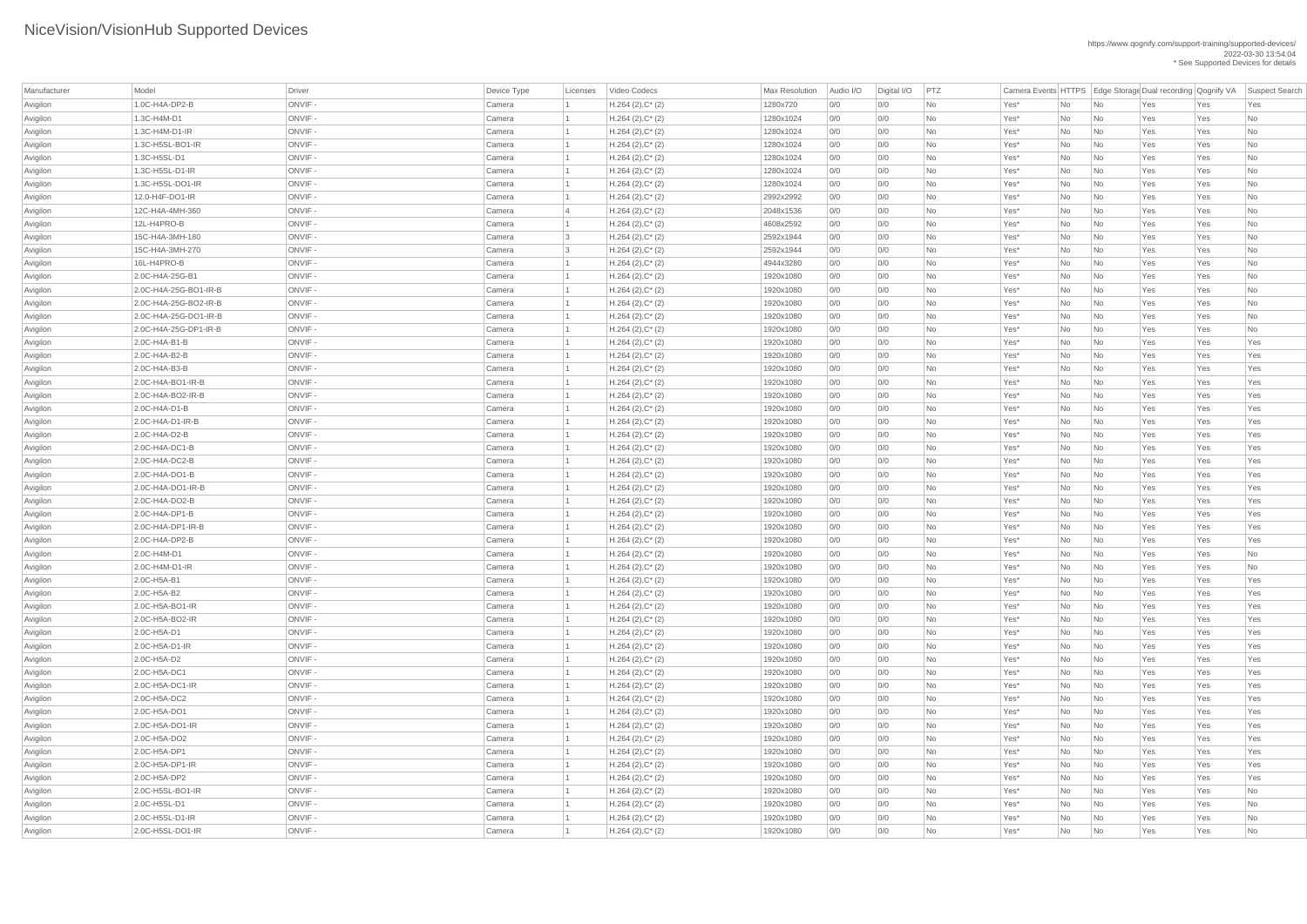# NiceVision/VisionHub Supported Devices

https://www.qognify.com/support-training/supported-devices/
2022-03-30 13:54:04
* See Supported Devices for details

| Manufacturer | Model | Driver | Device Type | Licenses | Video Codecs | Max Resolution | Audio I/O | Digital I/O | PTZ | Camera Events | HTTPS | Edge Storage | Dual recording | Qognify VA | Suspect Search |
|---|---|---|---|---|---|---|---|---|---|---|---|---|---|---|---|
| Avigilon | 1.0C-H4A-DP2-B | ONVIF - | Camera | 1 | H.264 (2),C* (2) | 1280x720 | 0/0 | 0/0 | No | Yes* | No | No | Yes | Yes | Yes |
| Avigilon | 1.3C-H4M-D1 | ONVIF - | Camera | 1 | H.264 (2),C* (2) | 1280x1024 | 0/0 | 0/0 | No | Yes* | No | No | Yes | Yes | No |
| Avigilon | 1.3C-H4M-D1-IR | ONVIF - | Camera | 1 | H.264 (2),C* (2) | 1280x1024 | 0/0 | 0/0 | No | Yes* | No | No | Yes | Yes | No |
| Avigilon | 1.3C-H5SL-BO1-IR | ONVIF - | Camera | 1 | H.264 (2),C* (2) | 1280x1024 | 0/0 | 0/0 | No | Yes* | No | No | Yes | Yes | No |
| Avigilon | 1.3C-H5SL-D1 | ONVIF - | Camera | 1 | H.264 (2),C* (2) | 1280x1024 | 0/0 | 0/0 | No | Yes* | No | No | Yes | Yes | No |
| Avigilon | 1.3C-H5SL-D1-IR | ONVIF - | Camera | 1 | H.264 (2),C* (2) | 1280x1024 | 0/0 | 0/0 | No | Yes* | No | No | Yes | Yes | No |
| Avigilon | 1.3C-H5SL-DO1-IR | ONVIF - | Camera | 1 | H.264 (2),C* (2) | 1280x1024 | 0/0 | 0/0 | No | Yes* | No | No | Yes | Yes | No |
| Avigilon | 12.0-H4F-DO1-IR | ONVIF - | Camera | 1 | H.264 (2),C* (2) | 2992x2992 | 0/0 | 0/0 | No | Yes* | No | No | Yes | Yes | No |
| Avigilon | 12C-H4A-4MH-360 | ONVIF - | Camera | 4 | H.264 (2),C* (2) | 2048x1536 | 0/0 | 0/0 | No | Yes* | No | No | Yes | Yes | No |
| Avigilon | 12L-H4PRO-B | ONVIF - | Camera | 1 | H.264 (2),C* (2) | 4608x2592 | 0/0 | 0/0 | No | Yes* | No | No | Yes | Yes | No |
| Avigilon | 15C-H4A-3MH-180 | ONVIF - | Camera | 3 | H.264 (2),C* (2) | 2592x1944 | 0/0 | 0/0 | No | Yes* | No | No | Yes | Yes | No |
| Avigilon | 15C-H4A-3MH-270 | ONVIF - | Camera | 3 | H.264 (2),C* (2) | 2592x1944 | 0/0 | 0/0 | No | Yes* | No | No | Yes | Yes | No |
| Avigilon | 16L-H4PRO-B | ONVIF - | Camera | 1 | H.264 (2),C* (2) | 4944x3280 | 0/0 | 0/0 | No | Yes* | No | No | Yes | Yes | No |
| Avigilon | 2.0C-H4A-25G-B1 | ONVIF - | Camera | 1 | H.264 (2),C* (2) | 1920x1080 | 0/0 | 0/0 | No | Yes* | No | No | Yes | Yes | No |
| Avigilon | 2.0C-H4A-25G-BO1-IR-B | ONVIF - | Camera | 1 | H.264 (2),C* (2) | 1920x1080 | 0/0 | 0/0 | No | Yes* | No | No | Yes | Yes | No |
| Avigilon | 2.0C-H4A-25G-BO2-IR-B | ONVIF - | Camera | 1 | H.264 (2),C* (2) | 1920x1080 | 0/0 | 0/0 | No | Yes* | No | No | Yes | Yes | No |
| Avigilon | 2.0C-H4A-25G-DO1-IR-B | ONVIF - | Camera | 1 | H.264 (2),C* (2) | 1920x1080 | 0/0 | 0/0 | No | Yes* | No | No | Yes | Yes | No |
| Avigilon | 2.0C-H4A-25G-DP1-IR-B | ONVIF - | Camera | 1 | H.264 (2),C* (2) | 1920x1080 | 0/0 | 0/0 | No | Yes* | No | No | Yes | Yes | No |
| Avigilon | 2.0C-H4A-B1-B | ONVIF - | Camera | 1 | H.264 (2),C* (2) | 1920x1080 | 0/0 | 0/0 | No | Yes* | No | No | Yes | Yes | Yes |
| Avigilon | 2.0C-H4A-B2-B | ONVIF - | Camera | 1 | H.264 (2),C* (2) | 1920x1080 | 0/0 | 0/0 | No | Yes* | No | No | Yes | Yes | Yes |
| Avigilon | 2.0C-H4A-B3-B | ONVIF - | Camera | 1 | H.264 (2),C* (2) | 1920x1080 | 0/0 | 0/0 | No | Yes* | No | No | Yes | Yes | Yes |
| Avigilon | 2.0C-H4A-BO1-IR-B | ONVIF - | Camera | 1 | H.264 (2),C* (2) | 1920x1080 | 0/0 | 0/0 | No | Yes* | No | No | Yes | Yes | Yes |
| Avigilon | 2.0C-H4A-BO2-IR-B | ONVIF - | Camera | 1 | H.264 (2),C* (2) | 1920x1080 | 0/0 | 0/0 | No | Yes* | No | No | Yes | Yes | Yes |
| Avigilon | 2.0C-H4A-D1-B | ONVIF - | Camera | 1 | H.264 (2),C* (2) | 1920x1080 | 0/0 | 0/0 | No | Yes* | No | No | Yes | Yes | Yes |
| Avigilon | 2.0C-H4A-D1-IR-B | ONVIF - | Camera | 1 | H.264 (2),C* (2) | 1920x1080 | 0/0 | 0/0 | No | Yes* | No | No | Yes | Yes | Yes |
| Avigilon | 2.0C-H4A-D2-B | ONVIF - | Camera | 1 | H.264 (2),C* (2) | 1920x1080 | 0/0 | 0/0 | No | Yes* | No | No | Yes | Yes | Yes |
| Avigilon | 2.0C-H4A-DC1-B | ONVIF - | Camera | 1 | H.264 (2),C* (2) | 1920x1080 | 0/0 | 0/0 | No | Yes* | No | No | Yes | Yes | Yes |
| Avigilon | 2.0C-H4A-DC2-B | ONVIF - | Camera | 1 | H.264 (2),C* (2) | 1920x1080 | 0/0 | 0/0 | No | Yes* | No | No | Yes | Yes | Yes |
| Avigilon | 2.0C-H4A-DO1-B | ONVIF - | Camera | 1 | H.264 (2),C* (2) | 1920x1080 | 0/0 | 0/0 | No | Yes* | No | No | Yes | Yes | Yes |
| Avigilon | 2.0C-H4A-DO1-IR-B | ONVIF - | Camera | 1 | H.264 (2),C* (2) | 1920x1080 | 0/0 | 0/0 | No | Yes* | No | No | Yes | Yes | Yes |
| Avigilon | 2.0C-H4A-DO2-B | ONVIF - | Camera | 1 | H.264 (2),C* (2) | 1920x1080 | 0/0 | 0/0 | No | Yes* | No | No | Yes | Yes | Yes |
| Avigilon | 2.0C-H4A-DP1-B | ONVIF - | Camera | 1 | H.264 (2),C* (2) | 1920x1080 | 0/0 | 0/0 | No | Yes* | No | No | Yes | Yes | Yes |
| Avigilon | 2.0C-H4A-DP1-IR-B | ONVIF - | Camera | 1 | H.264 (2),C* (2) | 1920x1080 | 0/0 | 0/0 | No | Yes* | No | No | Yes | Yes | Yes |
| Avigilon | 2.0C-H4A-DP2-B | ONVIF - | Camera | 1 | H.264 (2),C* (2) | 1920x1080 | 0/0 | 0/0 | No | Yes* | No | No | Yes | Yes | Yes |
| Avigilon | 2.0C-H4M-D1 | ONVIF - | Camera | 1 | H.264 (2),C* (2) | 1920x1080 | 0/0 | 0/0 | No | Yes* | No | No | Yes | Yes | No |
| Avigilon | 2.0C-H4M-D1-IR | ONVIF - | Camera | 1 | H.264 (2),C* (2) | 1920x1080 | 0/0 | 0/0 | No | Yes* | No | No | Yes | Yes | No |
| Avigilon | 2.0C-H5A-B1 | ONVIF - | Camera | 1 | H.264 (2),C* (2) | 1920x1080 | 0/0 | 0/0 | No | Yes* | No | No | Yes | Yes | Yes |
| Avigilon | 2.0C-H5A-B2 | ONVIF - | Camera | 1 | H.264 (2),C* (2) | 1920x1080 | 0/0 | 0/0 | No | Yes* | No | No | Yes | Yes | Yes |
| Avigilon | 2.0C-H5A-BO1-IR | ONVIF - | Camera | 1 | H.264 (2),C* (2) | 1920x1080 | 0/0 | 0/0 | No | Yes* | No | No | Yes | Yes | Yes |
| Avigilon | 2.0C-H5A-BO2-IR | ONVIF - | Camera | 1 | H.264 (2),C* (2) | 1920x1080 | 0/0 | 0/0 | No | Yes* | No | No | Yes | Yes | Yes |
| Avigilon | 2.0C-H5A-D1 | ONVIF - | Camera | 1 | H.264 (2),C* (2) | 1920x1080 | 0/0 | 0/0 | No | Yes* | No | No | Yes | Yes | Yes |
| Avigilon | 2.0C-H5A-D1-IR | ONVIF - | Camera | 1 | H.264 (2),C* (2) | 1920x1080 | 0/0 | 0/0 | No | Yes* | No | No | Yes | Yes | Yes |
| Avigilon | 2.0C-H5A-D2 | ONVIF - | Camera | 1 | H.264 (2),C* (2) | 1920x1080 | 0/0 | 0/0 | No | Yes* | No | No | Yes | Yes | Yes |
| Avigilon | 2.0C-H5A-DC1 | ONVIF - | Camera | 1 | H.264 (2),C* (2) | 1920x1080 | 0/0 | 0/0 | No | Yes* | No | No | Yes | Yes | Yes |
| Avigilon | 2.0C-H5A-DC1-IR | ONVIF - | Camera | 1 | H.264 (2),C* (2) | 1920x1080 | 0/0 | 0/0 | No | Yes* | No | No | Yes | Yes | Yes |
| Avigilon | 2.0C-H5A-DC2 | ONVIF - | Camera | 1 | H.264 (2),C* (2) | 1920x1080 | 0/0 | 0/0 | No | Yes* | No | No | Yes | Yes | Yes |
| Avigilon | 2.0C-H5A-DO1 | ONVIF - | Camera | 1 | H.264 (2),C* (2) | 1920x1080 | 0/0 | 0/0 | No | Yes* | No | No | Yes | Yes | Yes |
| Avigilon | 2.0C-H5A-DO1-IR | ONVIF - | Camera | 1 | H.264 (2),C* (2) | 1920x1080 | 0/0 | 0/0 | No | Yes* | No | No | Yes | Yes | Yes |
| Avigilon | 2.0C-H5A-DO2 | ONVIF - | Camera | 1 | H.264 (2),C* (2) | 1920x1080 | 0/0 | 0/0 | No | Yes* | No | No | Yes | Yes | Yes |
| Avigilon | 2.0C-H5A-DP1 | ONVIF - | Camera | 1 | H.264 (2),C* (2) | 1920x1080 | 0/0 | 0/0 | No | Yes* | No | No | Yes | Yes | Yes |
| Avigilon | 2.0C-H5A-DP1-IR | ONVIF - | Camera | 1 | H.264 (2),C* (2) | 1920x1080 | 0/0 | 0/0 | No | Yes* | No | No | Yes | Yes | Yes |
| Avigilon | 2.0C-H5A-DP2 | ONVIF - | Camera | 1 | H.264 (2),C* (2) | 1920x1080 | 0/0 | 0/0 | No | Yes* | No | No | Yes | Yes | Yes |
| Avigilon | 2.0C-H5SL-BO1-IR | ONVIF - | Camera | 1 | H.264 (2),C* (2) | 1920x1080 | 0/0 | 0/0 | No | Yes* | No | No | Yes | Yes | No |
| Avigilon | 2.0C-H5SL-D1 | ONVIF - | Camera | 1 | H.264 (2),C* (2) | 1920x1080 | 0/0 | 0/0 | No | Yes* | No | No | Yes | Yes | No |
| Avigilon | 2.0C-H5SL-D1-IR | ONVIF - | Camera | 1 | H.264 (2),C* (2) | 1920x1080 | 0/0 | 0/0 | No | Yes* | No | No | Yes | Yes | No |
| Avigilon | 2.0C-H5SL-DO1-IR | ONVIF - | Camera | 1 | H.264 (2),C* (2) | 1920x1080 | 0/0 | 0/0 | No | Yes* | No | No | Yes | Yes | No |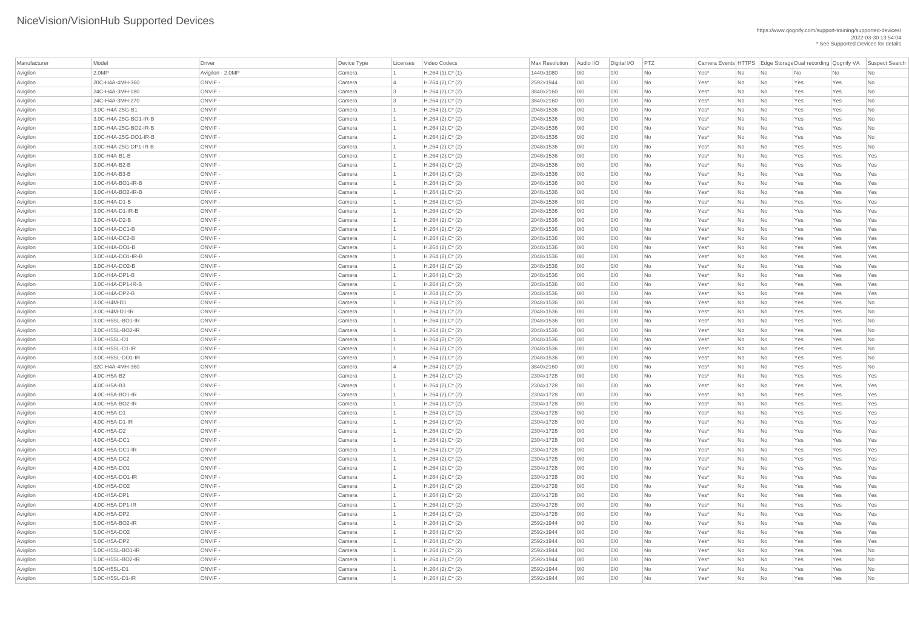# NiceVision/VisionHub Supported Devices

https://www.qognify.com/support-training/supported-devices/
2022-03-30 13:54:04
* See Supported Devices for details

| Manufacturer | Model | Driver | Device Type | Licenses | Video Codecs | Max Resolution | Audio I/O | Digital I/O | PTZ | Camera Events | HTTPS | Edge Storage | Dual recording | Qognify VA | Suspect Search |
|---|---|---|---|---|---|---|---|---|---|---|---|---|---|---|---|
| Avigilon | 2.0MP | Avigilon - 2.0MP | Camera | 1 | H.264 (1),C* (1) | 1440x1080 | 0/0 | 0/0 | No | Yes* | No | No | No | No | No |
| Avigilon | 20C-H4A-4MH-360 | ONVIF - | Camera | 4 | H.264 (2),C* (2) | 2592x1944 | 0/0 | 0/0 | No | Yes* | No | No | Yes | Yes | No |
| Avigilon | 24C-H4A-3MH-180 | ONVIF - | Camera | 3 | H.264 (2),C* (2) | 3840x2160 | 0/0 | 0/0 | No | Yes* | No | No | Yes | Yes | No |
| Avigilon | 24C-H4A-3MH-270 | ONVIF - | Camera | 3 | H.264 (2),C* (2) | 3840x2160 | 0/0 | 0/0 | No | Yes* | No | No | Yes | Yes | No |
| Avigilon | 3.0C-H4A-25G-B1 | ONVIF - | Camera | 1 | H.264 (2),C* (2) | 2048x1536 | 0/0 | 0/0 | No | Yes* | No | No | Yes | Yes | No |
| Avigilon | 3.0C-H4A-25G-BO1-IR-B | ONVIF - | Camera | 1 | H.264 (2),C* (2) | 2048x1536 | 0/0 | 0/0 | No | Yes* | No | No | Yes | Yes | No |
| Avigilon | 3.0C-H4A-25G-BO2-IR-B | ONVIF - | Camera | 1 | H.264 (2),C* (2) | 2048x1536 | 0/0 | 0/0 | No | Yes* | No | No | Yes | Yes | No |
| Avigilon | 3.0C-H4A-25G-DO1-IR-B | ONVIF - | Camera | 1 | H.264 (2),C* (2) | 2048x1536 | 0/0 | 0/0 | No | Yes* | No | No | Yes | Yes | No |
| Avigilon | 3.0C-H4A-25G-DP1-IR-B | ONVIF - | Camera | 1 | H.264 (2),C* (2) | 2048x1536 | 0/0 | 0/0 | No | Yes* | No | No | Yes | Yes | No |
| Avigilon | 3.0C-H4A-B1-B | ONVIF - | Camera | 1 | H.264 (2),C* (2) | 2048x1536 | 0/0 | 0/0 | No | Yes* | No | No | Yes | Yes | Yes |
| Avigilon | 3.0C-H4A-B2-B | ONVIF - | Camera | 1 | H.264 (2),C* (2) | 2048x1536 | 0/0 | 0/0 | No | Yes* | No | No | Yes | Yes | Yes |
| Avigilon | 3.0C-H4A-B3-B | ONVIF - | Camera | 1 | H.264 (2),C* (2) | 2048x1536 | 0/0 | 0/0 | No | Yes* | No | No | Yes | Yes | Yes |
| Avigilon | 3.0C-H4A-BO1-IR-B | ONVIF - | Camera | 1 | H.264 (2),C* (2) | 2048x1536 | 0/0 | 0/0 | No | Yes* | No | No | Yes | Yes | Yes |
| Avigilon | 3.0C-H4A-BO2-IR-B | ONVIF - | Camera | 1 | H.264 (2),C* (2) | 2048x1536 | 0/0 | 0/0 | No | Yes* | No | No | Yes | Yes | Yes |
| Avigilon | 3.0C-H4A-D1-B | ONVIF - | Camera | 1 | H.264 (2),C* (2) | 2048x1536 | 0/0 | 0/0 | No | Yes* | No | No | Yes | Yes | Yes |
| Avigilon | 3.0C-H4A-D1-IR-B | ONVIF - | Camera | 1 | H.264 (2),C* (2) | 2048x1536 | 0/0 | 0/0 | No | Yes* | No | No | Yes | Yes | Yes |
| Avigilon | 3.0C-H4A-D2-B | ONVIF - | Camera | 1 | H.264 (2),C* (2) | 2048x1536 | 0/0 | 0/0 | No | Yes* | No | No | Yes | Yes | Yes |
| Avigilon | 3.0C-H4A-DC1-B | ONVIF - | Camera | 1 | H.264 (2),C* (2) | 2048x1536 | 0/0 | 0/0 | No | Yes* | No | No | Yes | Yes | Yes |
| Avigilon | 3.0C-H4A-DC2-B | ONVIF - | Camera | 1 | H.264 (2),C* (2) | 2048x1536 | 0/0 | 0/0 | No | Yes* | No | No | Yes | Yes | Yes |
| Avigilon | 3.0C-H4A-DO1-B | ONVIF - | Camera | 1 | H.264 (2),C* (2) | 2048x1536 | 0/0 | 0/0 | No | Yes* | No | No | Yes | Yes | Yes |
| Avigilon | 3.0C-H4A-DO1-IR-B | ONVIF - | Camera | 1 | H.264 (2),C* (2) | 2048x1536 | 0/0 | 0/0 | No | Yes* | No | No | Yes | Yes | Yes |
| Avigilon | 3.0C-H4A-DO2-B | ONVIF - | Camera | 1 | H.264 (2),C* (2) | 2048x1536 | 0/0 | 0/0 | No | Yes* | No | No | Yes | Yes | Yes |
| Avigilon | 3.0C-H4A-DP1-B | ONVIF - | Camera | 1 | H.264 (2),C* (2) | 2048x1536 | 0/0 | 0/0 | No | Yes* | No | No | Yes | Yes | Yes |
| Avigilon | 3.0C-H4A-DP1-IR-B | ONVIF - | Camera | 1 | H.264 (2),C* (2) | 2048x1536 | 0/0 | 0/0 | No | Yes* | No | No | Yes | Yes | Yes |
| Avigilon | 3.0C-H4A-DP2-B | ONVIF - | Camera | 1 | H.264 (2),C* (2) | 2048x1536 | 0/0 | 0/0 | No | Yes* | No | No | Yes | Yes | Yes |
| Avigilon | 3.0C-H4M-D1 | ONVIF - | Camera | 1 | H.264 (2),C* (2) | 2048x1536 | 0/0 | 0/0 | No | Yes* | No | No | Yes | Yes | No |
| Avigilon | 3.0C-H4M-D1-IR | ONVIF - | Camera | 1 | H.264 (2),C* (2) | 2048x1536 | 0/0 | 0/0 | No | Yes* | No | No | Yes | Yes | No |
| Avigilon | 3.0C-H5SL-BO1-IR | ONVIF - | Camera | 1 | H.264 (2),C* (2) | 2048x1536 | 0/0 | 0/0 | No | Yes* | No | No | Yes | Yes | No |
| Avigilon | 3.0C-H5SL-BO2-IR | ONVIF - | Camera | 1 | H.264 (2),C* (2) | 2048x1536 | 0/0 | 0/0 | No | Yes* | No | No | Yes | Yes | No |
| Avigilon | 3.0C-H5SL-D1 | ONVIF - | Camera | 1 | H.264 (2),C* (2) | 2048x1536 | 0/0 | 0/0 | No | Yes* | No | No | Yes | Yes | No |
| Avigilon | 3.0C-H5SL-D1-IR | ONVIF - | Camera | 1 | H.264 (2),C* (2) | 2048x1536 | 0/0 | 0/0 | No | Yes* | No | No | Yes | Yes | No |
| Avigilon | 3.0C-H5SL-DO1-IR | ONVIF - | Camera | 1 | H.264 (2),C* (2) | 2048x1536 | 0/0 | 0/0 | No | Yes* | No | No | Yes | Yes | No |
| Avigilon | 32C-H4A-4MH-360 | ONVIF - | Camera | 4 | H.264 (2),C* (2) | 3840x2160 | 0/0 | 0/0 | No | Yes* | No | No | Yes | Yes | No |
| Avigilon | 4.0C-H5A-B2 | ONVIF - | Camera | 1 | H.264 (2),C* (2) | 2304x1728 | 0/0 | 0/0 | No | Yes* | No | No | Yes | Yes | Yes |
| Avigilon | 4.0C-H5A-B3 | ONVIF - | Camera | 1 | H.264 (2),C* (2) | 2304x1728 | 0/0 | 0/0 | No | Yes* | No | No | Yes | Yes | Yes |
| Avigilon | 4.0C-H5A-BO1-IR | ONVIF - | Camera | 1 | H.264 (2),C* (2) | 2304x1728 | 0/0 | 0/0 | No | Yes* | No | No | Yes | Yes | Yes |
| Avigilon | 4.0C-H5A-BO2-IR | ONVIF - | Camera | 1 | H.264 (2),C* (2) | 2304x1728 | 0/0 | 0/0 | No | Yes* | No | No | Yes | Yes | Yes |
| Avigilon | 4.0C-H5A-D1 | ONVIF - | Camera | 1 | H.264 (2),C* (2) | 2304x1728 | 0/0 | 0/0 | No | Yes* | No | No | Yes | Yes | Yes |
| Avigilon | 4.0C-H5A-D1-IR | ONVIF - | Camera | 1 | H.264 (2),C* (2) | 2304x1728 | 0/0 | 0/0 | No | Yes* | No | No | Yes | Yes | Yes |
| Avigilon | 4.0C-H5A-D2 | ONVIF - | Camera | 1 | H.264 (2),C* (2) | 2304x1728 | 0/0 | 0/0 | No | Yes* | No | No | Yes | Yes | Yes |
| Avigilon | 4.0C-H5A-DC1 | ONVIF - | Camera | 1 | H.264 (2),C* (2) | 2304x1728 | 0/0 | 0/0 | No | Yes* | No | No | Yes | Yes | Yes |
| Avigilon | 4.0C-H5A-DC1-IR | ONVIF - | Camera | 1 | H.264 (2),C* (2) | 2304x1728 | 0/0 | 0/0 | No | Yes* | No | No | Yes | Yes | Yes |
| Avigilon | 4.0C-H5A-DC2 | ONVIF - | Camera | 1 | H.264 (2),C* (2) | 2304x1728 | 0/0 | 0/0 | No | Yes* | No | No | Yes | Yes | Yes |
| Avigilon | 4.0C-H5A-DO1 | ONVIF - | Camera | 1 | H.264 (2),C* (2) | 2304x1728 | 0/0 | 0/0 | No | Yes* | No | No | Yes | Yes | Yes |
| Avigilon | 4.0C-H5A-DO1-IR | ONVIF - | Camera | 1 | H.264 (2),C* (2) | 2304x1728 | 0/0 | 0/0 | No | Yes* | No | No | Yes | Yes | Yes |
| Avigilon | 4.0C-H5A-DO2 | ONVIF - | Camera | 1 | H.264 (2),C* (2) | 2304x1728 | 0/0 | 0/0 | No | Yes* | No | No | Yes | Yes | Yes |
| Avigilon | 4.0C-H5A-DP1 | ONVIF - | Camera | 1 | H.264 (2),C* (2) | 2304x1728 | 0/0 | 0/0 | No | Yes* | No | No | Yes | Yes | Yes |
| Avigilon | 4.0C-H5A-DP1-IR | ONVIF - | Camera | 1 | H.264 (2),C* (2) | 2304x1728 | 0/0 | 0/0 | No | Yes* | No | No | Yes | Yes | Yes |
| Avigilon | 4.0C-H5A-DP2 | ONVIF - | Camera | 1 | H.264 (2),C* (2) | 2304x1728 | 0/0 | 0/0 | No | Yes* | No | No | Yes | Yes | Yes |
| Avigilon | 5.0C-H5A-BO2-IR | ONVIF - | Camera | 1 | H.264 (2),C* (2) | 2592x1944 | 0/0 | 0/0 | No | Yes* | No | No | Yes | Yes | Yes |
| Avigilon | 5.0C-H5A-DO2 | ONVIF - | Camera | 1 | H.264 (2),C* (2) | 2592x1944 | 0/0 | 0/0 | No | Yes* | No | No | Yes | Yes | Yes |
| Avigilon | 5.0C-H5A-DP2 | ONVIF - | Camera | 1 | H.264 (2),C* (2) | 2592x1944 | 0/0 | 0/0 | No | Yes* | No | No | Yes | Yes | Yes |
| Avigilon | 5.0C-H5SL-BO1-IR | ONVIF - | Camera | 1 | H.264 (2),C* (2) | 2592x1944 | 0/0 | 0/0 | No | Yes* | No | No | Yes | Yes | No |
| Avigilon | 5.0C-H5SL-BO2-IR | ONVIF - | Camera | 1 | H.264 (2),C* (2) | 2592x1944 | 0/0 | 0/0 | No | Yes* | No | No | Yes | Yes | No |
| Avigilon | 5.0C-H5SL-D1 | ONVIF - | Camera | 1 | H.264 (2),C* (2) | 2592x1944 | 0/0 | 0/0 | No | Yes* | No | No | Yes | Yes | No |
| Avigilon | 5.0C-H5SL-D1-IR | ONVIF - | Camera | 1 | H.264 (2),C* (2) | 2592x1944 | 0/0 | 0/0 | No | Yes* | No | No | Yes | Yes | No |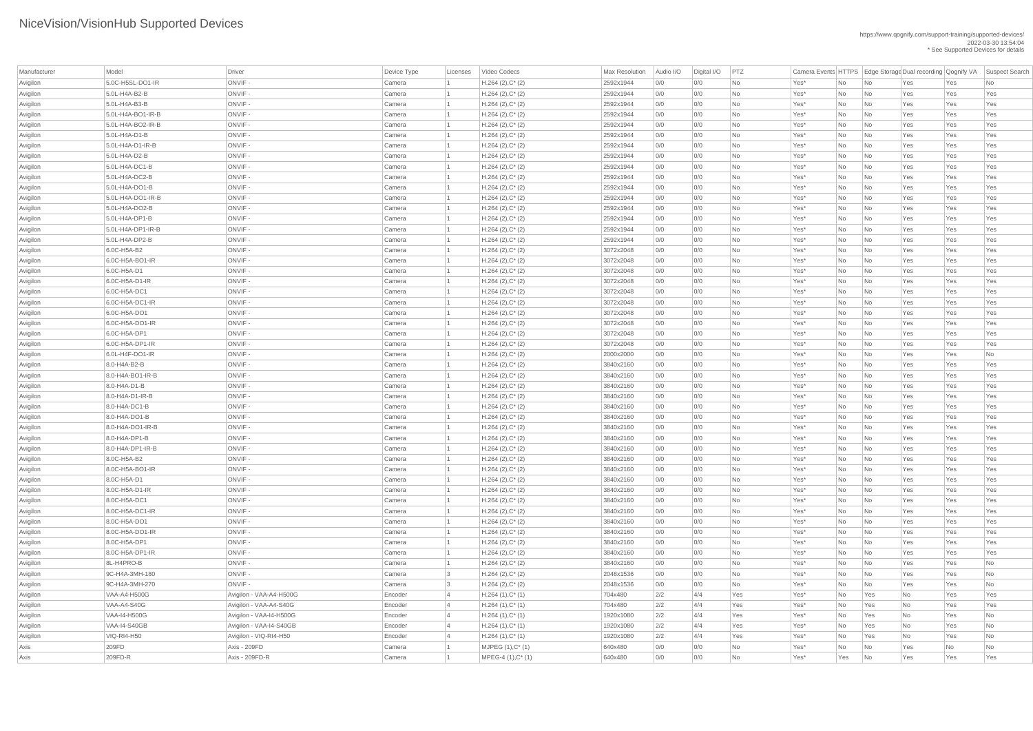# NiceVision/VisionHub Supported Devices

https://www.qognify.com/support-training/supported-devices/
2022-03-30 13:54:04
* See Supported Devices for details

| Manufacturer | Model | Driver | Device Type | Licenses | Video Codecs | Max Resolution | Audio I/O | Digital I/O | PTZ | Camera Events | HTTPS | Edge Storage | Dual recording | Qognify VA | Suspect Search |
|---|---|---|---|---|---|---|---|---|---|---|---|---|---|---|---|
| Avigilon | 5.0C-H5SL-DO1-IR | ONVIF - | Camera | 1 | H.264 (2),C* (2) | 2592x1944 | 0/0 | 0/0 | No | Yes* | No | No | Yes | Yes | No |
| Avigilon | 5.0L-H4A-B2-B | ONVIF - | Camera | 1 | H.264 (2),C* (2) | 2592x1944 | 0/0 | 0/0 | No | Yes* | No | No | Yes | Yes | Yes |
| Avigilon | 5.0L-H4A-B3-B | ONVIF - | Camera | 1 | H.264 (2),C* (2) | 2592x1944 | 0/0 | 0/0 | No | Yes* | No | No | Yes | Yes | Yes |
| Avigilon | 5.0L-H4A-BO1-IR-B | ONVIF - | Camera | 1 | H.264 (2),C* (2) | 2592x1944 | 0/0 | 0/0 | No | Yes* | No | No | Yes | Yes | Yes |
| Avigilon | 5.0L-H4A-BO2-IR-B | ONVIF - | Camera | 1 | H.264 (2),C* (2) | 2592x1944 | 0/0 | 0/0 | No | Yes* | No | No | Yes | Yes | Yes |
| Avigilon | 5.0L-H4A-D1-B | ONVIF - | Camera | 1 | H.264 (2),C* (2) | 2592x1944 | 0/0 | 0/0 | No | Yes* | No | No | Yes | Yes | Yes |
| Avigilon | 5.0L-H4A-D1-IR-B | ONVIF - | Camera | 1 | H.264 (2),C* (2) | 2592x1944 | 0/0 | 0/0 | No | Yes* | No | No | Yes | Yes | Yes |
| Avigilon | 5.0L-H4A-D2-B | ONVIF - | Camera | 1 | H.264 (2),C* (2) | 2592x1944 | 0/0 | 0/0 | No | Yes* | No | No | Yes | Yes | Yes |
| Avigilon | 5.0L-H4A-DC1-B | ONVIF - | Camera | 1 | H.264 (2),C* (2) | 2592x1944 | 0/0 | 0/0 | No | Yes* | No | No | Yes | Yes | Yes |
| Avigilon | 5.0L-H4A-DC2-B | ONVIF - | Camera | 1 | H.264 (2),C* (2) | 2592x1944 | 0/0 | 0/0 | No | Yes* | No | No | Yes | Yes | Yes |
| Avigilon | 5.0L-H4A-DO1-B | ONVIF - | Camera | 1 | H.264 (2),C* (2) | 2592x1944 | 0/0 | 0/0 | No | Yes* | No | No | Yes | Yes | Yes |
| Avigilon | 5.0L-H4A-DO1-IR-B | ONVIF - | Camera | 1 | H.264 (2),C* (2) | 2592x1944 | 0/0 | 0/0 | No | Yes* | No | No | Yes | Yes | Yes |
| Avigilon | 5.0L-H4A-DO2-B | ONVIF - | Camera | 1 | H.264 (2),C* (2) | 2592x1944 | 0/0 | 0/0 | No | Yes* | No | No | Yes | Yes | Yes |
| Avigilon | 5.0L-H4A-DP1-B | ONVIF - | Camera | 1 | H.264 (2),C* (2) | 2592x1944 | 0/0 | 0/0 | No | Yes* | No | No | Yes | Yes | Yes |
| Avigilon | 5.0L-H4A-DP1-IR-B | ONVIF - | Camera | 1 | H.264 (2),C* (2) | 2592x1944 | 0/0 | 0/0 | No | Yes* | No | No | Yes | Yes | Yes |
| Avigilon | 5.0L-H4A-DP2-B | ONVIF - | Camera | 1 | H.264 (2),C* (2) | 2592x1944 | 0/0 | 0/0 | No | Yes* | No | No | Yes | Yes | Yes |
| Avigilon | 6.0C-H5A-B2 | ONVIF - | Camera | 1 | H.264 (2),C* (2) | 3072x2048 | 0/0 | 0/0 | No | Yes* | No | No | Yes | Yes | Yes |
| Avigilon | 6.0C-H5A-BO1-IR | ONVIF - | Camera | 1 | H.264 (2),C* (2) | 3072x2048 | 0/0 | 0/0 | No | Yes* | No | No | Yes | Yes | Yes |
| Avigilon | 6.0C-H5A-D1 | ONVIF - | Camera | 1 | H.264 (2),C* (2) | 3072x2048 | 0/0 | 0/0 | No | Yes* | No | No | Yes | Yes | Yes |
| Avigilon | 6.0C-H5A-D1-IR | ONVIF - | Camera | 1 | H.264 (2),C* (2) | 3072x2048 | 0/0 | 0/0 | No | Yes* | No | No | Yes | Yes | Yes |
| Avigilon | 6.0C-H5A-DC1 | ONVIF - | Camera | 1 | H.264 (2),C* (2) | 3072x2048 | 0/0 | 0/0 | No | Yes* | No | No | Yes | Yes | Yes |
| Avigilon | 6.0C-H5A-DC1-IR | ONVIF - | Camera | 1 | H.264 (2),C* (2) | 3072x2048 | 0/0 | 0/0 | No | Yes* | No | No | Yes | Yes | Yes |
| Avigilon | 6.0C-H5A-DO1 | ONVIF - | Camera | 1 | H.264 (2),C* (2) | 3072x2048 | 0/0 | 0/0 | No | Yes* | No | No | Yes | Yes | Yes |
| Avigilon | 6.0C-H5A-DO1-IR | ONVIF - | Camera | 1 | H.264 (2),C* (2) | 3072x2048 | 0/0 | 0/0 | No | Yes* | No | No | Yes | Yes | Yes |
| Avigilon | 6.0C-H5A-DP1 | ONVIF - | Camera | 1 | H.264 (2),C* (2) | 3072x2048 | 0/0 | 0/0 | No | Yes* | No | No | Yes | Yes | Yes |
| Avigilon | 6.0C-H5A-DP1-IR | ONVIF - | Camera | 1 | H.264 (2),C* (2) | 3072x2048 | 0/0 | 0/0 | No | Yes* | No | No | Yes | Yes | Yes |
| Avigilon | 6.0L-H4F-DO1-IR | ONVIF - | Camera | 1 | H.264 (2),C* (2) | 2000x2000 | 0/0 | 0/0 | No | Yes* | No | No | Yes | Yes | No |
| Avigilon | 8.0-H4A-B2-B | ONVIF - | Camera | 1 | H.264 (2),C* (2) | 3840x2160 | 0/0 | 0/0 | No | Yes* | No | No | Yes | Yes | Yes |
| Avigilon | 8.0-H4A-BO1-IR-B | ONVIF - | Camera | 1 | H.264 (2),C* (2) | 3840x2160 | 0/0 | 0/0 | No | Yes* | No | No | Yes | Yes | Yes |
| Avigilon | 8.0-H4A-D1-B | ONVIF - | Camera | 1 | H.264 (2),C* (2) | 3840x2160 | 0/0 | 0/0 | No | Yes* | No | No | Yes | Yes | Yes |
| Avigilon | 8.0-H4A-D1-IR-B | ONVIF - | Camera | 1 | H.264 (2),C* (2) | 3840x2160 | 0/0 | 0/0 | No | Yes* | No | No | Yes | Yes | Yes |
| Avigilon | 8.0-H4A-DC1-B | ONVIF - | Camera | 1 | H.264 (2),C* (2) | 3840x2160 | 0/0 | 0/0 | No | Yes* | No | No | Yes | Yes | Yes |
| Avigilon | 8.0-H4A-DO1-B | ONVIF - | Camera | 1 | H.264 (2),C* (2) | 3840x2160 | 0/0 | 0/0 | No | Yes* | No | No | Yes | Yes | Yes |
| Avigilon | 8.0-H4A-DO1-IR-B | ONVIF - | Camera | 1 | H.264 (2),C* (2) | 3840x2160 | 0/0 | 0/0 | No | Yes* | No | No | Yes | Yes | Yes |
| Avigilon | 8.0-H4A-DP1-B | ONVIF - | Camera | 1 | H.264 (2),C* (2) | 3840x2160 | 0/0 | 0/0 | No | Yes* | No | No | Yes | Yes | Yes |
| Avigilon | 8.0-H4A-DP1-IR-B | ONVIF - | Camera | 1 | H.264 (2),C* (2) | 3840x2160 | 0/0 | 0/0 | No | Yes* | No | No | Yes | Yes | Yes |
| Avigilon | 8.0C-H5A-B2 | ONVIF - | Camera | 1 | H.264 (2),C* (2) | 3840x2160 | 0/0 | 0/0 | No | Yes* | No | No | Yes | Yes | Yes |
| Avigilon | 8.0C-H5A-BO1-IR | ONVIF - | Camera | 1 | H.264 (2),C* (2) | 3840x2160 | 0/0 | 0/0 | No | Yes* | No | No | Yes | Yes | Yes |
| Avigilon | 8.0C-H5A-D1 | ONVIF - | Camera | 1 | H.264 (2),C* (2) | 3840x2160 | 0/0 | 0/0 | No | Yes* | No | No | Yes | Yes | Yes |
| Avigilon | 8.0C-H5A-D1-IR | ONVIF - | Camera | 1 | H.264 (2),C* (2) | 3840x2160 | 0/0 | 0/0 | No | Yes* | No | No | Yes | Yes | Yes |
| Avigilon | 8.0C-H5A-DC1 | ONVIF - | Camera | 1 | H.264 (2),C* (2) | 3840x2160 | 0/0 | 0/0 | No | Yes* | No | No | Yes | Yes | Yes |
| Avigilon | 8.0C-H5A-DC1-IR | ONVIF - | Camera | 1 | H.264 (2),C* (2) | 3840x2160 | 0/0 | 0/0 | No | Yes* | No | No | Yes | Yes | Yes |
| Avigilon | 8.0C-H5A-DO1 | ONVIF - | Camera | 1 | H.264 (2),C* (2) | 3840x2160 | 0/0 | 0/0 | No | Yes* | No | No | Yes | Yes | Yes |
| Avigilon | 8.0C-H5A-DO1-IR | ONVIF - | Camera | 1 | H.264 (2),C* (2) | 3840x2160 | 0/0 | 0/0 | No | Yes* | No | No | Yes | Yes | Yes |
| Avigilon | 8.0C-H5A-DP1 | ONVIF - | Camera | 1 | H.264 (2),C* (2) | 3840x2160 | 0/0 | 0/0 | No | Yes* | No | No | Yes | Yes | Yes |
| Avigilon | 8.0C-H5A-DP1-IR | ONVIF - | Camera | 1 | H.264 (2),C* (2) | 3840x2160 | 0/0 | 0/0 | No | Yes* | No | No | Yes | Yes | Yes |
| Avigilon | 8L-H4PRO-B | ONVIF - | Camera | 1 | H.264 (2),C* (2) | 3840x2160 | 0/0 | 0/0 | No | Yes* | No | No | Yes | Yes | No |
| Avigilon | 9C-H4A-3MH-180 | ONVIF - | Camera | 3 | H.264 (2),C* (2) | 2048x1536 | 0/0 | 0/0 | No | Yes* | No | No | Yes | Yes | No |
| Avigilon | 9C-H4A-3MH-270 | ONVIF - | Camera | 3 | H.264 (2),C* (2) | 2048x1536 | 0/0 | 0/0 | No | Yes* | No | No | Yes | Yes | No |
| Avigilon | VAA-A4-H500G | Avigilon - VAA-A4-H500G | Encoder | 4 | H.264 (1),C* (1) | 704x480 | 2/2 | 4/4 | Yes | Yes* | No | Yes | No | Yes | Yes |
| Avigilon | VAA-A4-S40G | Avigilon - VAA-A4-S40G | Encoder | 4 | H.264 (1),C* (1) | 704x480 | 2/2 | 4/4 | Yes | Yes* | No | Yes | No | Yes | Yes |
| Avigilon | VAA-I4-H500G | Avigilon - VAA-I4-H500G | Encoder | 4 | H.264 (1),C* (1) | 1920x1080 | 2/2 | 4/4 | Yes | Yes* | No | Yes | No | Yes | No |
| Avigilon | VAA-I4-S40GB | Avigilon - VAA-I4-S40GB | Encoder | 4 | H.264 (1),C* (1) | 1920x1080 | 2/2 | 4/4 | Yes | Yes* | No | Yes | No | Yes | No |
| Avigilon | VIQ-RI4-H50 | Avigilon - VIQ-RI4-H50 | Encoder | 4 | H.264 (1),C* (1) | 1920x1080 | 2/2 | 4/4 | Yes | Yes* | No | Yes | No | Yes | No |
| Axis | 209FD | Axis - 209FD | Camera | 1 | MJPEG (1),C* (1) | 640x480 | 0/0 | 0/0 | No | Yes* | No | No | Yes | No | No |
| Axis | 209FD-R | Axis - 209FD-R | Camera | 1 | MPEG-4 (1),C* (1) | 640x480 | 0/0 | 0/0 | No | Yes* | Yes | No | Yes | Yes | Yes |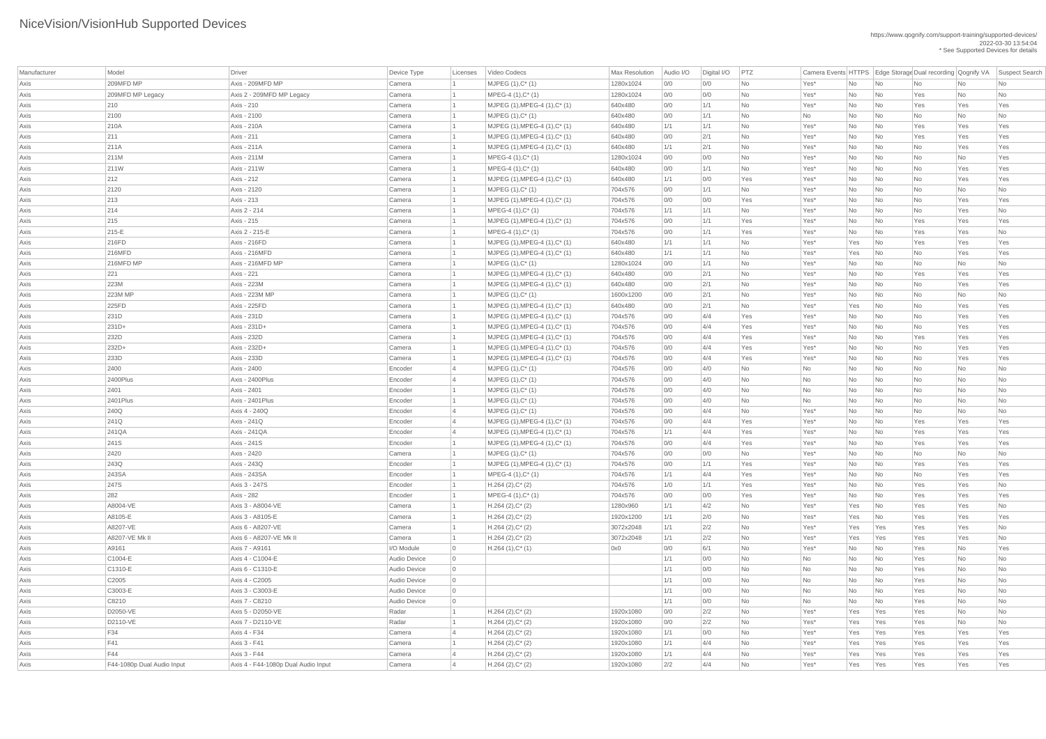# NiceVision/VisionHub Supported Devices

https://www.qognify.com/support-training/supported-devices/
2022-03-30 13:54:04
* See Supported Devices for details

| Manufacturer | Model | Driver | Device Type | Licenses | Video Codecs | Max Resolution | Audio I/O | Digital I/O | PTZ | Camera Events | HTTPS | Edge Storage | Dual recording | Qognify VA | Suspect Search |
|---|---|---|---|---|---|---|---|---|---|---|---|---|---|---|---|
| Axis | 209MFD MP | Axis - 209MFD MP | Camera | 1 | MJPEG (1),C* (1) | 1280x1024 | 0/0 | 0/0 | No | Yes* | No | No | No | No | No |
| Axis | 209MFD MP Legacy | Axis 2 - 209MFD MP Legacy | Camera | 1 | MPEG-4 (1),C* (1) | 1280x1024 | 0/0 | 0/0 | No | Yes* | No | No | Yes | No | No |
| Axis | 210 | Axis - 210 | Camera | 1 | MJPEG (1),MPEG-4 (1),C* (1) | 640x480 | 0/0 | 1/1 | No | Yes* | No | No | Yes | Yes | Yes |
| Axis | 2100 | Axis - 2100 | Camera | 1 | MJPEG (1),C* (1) | 640x480 | 0/0 | 1/1 | No | No | No | No | No | No | No |
| Axis | 210A | Axis - 210A | Camera | 1 | MJPEG (1),MPEG-4 (1),C* (1) | 640x480 | 1/1 | 1/1 | No | Yes* | No | No | Yes | Yes | Yes |
| Axis | 211 | Axis - 211 | Camera | 1 | MJPEG (1),MPEG-4 (1),C* (1) | 640x480 | 0/0 | 2/1 | No | Yes* | No | No | Yes | Yes | Yes |
| Axis | 211A | Axis - 211A | Camera | 1 | MJPEG (1),MPEG-4 (1),C* (1) | 640x480 | 1/1 | 2/1 | No | Yes* | No | No | No | Yes | Yes |
| Axis | 211M | Axis - 211M | Camera | 1 | MPEG-4 (1),C* (1) | 1280x1024 | 0/0 | 0/0 | No | Yes* | No | No | No | No | Yes |
| Axis | 211W | Axis - 211W | Camera | 1 | MPEG-4 (1),C* (1) | 640x480 | 0/0 | 1/1 | No | Yes* | No | No | No | Yes | Yes |
| Axis | 212 | Axis - 212 | Camera | 1 | MJPEG (1),MPEG-4 (1),C* (1) | 640x480 | 1/1 | 0/0 | Yes | Yes* | No | No | No | Yes | Yes |
| Axis | 2120 | Axis - 2120 | Camera | 1 | MJPEG (1),C* (1) | 704x576 | 0/0 | 1/1 | No | Yes* | No | No | No | No | No |
| Axis | 213 | Axis - 213 | Camera | 1 | MJPEG (1),MPEG-4 (1),C* (1) | 704x576 | 0/0 | 0/0 | Yes | Yes* | No | No | No | Yes | Yes |
| Axis | 214 | Axis 2 - 214 | Camera | 1 | MPEG-4 (1),C* (1) | 704x576 | 1/1 | 1/1 | No | Yes* | No | No | No | Yes | No |
| Axis | 215 | Axis - 215 | Camera | 1 | MJPEG (1),MPEG-4 (1),C* (1) | 704x576 | 0/0 | 1/1 | Yes | Yes* | No | No | Yes | Yes | Yes |
| Axis | 215-E | Axis 2 - 215-E | Camera | 1 | MPEG-4 (1),C* (1) | 704x576 | 0/0 | 1/1 | Yes | Yes* | No | No | Yes | Yes | No |
| Axis | 216FD | Axis - 216FD | Camera | 1 | MJPEG (1),MPEG-4 (1),C* (1) | 640x480 | 1/1 | 1/1 | No | Yes* | Yes | No | Yes | Yes | Yes |
| Axis | 216MFD | Axis - 216MFD | Camera | 1 | MJPEG (1),MPEG-4 (1),C* (1) | 640x480 | 1/1 | 1/1 | No | Yes* | Yes | No | No | Yes | Yes |
| Axis | 216MFD MP | Axis - 216MFD MP | Camera | 1 | MJPEG (1),C* (1) | 1280x1024 | 0/0 | 1/1 | No | Yes* | No | No | No | No | No |
| Axis | 221 | Axis - 221 | Camera | 1 | MJPEG (1),MPEG-4 (1),C* (1) | 640x480 | 0/0 | 2/1 | No | Yes* | No | No | Yes | Yes | Yes |
| Axis | 223M | Axis - 223M | Camera | 1 | MJPEG (1),MPEG-4 (1),C* (1) | 640x480 | 0/0 | 2/1 | No | Yes* | No | No | No | Yes | Yes |
| Axis | 223M MP | Axis - 223M MP | Camera | 1 | MJPEG (1),C* (1) | 1600x1200 | 0/0 | 2/1 | No | Yes* | No | No | No | No | No |
| Axis | 225FD | Axis - 225FD | Camera | 1 | MJPEG (1),MPEG-4 (1),C* (1) | 640x480 | 0/0 | 2/1 | No | Yes* | Yes | No | No | Yes | Yes |
| Axis | 231D | Axis - 231D | Camera | 1 | MJPEG (1),MPEG-4 (1),C* (1) | 704x576 | 0/0 | 4/4 | Yes | Yes* | No | No | No | Yes | Yes |
| Axis | 231D+ | Axis - 231D+ | Camera | 1 | MJPEG (1),MPEG-4 (1),C* (1) | 704x576 | 0/0 | 4/4 | Yes | Yes* | No | No | No | Yes | Yes |
| Axis | 232D | Axis - 232D | Camera | 1 | MJPEG (1),MPEG-4 (1),C* (1) | 704x576 | 0/0 | 4/4 | Yes | Yes* | No | No | Yes | Yes | Yes |
| Axis | 232D+ | Axis - 232D+ | Camera | 1 | MJPEG (1),MPEG-4 (1),C* (1) | 704x576 | 0/0 | 4/4 | Yes | Yes* | No | No | No | Yes | Yes |
| Axis | 233D | Axis - 233D | Camera | 1 | MJPEG (1),MPEG-4 (1),C* (1) | 704x576 | 0/0 | 4/4 | Yes | Yes* | No | No | No | Yes | Yes |
| Axis | 2400 | Axis - 2400 | Encoder | 4 | MJPEG (1),C* (1) | 704x576 | 0/0 | 4/0 | No | No | No | No | No | No | No |
| Axis | 2400Plus | Axis - 2400Plus | Encoder | 4 | MJPEG (1),C* (1) | 704x576 | 0/0 | 4/0 | No | No | No | No | No | No | No |
| Axis | 2401 | Axis - 2401 | Encoder | 1 | MJPEG (1),C* (1) | 704x576 | 0/0 | 4/0 | No | No | No | No | No | No | No |
| Axis | 2401Plus | Axis - 2401Plus | Encoder | 1 | MJPEG (1),C* (1) | 704x576 | 0/0 | 4/0 | No | No | No | No | No | No | No |
| Axis | 240Q | Axis 4 - 240Q | Encoder | 4 | MJPEG (1),C* (1) | 704x576 | 0/0 | 4/4 | No | Yes* | No | No | No | No | No |
| Axis | 241Q | Axis - 241Q | Encoder | 4 | MJPEG (1),MPEG-4 (1),C* (1) | 704x576 | 0/0 | 4/4 | Yes | Yes* | No | No | Yes | Yes | Yes |
| Axis | 241QA | Axis - 241QA | Encoder | 4 | MJPEG (1),MPEG-4 (1),C* (1) | 704x576 | 1/1 | 4/4 | Yes | Yes* | No | No | Yes | Yes | Yes |
| Axis | 241S | Axis - 241S | Encoder | 1 | MJPEG (1),MPEG-4 (1),C* (1) | 704x576 | 0/0 | 4/4 | Yes | Yes* | No | No | Yes | Yes | Yes |
| Axis | 2420 | Axis - 2420 | Camera | 1 | MJPEG (1),C* (1) | 704x576 | 0/0 | 0/0 | No | Yes* | No | No | No | No | No |
| Axis | 243Q | Axis - 243Q | Encoder | 1 | MJPEG (1),MPEG-4 (1),C* (1) | 704x576 | 0/0 | 1/1 | Yes | Yes* | No | No | Yes | Yes | Yes |
| Axis | 243SA | Axis - 243SA | Encoder | 1 | MPEG-4 (1),C* (1) | 704x576 | 1/1 | 4/4 | Yes | Yes* | No | No | No | Yes | Yes |
| Axis | 247S | Axis 3 - 247S | Encoder | 1 | H.264 (2),C* (2) | 704x576 | 1/0 | 1/1 | Yes | Yes* | No | No | Yes | Yes | No |
| Axis | 282 | Axis - 282 | Encoder | 1 | MPEG-4 (1),C* (1) | 704x576 | 0/0 | 0/0 | Yes | Yes* | No | No | Yes | Yes | Yes |
| Axis | A8004-VE | Axis 3 - A8004-VE | Camera | 1 | H.264 (2),C* (2) | 1280x960 | 1/1 | 4/2 | No | Yes* | Yes | No | Yes | Yes | No |
| Axis | A8105-E | Axis 3 - A8105-E | Camera | 1 | H.264 (2),C* (2) | 1920x1200 | 1/1 | 2/0 | No | Yes* | Yes | No | Yes | Yes | Yes |
| Axis | A8207-VE | Axis 6 - A8207-VE | Camera | 1 | H.264 (2),C* (2) | 3072x2048 | 1/1 | 2/2 | No | Yes* | Yes | Yes | Yes | Yes | No |
| Axis | A8207-VE Mk II | Axis 6 - A8207-VE Mk II | Camera | 1 | H.264 (2),C* (2) | 3072x2048 | 1/1 | 2/2 | No | Yes* | Yes | Yes | Yes | Yes | No |
| Axis | A9161 | Axis 7 - A9161 | I/O Module | 0 | H.264 (1),C* (1) | 0x0 | 0/0 | 6/1 | No | Yes* | No | No | Yes | No | Yes |
| Axis | C1004-E | Axis 4 - C1004-E | Audio Device | 0 | | | 1/1 | 0/0 | No | No | No | No | Yes | No | No |
| Axis | C1310-E | Axis 6 - C1310-E | Audio Device | 0 | | | 1/1 | 0/0 | No | No | No | No | Yes | No | No |
| Axis | C2005 | Axis 4 - C2005 | Audio Device | 0 | | | 1/1 | 0/0 | No | No | No | No | Yes | No | No |
| Axis | C3003-E | Axis 3 - C3003-E | Audio Device | 0 | | | 1/1 | 0/0 | No | No | No | No | Yes | No | No |
| Axis | C8210 | Axis 7 - C8210 | Audio Device | 0 | | | 1/1 | 0/0 | No | No | No | No | Yes | No | No |
| Axis | D2050-VE | Axis 5 - D2050-VE | Radar | 1 | H.264 (2),C* (2) | 1920x1080 | 0/0 | 2/2 | No | Yes* | Yes | Yes | Yes | No | No |
| Axis | D2110-VE | Axis 7 - D2110-VE | Radar | 1 | H.264 (2),C* (2) | 1920x1080 | 0/0 | 2/2 | No | Yes* | Yes | Yes | Yes | No | No |
| Axis | F34 | Axis 4 - F34 | Camera | 4 | H.264 (2),C* (2) | 1920x1080 | 1/1 | 0/0 | No | Yes* | Yes | Yes | Yes | Yes | Yes |
| Axis | F41 | Axis 3 - F41 | Camera | 1 | H.264 (2),C* (2) | 1920x1080 | 1/1 | 4/4 | No | Yes* | Yes | Yes | Yes | Yes | Yes |
| Axis | F44 | Axis 3 - F44 | Camera | 4 | H.264 (2),C* (2) | 1920x1080 | 1/1 | 4/4 | No | Yes* | Yes | Yes | Yes | Yes | Yes |
| Axis | F44-1080p Dual Audio Input | Axis 4 - F44-1080p Dual Audio Input | Camera | 4 | H.264 (2),C* (2) | 1920x1080 | 2/2 | 4/4 | No | Yes* | Yes | Yes | Yes | Yes | Yes |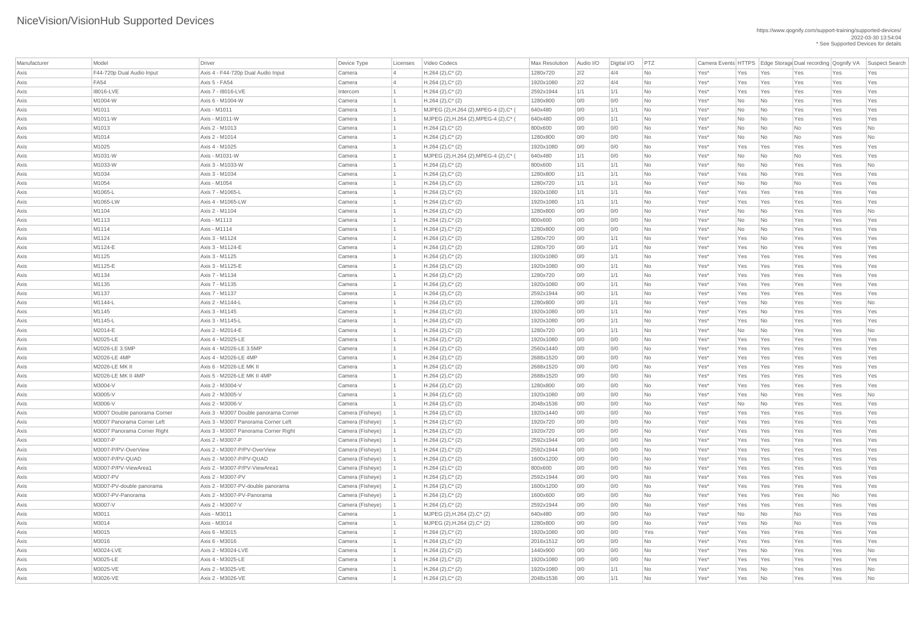# NiceVision/VisionHub Supported Devices

https://www.qognify.com/support-training/supported-devices/
2022-03-30 13:54:04
* See Supported Devices for details

| Manufacturer | Model | Driver | Device Type | Licenses | Video Codecs | Max Resolution | Audio I/O | Digital I/O | PTZ | Camera Events | HTTPS | Edge Storage | Dual recording | Qognify VA | Suspect Search |
|---|---|---|---|---|---|---|---|---|---|---|---|---|---|---|---|
| Axis | F44-720p Dual Audio Input | Axis 4 - F44-720p Dual Audio Input | Camera | 4 | H.264 (2),C* (2) | 1280x720 | 2/2 | 4/4 | No | Yes* | Yes | Yes | Yes | Yes | Yes |
| Axis | FA54 | Axis 5 - FA54 | Camera | 4 | H.264 (2),C* (2) | 1920x1080 | 2/2 | 4/4 | No | Yes* | Yes | Yes | Yes | Yes | Yes |
| Axis | I8016-LVE | Axis 7 - I8016-LVE | Intercom | 1 | H.264 (2),C* (2) | 2592x1944 | 1/1 | 1/1 | No | Yes* | Yes | Yes | Yes | Yes | Yes |
| Axis | M1004-W | Axis 6 - M1004-W | Camera | 1 | H.264 (2),C* (2) | 1280x800 | 0/0 | 0/0 | No | Yes* | No | No | Yes | Yes | Yes |
| Axis | M1011 | Axis - M1011 | Camera | 1 | MJPEG (2),H.264 (2),MPEG-4 (2),C* ( | 640x480 | 0/0 | 1/1 | No | Yes* | No | No | Yes | Yes | Yes |
| Axis | M1011-W | Axis - M1011-W | Camera | 1 | MJPEG (2),H.264 (2),MPEG-4 (2),C* ( | 640x480 | 0/0 | 1/1 | No | Yes* | No | No | Yes | Yes | Yes |
| Axis | M1013 | Axis 2 - M1013 | Camera | 1 | H.264 (2),C* (2) | 800x600 | 0/0 | 0/0 | No | Yes* | No | No | No | Yes | No |
| Axis | M1014 | Axis 2 - M1014 | Camera | 1 | H.264 (2),C* (2) | 1280x800 | 0/0 | 0/0 | No | Yes* | No | No | No | Yes | No |
| Axis | M1025 | Axis 4 - M1025 | Camera | 1 | H.264 (2),C* (2) | 1920x1080 | 0/0 | 0/0 | No | Yes* | Yes | Yes | Yes | Yes | Yes |
| Axis | M1031-W | Axis - M1031-W | Camera | 1 | MJPEG (2),H.264 (2),MPEG-4 (2),C* ( | 640x480 | 1/1 | 0/0 | No | Yes* | No | No | No | Yes | Yes |
| Axis | M1033-W | Axis 3 - M1033-W | Camera | 1 | H.264 (2),C* (2) | 800x600 | 1/1 | 1/1 | No | Yes* | No | No | Yes | Yes | No |
| Axis | M1034 | Axis 3 - M1034 | Camera | 1 | H.264 (2),C* (2) | 1280x800 | 1/1 | 1/1 | No | Yes* | Yes | No | Yes | Yes | Yes |
| Axis | M1054 | Axis - M1054 | Camera | 1 | H.264 (2),C* (2) | 1280x720 | 1/1 | 1/1 | No | Yes* | No | No | No | Yes | Yes |
| Axis | M1065-L | Axis 7 - M1065-L | Camera | 1 | H.264 (2),C* (2) | 1920x1080 | 1/1 | 1/1 | No | Yes* | Yes | Yes | Yes | Yes | Yes |
| Axis | M1065-LW | Axis 4 - M1065-LW | Camera | 1 | H.264 (2),C* (2) | 1920x1080 | 1/1 | 1/1 | No | Yes* | Yes | Yes | Yes | Yes | Yes |
| Axis | M1104 | Axis 2 - M1104 | Camera | 1 | H.264 (2),C* (2) | 1280x800 | 0/0 | 0/0 | No | Yes* | No | No | Yes | Yes | No |
| Axis | M1113 | Axis - M1113 | Camera | 1 | H.264 (2),C* (2) | 800x600 | 0/0 | 0/0 | No | Yes* | No | No | Yes | Yes | Yes |
| Axis | M1114 | Axis - M1114 | Camera | 1 | H.264 (2),C* (2) | 1280x800 | 0/0 | 0/0 | No | Yes* | No | No | Yes | Yes | Yes |
| Axis | M1124 | Axis 3 - M1124 | Camera | 1 | H.264 (2),C* (2) | 1280x720 | 0/0 | 1/1 | No | Yes* | Yes | No | Yes | Yes | Yes |
| Axis | M1124-E | Axis 3 - M1124-E | Camera | 1 | H.264 (2),C* (2) | 1280x720 | 0/0 | 1/1 | No | Yes* | Yes | No | Yes | Yes | Yes |
| Axis | M1125 | Axis 3 - M1125 | Camera | 1 | H.264 (2),C* (2) | 1920x1080 | 0/0 | 1/1 | No | Yes* | Yes | Yes | Yes | Yes | Yes |
| Axis | M1125-E | Axis 3 - M1125-E | Camera | 1 | H.264 (2),C* (2) | 1920x1080 | 0/0 | 1/1 | No | Yes* | Yes | Yes | Yes | Yes | Yes |
| Axis | M1134 | Axis 7 - M1134 | Camera | 1 | H.264 (2),C* (2) | 1280x720 | 0/0 | 1/1 | No | Yes* | Yes | Yes | Yes | Yes | Yes |
| Axis | M1135 | Axis 7 - M1135 | Camera | 1 | H.264 (2),C* (2) | 1920x1080 | 0/0 | 1/1 | No | Yes* | Yes | Yes | Yes | Yes | Yes |
| Axis | M1137 | Axis 7 - M1137 | Camera | 1 | H.264 (2),C* (2) | 2592x1944 | 0/0 | 1/1 | No | Yes* | Yes | Yes | Yes | Yes | Yes |
| Axis | M1144-L | Axis 2 - M1144-L | Camera | 1 | H.264 (2),C* (2) | 1280x800 | 0/0 | 1/1 | No | Yes* | Yes | No | Yes | Yes | No |
| Axis | M1145 | Axis 3 - M1145 | Camera | 1 | H.264 (2),C* (2) | 1920x1080 | 0/0 | 1/1 | No | Yes* | Yes | No | Yes | Yes | Yes |
| Axis | M1145-L | Axis 3 - M1145-L | Camera | 1 | H.264 (2),C* (2) | 1920x1080 | 0/0 | 1/1 | No | Yes* | Yes | No | Yes | Yes | Yes |
| Axis | M2014-E | Axis 2 - M2014-E | Camera | 1 | H.264 (2),C* (2) | 1280x720 | 0/0 | 1/1 | No | Yes* | No | No | Yes | Yes | No |
| Axis | M2025-LE | Axis 4 - M2025-LE | Camera | 1 | H.264 (2),C* (2) | 1920x1080 | 0/0 | 0/0 | No | Yes* | Yes | Yes | Yes | Yes | Yes |
| Axis | M2026-LE 3.5MP | Axis 4 - M2026-LE 3.5MP | Camera | 1 | H.264 (2),C* (2) | 2560x1440 | 0/0 | 0/0 | No | Yes* | Yes | Yes | Yes | Yes | Yes |
| Axis | M2026-LE 4MP | Axis 4 - M2026-LE 4MP | Camera | 1 | H.264 (2),C* (2) | 2688x1520 | 0/0 | 0/0 | No | Yes* | Yes | Yes | Yes | Yes | Yes |
| Axis | M2026-LE MK II | Axis 6 - M2026-LE MK II | Camera | 1 | H.264 (2),C* (2) | 2688x1520 | 0/0 | 0/0 | No | Yes* | Yes | Yes | Yes | Yes | Yes |
| Axis | M2026-LE MK II 4MP | Axis 5 - M2026-LE MK II 4MP | Camera | 1 | H.264 (2),C* (2) | 2688x1520 | 0/0 | 0/0 | No | Yes* | Yes | Yes | Yes | Yes | Yes |
| Axis | M3004-V | Axis 2 - M3004-V | Camera | 1 | H.264 (2),C* (2) | 1280x800 | 0/0 | 0/0 | No | Yes* | Yes | Yes | Yes | Yes | Yes |
| Axis | M3005-V | Axis 2 - M3005-V | Camera | 1 | H.264 (2),C* (2) | 1920x1080 | 0/0 | 0/0 | No | Yes* | Yes | No | Yes | Yes | No |
| Axis | M3006-V | Axis 2 - M3006-V | Camera | 1 | H.264 (2),C* (2) | 2048x1536 | 0/0 | 0/0 | No | Yes* | No | No | Yes | Yes | Yes |
| Axis | M3007 Double panorama Corner | Axis 3 - M3007 Double panorama Corner | Camera (Fisheye) | 1 | H.264 (2),C* (2) | 1920x1440 | 0/0 | 0/0 | No | Yes* | Yes | Yes | Yes | Yes | Yes |
| Axis | M3007 Panorama Corner Left | Axis 3 - M3007 Panorama Corner Left | Camera (Fisheye) | 1 | H.264 (2),C* (2) | 1920x720 | 0/0 | 0/0 | No | Yes* | Yes | Yes | Yes | Yes | Yes |
| Axis | M3007 Panorama Corner Right | Axis 3 - M3007 Panorama Corner Right | Camera (Fisheye) | 1 | H.264 (2),C* (2) | 1920x720 | 0/0 | 0/0 | No | Yes* | Yes | Yes | Yes | Yes | Yes |
| Axis | M3007-P | Axis 2 - M3007-P | Camera (Fisheye) | 1 | H.264 (2),C* (2) | 2592x1944 | 0/0 | 0/0 | No | Yes* | Yes | Yes | Yes | Yes | Yes |
| Axis | M3007-P/PV-OverView | Axis 2 - M3007-P/PV-OverView | Camera (Fisheye) | 1 | H.264 (2),C* (2) | 2592x1944 | 0/0 | 0/0 | No | Yes* | Yes | Yes | Yes | Yes | Yes |
| Axis | M3007-P/PV-QUAD | Axis 2 - M3007-P/PV-QUAD | Camera (Fisheye) | 1 | H.264 (2),C* (2) | 1600x1200 | 0/0 | 0/0 | No | Yes* | Yes | Yes | Yes | Yes | Yes |
| Axis | M3007-P/PV-ViewArea1 | Axis 2 - M3007-P/PV-ViewArea1 | Camera (Fisheye) | 1 | H.264 (2),C* (2) | 800x600 | 0/0 | 0/0 | No | Yes* | Yes | Yes | Yes | Yes | Yes |
| Axis | M3007-PV | Axis 2 - M3007-PV | Camera (Fisheye) | 1 | H.264 (2),C* (2) | 2592x1944 | 0/0 | 0/0 | No | Yes* | Yes | Yes | Yes | Yes | Yes |
| Axis | M3007-PV-double panorama | Axis 2 - M3007-PV-double panorama | Camera (Fisheye) | 1 | H.264 (2),C* (2) | 1600x1200 | 0/0 | 0/0 | No | Yes* | Yes | Yes | Yes | Yes | Yes |
| Axis | M3007-PV-Panorama | Axis 2 - M3007-PV-Panorama | Camera (Fisheye) | 1 | H.264 (2),C* (2) | 1600x600 | 0/0 | 0/0 | No | Yes* | Yes | Yes | Yes | No | Yes |
| Axis | M3007-V | Axis 2 - M3007-V | Camera (Fisheye) | 1 | H.264 (2),C* (2) | 2592x1944 | 0/0 | 0/0 | No | Yes* | Yes | Yes | Yes | Yes | Yes |
| Axis | M3011 | Axis - M3011 | Camera | 1 | MJPEG (2),H.264 (2),C* (2) | 640x480 | 0/0 | 0/0 | No | Yes* | No | No | No | Yes | Yes |
| Axis | M3014 | Axis - M3014 | Camera | 1 | MJPEG (2),H.264 (2),C* (2) | 1280x800 | 0/0 | 0/0 | No | Yes* | Yes | No | No | Yes | Yes |
| Axis | M3015 | Axis 6 - M3015 | Camera | 1 | H.264 (2),C* (2) | 1920x1080 | 0/0 | 0/0 | Yes | Yes* | Yes | Yes | Yes | Yes | Yes |
| Axis | M3016 | Axis 6 - M3016 | Camera | 1 | H.264 (2),C* (2) | 2016x1512 | 0/0 | 0/0 | No | Yes* | Yes | Yes | Yes | Yes | Yes |
| Axis | M3024-LVE | Axis 2 - M3024-LVE | Camera | 1 | H.264 (2),C* (2) | 1440x900 | 0/0 | 0/0 | No | Yes* | Yes | No | Yes | Yes | No |
| Axis | M3025-LE | Axis 4 - M3025-LE | Camera | 1 | H.264 (2),C* (2) | 1920x1080 | 0/0 | 0/0 | No | Yes* | Yes | Yes | Yes | Yes | Yes |
| Axis | M3025-VE | Axis 2 - M3025-VE | Camera | 1 | H.264 (2),C* (2) | 1920x1080 | 0/0 | 1/1 | No | Yes* | Yes | No | Yes | Yes | No |
| Axis | M3026-VE | Axis 2 - M3026-VE | Camera | 1 | H.264 (2),C* (2) | 2048x1536 | 0/0 | 1/1 | No | Yes* | Yes | No | Yes | Yes | No |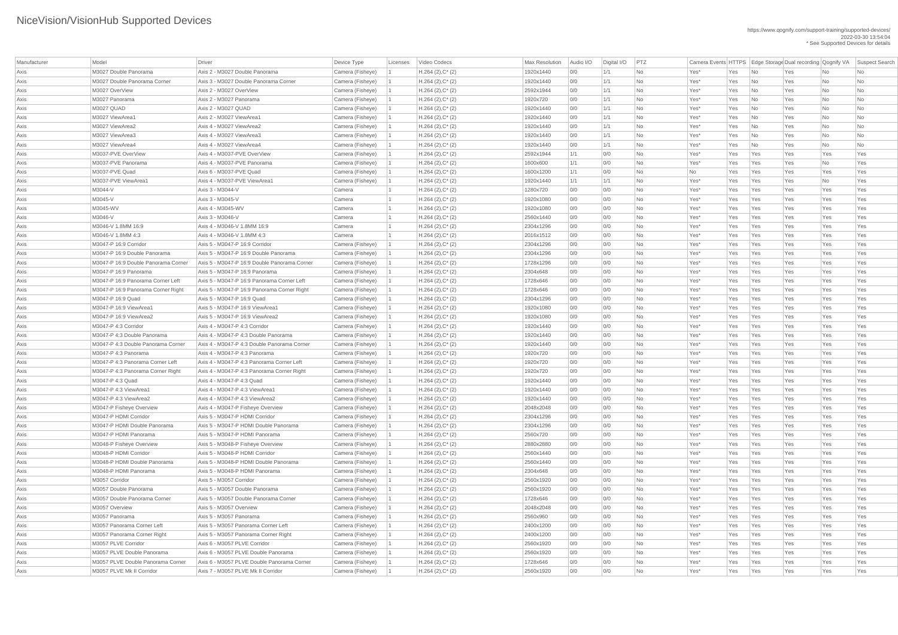# NiceVision/VisionHub Supported Devices

https://www.qognify.com/support-training/supported-devices/
2022-03-30 13:54:04
* See Supported Devices for details

| Manufacturer | Model | Driver | Device Type | Licenses | Video Codecs | Max Resolution | Audio I/O | Digital I/O | PTZ | Camera Events | HTTPS | Edge Storage | Dual recording | Qognify VA | Suspect Search |
|---|---|---|---|---|---|---|---|---|---|---|---|---|---|---|---|
| Axis | M3027 Double Panorama | Axis 2 - M3027 Double Panorama | Camera (Fisheye) | 1 | H.264 (2),C* (2) | 1920x1440 | 0/0 | 1/1 | No | Yes* | Yes | No | Yes | No | No |
| Axis | M3027 Double Panorama Corner | Axis 3 - M3027 Double Panorama Corner | Camera (Fisheye) | 1 | H.264 (2),C* (2) | 1920x1440 | 0/0 | 1/1 | No | Yes* | Yes | No | Yes | No | No |
| Axis | M3027 OverView | Axis 2 - M3027 OverView | Camera (Fisheye) | 1 | H.264 (2),C* (2) | 2592x1944 | 0/0 | 1/1 | No | Yes* | Yes | No | Yes | No | No |
| Axis | M3027 Panorama | Axis 2 - M3027 Panorama | Camera (Fisheye) | 1 | H.264 (2),C* (2) | 1920x720 | 0/0 | 1/1 | No | Yes* | Yes | No | Yes | No | No |
| Axis | M3027 QUAD | Axis 2 - M3027 QUAD | Camera (Fisheye) | 1 | H.264 (2),C* (2) | 1920x1440 | 0/0 | 1/1 | No | Yes* | Yes | No | Yes | No | No |
| Axis | M3027 ViewArea1 | Axis 2 - M3027 ViewArea1 | Camera (Fisheye) | 1 | H.264 (2),C* (2) | 1920x1440 | 0/0 | 1/1 | No | Yes* | Yes | No | Yes | No | No |
| Axis | M3027 ViewArea2 | Axis 4 - M3027 ViewArea2 | Camera (Fisheye) | 1 | H.264 (2),C* (2) | 1920x1440 | 0/0 | 1/1 | No | Yes* | Yes | No | Yes | No | No |
| Axis | M3027 ViewArea3 | Axis 4 - M3027 ViewArea3 | Camera (Fisheye) | 1 | H.264 (2),C* (2) | 1920x1440 | 0/0 | 1/1 | No | Yes* | Yes | No | Yes | No | No |
| Axis | M3027 ViewArea4 | Axis 4 - M3027 ViewArea4 | Camera (Fisheye) | 1 | H.264 (2),C* (2) | 1920x1440 | 0/0 | 1/1 | No | Yes* | Yes | No | Yes | No | No |
| Axis | M3037-PVE OverView | Axis 4 - M3037-PVE OverView | Camera (Fisheye) | 1 | H.264 (2),C* (2) | 2592x1944 | 1/1 | 0/0 | No | Yes* | Yes | Yes | Yes | Yes | Yes |
| Axis | M3037-PVE Panorama | Axis 4 - M3037-PVE Panorama | Camera (Fisheye) | 1 | H.264 (2),C* (2) | 1600x600 | 1/1 | 0/0 | No | Yes* | Yes | Yes | Yes | No | Yes |
| Axis | M3037-PVE Quad | Axis 6 - M3037-PVE Quad | Camera (Fisheye) | 1 | H.264 (2),C* (2) | 1600x1200 | 1/1 | 0/0 | No | No | Yes | Yes | Yes | Yes | Yes |
| Axis | M3037-PVE ViewArea1 | Axis 4 - M3037-PVE ViewArea1 | Camera (Fisheye) | 1 | H.264 (2),C* (2) | 1920x1440 | 1/1 | 1/1 | No | Yes* | Yes | Yes | Yes | No | Yes |
| Axis | M3044-V | Axis 3 - M3044-V | Camera | 1 | H.264 (2),C* (2) | 1280x720 | 0/0 | 0/0 | No | Yes* | Yes | Yes | Yes | Yes | Yes |
| Axis | M3045-V | Axis 3 - M3045-V | Camera | 1 | H.264 (2),C* (2) | 1920x1080 | 0/0 | 0/0 | No | Yes* | Yes | Yes | Yes | Yes | Yes |
| Axis | M3045-WV | Axis 4 - M3045-WV | Camera | 1 | H.264 (2),C* (2) | 1920x1080 | 0/0 | 0/0 | No | Yes* | Yes | Yes | Yes | Yes | Yes |
| Axis | M3046-V | Axis 3 - M3046-V | Camera | 1 | H.264 (2),C* (2) | 2560x1440 | 0/0 | 0/0 | No | Yes* | Yes | Yes | Yes | Yes | Yes |
| Axis | M3046-V 1.8MM 16:9 | Axis 4 - M3046-V 1.8MM 16:9 | Camera | 1 | H.264 (2),C* (2) | 2304x1296 | 0/0 | 0/0 | No | Yes* | Yes | Yes | Yes | Yes | Yes |
| Axis | M3046-V 1.8MM 4:3 | Axis 4 - M3046-V 1.8MM 4:3 | Camera | 1 | H.264 (2),C* (2) | 2016x1512 | 0/0 | 0/0 | No | Yes* | Yes | Yes | Yes | Yes | Yes |
| Axis | M3047-P 16:9 Corridor | Axis 5 - M3047-P 16:9 Corridor | Camera (Fisheye) | 1 | H.264 (2),C* (2) | 2304x1296 | 0/0 | 0/0 | No | Yes* | Yes | Yes | Yes | Yes | Yes |
| Axis | M3047-P 16:9 Double Panorama | Axis 5 - M3047-P 16:9 Double Panorama | Camera (Fisheye) | 1 | H.264 (2),C* (2) | 2304x1296 | 0/0 | 0/0 | No | Yes* | Yes | Yes | Yes | Yes | Yes |
| Axis | M3047-P 16:9 Double Panorama Corner | Axis 5 - M3047-P 16:9 Double Panorama Corner | Camera (Fisheye) | 1 | H.264 (2),C* (2) | 1728x1296 | 0/0 | 0/0 | No | Yes* | Yes | Yes | Yes | Yes | Yes |
| Axis | M3047-P 16:9 Panorama | Axis 5 - M3047-P 16:9 Panorama | Camera (Fisheye) | 1 | H.264 (2),C* (2) | 2304x648 | 0/0 | 0/0 | No | Yes* | Yes | Yes | Yes | Yes | Yes |
| Axis | M3047-P 16:9 Panorama Corner Left | Axis 5 - M3047-P 16:9 Panorama Corner Left | Camera (Fisheye) | 1 | H.264 (2),C* (2) | 1728x646 | 0/0 | 0/0 | No | Yes* | Yes | Yes | Yes | Yes | Yes |
| Axis | M3047-P 16:9 Panorama Corner Right | Axis 5 - M3047-P 16:9 Panorama Corner Right | Camera (Fisheye) | 1 | H.264 (2),C* (2) | 1728x646 | 0/0 | 0/0 | No | Yes* | Yes | Yes | Yes | Yes | Yes |
| Axis | M3047-P 16:9 Quad | Axis 5 - M3047-P 16:9 Quad | Camera (Fisheye) | 1 | H.264 (2),C* (2) | 2304x1296 | 0/0 | 0/0 | No | Yes* | Yes | Yes | Yes | Yes | Yes |
| Axis | M3047-P 16:9 ViewArea1 | Axis 5 - M3047-P 16:9 ViewArea1 | Camera (Fisheye) | 1 | H.264 (2),C* (2) | 1920x1080 | 0/0 | 0/0 | No | Yes* | Yes | Yes | Yes | Yes | Yes |
| Axis | M3047-P 16:9 ViewArea2 | Axis 5 - M3047-P 16:9 ViewArea2 | Camera (Fisheye) | 1 | H.264 (2),C* (2) | 1920x1080 | 0/0 | 0/0 | No | Yes* | Yes | Yes | Yes | Yes | Yes |
| Axis | M3047-P 4:3 Corridor | Axis 4 - M3047-P 4:3 Corridor | Camera (Fisheye) | 1 | H.264 (2),C* (2) | 1920x1440 | 0/0 | 0/0 | No | Yes* | Yes | Yes | Yes | Yes | Yes |
| Axis | M3047-P 4:3 Double Panorama | Axis 4 - M3047-P 4:3 Double Panorama | Camera (Fisheye) | 1 | H.264 (2),C* (2) | 1920x1440 | 0/0 | 0/0 | No | Yes* | Yes | Yes | Yes | Yes | Yes |
| Axis | M3047-P 4:3 Double Panorama Corner | Axis 4 - M3047-P 4:3 Double Panorama Corner | Camera (Fisheye) | 1 | H.264 (2),C* (2) | 1920x1440 | 0/0 | 0/0 | No | Yes* | Yes | Yes | Yes | Yes | Yes |
| Axis | M3047-P 4:3 Panorama | Axis 4 - M3047-P 4:3 Panorama | Camera (Fisheye) | 1 | H.264 (2),C* (2) | 1920x720 | 0/0 | 0/0 | No | Yes* | Yes | Yes | Yes | Yes | Yes |
| Axis | M3047-P 4:3 Panorama Corner Left | Axis 4 - M3047-P 4:3 Panorama Corner Left | Camera (Fisheye) | 1 | H.264 (2),C* (2) | 1920x720 | 0/0 | 0/0 | No | Yes* | Yes | Yes | Yes | Yes | Yes |
| Axis | M3047-P 4:3 Panorama Corner Right | Axis 4 - M3047-P 4:3 Panorama Corner Right | Camera (Fisheye) | 1 | H.264 (2),C* (2) | 1920x720 | 0/0 | 0/0 | No | Yes* | Yes | Yes | Yes | Yes | Yes |
| Axis | M3047-P 4:3 Quad | Axis 4 - M3047-P 4:3 Quad | Camera (Fisheye) | 1 | H.264 (2),C* (2) | 1920x1440 | 0/0 | 0/0 | No | Yes* | Yes | Yes | Yes | Yes | Yes |
| Axis | M3047-P 4:3 ViewArea1 | Axis 4 - M3047-P 4:3 ViewArea1 | Camera (Fisheye) | 1 | H.264 (2),C* (2) | 1920x1440 | 0/0 | 0/0 | No | Yes* | Yes | Yes | Yes | Yes | Yes |
| Axis | M3047-P 4:3 ViewArea2 | Axis 4 - M3047-P 4:3 ViewArea2 | Camera (Fisheye) | 1 | H.264 (2),C* (2) | 1920x1440 | 0/0 | 0/0 | No | Yes* | Yes | Yes | Yes | Yes | Yes |
| Axis | M3047-P Fisheye Overview | Axis 4 - M3047-P Fisheye Overview | Camera (Fisheye) | 1 | H.264 (2),C* (2) | 2048x2048 | 0/0 | 0/0 | No | Yes* | Yes | Yes | Yes | Yes | Yes |
| Axis | M3047-P HDMI Corridor | Axis 5 - M3047-P HDMI Corridor | Camera (Fisheye) | 1 | H.264 (2),C* (2) | 2304x1296 | 0/0 | 0/0 | No | Yes* | Yes | Yes | Yes | Yes | Yes |
| Axis | M3047-P HDMI Double Panorama | Axis 5 - M3047-P HDMI Double Panorama | Camera (Fisheye) | 1 | H.264 (2),C* (2) | 2304x1296 | 0/0 | 0/0 | No | Yes* | Yes | Yes | Yes | Yes | Yes |
| Axis | M3047-P HDMI Panorama | Axis 5 - M3047-P HDMI Panorama | Camera (Fisheye) | 1 | H.264 (2),C* (2) | 2560x720 | 0/0 | 0/0 | No | Yes* | Yes | Yes | Yes | Yes | Yes |
| Axis | M3048-P Fisheye Overview | Axis 5 - M3048-P Fisheye Overview | Camera (Fisheye) | 1 | H.264 (2),C* (2) | 2880x2880 | 0/0 | 0/0 | No | Yes* | Yes | Yes | Yes | Yes | Yes |
| Axis | M3048-P HDMI Corridor | Axis 5 - M3048-P HDMI Corridor | Camera (Fisheye) | 1 | H.264 (2),C* (2) | 2560x1440 | 0/0 | 0/0 | No | Yes* | Yes | Yes | Yes | Yes | Yes |
| Axis | M3048-P HDMI Double Panorama | Axis 5 - M3048-P HDMI Double Panorama | Camera (Fisheye) | 1 | H.264 (2),C* (2) | 2560x1440 | 0/0 | 0/0 | No | Yes* | Yes | Yes | Yes | Yes | Yes |
| Axis | M3048-P HDMI Panorama | Axis 5 - M3048-P HDMI Panorama | Camera (Fisheye) | 1 | H.264 (2),C* (2) | 2304x648 | 0/0 | 0/0 | No | Yes* | Yes | Yes | Yes | Yes | Yes |
| Axis | M3057 Corridor | Axis 5 - M3057 Corridor | Camera (Fisheye) | 1 | H.264 (2),C* (2) | 2560x1920 | 0/0 | 0/0 | No | Yes* | Yes | Yes | Yes | Yes | Yes |
| Axis | M3057 Double Panorama | Axis 5 - M3057 Double Panorama | Camera (Fisheye) | 1 | H.264 (2),C* (2) | 2560x1920 | 0/0 | 0/0 | No | Yes* | Yes | Yes | Yes | Yes | Yes |
| Axis | M3057 Double Panorama Corner | Axis 5 - M3057 Double Panorama Corner | Camera (Fisheye) | 1 | H.264 (2),C* (2) | 1728x646 | 0/0 | 0/0 | No | Yes* | Yes | Yes | Yes | Yes | Yes |
| Axis | M3057 Overview | Axis 5 - M3057 Overview | Camera (Fisheye) | 1 | H.264 (2),C* (2) | 2048x2048 | 0/0 | 0/0 | No | Yes* | Yes | Yes | Yes | Yes | Yes |
| Axis | M3057 Panorama | Axis 5 - M3057 Panorama | Camera (Fisheye) | 1 | H.264 (2),C* (2) | 2560x960 | 0/0 | 0/0 | No | Yes* | Yes | Yes | Yes | Yes | Yes |
| Axis | M3057 Panorama Corner Left | Axis 5 - M3057 Panorama Corner Left | Camera (Fisheye) | 1 | H.264 (2),C* (2) | 2400x1200 | 0/0 | 0/0 | No | Yes* | Yes | Yes | Yes | Yes | Yes |
| Axis | M3057 Panorama Corner Right | Axis 5 - M3057 Panorama Corner Right | Camera (Fisheye) | 1 | H.264 (2),C* (2) | 2400x1200 | 0/0 | 0/0 | No | Yes* | Yes | Yes | Yes | Yes | Yes |
| Axis | M3057 PLVE Corridor | Axis 6 - M3057 PLVE Corridor | Camera (Fisheye) | 1 | H.264 (2),C* (2) | 2560x1920 | 0/0 | 0/0 | No | Yes* | Yes | Yes | Yes | Yes | Yes |
| Axis | M3057 PLVE Double Panorama | Axis 6 - M3057 PLVE Double Panorama | Camera (Fisheye) | 1 | H.264 (2),C* (2) | 2560x1920 | 0/0 | 0/0 | No | Yes* | Yes | Yes | Yes | Yes | Yes |
| Axis | M3057 PLVE Double Panorama Corner | Axis 6 - M3057 PLVE Double Panorama Corner | Camera (Fisheye) | 1 | H.264 (2),C* (2) | 1728x646 | 0/0 | 0/0 | No | Yes* | Yes | Yes | Yes | Yes | Yes |
| Axis | M3057 PLVE Mk II Corridor | Axis 7 - M3057 PLVE Mk II Corridor | Camera (Fisheye) | 1 | H.264 (2),C* (2) | 2560x1920 | 0/0 | 0/0 | No | Yes* | Yes | Yes | Yes | Yes | Yes |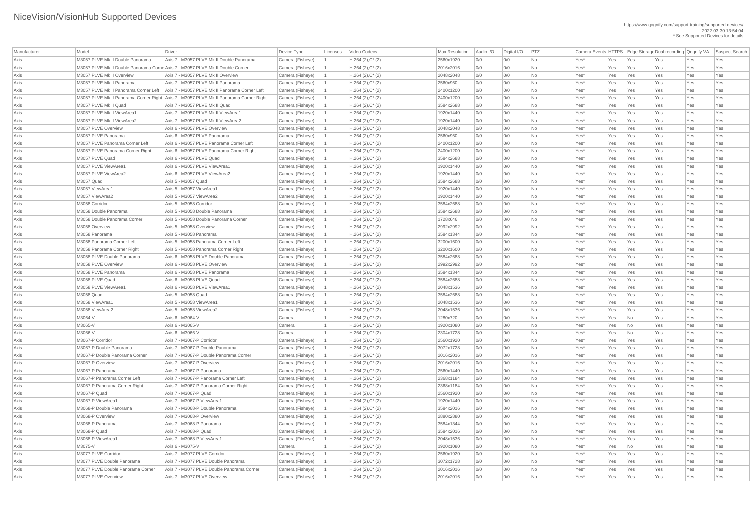# NiceVision/VisionHub Supported Devices

https://www.qognify.com/support-training/supported-devices/
2022-03-30 13:54:04
* See Supported Devices for details

| Manufacturer | Model | Driver | Device Type | Licenses | Video Codecs | Max Resolution | Audio I/O | Digital I/O | PTZ | Camera Events | HTTPS | Edge Storage | Dual recording | Qognify VA | Suspect Search |
|---|---|---|---|---|---|---|---|---|---|---|---|---|---|---|---|
| Axis | M3057 PLVE Mk II Double Panorama | Axis 7 - M3057 PLVE Mk II Double Panorama | Camera (Fisheye) | 1 | H.264 (2),C* (2) | 2560x1920 | 0/0 | 0/0 | No | Yes* | Yes | Yes | Yes | Yes | Yes |
| Axis | M3057 PLVE Mk II Double Panorama Corne | Axis 7 - M3057 PLVE Mk II Double Corner | Camera (Fisheye) | 1 | H.264 (2),C* (2) | 2016x2016 | 0/0 | 0/0 | No | Yes* | Yes | Yes | Yes | Yes | Yes |
| Axis | M3057 PLVE Mk II Overview | Axis 7 - M3057 PLVE Mk II Overview | Camera (Fisheye) | 1 | H.264 (2),C* (2) | 2048x2048 | 0/0 | 0/0 | No | Yes* | Yes | Yes | Yes | Yes | Yes |
| Axis | M3057 PLVE Mk II Panorama | Axis 7 - M3057 PLVE Mk II Panorama | Camera (Fisheye) | 1 | H.264 (2),C* (2) | 2560x960 | 0/0 | 0/0 | No | Yes* | Yes | Yes | Yes | Yes | Yes |
| Axis | M3057 PLVE Mk II Panorama Corner Left | Axis 7 - M3057 PLVE Mk II Panorama Corner Left | Camera (Fisheye) | 1 | H.264 (2),C* (2) | 2400x1200 | 0/0 | 0/0 | No | Yes* | Yes | Yes | Yes | Yes | Yes |
| Axis | M3057 PLVE Mk II Panorama Corner Right | Axis 7 - M3057 PLVE Mk II Panorama Corner Right | Camera (Fisheye) | 1 | H.264 (2),C* (2) | 2400x1200 | 0/0 | 0/0 | No | Yes* | Yes | Yes | Yes | Yes | Yes |
| Axis | M3057 PLVE Mk II Quad | Axis 7 - M3057 PLVE Mk II Quad | Camera (Fisheye) | 1 | H.264 (2),C* (2) | 3584x2688 | 0/0 | 0/0 | No | Yes* | Yes | Yes | Yes | Yes | Yes |
| Axis | M3057 PLVE Mk II ViewArea1 | Axis 7 - M3057 PLVE Mk II ViewArea1 | Camera (Fisheye) | 1 | H.264 (2),C* (2) | 1920x1440 | 0/0 | 0/0 | No | Yes* | Yes | Yes | Yes | Yes | Yes |
| Axis | M3057 PLVE Mk II ViewArea2 | Axis 7 - M3057 PLVE Mk II ViewArea2 | Camera (Fisheye) | 1 | H.264 (2),C* (2) | 1920x1440 | 0/0 | 0/0 | No | Yes* | Yes | Yes | Yes | Yes | Yes |
| Axis | M3057 PLVE Overview | Axis 6 - M3057 PLVE Overview | Camera (Fisheye) | 1 | H.264 (2),C* (2) | 2048x2048 | 0/0 | 0/0 | No | Yes* | Yes | Yes | Yes | Yes | Yes |
| Axis | M3057 PLVE Panorama | Axis 6 - M3057 PLVE Panorama | Camera (Fisheye) | 1 | H.264 (2),C* (2) | 2560x960 | 0/0 | 0/0 | No | Yes* | Yes | Yes | Yes | Yes | Yes |
| Axis | M3057 PLVE Panorama Corner Left | Axis 6 - M3057 PLVE Panorama Corner Left | Camera (Fisheye) | 1 | H.264 (2),C* (2) | 2400x1200 | 0/0 | 0/0 | No | Yes* | Yes | Yes | Yes | Yes | Yes |
| Axis | M3057 PLVE Panorama Corner Right | Axis 6 - M3057 PLVE Panorama Corner Right | Camera (Fisheye) | 1 | H.264 (2),C* (2) | 2400x1200 | 0/0 | 0/0 | No | Yes* | Yes | Yes | Yes | Yes | Yes |
| Axis | M3057 PLVE Quad | Axis 6 - M3057 PLVE Quad | Camera (Fisheye) | 1 | H.264 (2),C* (2) | 3584x2688 | 0/0 | 0/0 | No | Yes* | Yes | Yes | Yes | Yes | Yes |
| Axis | M3057 PLVE ViewArea1 | Axis 6 - M3057 PLVE ViewArea1 | Camera (Fisheye) | 1 | H.264 (2),C* (2) | 1920x1440 | 0/0 | 0/0 | No | Yes* | Yes | Yes | Yes | Yes | Yes |
| Axis | M3057 PLVE ViewArea2 | Axis 6 - M3057 PLVE ViewArea2 | Camera (Fisheye) | 1 | H.264 (2),C* (2) | 1920x1440 | 0/0 | 0/0 | No | Yes* | Yes | Yes | Yes | Yes | Yes |
| Axis | M3057 Quad | Axis 5 - M3057 Quad | Camera (Fisheye) | 1 | H.264 (2),C* (2) | 3584x2688 | 0/0 | 0/0 | No | Yes* | Yes | Yes | Yes | Yes | Yes |
| Axis | M3057 ViewArea1 | Axis 5 - M3057 ViewArea1 | Camera (Fisheye) | 1 | H.264 (2),C* (2) | 1920x1440 | 0/0 | 0/0 | No | Yes* | Yes | Yes | Yes | Yes | Yes |
| Axis | M3057 ViewArea2 | Axis 5 - M3057 ViewArea2 | Camera (Fisheye) | 1 | H.264 (2),C* (2) | 1920x1440 | 0/0 | 0/0 | No | Yes* | Yes | Yes | Yes | Yes | Yes |
| Axis | M3058 Corridor | Axis 5 - M3058 Corridor | Camera (Fisheye) | 1 | H.264 (2),C* (2) | 3584x2688 | 0/0 | 0/0 | No | Yes* | Yes | Yes | Yes | Yes | Yes |
| Axis | M3058 Double Panorama | Axis 5 - M3058 Double Panorama | Camera (Fisheye) | 1 | H.264 (2),C* (2) | 3584x2688 | 0/0 | 0/0 | No | Yes* | Yes | Yes | Yes | Yes | Yes |
| Axis | M3058 Double Panorama Corner | Axis 5 - M3058 Double Panorama Corner | Camera (Fisheye) | 1 | H.264 (2),C* (2) | 1728x646 | 0/0 | 0/0 | No | Yes* | Yes | Yes | Yes | Yes | Yes |
| Axis | M3058 Overview | Axis 5 - M3058 Overview | Camera (Fisheye) | 1 | H.264 (2),C* (2) | 2992x2992 | 0/0 | 0/0 | No | Yes* | Yes | Yes | Yes | Yes | Yes |
| Axis | M3058 Panorama | Axis 5 - M3058 Panorama | Camera (Fisheye) | 1 | H.264 (2),C* (2) | 3584x1344 | 0/0 | 0/0 | No | Yes* | Yes | Yes | Yes | Yes | Yes |
| Axis | M3058 Panorama Corner Left | Axis 5 - M3058 Panorama Corner Left | Camera (Fisheye) | 1 | H.264 (2),C* (2) | 3200x1600 | 0/0 | 0/0 | No | Yes* | Yes | Yes | Yes | Yes | Yes |
| Axis | M3058 Panorama Corner Right | Axis 5 - M3058 Panorama Corner Right | Camera (Fisheye) | 1 | H.264 (2),C* (2) | 3200x1600 | 0/0 | 0/0 | No | Yes* | Yes | Yes | Yes | Yes | Yes |
| Axis | M3058 PLVE Double Panorama | Axis 6 - M3058 PLVE Double Panorama | Camera (Fisheye) | 1 | H.264 (2),C* (2) | 3584x2688 | 0/0 | 0/0 | No | Yes* | Yes | Yes | Yes | Yes | Yes |
| Axis | M3058 PLVE Overview | Axis 6 - M3058 PLVE Overview | Camera (Fisheye) | 1 | H.264 (2),C* (2) | 2992x2992 | 0/0 | 0/0 | No | Yes* | Yes | Yes | Yes | Yes | Yes |
| Axis | M3058 PLVE Panorama | Axis 6 - M3058 PLVE Panorama | Camera (Fisheye) | 1 | H.264 (2),C* (2) | 3584x1344 | 0/0 | 0/0 | No | Yes* | Yes | Yes | Yes | Yes | Yes |
| Axis | M3058 PLVE Quad | Axis 6 - M3058 PLVE Quad | Camera (Fisheye) | 1 | H.264 (2),C* (2) | 3584x2688 | 0/0 | 0/0 | No | Yes* | Yes | Yes | Yes | Yes | Yes |
| Axis | M3058 PLVE ViewArea1 | Axis 6 - M3058 PLVE ViewArea1 | Camera (Fisheye) | 1 | H.264 (2),C* (2) | 2048x1536 | 0/0 | 0/0 | No | Yes* | Yes | Yes | Yes | Yes | Yes |
| Axis | M3058 Quad | Axis 5 - M3058 Quad | Camera (Fisheye) | 1 | H.264 (2),C* (2) | 3584x2688 | 0/0 | 0/0 | No | Yes* | Yes | Yes | Yes | Yes | Yes |
| Axis | M3058 ViewArea1 | Axis 5 - M3058 ViewArea1 | Camera (Fisheye) | 1 | H.264 (2),C* (2) | 2048x1536 | 0/0 | 0/0 | No | Yes* | Yes | Yes | Yes | Yes | Yes |
| Axis | M3058 ViewArea2 | Axis 5 - M3058 ViewArea2 | Camera (Fisheye) | 1 | H.264 (2),C* (2) | 2048x1536 | 0/0 | 0/0 | No | Yes* | Yes | Yes | Yes | Yes | Yes |
| Axis | M3064-V | Axis 6 - M3064-V | Camera | 1 | H.264 (2),C* (2) | 1280x720 | 0/0 | 0/0 | No | Yes* | Yes | No | Yes | Yes | Yes |
| Axis | M3065-V | Axis 6 - M3065-V | Camera | 1 | H.264 (2),C* (2) | 1920x1080 | 0/0 | 0/0 | No | Yes* | Yes | No | Yes | Yes | Yes |
| Axis | M3066-V | Axis 6 - M3066-V | Camera | 1 | H.264 (2),C* (2) | 2304x1728 | 0/0 | 0/0 | No | Yes* | Yes | No | Yes | Yes | Yes |
| Axis | M3067-P Corridor | Axis 7 - M3067-P Corridor | Camera (Fisheye) | 1 | H.264 (2),C* (2) | 2560x1920 | 0/0 | 0/0 | No | Yes* | Yes | Yes | Yes | Yes | Yes |
| Axis | M3067-P Double Panorama | Axis 7 - M3067-P Double Panorama | Camera (Fisheye) | 1 | H.264 (2),C* (2) | 3072x1728 | 0/0 | 0/0 | No | Yes* | Yes | Yes | Yes | Yes | Yes |
| Axis | M3067-P Double Panorama Corner | Axis 7 - M3067-P Double Panorama Corner | Camera (Fisheye) | 1 | H.264 (2),C* (2) | 2016x2016 | 0/0 | 0/0 | No | Yes* | Yes | Yes | Yes | Yes | Yes |
| Axis | M3067-P Overview | Axis 7 - M3067-P Overview | Camera (Fisheye) | 1 | H.264 (2),C* (2) | 2016x2016 | 0/0 | 0/0 | No | Yes* | Yes | Yes | Yes | Yes | Yes |
| Axis | M3067-P Panorama | Axis 7 - M3067-P Panorama | Camera (Fisheye) | 1 | H.264 (2),C* (2) | 2560x1440 | 0/0 | 0/0 | No | Yes* | Yes | Yes | Yes | Yes | Yes |
| Axis | M3067-P Panorama Corner Left | Axis 7 - M3067-P Panorama Corner Left | Camera (Fisheye) | 1 | H.264 (2),C* (2) | 2368x1184 | 0/0 | 0/0 | No | Yes* | Yes | Yes | Yes | Yes | Yes |
| Axis | M3067-P Panorama Corner Right | Axis 7 - M3067-P Panorama Corner Right | Camera (Fisheye) | 1 | H.264 (2),C* (2) | 2368x1184 | 0/0 | 0/0 | No | Yes* | Yes | Yes | Yes | Yes | Yes |
| Axis | M3067-P Quad | Axis 7 - M3067-P Quad | Camera (Fisheye) | 1 | H.264 (2),C* (2) | 2560x1920 | 0/0 | 0/0 | No | Yes* | Yes | Yes | Yes | Yes | Yes |
| Axis | M3067-P ViewArea1 | Axis 7 - M3067-P ViewArea1 | Camera (Fisheye) | 1 | H.264 (2),C* (2) | 1920x1440 | 0/0 | 0/0 | No | Yes* | Yes | Yes | Yes | Yes | Yes |
| Axis | M3068-P Double Panorama | Axis 7 - M3068-P Double Panorama | Camera (Fisheye) | 1 | H.264 (2),C* (2) | 3584x2016 | 0/0 | 0/0 | No | Yes* | Yes | Yes | Yes | Yes | Yes |
| Axis | M3068-P Overview | Axis 7 - M3068-P Overview | Camera (Fisheye) | 1 | H.264 (2),C* (2) | 2880x2880 | 0/0 | 0/0 | No | Yes* | Yes | Yes | Yes | Yes | Yes |
| Axis | M3068-P Panorama | Axis 7 - M3068-P Panorama | Camera (Fisheye) | 1 | H.264 (2),C* (2) | 3584x1344 | 0/0 | 0/0 | No | Yes* | Yes | Yes | Yes | Yes | Yes |
| Axis | M3068-P Quad | Axis 7 - M3068-P Quad | Camera (Fisheye) | 1 | H.264 (2),C* (2) | 3584x2016 | 0/0 | 0/0 | No | Yes* | Yes | Yes | Yes | Yes | Yes |
| Axis | M3068-P ViewArea1 | Axis 7 - M3068-P ViewArea1 | Camera (Fisheye) | 1 | H.264 (2),C* (2) | 2048x1536 | 0/0 | 0/0 | No | Yes* | Yes | Yes | Yes | Yes | Yes |
| Axis | M3075-V | Axis 6 - M3075-V | Camera | 1 | H.264 (2),C* (2) | 1920x1080 | 0/0 | 0/0 | No | Yes* | Yes | No | Yes | Yes | Yes |
| Axis | M3077 PLVE Corridor | Axis 7 - M3077 PLVE Corridor | Camera (Fisheye) | 1 | H.264 (2),C* (2) | 2560x1920 | 0/0 | 0/0 | No | Yes* | Yes | Yes | Yes | Yes | Yes |
| Axis | M3077 PLVE Double Panorama | Axis 7 - M3077 PLVE Double Panorama | Camera (Fisheye) | 1 | H.264 (2),C* (2) | 3072x1728 | 0/0 | 0/0 | No | Yes* | Yes | Yes | Yes | Yes | Yes |
| Axis | M3077 PLVE Double Panorama Corner | Axis 7 - M3077 PLVE Double Panorama Corner | Camera (Fisheye) | 1 | H.264 (2),C* (2) | 2016x2016 | 0/0 | 0/0 | No | Yes* | Yes | Yes | Yes | Yes | Yes |
| Axis | M3077 PLVE Overview | Axis 7 - M3077 PLVE Overview | Camera (Fisheye) | 1 | H.264 (2),C* (2) | 2016x2016 | 0/0 | 0/0 | No | Yes* | Yes | Yes | Yes | Yes | Yes |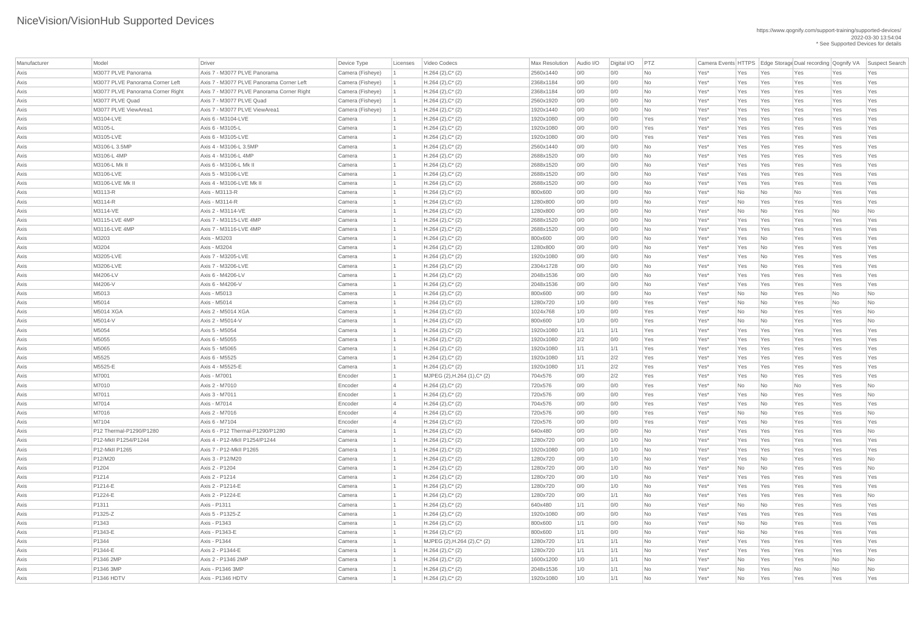# NiceVision/VisionHub Supported Devices

https://www.qognify.com/support-training/supported-devices/
2022-03-30 13:54:04
* See Supported Devices for details

| Manufacturer | Model | Driver | Device Type | Licenses | Video Codecs | Max Resolution | Audio I/O | Digital I/O | PTZ | Camera Events | HTTPS | Edge Storage | Dual recording | Qognify VA | Suspect Search |
|---|---|---|---|---|---|---|---|---|---|---|---|---|---|---|---|
| Axis | M3077 PLVE Panorama | Axis 7 - M3077 PLVE Panorama | Camera (Fisheye) | 1 | H.264 (2),C* (2) | 2560x1440 | 0/0 | 0/0 | No | Yes* | Yes | Yes | Yes | Yes | Yes |
| Axis | M3077 PLVE Panorama Corner Left | Axis 7 - M3077 PLVE Panorama Corner Left | Camera (Fisheye) | 1 | H.264 (2),C* (2) | 2368x1184 | 0/0 | 0/0 | No | Yes* | Yes | Yes | Yes | Yes | Yes |
| Axis | M3077 PLVE Panorama Corner Right | Axis 7 - M3077 PLVE Panorama Corner Right | Camera (Fisheye) | 1 | H.264 (2),C* (2) | 2368x1184 | 0/0 | 0/0 | No | Yes* | Yes | Yes | Yes | Yes | Yes |
| Axis | M3077 PLVE Quad | Axis 7 - M3077 PLVE Quad | Camera (Fisheye) | 1 | H.264 (2),C* (2) | 2560x1920 | 0/0 | 0/0 | No | Yes* | Yes | Yes | Yes | Yes | Yes |
| Axis | M3077 PLVE ViewArea1 | Axis 7 - M3077 PLVE ViewArea1 | Camera (Fisheye) | 1 | H.264 (2),C* (2) | 1920x1440 | 0/0 | 0/0 | No | Yes* | Yes | Yes | Yes | Yes | Yes |
| Axis | M3104-LVE | Axis 6 - M3104-LVE | Camera | 1 | H.264 (2),C* (2) | 1920x1080 | 0/0 | 0/0 | Yes | Yes* | Yes | Yes | Yes | Yes | Yes |
| Axis | M3105-L | Axis 6 - M3105-L | Camera | 1 | H.264 (2),C* (2) | 1920x1080 | 0/0 | 0/0 | Yes | Yes* | Yes | Yes | Yes | Yes | Yes |
| Axis | M3105-LVE | Axis 6 - M3105-LVE | Camera | 1 | H.264 (2),C* (2) | 1920x1080 | 0/0 | 0/0 | Yes | Yes* | Yes | Yes | Yes | Yes | Yes |
| Axis | M3106-L 3.5MP | Axis 4 - M3106-L 3.5MP | Camera | 1 | H.264 (2),C* (2) | 2560x1440 | 0/0 | 0/0 | No | Yes* | Yes | Yes | Yes | Yes | Yes |
| Axis | M3106-L 4MP | Axis 4 - M3106-L 4MP | Camera | 1 | H.264 (2),C* (2) | 2688x1520 | 0/0 | 0/0 | No | Yes* | Yes | Yes | Yes | Yes | Yes |
| Axis | M3106-L Mk II | Axis 6 - M3106-L Mk II | Camera | 1 | H.264 (2),C* (2) | 2688x1520 | 0/0 | 0/0 | No | Yes* | Yes | Yes | Yes | Yes | Yes |
| Axis | M3106-LVE | Axis 5 - M3106-LVE | Camera | 1 | H.264 (2),C* (2) | 2688x1520 | 0/0 | 0/0 | No | Yes* | Yes | Yes | Yes | Yes | Yes |
| Axis | M3106-LVE Mk II | Axis 4 - M3106-LVE Mk II | Camera | 1 | H.264 (2),C* (2) | 2688x1520 | 0/0 | 0/0 | No | Yes* | Yes | Yes | Yes | Yes | Yes |
| Axis | M3113-R | Axis - M3113-R | Camera | 1 | H.264 (2),C* (2) | 800x600 | 0/0 | 0/0 | No | Yes* | No | No | No | Yes | Yes |
| Axis | M3114-R | Axis - M3114-R | Camera | 1 | H.264 (2),C* (2) | 1280x800 | 0/0 | 0/0 | No | Yes* | No | Yes | Yes | Yes | Yes |
| Axis | M3114-VE | Axis 2 - M3114-VE | Camera | 1 | H.264 (2),C* (2) | 1280x800 | 0/0 | 0/0 | No | Yes* | No | No | Yes | No | No |
| Axis | M3115-LVE 4MP | Axis 7 - M3115-LVE 4MP | Camera | 1 | H.264 (2),C* (2) | 2688x1520 | 0/0 | 0/0 | No | Yes* | Yes | Yes | Yes | Yes | Yes |
| Axis | M3116-LVE 4MP | Axis 7 - M3116-LVE 4MP | Camera | 1 | H.264 (2),C* (2) | 2688x1520 | 0/0 | 0/0 | No | Yes* | Yes | Yes | Yes | Yes | Yes |
| Axis | M3203 | Axis - M3203 | Camera | 1 | H.264 (2),C* (2) | 800x600 | 0/0 | 0/0 | No | Yes* | Yes | No | Yes | Yes | Yes |
| Axis | M3204 | Axis - M3204 | Camera | 1 | H.264 (2),C* (2) | 1280x800 | 0/0 | 0/0 | No | Yes* | Yes | No | Yes | Yes | Yes |
| Axis | M3205-LVE | Axis 7 - M3205-LVE | Camera | 1 | H.264 (2),C* (2) | 1920x1080 | 0/0 | 0/0 | No | Yes* | Yes | No | Yes | Yes | Yes |
| Axis | M3206-LVE | Axis 7 - M3206-LVE | Camera | 1 | H.264 (2),C* (2) | 2304x1728 | 0/0 | 0/0 | No | Yes* | Yes | No | Yes | Yes | Yes |
| Axis | M4206-LV | Axis 6 - M4206-LV | Camera | 1 | H.264 (2),C* (2) | 2048x1536 | 0/0 | 0/0 | No | Yes* | Yes | Yes | Yes | Yes | Yes |
| Axis | M4206-V | Axis 6 - M4206-V | Camera | 1 | H.264 (2),C* (2) | 2048x1536 | 0/0 | 0/0 | No | Yes* | Yes | Yes | Yes | Yes | Yes |
| Axis | M5013 | Axis - M5013 | Camera | 1 | H.264 (2),C* (2) | 800x600 | 0/0 | 0/0 | No | Yes* | No | No | Yes | No | No |
| Axis | M5014 | Axis - M5014 | Camera | 1 | H.264 (2),C* (2) | 1280x720 | 1/0 | 0/0 | Yes | Yes* | No | No | Yes | No | No |
| Axis | M5014 XGA | Axis 2 - M5014 XGA | Camera | 1 | H.264 (2),C* (2) | 1024x768 | 1/0 | 0/0 | Yes | Yes* | No | No | Yes | Yes | No |
| Axis | M5014-V | Axis 2 - M5014-V | Camera | 1 | H.264 (2),C* (2) | 800x600 | 1/0 | 0/0 | Yes | Yes* | No | No | Yes | Yes | No |
| Axis | M5054 | Axis 5 - M5054 | Camera | 1 | H.264 (2),C* (2) | 1920x1080 | 1/1 | 1/1 | Yes | Yes* | Yes | Yes | Yes | Yes | Yes |
| Axis | M5055 | Axis 6 - M5055 | Camera | 1 | H.264 (2),C* (2) | 1920x1080 | 2/2 | 0/0 | Yes | Yes* | Yes | Yes | Yes | Yes | Yes |
| Axis | M5065 | Axis 5 - M5065 | Camera | 1 | H.264 (2),C* (2) | 1920x1080 | 1/1 | 1/1 | Yes | Yes* | Yes | Yes | Yes | Yes | Yes |
| Axis | M5525 | Axis 6 - M5525 | Camera | 1 | H.264 (2),C* (2) | 1920x1080 | 1/1 | 2/2 | Yes | Yes* | Yes | Yes | Yes | Yes | Yes |
| Axis | M5525-E | Axis 4 - M5525-E | Camera | 1 | H.264 (2),C* (2) | 1920x1080 | 1/1 | 2/2 | Yes | Yes* | Yes | Yes | Yes | Yes | Yes |
| Axis | M7001 | Axis - M7001 | Encoder | 1 | MJPEG (2),H.264 (1),C* (2) | 704x576 | 0/0 | 2/2 | Yes | Yes* | Yes | No | Yes | Yes | Yes |
| Axis | M7010 | Axis 2 - M7010 | Encoder | 4 | H.264 (2),C* (2) | 720x576 | 0/0 | 0/0 | Yes | Yes* | No | No | No | Yes | No |
| Axis | M7011 | Axis 3 - M7011 | Encoder | 1 | H.264 (2),C* (2) | 720x576 | 0/0 | 0/0 | Yes | Yes* | Yes | No | Yes | Yes | No |
| Axis | M7014 | Axis - M7014 | Encoder | 4 | H.264 (2),C* (2) | 704x576 | 0/0 | 0/0 | Yes | Yes* | Yes | No | Yes | Yes | Yes |
| Axis | M7016 | Axis 2 - M7016 | Encoder | 4 | H.264 (2),C* (2) | 720x576 | 0/0 | 0/0 | Yes | Yes* | No | No | Yes | Yes | No |
| Axis | M7104 | Axis 6 - M7104 | Encoder | 4 | H.264 (2),C* (2) | 720x576 | 0/0 | 0/0 | Yes | Yes* | Yes | No | Yes | Yes | Yes |
| Axis | P12 Thermal-P1290/P1280 | Axis 6 - P12 Thermal-P1290/P1280 | Camera | 1 | H.264 (2),C* (2) | 640x480 | 0/0 | 0/0 | No | Yes* | Yes | Yes | Yes | Yes | No |
| Axis | P12-MkII P1254/P1244 | Axis 4 - P12-MkII P1254/P1244 | Camera | 1 | H.264 (2),C* (2) | 1280x720 | 0/0 | 1/0 | No | Yes* | Yes | Yes | Yes | Yes | Yes |
| Axis | P12-MkII P1265 | Axis 7 - P12-MkII P1265 | Camera | 1 | H.264 (2),C* (2) | 1920x1080 | 0/0 | 1/0 | No | Yes* | Yes | Yes | Yes | Yes | Yes |
| Axis | P12/M20 | Axis 3 - P12/M20 | Camera | 1 | H.264 (2),C* (2) | 1280x720 | 0/0 | 1/0 | No | Yes* | Yes | No | Yes | Yes | No |
| Axis | P1204 | Axis 2 - P1204 | Camera | 1 | H.264 (2),C* (2) | 1280x720 | 0/0 | 1/0 | No | Yes* | No | No | Yes | Yes | No |
| Axis | P1214 | Axis 2 - P1214 | Camera | 1 | H.264 (2),C* (2) | 1280x720 | 0/0 | 1/0 | No | Yes* | Yes | Yes | Yes | Yes | Yes |
| Axis | P1214-E | Axis 2 - P1214-E | Camera | 1 | H.264 (2),C* (2) | 1280x720 | 0/0 | 1/0 | No | Yes* | Yes | Yes | Yes | Yes | Yes |
| Axis | P1224-E | Axis 2 - P1224-E | Camera | 1 | H.264 (2),C* (2) | 1280x720 | 0/0 | 1/1 | No | Yes* | Yes | Yes | Yes | Yes | No |
| Axis | P1311 | Axis - P1311 | Camera | 1 | H.264 (2),C* (2) | 640x480 | 1/1 | 0/0 | No | Yes* | No | No | Yes | Yes | Yes |
| Axis | P1325-Z | Axis 5 - P1325-Z | Camera | 1 | H.264 (2),C* (2) | 1920x1080 | 0/0 | 0/0 | No | Yes* | Yes | Yes | Yes | Yes | Yes |
| Axis | P1343 | Axis - P1343 | Camera | 1 | H.264 (2),C* (2) | 800x600 | 1/1 | 0/0 | No | Yes* | No | No | Yes | Yes | Yes |
| Axis | P1343-E | Axis - P1343-E | Camera | 1 | H.264 (2),C* (2) | 800x600 | 1/1 | 0/0 | No | Yes* | No | No | Yes | Yes | Yes |
| Axis | P1344 | Axis - P1344 | Camera | 1 | MJPEG (2),H.264 (2),C* (2) | 1280x720 | 1/1 | 1/1 | No | Yes* | Yes | Yes | Yes | Yes | Yes |
| Axis | P1344-E | Axis 2 - P1344-E | Camera | 1 | H.264 (2),C* (2) | 1280x720 | 1/1 | 1/1 | No | Yes* | Yes | Yes | Yes | Yes | Yes |
| Axis | P1346 2MP | Axis 2 - P1346 2MP | Camera | 1 | H.264 (2),C* (2) | 1600x1200 | 1/0 | 1/1 | No | Yes* | No | Yes | Yes | No | No |
| Axis | P1346 3MP | Axis - P1346 3MP | Camera | 1 | H.264 (2),C* (2) | 2048x1536 | 1/0 | 1/1 | No | Yes* | No | Yes | No | No | No |
| Axis | P1346 HDTV | Axis - P1346 HDTV | Camera | 1 | H.264 (2),C* (2) | 1920x1080 | 1/0 | 1/1 | No | Yes* | No | Yes | Yes | Yes | Yes |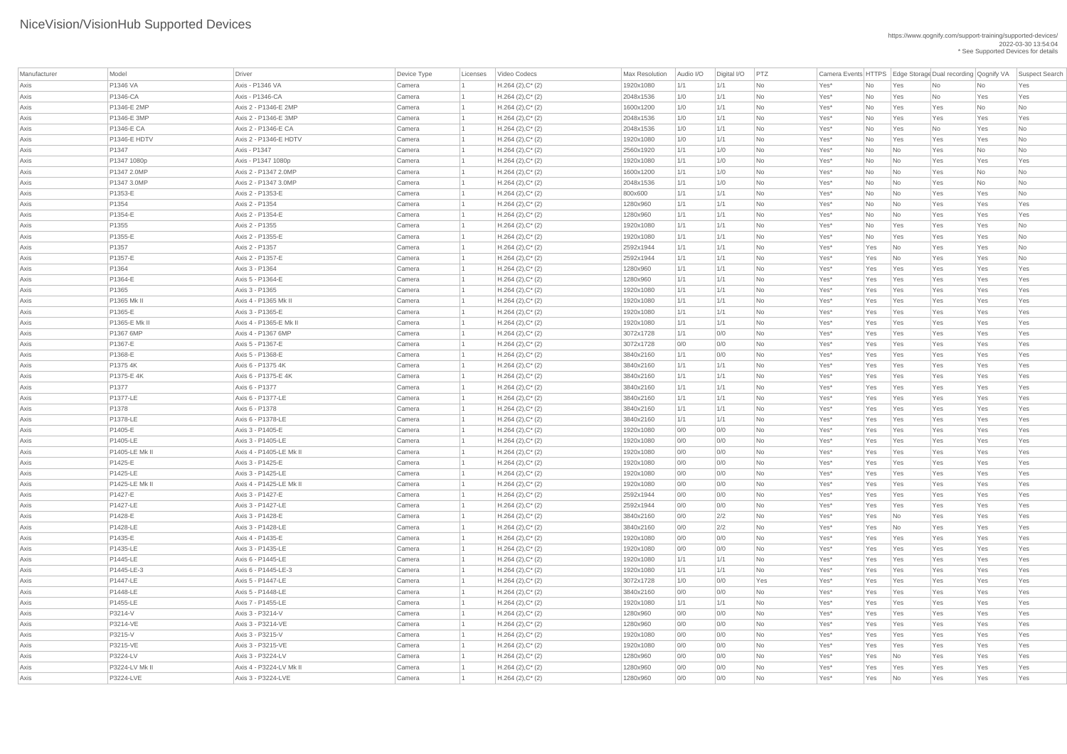# NiceVision/VisionHub Supported Devices

https://www.qognify.com/support-training/supported-devices/
2022-03-30 13:54:04
* See Supported Devices for details

| Manufacturer | Model | Driver | Device Type | Licenses | Video Codecs | Max Resolution | Audio I/O | Digital I/O | PTZ | Camera Events | HTTPS | Edge Storage | Dual recording | Qognify VA | Suspect Search |
|---|---|---|---|---|---|---|---|---|---|---|---|---|---|---|---|
| Axis | P1346 VA | Axis - P1346 VA | Camera | 1 | H.264 (2),C* (2) | 1920x1080 | 1/1 | 1/1 | No | Yes* | No | Yes | No | No | Yes |
| Axis | P1346-CA | Axis - P1346-CA | Camera | 1 | H.264 (2),C* (2) | 2048x1536 | 1/0 | 1/1 | No | Yes* | No | Yes | No | Yes | Yes |
| Axis | P1346-E 2MP | Axis 2 - P1346-E 2MP | Camera | 1 | H.264 (2),C* (2) | 1600x1200 | 1/0 | 1/1 | No | Yes* | No | Yes | Yes | No | No |
| Axis | P1346-E 3MP | Axis 2 - P1346-E 3MP | Camera | 1 | H.264 (2),C* (2) | 2048x1536 | 1/0 | 1/1 | No | Yes* | No | Yes | Yes | Yes | Yes |
| Axis | P1346-E CA | Axis 2 - P1346-E CA | Camera | 1 | H.264 (2),C* (2) | 2048x1536 | 1/0 | 1/1 | No | Yes* | No | Yes | No | Yes | No |
| Axis | P1346-E HDTV | Axis 2 - P1346-E HDTV | Camera | 1 | H.264 (2),C* (2) | 1920x1080 | 1/0 | 1/1 | No | Yes* | No | Yes | Yes | Yes | No |
| Axis | P1347 | Axis - P1347 | Camera | 1 | H.264 (2),C* (2) | 2560x1920 | 1/1 | 1/0 | No | Yes* | No | No | Yes | No | No |
| Axis | P1347 1080p | Axis - P1347 1080p | Camera | 1 | H.264 (2),C* (2) | 1920x1080 | 1/1 | 1/0 | No | Yes* | No | No | Yes | Yes | Yes |
| Axis | P1347 2.0MP | Axis 2 - P1347 2.0MP | Camera | 1 | H.264 (2),C* (2) | 1600x1200 | 1/1 | 1/0 | No | Yes* | No | No | Yes | No | No |
| Axis | P1347 3.0MP | Axis 2 - P1347 3.0MP | Camera | 1 | H.264 (2),C* (2) | 2048x1536 | 1/1 | 1/0 | No | Yes* | No | No | Yes | No | No |
| Axis | P1353-E | Axis 2 - P1353-E | Camera | 1 | H.264 (2),C* (2) | 800x600 | 1/1 | 1/1 | No | Yes* | No | No | Yes | Yes | No |
| Axis | P1354 | Axis 2 - P1354 | Camera | 1 | H.264 (2),C* (2) | 1280x960 | 1/1 | 1/1 | No | Yes* | No | No | Yes | Yes | Yes |
| Axis | P1354-E | Axis 2 - P1354-E | Camera | 1 | H.264 (2),C* (2) | 1280x960 | 1/1 | 1/1 | No | Yes* | No | No | Yes | Yes | Yes |
| Axis | P1355 | Axis 2 - P1355 | Camera | 1 | H.264 (2),C* (2) | 1920x1080 | 1/1 | 1/1 | No | Yes* | No | Yes | Yes | Yes | No |
| Axis | P1355-E | Axis 2 - P1355-E | Camera | 1 | H.264 (2),C* (2) | 1920x1080 | 1/1 | 1/1 | No | Yes* | No | Yes | Yes | Yes | No |
| Axis | P1357 | Axis 2 - P1357 | Camera | 1 | H.264 (2),C* (2) | 2592x1944 | 1/1 | 1/1 | No | Yes* | Yes | No | Yes | Yes | No |
| Axis | P1357-E | Axis 2 - P1357-E | Camera | 1 | H.264 (2),C* (2) | 2592x1944 | 1/1 | 1/1 | No | Yes* | Yes | No | Yes | Yes | No |
| Axis | P1364 | Axis 3 - P1364 | Camera | 1 | H.264 (2),C* (2) | 1280x960 | 1/1 | 1/1 | No | Yes* | Yes | Yes | Yes | Yes | Yes |
| Axis | P1364-E | Axis 5 - P1364-E | Camera | 1 | H.264 (2),C* (2) | 1280x960 | 1/1 | 1/1 | No | Yes* | Yes | Yes | Yes | Yes | Yes |
| Axis | P1365 | Axis 3 - P1365 | Camera | 1 | H.264 (2),C* (2) | 1920x1080 | 1/1 | 1/1 | No | Yes* | Yes | Yes | Yes | Yes | Yes |
| Axis | P1365 Mk II | Axis 4 - P1365 Mk II | Camera | 1 | H.264 (2),C* (2) | 1920x1080 | 1/1 | 1/1 | No | Yes* | Yes | Yes | Yes | Yes | Yes |
| Axis | P1365-E | Axis 3 - P1365-E | Camera | 1 | H.264 (2),C* (2) | 1920x1080 | 1/1 | 1/1 | No | Yes* | Yes | Yes | Yes | Yes | Yes |
| Axis | P1365-E Mk II | Axis 4 - P1365-E Mk II | Camera | 1 | H.264 (2),C* (2) | 1920x1080 | 1/1 | 1/1 | No | Yes* | Yes | Yes | Yes | Yes | Yes |
| Axis | P1367 6MP | Axis 4 - P1367 6MP | Camera | 1 | H.264 (2),C* (2) | 3072x1728 | 1/1 | 0/0 | No | Yes* | Yes | Yes | Yes | Yes | Yes |
| Axis | P1367-E | Axis 5 - P1367-E | Camera | 1 | H.264 (2),C* (2) | 3072x1728 | 0/0 | 0/0 | No | Yes* | Yes | Yes | Yes | Yes | Yes |
| Axis | P1368-E | Axis 5 - P1368-E | Camera | 1 | H.264 (2),C* (2) | 3840x2160 | 1/1 | 0/0 | No | Yes* | Yes | Yes | Yes | Yes | Yes |
| Axis | P1375 4K | Axis 6 - P1375 4K | Camera | 1 | H.264 (2),C* (2) | 3840x2160 | 1/1 | 1/1 | No | Yes* | Yes | Yes | Yes | Yes | Yes |
| Axis | P1375-E 4K | Axis 6 - P1375-E 4K | Camera | 1 | H.264 (2),C* (2) | 3840x2160 | 1/1 | 1/1 | No | Yes* | Yes | Yes | Yes | Yes | Yes |
| Axis | P1377 | Axis 6 - P1377 | Camera | 1 | H.264 (2),C* (2) | 3840x2160 | 1/1 | 1/1 | No | Yes* | Yes | Yes | Yes | Yes | Yes |
| Axis | P1377-LE | Axis 6 - P1377-LE | Camera | 1 | H.264 (2),C* (2) | 3840x2160 | 1/1 | 1/1 | No | Yes* | Yes | Yes | Yes | Yes | Yes |
| Axis | P1378 | Axis 6 - P1378 | Camera | 1 | H.264 (2),C* (2) | 3840x2160 | 1/1 | 1/1 | No | Yes* | Yes | Yes | Yes | Yes | Yes |
| Axis | P1378-LE | Axis 6 - P1378-LE | Camera | 1 | H.264 (2),C* (2) | 3840x2160 | 1/1 | 1/1 | No | Yes* | Yes | Yes | Yes | Yes | Yes |
| Axis | P1405-E | Axis 3 - P1405-E | Camera | 1 | H.264 (2),C* (2) | 1920x1080 | 0/0 | 0/0 | No | Yes* | Yes | Yes | Yes | Yes | Yes |
| Axis | P1405-LE | Axis 3 - P1405-LE | Camera | 1 | H.264 (2),C* (2) | 1920x1080 | 0/0 | 0/0 | No | Yes* | Yes | Yes | Yes | Yes | Yes |
| Axis | P1405-LE Mk II | Axis 4 - P1405-LE Mk II | Camera | 1 | H.264 (2),C* (2) | 1920x1080 | 0/0 | 0/0 | No | Yes* | Yes | Yes | Yes | Yes | Yes |
| Axis | P1425-E | Axis 3 - P1425-E | Camera | 1 | H.264 (2),C* (2) | 1920x1080 | 0/0 | 0/0 | No | Yes* | Yes | Yes | Yes | Yes | Yes |
| Axis | P1425-LE | Axis 3 - P1425-LE | Camera | 1 | H.264 (2),C* (2) | 1920x1080 | 0/0 | 0/0 | No | Yes* | Yes | Yes | Yes | Yes | Yes |
| Axis | P1425-LE Mk II | Axis 4 - P1425-LE Mk II | Camera | 1 | H.264 (2),C* (2) | 1920x1080 | 0/0 | 0/0 | No | Yes* | Yes | Yes | Yes | Yes | Yes |
| Axis | P1427-E | Axis 3 - P1427-E | Camera | 1 | H.264 (2),C* (2) | 2592x1944 | 0/0 | 0/0 | No | Yes* | Yes | Yes | Yes | Yes | Yes |
| Axis | P1427-LE | Axis 3 - P1427-LE | Camera | 1 | H.264 (2),C* (2) | 2592x1944 | 0/0 | 0/0 | No | Yes* | Yes | Yes | Yes | Yes | Yes |
| Axis | P1428-E | Axis 3 - P1428-E | Camera | 1 | H.264 (2),C* (2) | 3840x2160 | 0/0 | 2/2 | No | Yes* | Yes | No | Yes | Yes | Yes |
| Axis | P1428-LE | Axis 3 - P1428-LE | Camera | 1 | H.264 (2),C* (2) | 3840x2160 | 0/0 | 2/2 | No | Yes* | Yes | No | Yes | Yes | Yes |
| Axis | P1435-E | Axis 4 - P1435-E | Camera | 1 | H.264 (2),C* (2) | 1920x1080 | 0/0 | 0/0 | No | Yes* | Yes | Yes | Yes | Yes | Yes |
| Axis | P1435-LE | Axis 3 - P1435-LE | Camera | 1 | H.264 (2),C* (2) | 1920x1080 | 0/0 | 0/0 | No | Yes* | Yes | Yes | Yes | Yes | Yes |
| Axis | P1445-LE | Axis 6 - P1445-LE | Camera | 1 | H.264 (2),C* (2) | 1920x1080 | 1/1 | 1/1 | No | Yes* | Yes | Yes | Yes | Yes | Yes |
| Axis | P1445-LE-3 | Axis 6 - P1445-LE-3 | Camera | 1 | H.264 (2),C* (2) | 1920x1080 | 1/1 | 1/1 | No | Yes* | Yes | Yes | Yes | Yes | Yes |
| Axis | P1447-LE | Axis 5 - P1447-LE | Camera | 1 | H.264 (2),C* (2) | 3072x1728 | 1/0 | 0/0 | Yes | Yes* | Yes | Yes | Yes | Yes | Yes |
| Axis | P1448-LE | Axis 5 - P1448-LE | Camera | 1 | H.264 (2),C* (2) | 3840x2160 | 0/0 | 0/0 | No | Yes* | Yes | Yes | Yes | Yes | Yes |
| Axis | P1455-LE | Axis 7 - P1455-LE | Camera | 1 | H.264 (2),C* (2) | 1920x1080 | 1/1 | 1/1 | No | Yes* | Yes | Yes | Yes | Yes | Yes |
| Axis | P3214-V | Axis 3 - P3214-V | Camera | 1 | H.264 (2),C* (2) | 1280x960 | 0/0 | 0/0 | No | Yes* | Yes | Yes | Yes | Yes | Yes |
| Axis | P3214-VE | Axis 3 - P3214-VE | Camera | 1 | H.264 (2),C* (2) | 1280x960 | 0/0 | 0/0 | No | Yes* | Yes | Yes | Yes | Yes | Yes |
| Axis | P3215-V | Axis 3 - P3215-V | Camera | 1 | H.264 (2),C* (2) | 1920x1080 | 0/0 | 0/0 | No | Yes* | Yes | Yes | Yes | Yes | Yes |
| Axis | P3215-VE | Axis 3 - P3215-VE | Camera | 1 | H.264 (2),C* (2) | 1920x1080 | 0/0 | 0/0 | No | Yes* | Yes | Yes | Yes | Yes | Yes |
| Axis | P3224-LV | Axis 3 - P3224-LV | Camera | 1 | H.264 (2),C* (2) | 1280x960 | 0/0 | 0/0 | No | Yes* | Yes | No | Yes | Yes | Yes |
| Axis | P3224-LV Mk II | Axis 4 - P3224-LV Mk II | Camera | 1 | H.264 (2),C* (2) | 1280x960 | 0/0 | 0/0 | No | Yes* | Yes | Yes | Yes | Yes | Yes |
| Axis | P3224-LVE | Axis 3 - P3224-LVE | Camera | 1 | H.264 (2),C* (2) | 1280x960 | 0/0 | 0/0 | No | Yes* | Yes | No | Yes | Yes | Yes |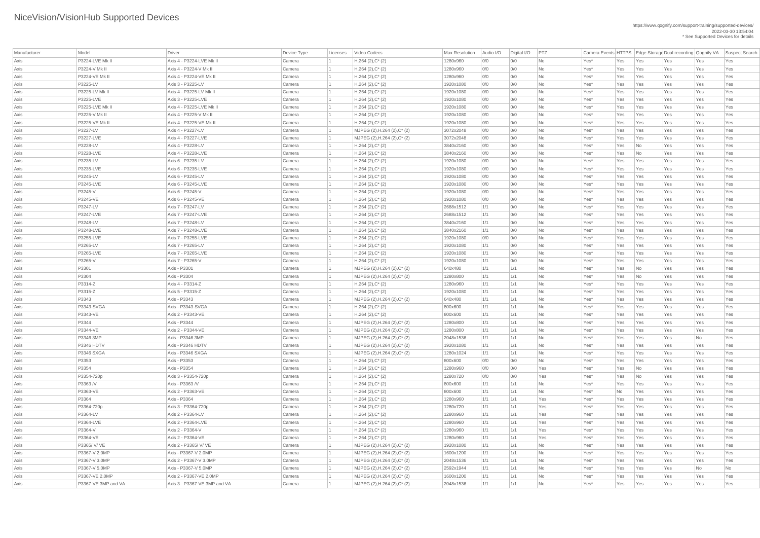# NiceVision/VisionHub Supported Devices

https://www.qognify.com/support-training/supported-devices/
2022-03-30 13:54:04
* See Supported Devices for details

| Manufacturer | Model | Driver | Device Type | Licenses | Video Codecs | Max Resolution | Audio I/O | Digital I/O | PTZ | Camera Events | HTTPS | Edge Storage | Dual recording | Qognify VA | Suspect Search |
|---|---|---|---|---|---|---|---|---|---|---|---|---|---|---|---|
| Axis | P3224-LVE Mk II | Axis 4 - P3224-LVE Mk II | Camera | 1 | H.264 (2),C* (2) | 1280x960 | 0/0 | 0/0 | No | Yes* | Yes | Yes | Yes | Yes | Yes |
| Axis | P3224-V Mk II | Axis 4 - P3224-V Mk II | Camera | 1 | H.264 (2),C* (2) | 1280x960 | 0/0 | 0/0 | No | Yes* | Yes | Yes | Yes | Yes | Yes |
| Axis | P3224-VE Mk II | Axis 4 - P3224-VE Mk II | Camera | 1 | H.264 (2),C* (2) | 1280x960 | 0/0 | 0/0 | No | Yes* | Yes | Yes | Yes | Yes | Yes |
| Axis | P3225-LV | Axis 3 - P3225-LV | Camera | 1 | H.264 (2),C* (2) | 1920x1080 | 0/0 | 0/0 | No | Yes* | Yes | Yes | Yes | Yes | Yes |
| Axis | P3225-LV Mk II | Axis 4 - P3225-LV Mk II | Camera | 1 | H.264 (2),C* (2) | 1920x1080 | 0/0 | 0/0 | No | Yes* | Yes | Yes | Yes | Yes | Yes |
| Axis | P3225-LVE | Axis 3 - P3225-LVE | Camera | 1 | H.264 (2),C* (2) | 1920x1080 | 0/0 | 0/0 | No | Yes* | Yes | Yes | Yes | Yes | Yes |
| Axis | P3225-LVE Mk II | Axis 4 - P3225-LVE Mk II | Camera | 1 | H.264 (2),C* (2) | 1920x1080 | 0/0 | 0/0 | No | Yes* | Yes | Yes | Yes | Yes | Yes |
| Axis | P3225-V Mk II | Axis 4 - P3225-V Mk II | Camera | 1 | H.264 (2),C* (2) | 1920x1080 | 0/0 | 0/0 | No | Yes* | Yes | Yes | Yes | Yes | Yes |
| Axis | P3225-VE Mk II | Axis 4 - P3225-VE Mk II | Camera | 1 | H.264 (2),C* (2) | 1920x1080 | 0/0 | 0/0 | No | Yes* | Yes | Yes | Yes | Yes | Yes |
| Axis | P3227-LV | Axis 4 - P3227-LV | Camera | 1 | MJPEG (2),H.264 (2),C* (2) | 3072x2048 | 0/0 | 0/0 | No | Yes* | Yes | Yes | Yes | Yes | Yes |
| Axis | P3227-LVE | Axis 4 - P3227-LVE | Camera | 1 | MJPEG (2),H.264 (2),C* (2) | 3072x2048 | 0/0 | 0/0 | No | Yes* | Yes | Yes | Yes | Yes | Yes |
| Axis | P3228-LV | Axis 4 - P3228-LV | Camera | 1 | H.264 (2),C* (2) | 3840x2160 | 0/0 | 0/0 | No | Yes* | Yes | No | Yes | Yes | Yes |
| Axis | P3228-LVE | Axis 4 - P3228-LVE | Camera | 1 | H.264 (2),C* (2) | 3840x2160 | 0/0 | 0/0 | No | Yes* | Yes | No | Yes | Yes | Yes |
| Axis | P3235-LV | Axis 6 - P3235-LV | Camera | 1 | H.264 (2),C* (2) | 1920x1080 | 0/0 | 0/0 | No | Yes* | Yes | Yes | Yes | Yes | Yes |
| Axis | P3235-LVE | Axis 6 - P3235-LVE | Camera | 1 | H.264 (2),C* (2) | 1920x1080 | 0/0 | 0/0 | No | Yes* | Yes | Yes | Yes | Yes | Yes |
| Axis | P3245-LV | Axis 6 - P3245-LV | Camera | 1 | H.264 (2),C* (2) | 1920x1080 | 0/0 | 0/0 | No | Yes* | Yes | Yes | Yes | Yes | Yes |
| Axis | P3245-LVE | Axis 6 - P3245-LVE | Camera | 1 | H.264 (2),C* (2) | 1920x1080 | 0/0 | 0/0 | No | Yes* | Yes | Yes | Yes | Yes | Yes |
| Axis | P3245-V | Axis 6 - P3245-V | Camera | 1 | H.264 (2),C* (2) | 1920x1080 | 0/0 | 0/0 | No | Yes* | Yes | Yes | Yes | Yes | Yes |
| Axis | P3245-VE | Axis 6 - P3245-VE | Camera | 1 | H.264 (2),C* (2) | 1920x1080 | 0/0 | 0/0 | No | Yes* | Yes | Yes | Yes | Yes | Yes |
| Axis | P3247-LV | Axis 7 - P3247-LV | Camera | 1 | H.264 (2),C* (2) | 2688x1512 | 1/1 | 0/0 | No | Yes* | Yes | Yes | Yes | Yes | Yes |
| Axis | P3247-LVE | Axis 7 - P3247-LVE | Camera | 1 | H.264 (2),C* (2) | 2688x1512 | 1/1 | 0/0 | No | Yes* | Yes | Yes | Yes | Yes | Yes |
| Axis | P3248-LV | Axis 7 - P3248-LV | Camera | 1 | H.264 (2),C* (2) | 3840x2160 | 1/1 | 0/0 | No | Yes* | Yes | Yes | Yes | Yes | Yes |
| Axis | P3248-LVE | Axis 7 - P3248-LVE | Camera | 1 | H.264 (2),C* (2) | 3840x2160 | 1/1 | 0/0 | No | Yes* | Yes | Yes | Yes | Yes | Yes |
| Axis | P3255-LVE | Axis 7 - P3255-LVE | Camera | 1 | H.264 (2),C* (2) | 1920x1080 | 0/0 | 0/0 | No | Yes* | Yes | Yes | Yes | Yes | Yes |
| Axis | P3265-LV | Axis 7 - P3265-LV | Camera | 1 | H.264 (2),C* (2) | 1920x1080 | 1/1 | 0/0 | No | Yes* | Yes | Yes | Yes | Yes | Yes |
| Axis | P3265-LVE | Axis 7 - P3265-LVE | Camera | 1 | H.264 (2),C* (2) | 1920x1080 | 1/1 | 0/0 | No | Yes* | Yes | Yes | Yes | Yes | Yes |
| Axis | P3265-V | Axis 7 - P3265-V | Camera | 1 | H.264 (2),C* (2) | 1920x1080 | 1/1 | 0/0 | No | Yes* | Yes | Yes | Yes | Yes | Yes |
| Axis | P3301 | Axis - P3301 | Camera | 1 | MJPEG (2),H.264 (2),C* (2) | 640x480 | 1/1 | 1/1 | No | Yes* | Yes | No | Yes | Yes | Yes |
| Axis | P3304 | Axis - P3304 | Camera | 1 | MJPEG (2),H.264 (2),C* (2) | 1280x800 | 1/1 | 1/1 | No | Yes* | Yes | No | Yes | Yes | Yes |
| Axis | P3314-Z | Axis 4 - P3314-Z | Camera | 1 | H.264 (2),C* (2) | 1280x960 | 1/1 | 1/1 | No | Yes* | Yes | Yes | Yes | Yes | Yes |
| Axis | P3315-Z | Axis 5 - P3315-Z | Camera | 1 | H.264 (2),C* (2) | 1920x1080 | 1/1 | 1/1 | No | Yes* | Yes | Yes | Yes | Yes | Yes |
| Axis | P3343 | Axis - P3343 | Camera | 1 | MJPEG (2),H.264 (2),C* (2) | 640x480 | 1/1 | 1/1 | No | Yes* | Yes | Yes | Yes | Yes | Yes |
| Axis | P3343-SVGA | Axis - P3343-SVGA | Camera | 1 | H.264 (2),C* (2) | 800x600 | 1/1 | 1/1 | No | Yes* | Yes | Yes | Yes | Yes | Yes |
| Axis | P3343-VE | Axis 2 - P3343-VE | Camera | 1 | H.264 (2),C* (2) | 800x600 | 1/1 | 1/1 | No | Yes* | Yes | Yes | Yes | Yes | Yes |
| Axis | P3344 | Axis - P3344 | Camera | 1 | MJPEG (2),H.264 (2),C* (2) | 1280x800 | 1/1 | 1/1 | No | Yes* | Yes | Yes | Yes | Yes | Yes |
| Axis | P3344-VE | Axis 2 - P3344-VE | Camera | 1 | MJPEG (2),H.264 (2),C* (2) | 1280x800 | 1/1 | 1/1 | No | Yes* | Yes | Yes | Yes | Yes | Yes |
| Axis | P3346 3MP | Axis - P3346 3MP | Camera | 1 | MJPEG (2),H.264 (2),C* (2) | 2048x1536 | 1/1 | 1/1 | No | Yes* | Yes | Yes | Yes | No | Yes |
| Axis | P3346 HDTV | Axis - P3346 HDTV | Camera | 1 | MJPEG (2),H.264 (2),C* (2) | 1920x1080 | 1/1 | 1/1 | No | Yes* | Yes | Yes | Yes | Yes | Yes |
| Axis | P3346 SXGA | Axis - P3346 SXGA | Camera | 1 | MJPEG (2),H.264 (2),C* (2) | 1280x1024 | 1/1 | 1/1 | No | Yes* | Yes | Yes | Yes | Yes | Yes |
| Axis | P3353 | Axis - P3353 | Camera | 1 | H.264 (2),C* (2) | 800x600 | 0/0 | 0/0 | No | Yes* | Yes | Yes | Yes | Yes | Yes |
| Axis | P3354 | Axis - P3354 | Camera | 1 | H.264 (2),C* (2) | 1280x960 | 0/0 | 0/0 | Yes | Yes* | Yes | No | Yes | Yes | Yes |
| Axis | P3354-720p | Axis 3 - P3354-720p | Camera | 1 | H.264 (2),C* (2) | 1280x720 | 0/0 | 0/0 | Yes | Yes* | Yes | No | Yes | Yes | Yes |
| Axis | P3363 /V | Axis - P3363 /V | Camera | 1 | H.264 (2),C* (2) | 800x600 | 1/1 | 1/1 | No | Yes* | Yes | Yes | Yes | Yes | Yes |
| Axis | P3363-VE | Axis 2 - P3363-VE | Camera | 1 | H.264 (2),C* (2) | 800x600 | 1/1 | 1/1 | No | Yes* | No | Yes | Yes | Yes | Yes |
| Axis | P3364 | Axis - P3364 | Camera | 1 | H.264 (2),C* (2) | 1280x960 | 1/1 | 1/1 | Yes | Yes* | Yes | Yes | Yes | Yes | Yes |
| Axis | P3364-720p | Axis 3 - P3364-720p | Camera | 1 | H.264 (2),C* (2) | 1280x720 | 1/1 | 1/1 | Yes | Yes* | Yes | Yes | Yes | Yes | Yes |
| Axis | P3364-LV | Axis 2 - P3364-LV | Camera | 1 | H.264 (2),C* (2) | 1280x960 | 1/1 | 1/1 | Yes | Yes* | Yes | Yes | Yes | Yes | Yes |
| Axis | P3364-LVE | Axis 2 - P3364-LVE | Camera | 1 | H.264 (2),C* (2) | 1280x960 | 1/1 | 1/1 | Yes | Yes* | Yes | Yes | Yes | Yes | Yes |
| Axis | P3364-V | Axis 2 - P3364-V | Camera | 1 | H.264 (2),C* (2) | 1280x960 | 1/1 | 1/1 | Yes | Yes* | Yes | Yes | Yes | Yes | Yes |
| Axis | P3364-VE | Axis 2 - P3364-VE | Camera | 1 | H.264 (2),C* (2) | 1280x960 | 1/1 | 1/1 | Yes | Yes* | Yes | Yes | Yes | Yes | Yes |
| Axis | P3365/ V/ VE | Axis 2 - P3365/ V/ VE | Camera | 1 | MJPEG (2),H.264 (2),C* (2) | 1920x1080 | 1/1 | 1/1 | No | Yes* | Yes | Yes | Yes | Yes | Yes |
| Axis | P3367-V 2.0MP | Axis - P3367-V 2.0MP | Camera | 1 | MJPEG (2),H.264 (2),C* (2) | 1600x1200 | 1/1 | 1/1 | No | Yes* | Yes | Yes | Yes | Yes | Yes |
| Axis | P3367-V 3.0MP | Axis 2 - P3367-V 3.0MP | Camera | 1 | MJPEG (2),H.264 (2),C* (2) | 2048x1536 | 1/1 | 1/1 | No | Yes* | Yes | Yes | Yes | Yes | Yes |
| Axis | P3367-V 5.0MP | Axis - P3367-V 5.0MP | Camera | 1 | MJPEG (2),H.264 (2),C* (2) | 2592x1944 | 1/1 | 1/1 | No | Yes* | Yes | Yes | Yes | No | No |
| Axis | P3367-VE 2.0MP | Axis 2 - P3367-VE 2.0MP | Camera | 1 | MJPEG (2),H.264 (2),C* (2) | 1600x1200 | 1/1 | 1/1 | No | Yes* | Yes | Yes | Yes | Yes | Yes |
| Axis | P3367-VE 3MP and VA | Axis 3 - P3367-VE 3MP and VA | Camera | 1 | MJPEG (2),H.264 (2),C* (2) | 2048x1536 | 1/1 | 1/1 | No | Yes* | Yes | Yes | Yes | Yes | Yes |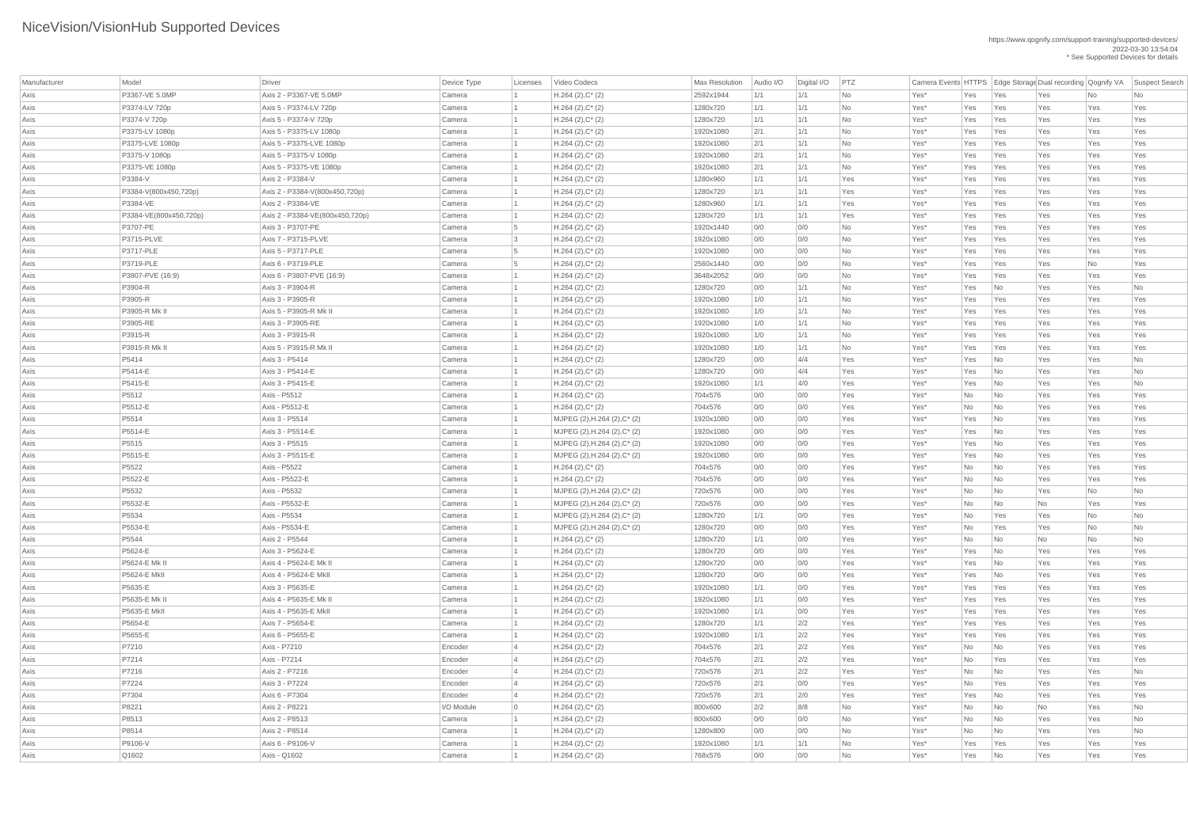# NiceVision/VisionHub Supported Devices

https://www.qognify.com/support-training/supported-devices/
2022-03-30 13:54:04
* See Supported Devices for details

| Manufacturer | Model | Driver | Device Type | Licenses | Video Codecs | Max Resolution | Audio I/O | Digital I/O | PTZ | Camera Events | HTTPS | Edge Storage | Dual recording | Qognify VA | Suspect Search |
|---|---|---|---|---|---|---|---|---|---|---|---|---|---|---|---|
| Axis | P3367-VE 5.0MP | Axis 2 - P3367-VE 5.0MP | Camera | 1 | H.264 (2),C* (2) | 2592x1944 | 1/1 | 1/1 | No | Yes* | Yes | Yes | Yes | No | No |
| Axis | P3374-LV 720p | Axis 5 - P3374-LV 720p | Camera | 1 | H.264 (2),C* (2) | 1280x720 | 1/1 | 1/1 | No | Yes* | Yes | Yes | Yes | Yes | Yes |
| Axis | P3374-V 720p | Axis 5 - P3374-V 720p | Camera | 1 | H.264 (2),C* (2) | 1280x720 | 1/1 | 1/1 | No | Yes* | Yes | Yes | Yes | Yes | Yes |
| Axis | P3375-LV 1080p | Axis 5 - P3375-LV 1080p | Camera | 1 | H.264 (2),C* (2) | 1920x1080 | 2/1 | 1/1 | No | Yes* | Yes | Yes | Yes | Yes | Yes |
| Axis | P3375-LVE 1080p | Axis 5 - P3375-LVE 1080p | Camera | 1 | H.264 (2),C* (2) | 1920x1080 | 2/1 | 1/1 | No | Yes* | Yes | Yes | Yes | Yes | Yes |
| Axis | P3375-V 1080p | Axis 5 - P3375-V 1080p | Camera | 1 | H.264 (2),C* (2) | 1920x1080 | 2/1 | 1/1 | No | Yes* | Yes | Yes | Yes | Yes | Yes |
| Axis | P3375-VE 1080p | Axis 5 - P3375-VE 1080p | Camera | 1 | H.264 (2),C* (2) | 1920x1080 | 2/1 | 1/1 | No | Yes* | Yes | Yes | Yes | Yes | Yes |
| Axis | P3384-V | Axis 2 - P3384-V | Camera | 1 | H.264 (2),C* (2) | 1280x960 | 1/1 | 1/1 | Yes | Yes* | Yes | Yes | Yes | Yes | Yes |
| Axis | P3384-V(800x450,720p) | Axis 2 - P3384-V(800x450,720p) | Camera | 1 | H.264 (2),C* (2) | 1280x720 | 1/1 | 1/1 | Yes | Yes* | Yes | Yes | Yes | Yes | Yes |
| Axis | P3384-VE | Axis 2 - P3384-VE | Camera | 1 | H.264 (2),C* (2) | 1280x960 | 1/1 | 1/1 | Yes | Yes* | Yes | Yes | Yes | Yes | Yes |
| Axis | P3384-VE(800x450,720p) | Axis 2 - P3384-VE(800x450,720p) | Camera | 1 | H.264 (2),C* (2) | 1280x720 | 1/1 | 1/1 | Yes | Yes* | Yes | Yes | Yes | Yes | Yes |
| Axis | P3707-PE | Axis 3 - P3707-PE | Camera | 5 | H.264 (2),C* (2) | 1920x1440 | 0/0 | 0/0 | No | Yes* | Yes | Yes | Yes | Yes | Yes |
| Axis | P3715-PLVE | Axis 7 - P3715-PLVE | Camera | 3 | H.264 (2),C* (2) | 1920x1080 | 0/0 | 0/0 | No | Yes* | Yes | Yes | Yes | Yes | Yes |
| Axis | P3717-PLE | Axis 5 - P3717-PLE | Camera | 5 | H.264 (2),C* (2) | 1920x1080 | 0/0 | 0/0 | No | Yes* | Yes | Yes | Yes | Yes | Yes |
| Axis | P3719-PLE | Axis 6 - P3719-PLE | Camera | 5 | H.264 (2),C* (2) | 2560x1440 | 0/0 | 0/0 | No | Yes* | Yes | Yes | Yes | No | Yes |
| Axis | P3807-PVE (16:9) | Axis 6 - P3807-PVE (16:9) | Camera | 1 | H.264 (2),C* (2) | 3648x2052 | 0/0 | 0/0 | No | Yes* | Yes | Yes | Yes | Yes | Yes |
| Axis | P3904-R | Axis 3 - P3904-R | Camera | 1 | H.264 (2),C* (2) | 1280x720 | 0/0 | 1/1 | No | Yes* | Yes | No | Yes | Yes | No |
| Axis | P3905-R | Axis 3 - P3905-R | Camera | 1 | H.264 (2),C* (2) | 1920x1080 | 1/0 | 1/1 | No | Yes* | Yes | Yes | Yes | Yes | Yes |
| Axis | P3905-R Mk II | Axis 5 - P3905-R Mk II | Camera | 1 | H.264 (2),C* (2) | 1920x1080 | 1/0 | 1/1 | No | Yes* | Yes | Yes | Yes | Yes | Yes |
| Axis | P3905-RE | Axis 3 - P3905-RE | Camera | 1 | H.264 (2),C* (2) | 1920x1080 | 1/0 | 1/1 | No | Yes* | Yes | Yes | Yes | Yes | Yes |
| Axis | P3915-R | Axis 3 - P3915-R | Camera | 1 | H.264 (2),C* (2) | 1920x1080 | 1/0 | 1/1 | No | Yes* | Yes | Yes | Yes | Yes | Yes |
| Axis | P3915-R Mk II | Axis 5 - P3915-R Mk II | Camera | 1 | H.264 (2),C* (2) | 1920x1080 | 1/0 | 1/1 | No | Yes* | Yes | Yes | Yes | Yes | Yes |
| Axis | P5414 | Axis 3 - P5414 | Camera | 1 | H.264 (2),C* (2) | 1280x720 | 0/0 | 4/4 | Yes | Yes* | Yes | No | Yes | Yes | No |
| Axis | P5414-E | Axis 3 - P5414-E | Camera | 1 | H.264 (2),C* (2) | 1280x720 | 0/0 | 4/4 | Yes | Yes* | Yes | No | Yes | Yes | No |
| Axis | P5415-E | Axis 3 - P5415-E | Camera | 1 | H.264 (2),C* (2) | 1920x1080 | 1/1 | 4/0 | Yes | Yes* | Yes | No | Yes | Yes | No |
| Axis | P5512 | Axis - P5512 | Camera | 1 | H.264 (2),C* (2) | 704x576 | 0/0 | 0/0 | Yes | Yes* | No | No | Yes | Yes | Yes |
| Axis | P5512-E | Axis - P5512-E | Camera | 1 | H.264 (2),C* (2) | 704x576 | 0/0 | 0/0 | Yes | Yes* | No | No | Yes | Yes | Yes |
| Axis | P5514 | Axis 3 - P5514 | Camera | 1 | MJPEG (2),H.264 (2),C* (2) | 1920x1080 | 0/0 | 0/0 | Yes | Yes* | Yes | No | Yes | Yes | Yes |
| Axis | P5514-E | Axis 3 - P5514-E | Camera | 1 | MJPEG (2),H.264 (2),C* (2) | 1920x1080 | 0/0 | 0/0 | Yes | Yes* | Yes | No | Yes | Yes | Yes |
| Axis | P5515 | Axis 3 - P5515 | Camera | 1 | MJPEG (2),H.264 (2),C* (2) | 1920x1080 | 0/0 | 0/0 | Yes | Yes* | Yes | No | Yes | Yes | Yes |
| Axis | P5515-E | Axis 3 - P5515-E | Camera | 1 | MJPEG (2),H.264 (2),C* (2) | 1920x1080 | 0/0 | 0/0 | Yes | Yes* | Yes | No | Yes | Yes | Yes |
| Axis | P5522 | Axis - P5522 | Camera | 1 | H.264 (2),C* (2) | 704x576 | 0/0 | 0/0 | Yes | Yes* | No | No | Yes | Yes | Yes |
| Axis | P5522-E | Axis - P5522-E | Camera | 1 | H.264 (2),C* (2) | 704x576 | 0/0 | 0/0 | Yes | Yes* | No | No | Yes | Yes | Yes |
| Axis | P5532 | Axis - P5532 | Camera | 1 | MJPEG (2),H.264 (2),C* (2) | 720x576 | 0/0 | 0/0 | Yes | Yes* | No | No | Yes | No | No |
| Axis | P5532-E | Axis - P5532-E | Camera | 1 | MJPEG (2),H.264 (2),C* (2) | 720x576 | 0/0 | 0/0 | Yes | Yes* | No | No | No | Yes | Yes |
| Axis | P5534 | Axis - P5534 | Camera | 1 | MJPEG (2),H.264 (2),C* (2) | 1280x720 | 1/1 | 0/0 | Yes | Yes* | No | Yes | Yes | No | No |
| Axis | P5534-E | Axis - P5534-E | Camera | 1 | MJPEG (2),H.264 (2),C* (2) | 1280x720 | 0/0 | 0/0 | Yes | Yes* | No | Yes | Yes | No | No |
| Axis | P5544 | Axis 2 - P5544 | Camera | 1 | H.264 (2),C* (2) | 1280x720 | 1/1 | 0/0 | Yes | Yes* | No | No | No | No | No |
| Axis | P5624-E | Axis 3 - P5624-E | Camera | 1 | H.264 (2),C* (2) | 1280x720 | 0/0 | 0/0 | Yes | Yes* | Yes | No | Yes | Yes | Yes |
| Axis | P5624-E Mk II | Axis 4 - P5624-E Mk II | Camera | 1 | H.264 (2),C* (2) | 1280x720 | 0/0 | 0/0 | Yes | Yes* | Yes | No | Yes | Yes | Yes |
| Axis | P5624-E MkII | Axis 4 - P5624-E MkII | Camera | 1 | H.264 (2),C* (2) | 1280x720 | 0/0 | 0/0 | Yes | Yes* | Yes | No | Yes | Yes | Yes |
| Axis | P5635-E | Axis 3 - P5635-E | Camera | 1 | H.264 (2),C* (2) | 1920x1080 | 1/1 | 0/0 | Yes | Yes* | Yes | Yes | Yes | Yes | Yes |
| Axis | P5635-E Mk II | Axis 4 - P5635-E Mk II | Camera | 1 | H.264 (2),C* (2) | 1920x1080 | 1/1 | 0/0 | Yes | Yes* | Yes | Yes | Yes | Yes | Yes |
| Axis | P5635-E MkII | Axis 4 - P5635-E MkII | Camera | 1 | H.264 (2),C* (2) | 1920x1080 | 1/1 | 0/0 | Yes | Yes* | Yes | Yes | Yes | Yes | Yes |
| Axis | P5654-E | Axis 7 - P5654-E | Camera | 1 | H.264 (2),C* (2) | 1280x720 | 1/1 | 2/2 | Yes | Yes* | Yes | Yes | Yes | Yes | Yes |
| Axis | P5655-E | Axis 6 - P5655-E | Camera | 1 | H.264 (2),C* (2) | 1920x1080 | 1/1 | 2/2 | Yes | Yes* | Yes | Yes | Yes | Yes | Yes |
| Axis | P7210 | Axis - P7210 | Encoder | 4 | H.264 (2),C* (2) | 704x576 | 2/1 | 2/2 | Yes | Yes* | No | No | Yes | Yes | Yes |
| Axis | P7214 | Axis - P7214 | Encoder | 4 | H.264 (2),C* (2) | 704x576 | 2/1 | 2/2 | Yes | Yes* | No | Yes | Yes | Yes | Yes |
| Axis | P7216 | Axis 2 - P7216 | Encoder | 4 | H.264 (2),C* (2) | 720x576 | 2/1 | 2/2 | Yes | Yes* | No | No | Yes | Yes | No |
| Axis | P7224 | Axis 3 - P7224 | Encoder | 4 | H.264 (2),C* (2) | 720x576 | 2/1 | 0/0 | Yes | Yes* | No | Yes | Yes | Yes | Yes |
| Axis | P7304 | Axis 6 - P7304 | Encoder | 4 | H.264 (2),C* (2) | 720x576 | 2/1 | 2/0 | Yes | Yes* | Yes | No | Yes | Yes | Yes |
| Axis | P8221 | Axis 2 - P8221 | I/O Module | 0 | H.264 (2),C* (2) | 800x600 | 2/2 | 8/8 | No | Yes* | No | No | No | Yes | No |
| Axis | P8513 | Axis 2 - P8513 | Camera | 1 | H.264 (2),C* (2) | 800x600 | 0/0 | 0/0 | No | Yes* | No | No | Yes | Yes | No |
| Axis | P8514 | Axis 2 - P8514 | Camera | 1 | H.264 (2),C* (2) | 1280x800 | 0/0 | 0/0 | No | Yes* | No | No | Yes | Yes | No |
| Axis | P9106-V | Axis 6 - P9106-V | Camera | 1 | H.264 (2),C* (2) | 1920x1080 | 1/1 | 1/1 | No | Yes* | Yes | Yes | Yes | Yes | Yes |
| Axis | Q1602 | Axis - Q1602 | Camera | 1 | H.264 (2),C* (2) | 768x576 | 0/0 | 0/0 | No | Yes* | Yes | No | Yes | Yes | Yes |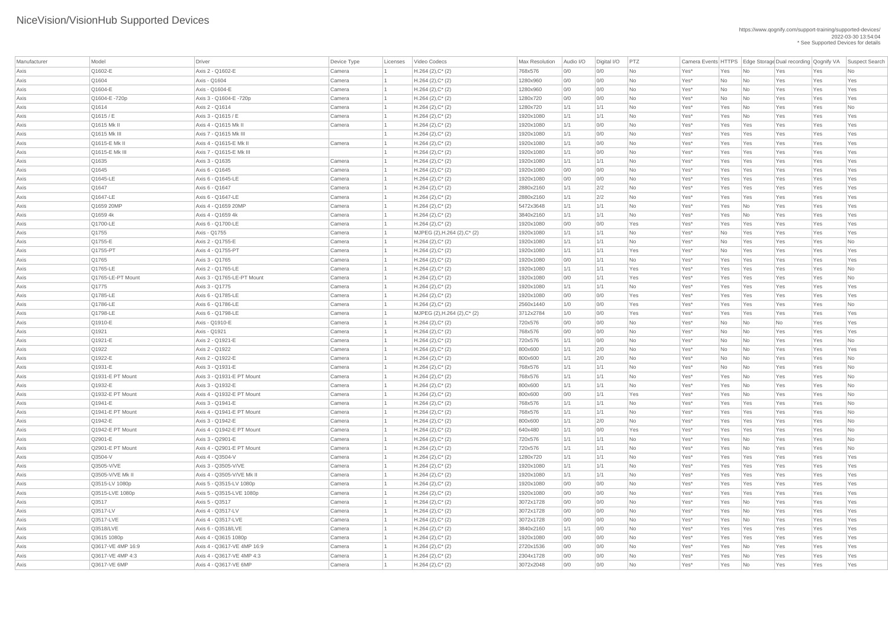# NiceVision/VisionHub Supported Devices

https://www.qognify.com/support-training/supported-devices/
2022-03-30 13:54:04
* See Supported Devices for details

| Manufacturer | Model | Driver | Device Type | Licenses | Video Codecs | Max Resolution | Audio I/O | Digital I/O | PTZ | Camera Events | HTTPS | Edge Storage | Dual recording | Qognify VA | Suspect Search |
|---|---|---|---|---|---|---|---|---|---|---|---|---|---|---|---|
| Axis | Q1602-E | Axis 2 - Q1602-E | Camera | 1 | H.264 (2),C* (2) | 768x576 | 0/0 | 0/0 | No | Yes* | Yes | No | Yes | Yes | No |
| Axis | Q1604 | Axis - Q1604 | Camera | 1 | H.264 (2),C* (2) | 1280x960 | 0/0 | 0/0 | No | Yes* | No | No | Yes | Yes | Yes |
| Axis | Q1604-E | Axis - Q1604-E | Camera | 1 | H.264 (2),C* (2) | 1280x960 | 0/0 | 0/0 | No | Yes* | No | No | Yes | Yes | Yes |
| Axis | Q1604-E -720p | Axis 3 - Q1604-E -720p | Camera | 1 | H.264 (2),C* (2) | 1280x720 | 0/0 | 0/0 | No | Yes* | No | No | Yes | Yes | Yes |
| Axis | Q1614 | Axis 2 - Q1614 | Camera | 1 | H.264 (2),C* (2) | 1280x720 | 1/1 | 1/1 | No | Yes* | Yes | No | Yes | Yes | No |
| Axis | Q1615 / E | Axis 3 - Q1615 / E | Camera | 1 | H.264 (2),C* (2) | 1920x1080 | 1/1 | 1/1 | No | Yes* | Yes | No | Yes | Yes | Yes |
| Axis | Q1615 Mk II | Axis 4 - Q1615 Mk II | Camera | 1 | H.264 (2),C* (2) | 1920x1080 | 1/1 | 0/0 | No | Yes* | Yes | Yes | Yes | Yes | Yes |
| Axis | Q1615 Mk III | Axis 7 - Q1615 Mk III | | 1 | H.264 (2),C* (2) | 1920x1080 | 1/1 | 0/0 | No | Yes* | Yes | Yes | Yes | Yes | Yes |
| Axis | Q1615-E Mk II | Axis 4 - Q1615-E Mk II | Camera | 1 | H.264 (2),C* (2) | 1920x1080 | 1/1 | 0/0 | No | Yes* | Yes | Yes | Yes | Yes | Yes |
| Axis | Q1615-E Mk III | Axis 7 - Q1615-E Mk III | | 1 | H.264 (2),C* (2) | 1920x1080 | 1/1 | 0/0 | No | Yes* | Yes | Yes | Yes | Yes | Yes |
| Axis | Q1635 | Axis 3 - Q1635 | Camera | 1 | H.264 (2),C* (2) | 1920x1080 | 1/1 | 1/1 | No | Yes* | Yes | Yes | Yes | Yes | Yes |
| Axis | Q1645 | Axis 6 - Q1645 | Camera | 1 | H.264 (2),C* (2) | 1920x1080 | 0/0 | 0/0 | No | Yes* | Yes | Yes | Yes | Yes | Yes |
| Axis | Q1645-LE | Axis 6 - Q1645-LE | Camera | 1 | H.264 (2),C* (2) | 1920x1080 | 0/0 | 0/0 | No | Yes* | Yes | Yes | Yes | Yes | Yes |
| Axis | Q1647 | Axis 6 - Q1647 | Camera | 1 | H.264 (2),C* (2) | 2880x2160 | 1/1 | 2/2 | No | Yes* | Yes | Yes | Yes | Yes | Yes |
| Axis | Q1647-LE | Axis 6 - Q1647-LE | Camera | 1 | H.264 (2),C* (2) | 2880x2160 | 1/1 | 2/2 | No | Yes* | Yes | Yes | Yes | Yes | Yes |
| Axis | Q1659 20MP | Axis 4 - Q1659 20MP | Camera | 1 | H.264 (2),C* (2) | 5472x3648 | 1/1 | 1/1 | No | Yes* | Yes | No | Yes | Yes | Yes |
| Axis | Q1659 4k | Axis 4 - Q1659 4k | Camera | 1 | H.264 (2),C* (2) | 3840x2160 | 1/1 | 1/1 | No | Yes* | Yes | No | Yes | Yes | Yes |
| Axis | Q1700-LE | Axis 6 - Q1700-LE | Camera | 1 | H.264 (2),C* (2) | 1920x1080 | 0/0 | 0/0 | Yes | Yes* | Yes | Yes | Yes | Yes | Yes |
| Axis | Q1755 | Axis - Q1755 | Camera | 1 | MJPEG (2),H.264 (2),C* (2) | 1920x1080 | 1/1 | 1/1 | No | Yes* | No | Yes | Yes | Yes | Yes |
| Axis | Q1755-E | Axis 2 - Q1755-E | Camera | 1 | H.264 (2),C* (2) | 1920x1080 | 1/1 | 1/1 | No | Yes* | No | Yes | Yes | Yes | No |
| Axis | Q1755-PT | Axis 4 - Q1755-PT | Camera | 1 | H.264 (2),C* (2) | 1920x1080 | 1/1 | 1/1 | Yes | Yes* | No | Yes | Yes | Yes | Yes |
| Axis | Q1765 | Axis 3 - Q1765 | Camera | 1 | H.264 (2),C* (2) | 1920x1080 | 0/0 | 1/1 | No | Yes* | Yes | Yes | Yes | Yes | Yes |
| Axis | Q1765-LE | Axis 2 - Q1765-LE | Camera | 1 | H.264 (2),C* (2) | 1920x1080 | 1/1 | 1/1 | Yes | Yes* | Yes | Yes | Yes | Yes | No |
| Axis | Q1765-LE-PT Mount | Axis 3 - Q1765-LE-PT Mount | Camera | 1 | H.264 (2),C* (2) | 1920x1080 | 0/0 | 1/1 | Yes | Yes* | Yes | Yes | Yes | Yes | No |
| Axis | Q1775 | Axis 3 - Q1775 | Camera | 1 | H.264 (2),C* (2) | 1920x1080 | 1/1 | 1/1 | No | Yes* | Yes | Yes | Yes | Yes | Yes |
| Axis | Q1785-LE | Axis 6 - Q1785-LE | Camera | 1 | H.264 (2),C* (2) | 1920x1080 | 0/0 | 0/0 | Yes | Yes* | Yes | Yes | Yes | Yes | Yes |
| Axis | Q1786-LE | Axis 6 - Q1786-LE | Camera | 1 | H.264 (2),C* (2) | 2560x1440 | 1/0 | 0/0 | Yes | Yes* | Yes | Yes | Yes | Yes | No |
| Axis | Q1798-LE | Axis 6 - Q1798-LE | Camera | 1 | MJPEG (2),H.264 (2),C* (2) | 3712x2784 | 1/0 | 0/0 | Yes | Yes* | Yes | Yes | Yes | Yes | Yes |
| Axis | Q1910-E | Axis - Q1910-E | Camera | 1 | H.264 (2),C* (2) | 720x576 | 0/0 | 0/0 | No | Yes* | No | No | No | Yes | Yes |
| Axis | Q1921 | Axis - Q1921 | Camera | 1 | H.264 (2),C* (2) | 768x576 | 0/0 | 0/0 | No | Yes* | No | No | Yes | Yes | Yes |
| Axis | Q1921-E | Axis 2 - Q1921-E | Camera | 1 | H.264 (2),C* (2) | 720x576 | 1/1 | 0/0 | No | Yes* | No | No | Yes | Yes | No |
| Axis | Q1922 | Axis 2 - Q1922 | Camera | 1 | H.264 (2),C* (2) | 800x600 | 1/1 | 2/0 | No | Yes* | No | No | Yes | Yes | Yes |
| Axis | Q1922-E | Axis 2 - Q1922-E | Camera | 1 | H.264 (2),C* (2) | 800x600 | 1/1 | 2/0 | No | Yes* | No | No | Yes | Yes | No |
| Axis | Q1931-E | Axis 3 - Q1931-E | Camera | 1 | H.264 (2),C* (2) | 768x576 | 1/1 | 1/1 | No | Yes* | No | No | Yes | Yes | No |
| Axis | Q1931-E PT Mount | Axis 3 - Q1931-E PT Mount | Camera | 1 | H.264 (2),C* (2) | 768x576 | 1/1 | 1/1 | No | Yes* | Yes | No | Yes | Yes | No |
| Axis | Q1932-E | Axis 3 - Q1932-E | Camera | 1 | H.264 (2),C* (2) | 800x600 | 1/1 | 1/1 | No | Yes* | Yes | No | Yes | Yes | No |
| Axis | Q1932-E PT Mount | Axis 4 - Q1932-E PT Mount | Camera | 1 | H.264 (2),C* (2) | 800x600 | 0/0 | 1/1 | Yes | Yes* | Yes | No | Yes | Yes | No |
| Axis | Q1941-E | Axis 3 - Q1941-E | Camera | 1 | H.264 (2),C* (2) | 768x576 | 1/1 | 1/1 | No | Yes* | Yes | Yes | Yes | Yes | No |
| Axis | Q1941-E PT Mount | Axis 4 - Q1941-E PT Mount | Camera | 1 | H.264 (2),C* (2) | 768x576 | 1/1 | 1/1 | No | Yes* | Yes | Yes | Yes | Yes | No |
| Axis | Q1942-E | Axis 3 - Q1942-E | Camera | 1 | H.264 (2),C* (2) | 800x600 | 1/1 | 2/0 | No | Yes* | Yes | Yes | Yes | Yes | No |
| Axis | Q1942-E PT Mount | Axis 4 - Q1942-E PT Mount | Camera | 1 | H.264 (2),C* (2) | 640x480 | 1/1 | 0/0 | Yes | Yes* | Yes | Yes | Yes | Yes | No |
| Axis | Q2901-E | Axis 3 - Q2901-E | Camera | 1 | H.264 (2),C* (2) | 720x576 | 1/1 | 1/1 | No | Yes* | Yes | No | Yes | Yes | No |
| Axis | Q2901-E PT Mount | Axis 4 - Q2901-E PT Mount | Camera | 1 | H.264 (2),C* (2) | 720x576 | 1/1 | 1/1 | No | Yes* | Yes | No | Yes | Yes | No |
| Axis | Q3504-V | Axis 4 - Q3504-V | Camera | 1 | H.264 (2),C* (2) | 1280x720 | 1/1 | 1/1 | No | Yes* | Yes | Yes | Yes | Yes | Yes |
| Axis | Q3505-V/VE | Axis 3 - Q3505-V/VE | Camera | 1 | H.264 (2),C* (2) | 1920x1080 | 1/1 | 1/1 | No | Yes* | Yes | Yes | Yes | Yes | Yes |
| Axis | Q3505-V/VE Mk II | Axis 4 - Q3505-V/VE Mk II | Camera | 1 | H.264 (2),C* (2) | 1920x1080 | 1/1 | 1/1 | No | Yes* | Yes | Yes | Yes | Yes | Yes |
| Axis | Q3515-LV 1080p | Axis 5 - Q3515-LV 1080p | Camera | 1 | H.264 (2),C* (2) | 1920x1080 | 0/0 | 0/0 | No | Yes* | Yes | Yes | Yes | Yes | Yes |
| Axis | Q3515-LVE 1080p | Axis 5 - Q3515-LVE 1080p | Camera | 1 | H.264 (2),C* (2) | 1920x1080 | 0/0 | 0/0 | No | Yes* | Yes | Yes | Yes | Yes | Yes |
| Axis | Q3517 | Axis 5 - Q3517 | Camera | 1 | H.264 (2),C* (2) | 3072x1728 | 0/0 | 0/0 | No | Yes* | Yes | No | Yes | Yes | Yes |
| Axis | Q3517-LV | Axis 4 - Q3517-LV | Camera | 1 | H.264 (2),C* (2) | 3072x1728 | 0/0 | 0/0 | No | Yes* | Yes | No | Yes | Yes | Yes |
| Axis | Q3517-LVE | Axis 4 - Q3517-LVE | Camera | 1 | H.264 (2),C* (2) | 3072x1728 | 0/0 | 0/0 | No | Yes* | Yes | No | Yes | Yes | Yes |
| Axis | Q3518/LVE | Axis 6 - Q3518/LVE | Camera | 1 | H.264 (2),C* (2) | 3840x2160 | 1/1 | 0/0 | No | Yes* | Yes | Yes | Yes | Yes | Yes |
| Axis | Q3615 1080p | Axis 4 - Q3615 1080p | Camera | 1 | H.264 (2),C* (2) | 1920x1080 | 0/0 | 0/0 | No | Yes* | Yes | Yes | Yes | Yes | Yes |
| Axis | Q3617-VE 4MP 16:9 | Axis 4 - Q3617-VE 4MP 16:9 | Camera | 1 | H.264 (2),C* (2) | 2720x1536 | 0/0 | 0/0 | No | Yes* | Yes | No | Yes | Yes | Yes |
| Axis | Q3617-VE 4MP 4:3 | Axis 4 - Q3617-VE 4MP 4:3 | Camera | 1 | H.264 (2),C* (2) | 2304x1728 | 0/0 | 0/0 | No | Yes* | Yes | No | Yes | Yes | Yes |
| Axis | Q3617-VE 6MP | Axis 4 - Q3617-VE 6MP | Camera | 1 | H.264 (2),C* (2) | 3072x2048 | 0/0 | 0/0 | No | Yes* | Yes | No | Yes | Yes | Yes |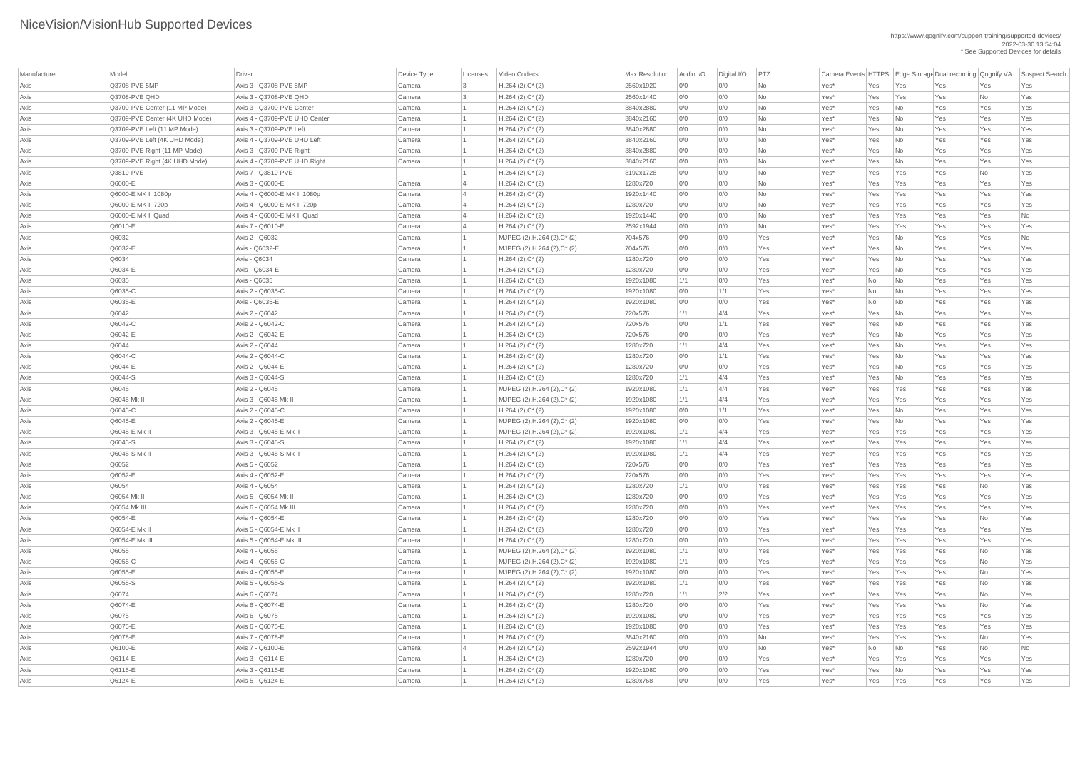# NiceVision/VisionHub Supported Devices

https://www.qognify.com/support-training/supported-devices/
2022-03-30 13:54:04
* See Supported Devices for details

| Manufacturer | Model | Driver | Device Type | Licenses | Video Codecs | Max Resolution | Audio I/O | Digital I/O | PTZ | Camera Events | HTTPS | Edge Storage | Dual recording | Qognify VA | Suspect Search |
|---|---|---|---|---|---|---|---|---|---|---|---|---|---|---|---|
| Axis | Q3708-PVE 5MP | Axis 3 - Q3708-PVE 5MP | Camera | 3 | H.264 (2),C* (2) | 2560x1920 | 0/0 | 0/0 | No | Yes* | Yes | Yes | Yes | Yes | Yes |
| Axis | Q3708-PVE QHD | Axis 3 - Q3708-PVE QHD | Camera | 3 | H.264 (2),C* (2) | 2560x1440 | 0/0 | 0/0 | No | Yes* | Yes | Yes | Yes | No | Yes |
| Axis | Q3709-PVE Center (11 MP Mode) | Axis 3 - Q3709-PVE Center | Camera | 1 | H.264 (2),C* (2) | 3840x2880 | 0/0 | 0/0 | No | Yes* | Yes | No | Yes | Yes | Yes |
| Axis | Q3709-PVE Center (4K UHD Mode) | Axis 4 - Q3709-PVE UHD Center | Camera | 1 | H.264 (2),C* (2) | 3840x2160 | 0/0 | 0/0 | No | Yes* | Yes | No | Yes | Yes | Yes |
| Axis | Q3709-PVE Left (11 MP Mode) | Axis 3 - Q3709-PVE Left | Camera | 1 | H.264 (2),C* (2) | 3840x2880 | 0/0 | 0/0 | No | Yes* | Yes | No | Yes | Yes | Yes |
| Axis | Q3709-PVE Left (4K UHD Mode) | Axis 4 - Q3709-PVE UHD Left | Camera | 1 | H.264 (2),C* (2) | 3840x2160 | 0/0 | 0/0 | No | Yes* | Yes | No | Yes | Yes | Yes |
| Axis | Q3709-PVE Right (11 MP Mode) | Axis 3 - Q3709-PVE Right | Camera | 1 | H.264 (2),C* (2) | 3840x2880 | 0/0 | 0/0 | No | Yes* | Yes | No | Yes | Yes | Yes |
| Axis | Q3709-PVE Right (4K UHD Mode) | Axis 4 - Q3709-PVE UHD Right | Camera | 1 | H.264 (2),C* (2) | 3840x2160 | 0/0 | 0/0 | No | Yes* | Yes | No | Yes | Yes | Yes |
| Axis | Q3819-PVE | Axis 7 - Q3819-PVE | | 1 | H.264 (2),C* (2) | 8192x1728 | 0/0 | 0/0 | No | Yes* | Yes | Yes | Yes | No | Yes |
| Axis | Q6000-E | Axis 3 - Q6000-E | Camera | 4 | H.264 (2),C* (2) | 1280x720 | 0/0 | 0/0 | No | Yes* | Yes | Yes | Yes | Yes | Yes |
| Axis | Q6000-E MK II 1080p | Axis 4 - Q6000-E MK II 1080p | Camera | 4 | H.264 (2),C* (2) | 1920x1440 | 0/0 | 0/0 | No | Yes* | Yes | Yes | Yes | Yes | Yes |
| Axis | Q6000-E MK II 720p | Axis 4 - Q6000-E MK II 720p | Camera | 4 | H.264 (2),C* (2) | 1280x720 | 0/0 | 0/0 | No | Yes* | Yes | Yes | Yes | Yes | Yes |
| Axis | Q6000-E MK II Quad | Axis 4 - Q6000-E MK II Quad | Camera | 4 | H.264 (2),C* (2) | 1920x1440 | 0/0 | 0/0 | No | Yes* | Yes | Yes | Yes | Yes | No |
| Axis | Q6010-E | Axis 7 - Q6010-E | Camera | 4 | H.264 (2),C* (2) | 2592x1944 | 0/0 | 0/0 | No | Yes* | Yes | Yes | Yes | Yes | Yes |
| Axis | Q6032 | Axis 2 - Q6032 | Camera | 1 | MJPEG (2),H.264 (2),C* (2) | 704x576 | 0/0 | 0/0 | Yes | Yes* | Yes | No | Yes | Yes | No |
| Axis | Q6032-E | Axis - Q6032-E | Camera | 1 | MJPEG (2),H.264 (2),C* (2) | 704x576 | 0/0 | 0/0 | Yes | Yes* | Yes | No | Yes | Yes | Yes |
| Axis | Q6034 | Axis - Q6034 | Camera | 1 | H.264 (2),C* (2) | 1280x720 | 0/0 | 0/0 | Yes | Yes* | Yes | No | Yes | Yes | Yes |
| Axis | Q6034-E | Axis - Q6034-E | Camera | 1 | H.264 (2),C* (2) | 1280x720 | 0/0 | 0/0 | Yes | Yes* | Yes | No | Yes | Yes | Yes |
| Axis | Q6035 | Axis - Q6035 | Camera | 1 | H.264 (2),C* (2) | 1920x1080 | 1/1 | 0/0 | Yes | Yes* | No | No | Yes | Yes | Yes |
| Axis | Q6035-C | Axis 2 - Q6035-C | Camera | 1 | H.264 (2),C* (2) | 1920x1080 | 0/0 | 1/1 | Yes | Yes* | No | No | Yes | Yes | Yes |
| Axis | Q6035-E | Axis - Q6035-E | Camera | 1 | H.264 (2),C* (2) | 1920x1080 | 0/0 | 0/0 | Yes | Yes* | No | No | Yes | Yes | Yes |
| Axis | Q6042 | Axis 2 - Q6042 | Camera | 1 | H.264 (2),C* (2) | 720x576 | 1/1 | 4/4 | Yes | Yes* | Yes | No | Yes | Yes | Yes |
| Axis | Q6042-C | Axis 2 - Q6042-C | Camera | 1 | H.264 (2),C* (2) | 720x576 | 0/0 | 1/1 | Yes | Yes* | Yes | No | Yes | Yes | Yes |
| Axis | Q6042-E | Axis 2 - Q6042-E | Camera | 1 | H.264 (2),C* (2) | 720x576 | 0/0 | 0/0 | Yes | Yes* | Yes | No | Yes | Yes | Yes |
| Axis | Q6044 | Axis 2 - Q6044 | Camera | 1 | H.264 (2),C* (2) | 1280x720 | 1/1 | 4/4 | Yes | Yes* | Yes | No | Yes | Yes | Yes |
| Axis | Q6044-C | Axis 2 - Q6044-C | Camera | 1 | H.264 (2),C* (2) | 1280x720 | 0/0 | 1/1 | Yes | Yes* | Yes | No | Yes | Yes | Yes |
| Axis | Q6044-E | Axis 2 - Q6044-E | Camera | 1 | H.264 (2),C* (2) | 1280x720 | 0/0 | 0/0 | Yes | Yes* | Yes | No | Yes | Yes | Yes |
| Axis | Q6044-S | Axis 3 - Q6044-S | Camera | 1 | H.264 (2),C* (2) | 1280x720 | 1/1 | 4/4 | Yes | Yes* | Yes | No | Yes | Yes | Yes |
| Axis | Q6045 | Axis 2 - Q6045 | Camera | 1 | MJPEG (2),H.264 (2),C* (2) | 1920x1080 | 1/1 | 4/4 | Yes | Yes* | Yes | Yes | Yes | Yes | Yes |
| Axis | Q6045 Mk II | Axis 3 - Q6045 Mk II | Camera | 1 | MJPEG (2),H.264 (2),C* (2) | 1920x1080 | 1/1 | 4/4 | Yes | Yes* | Yes | Yes | Yes | Yes | Yes |
| Axis | Q6045-C | Axis 2 - Q6045-C | Camera | 1 | H.264 (2),C* (2) | 1920x1080 | 0/0 | 1/1 | Yes | Yes* | Yes | No | Yes | Yes | Yes |
| Axis | Q6045-E | Axis 2 - Q6045-E | Camera | 1 | MJPEG (2),H.264 (2),C* (2) | 1920x1080 | 0/0 | 0/0 | Yes | Yes* | Yes | No | Yes | Yes | Yes |
| Axis | Q6045-E Mk II | Axis 3 - Q6045-E Mk II | Camera | 1 | MJPEG (2),H.264 (2),C* (2) | 1920x1080 | 1/1 | 4/4 | Yes | Yes* | Yes | Yes | Yes | Yes | Yes |
| Axis | Q6045-S | Axis 3 - Q6045-S | Camera | 1 | H.264 (2),C* (2) | 1920x1080 | 1/1 | 4/4 | Yes | Yes* | Yes | Yes | Yes | Yes | Yes |
| Axis | Q6045-S Mk II | Axis 3 - Q6045-S Mk II | Camera | 1 | H.264 (2),C* (2) | 1920x1080 | 1/1 | 4/4 | Yes | Yes* | Yes | Yes | Yes | Yes | Yes |
| Axis | Q6052 | Axis 5 - Q6052 | Camera | 1 | H.264 (2),C* (2) | 720x576 | 0/0 | 0/0 | Yes | Yes* | Yes | Yes | Yes | Yes | Yes |
| Axis | Q6052-E | Axis 4 - Q6052-E | Camera | 1 | H.264 (2),C* (2) | 720x576 | 0/0 | 0/0 | Yes | Yes* | Yes | Yes | Yes | Yes | Yes |
| Axis | Q6054 | Axis 4 - Q6054 | Camera | 1 | H.264 (2),C* (2) | 1280x720 | 1/1 | 0/0 | Yes | Yes* | Yes | Yes | Yes | No | Yes |
| Axis | Q6054 Mk II | Axis 5 - Q6054 Mk II | Camera | 1 | H.264 (2),C* (2) | 1280x720 | 0/0 | 0/0 | Yes | Yes* | Yes | Yes | Yes | Yes | Yes |
| Axis | Q6054 Mk III | Axis 6 - Q6054 Mk III | Camera | 1 | H.264 (2),C* (2) | 1280x720 | 0/0 | 0/0 | Yes | Yes* | Yes | Yes | Yes | Yes | Yes |
| Axis | Q6054-E | Axis 4 - Q6054-E | Camera | 1 | H.264 (2),C* (2) | 1280x720 | 0/0 | 0/0 | Yes | Yes* | Yes | Yes | Yes | No | Yes |
| Axis | Q6054-E Mk II | Axis 5 - Q6054-E Mk II | Camera | 1 | H.264 (2),C* (2) | 1280x720 | 0/0 | 0/0 | Yes | Yes* | Yes | Yes | Yes | Yes | Yes |
| Axis | Q6054-E Mk III | Axis 5 - Q6054-E Mk III | Camera | 1 | H.264 (2),C* (2) | 1280x720 | 0/0 | 0/0 | Yes | Yes* | Yes | Yes | Yes | Yes | Yes |
| Axis | Q6055 | Axis 4 - Q6055 | Camera | 1 | MJPEG (2),H.264 (2),C* (2) | 1920x1080 | 1/1 | 0/0 | Yes | Yes* | Yes | Yes | Yes | No | Yes |
| Axis | Q6055-C | Axis 4 - Q6055-C | Camera | 1 | MJPEG (2),H.264 (2),C* (2) | 1920x1080 | 1/1 | 0/0 | Yes | Yes* | Yes | Yes | Yes | No | Yes |
| Axis | Q6055-E | Axis 4 - Q6055-E | Camera | 1 | MJPEG (2),H.264 (2),C* (2) | 1920x1080 | 0/0 | 0/0 | Yes | Yes* | Yes | Yes | Yes | No | Yes |
| Axis | Q6055-S | Axis 5 - Q6055-S | Camera | 1 | H.264 (2),C* (2) | 1920x1080 | 1/1 | 0/0 | Yes | Yes* | Yes | Yes | Yes | No | Yes |
| Axis | Q6074 | Axis 6 - Q6074 | Camera | 1 | H.264 (2),C* (2) | 1280x720 | 1/1 | 2/2 | Yes | Yes* | Yes | Yes | Yes | No | Yes |
| Axis | Q6074-E | Axis 6 - Q6074-E | Camera | 1 | H.264 (2),C* (2) | 1280x720 | 0/0 | 0/0 | Yes | Yes* | Yes | Yes | Yes | No | Yes |
| Axis | Q6075 | Axis 6 - Q6075 | Camera | 1 | H.264 (2),C* (2) | 1920x1080 | 0/0 | 0/0 | Yes | Yes* | Yes | Yes | Yes | Yes | Yes |
| Axis | Q6075-E | Axis 6 - Q6075-E | Camera | 1 | H.264 (2),C* (2) | 1920x1080 | 0/0 | 0/0 | Yes | Yes* | Yes | Yes | Yes | Yes | Yes |
| Axis | Q6078-E | Axis 7 - Q6078-E | Camera | 1 | H.264 (2),C* (2) | 3840x2160 | 0/0 | 0/0 | No | Yes* | Yes | Yes | Yes | No | Yes |
| Axis | Q6100-E | Axis 7 - Q6100-E | Camera | 4 | H.264 (2),C* (2) | 2592x1944 | 0/0 | 0/0 | No | Yes* | No | No | Yes | No | No |
| Axis | Q6114-E | Axis 3 - Q6114-E | Camera | 1 | H.264 (2),C* (2) | 1280x720 | 0/0 | 0/0 | Yes | Yes* | Yes | Yes | Yes | Yes | Yes |
| Axis | Q6115-E | Axis 3 - Q6115-E | Camera | 1 | H.264 (2),C* (2) | 1920x1080 | 0/0 | 0/0 | Yes | Yes* | Yes | No | Yes | Yes | Yes |
| Axis | Q6124-E | Axis 5 - Q6124-E | Camera | 1 | H.264 (2),C* (2) | 1280x768 | 0/0 | 0/0 | Yes | Yes* | Yes | Yes | Yes | Yes | Yes |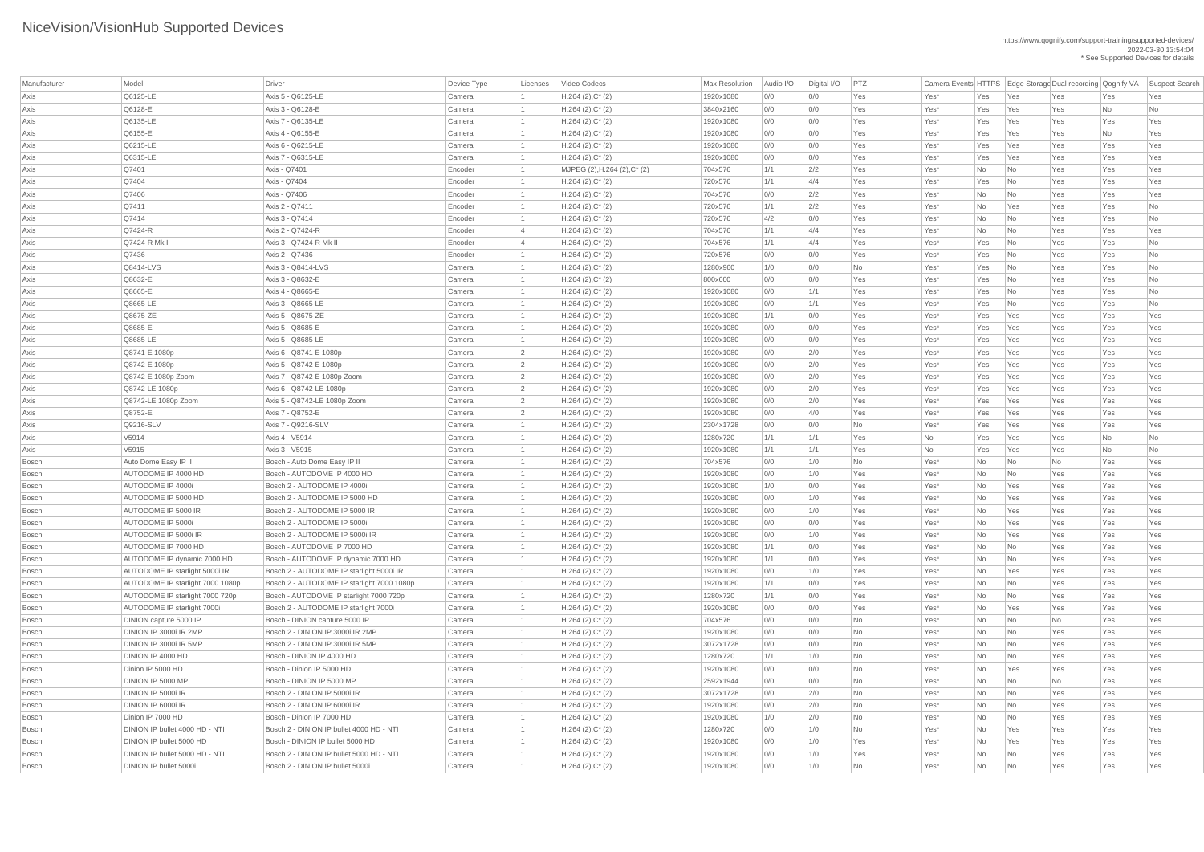# NiceVision/VisionHub Supported Devices

https://www.qognify.com/support-training/supported-devices/
2022-03-30 13:54:04
* See Supported Devices for details

| Manufacturer | Model | Driver | Device Type | Licenses | Video Codecs | Max Resolution | Audio I/O | Digital I/O | PTZ | Camera Events | HTTPS | Edge Storage | Dual recording | Qognify VA | Suspect Search |
|---|---|---|---|---|---|---|---|---|---|---|---|---|---|---|---|
| Axis | Q6125-LE | Axis 5 - Q6125-LE | Camera | 1 | H.264 (2),C* (2) | 1920x1080 | 0/0 | 0/0 | Yes | Yes* | Yes | Yes | Yes | Yes | Yes |
| Axis | Q6128-E | Axis 3 - Q6128-E | Camera | 1 | H.264 (2),C* (2) | 3840x2160 | 0/0 | 0/0 | Yes | Yes* | Yes | Yes | Yes | No | No |
| Axis | Q6135-LE | Axis 7 - Q6135-LE | Camera | 1 | H.264 (2),C* (2) | 1920x1080 | 0/0 | 0/0 | Yes | Yes* | Yes | Yes | Yes | Yes | Yes |
| Axis | Q6155-E | Axis 4 - Q6155-E | Camera | 1 | H.264 (2),C* (2) | 1920x1080 | 0/0 | 0/0 | Yes | Yes* | Yes | Yes | Yes | No | Yes |
| Axis | Q6215-LE | Axis 6 - Q6215-LE | Camera | 1 | H.264 (2),C* (2) | 1920x1080 | 0/0 | 0/0 | Yes | Yes* | Yes | Yes | Yes | Yes | Yes |
| Axis | Q6315-LE | Axis 7 - Q6315-LE | Camera | 1 | H.264 (2),C* (2) | 1920x1080 | 0/0 | 0/0 | Yes | Yes* | Yes | Yes | Yes | Yes | Yes |
| Axis | Q7401 | Axis - Q7401 | Encoder | 1 | MJPEG (2),H.264 (2),C* (2) | 704x576 | 1/1 | 2/2 | Yes | Yes* | No | No | Yes | Yes | Yes |
| Axis | Q7404 | Axis - Q7404 | Encoder | 1 | H.264 (2),C* (2) | 720x576 | 1/1 | 4/4 | Yes | Yes* | Yes | No | Yes | Yes | Yes |
| Axis | Q7406 | Axis - Q7406 | Encoder | 1 | H.264 (2),C* (2) | 704x576 | 0/0 | 2/2 | Yes | Yes* | No | No | Yes | Yes | Yes |
| Axis | Q7411 | Axis 2 - Q7411 | Encoder | 1 | H.264 (2),C* (2) | 720x576 | 1/1 | 2/2 | Yes | Yes* | No | Yes | Yes | Yes | No |
| Axis | Q7414 | Axis 3 - Q7414 | Encoder | 1 | H.264 (2),C* (2) | 720x576 | 4/2 | 0/0 | Yes | Yes* | No | No | Yes | Yes | No |
| Axis | Q7424-R | Axis 2 - Q7424-R | Encoder | 4 | H.264 (2),C* (2) | 704x576 | 1/1 | 4/4 | Yes | Yes* | No | No | Yes | Yes | Yes |
| Axis | Q7424-R Mk II | Axis 3 - Q7424-R Mk II | Encoder | 4 | H.264 (2),C* (2) | 704x576 | 1/1 | 4/4 | Yes | Yes* | Yes | No | Yes | Yes | No |
| Axis | Q7436 | Axis 2 - Q7436 | Encoder | 1 | H.264 (2),C* (2) | 720x576 | 0/0 | 0/0 | Yes | Yes* | Yes | No | Yes | Yes | No |
| Axis | Q8414-LVS | Axis 3 - Q8414-LVS | Camera | 1 | H.264 (2),C* (2) | 1280x960 | 1/0 | 0/0 | No | Yes* | Yes | No | Yes | Yes | No |
| Axis | Q8632-E | Axis 3 - Q8632-E | Camera | 1 | H.264 (2),C* (2) | 800x600 | 0/0 | 0/0 | Yes | Yes* | Yes | No | Yes | Yes | No |
| Axis | Q8665-E | Axis 4 - Q8665-E | Camera | 1 | H.264 (2),C* (2) | 1920x1080 | 0/0 | 1/1 | Yes | Yes* | Yes | No | Yes | Yes | No |
| Axis | Q8665-LE | Axis 3 - Q8665-LE | Camera | 1 | H.264 (2),C* (2) | 1920x1080 | 0/0 | 1/1 | Yes | Yes* | Yes | No | Yes | Yes | No |
| Axis | Q8675-ZE | Axis 5 - Q8675-ZE | Camera | 1 | H.264 (2),C* (2) | 1920x1080 | 1/1 | 0/0 | Yes | Yes* | Yes | Yes | Yes | Yes | Yes |
| Axis | Q8685-E | Axis 5 - Q8685-E | Camera | 1 | H.264 (2),C* (2) | 1920x1080 | 0/0 | 0/0 | Yes | Yes* | Yes | Yes | Yes | Yes | Yes |
| Axis | Q8685-LE | Axis 5 - Q8685-LE | Camera | 1 | H.264 (2),C* (2) | 1920x1080 | 0/0 | 0/0 | Yes | Yes* | Yes | Yes | Yes | Yes | Yes |
| Axis | Q8741-E 1080p | Axis 6 - Q8741-E 1080p | Camera | 2 | H.264 (2),C* (2) | 1920x1080 | 0/0 | 2/0 | Yes | Yes* | Yes | Yes | Yes | Yes | Yes |
| Axis | Q8742-E 1080p | Axis 5 - Q8742-E 1080p | Camera | 2 | H.264 (2),C* (2) | 1920x1080 | 0/0 | 2/0 | Yes | Yes* | Yes | Yes | Yes | Yes | Yes |
| Axis | Q8742-E 1080p Zoom | Axis 7 - Q8742-E 1080p Zoom | Camera | 2 | H.264 (2),C* (2) | 1920x1080 | 0/0 | 2/0 | Yes | Yes* | Yes | Yes | Yes | Yes | Yes |
| Axis | Q8742-LE 1080p | Axis 6 - Q8742-LE 1080p | Camera | 2 | H.264 (2),C* (2) | 1920x1080 | 0/0 | 2/0 | Yes | Yes* | Yes | Yes | Yes | Yes | Yes |
| Axis | Q8742-LE 1080p Zoom | Axis 5 - Q8742-LE 1080p Zoom | Camera | 2 | H.264 (2),C* (2) | 1920x1080 | 0/0 | 2/0 | Yes | Yes* | Yes | Yes | Yes | Yes | Yes |
| Axis | Q8752-E | Axis 7 - Q8752-E | Camera | 2 | H.264 (2),C* (2) | 1920x1080 | 0/0 | 4/0 | Yes | Yes* | Yes | Yes | Yes | Yes | Yes |
| Axis | Q9216-SLV | Axis 7 - Q9216-SLV | Camera | 1 | H.264 (2),C* (2) | 2304x1728 | 0/0 | 0/0 | No | Yes* | Yes | Yes | Yes | Yes | Yes |
| Axis | V5914 | Axis 4 - V5914 | Camera | 1 | H.264 (2),C* (2) | 1280x720 | 1/1 | 1/1 | Yes | No | Yes | Yes | Yes | No | No |
| Axis | V5915 | Axis 3 - V5915 | Camera | 1 | H.264 (2),C* (2) | 1920x1080 | 1/1 | 1/1 | Yes | No | Yes | Yes | Yes | No | No |
| Bosch | Auto Dome Easy IP II | Bosch - Auto Dome Easy IP II | Camera | 1 | H.264 (2),C* (2) | 704x576 | 0/0 | 1/0 | No | Yes* | No | No | No | Yes | Yes |
| Bosch | AUTODOME IP 4000 HD | Bosch - AUTODOME IP 4000 HD | Camera | 1 | H.264 (2),C* (2) | 1920x1080 | 0/0 | 1/0 | Yes | Yes* | No | No | Yes | Yes | Yes |
| Bosch | AUTODOME IP 4000i | Bosch 2 - AUTODOME IP 4000i | Camera | 1 | H.264 (2),C* (2) | 1920x1080 | 1/0 | 0/0 | Yes | Yes* | No | Yes | Yes | Yes | Yes |
| Bosch | AUTODOME IP 5000 HD | Bosch 2 - AUTODOME IP 5000 HD | Camera | 1 | H.264 (2),C* (2) | 1920x1080 | 0/0 | 1/0 | Yes | Yes* | No | Yes | Yes | Yes | Yes |
| Bosch | AUTODOME IP 5000 IR | Bosch 2 - AUTODOME IP 5000 IR | Camera | 1 | H.264 (2),C* (2) | 1920x1080 | 0/0 | 1/0 | Yes | Yes* | No | Yes | Yes | Yes | Yes |
| Bosch | AUTODOME IP 5000i | Bosch 2 - AUTODOME IP 5000i | Camera | 1 | H.264 (2),C* (2) | 1920x1080 | 0/0 | 0/0 | Yes | Yes* | No | Yes | Yes | Yes | Yes |
| Bosch | AUTODOME IP 5000i IR | Bosch 2 - AUTODOME IP 5000i IR | Camera | 1 | H.264 (2),C* (2) | 1920x1080 | 0/0 | 1/0 | Yes | Yes* | No | Yes | Yes | Yes | Yes |
| Bosch | AUTODOME IP 7000 HD | Bosch - AUTODOME IP 7000 HD | Camera | 1 | H.264 (2),C* (2) | 1920x1080 | 1/1 | 0/0 | Yes | Yes* | No | No | Yes | Yes | Yes |
| Bosch | AUTODOME IP dynamic 7000 HD | Bosch - AUTODOME IP dynamic 7000 HD | Camera | 1 | H.264 (2),C* (2) | 1920x1080 | 1/1 | 0/0 | Yes | Yes* | No | No | Yes | Yes | Yes |
| Bosch | AUTODOME IP starlight 5000i IR | Bosch 2 - AUTODOME IP starlight 5000i IR | Camera | 1 | H.264 (2),C* (2) | 1920x1080 | 0/0 | 1/0 | Yes | Yes* | No | Yes | Yes | Yes | Yes |
| Bosch | AUTODOME IP starlight 7000 1080p | Bosch 2 - AUTODOME IP starlight 7000 1080p | Camera | 1 | H.264 (2),C* (2) | 1920x1080 | 1/1 | 0/0 | Yes | Yes* | No | No | Yes | Yes | Yes |
| Bosch | AUTODOME IP starlight 7000 720p | Bosch - AUTODOME IP starlight 7000 720p | Camera | 1 | H.264 (2),C* (2) | 1280x720 | 1/1 | 0/0 | Yes | Yes* | No | No | Yes | Yes | Yes |
| Bosch | AUTODOME IP starlight 7000i | Bosch 2 - AUTODOME IP starlight 7000i | Camera | 1 | H.264 (2),C* (2) | 1920x1080 | 0/0 | 0/0 | Yes | Yes* | No | Yes | Yes | Yes | Yes |
| Bosch | DINION capture 5000 IP | Bosch - DINION capture 5000 IP | Camera | 1 | H.264 (2),C* (2) | 704x576 | 0/0 | 0/0 | No | Yes* | No | No | No | Yes | Yes |
| Bosch | DINION IP 3000i IR 2MP | Bosch 2 - DINION IP 3000i IR 2MP | Camera | 1 | H.264 (2),C* (2) | 1920x1080 | 0/0 | 0/0 | No | Yes* | No | No | Yes | Yes | Yes |
| Bosch | DINION IP 3000i IR 5MP | Bosch 2 - DINION IP 3000i IR 5MP | Camera | 1 | H.264 (2),C* (2) | 3072x1728 | 0/0 | 0/0 | No | Yes* | No | No | Yes | Yes | Yes |
| Bosch | DINION IP 4000 HD | Bosch - DINION IP 4000 HD | Camera | 1 | H.264 (2),C* (2) | 1280x720 | 1/1 | 1/0 | No | Yes* | No | No | Yes | Yes | Yes |
| Bosch | Dinion IP 5000 HD | Bosch - Dinion IP 5000 HD | Camera | 1 | H.264 (2),C* (2) | 1920x1080 | 0/0 | 0/0 | No | Yes* | No | Yes | Yes | Yes | Yes |
| Bosch | DINION IP 5000 MP | Bosch - DINION IP 5000 MP | Camera | 1 | H.264 (2),C* (2) | 2592x1944 | 0/0 | 0/0 | No | Yes* | No | No | No | Yes | Yes |
| Bosch | DINION IP 5000i IR | Bosch 2 - DINION IP 5000i IR | Camera | 1 | H.264 (2),C* (2) | 3072x1728 | 0/0 | 2/0 | No | Yes* | No | No | Yes | Yes | Yes |
| Bosch | DINION IP 6000i IR | Bosch 2 - DINION IP 6000i IR | Camera | 1 | H.264 (2),C* (2) | 1920x1080 | 0/0 | 2/0 | No | Yes* | No | No | Yes | Yes | Yes |
| Bosch | Dinion IP 7000 HD | Bosch - Dinion IP 7000 HD | Camera | 1 | H.264 (2),C* (2) | 1920x1080 | 1/0 | 2/0 | No | Yes* | No | No | Yes | Yes | Yes |
| Bosch | DINION IP bullet 4000 HD - NTI | Bosch 2 - DINION IP bullet 4000 HD - NTI | Camera | 1 | H.264 (2),C* (2) | 1280x720 | 0/0 | 1/0 | No | Yes* | No | Yes | Yes | Yes | Yes |
| Bosch | DINION IP bullet 5000 HD | Bosch - DINION IP bullet 5000 HD | Camera | 1 | H.264 (2),C* (2) | 1920x1080 | 0/0 | 1/0 | Yes | Yes* | No | Yes | Yes | Yes | Yes |
| Bosch | DINION IP bullet 5000 HD - NTI | Bosch 2 - DINION IP bullet 5000 HD - NTI | Camera | 1 | H.264 (2),C* (2) | 1920x1080 | 0/0 | 1/0 | Yes | Yes* | No | No | Yes | Yes | Yes |
| Bosch | DINION IP bullet 5000i | Bosch 2 - DINION IP bullet 5000i | Camera | 1 | H.264 (2),C* (2) | 1920x1080 | 0/0 | 1/0 | No | Yes* | No | No | Yes | Yes | Yes |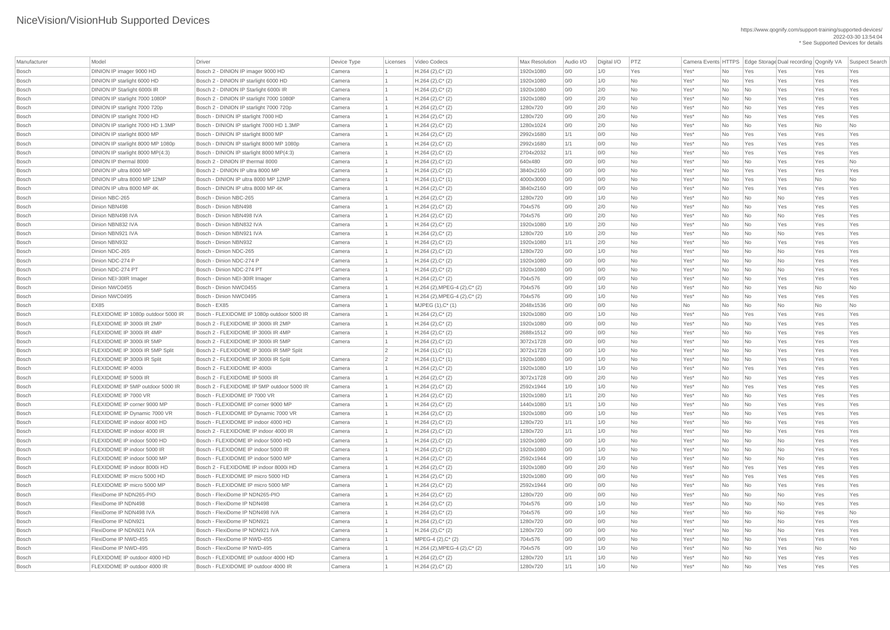# NiceVision/VisionHub Supported Devices

https://www.qognify.com/support-training/supported-devices/
2022-03-30 13:54:04
* See Supported Devices for details

| Manufacturer | Model | Driver | Device Type | Licenses | Video Codecs | Max Resolution | Audio I/O | Digital I/O | PTZ | Camera Events | HTTPS | Edge Storage | Dual recording | Qognify VA | Suspect Search |
|---|---|---|---|---|---|---|---|---|---|---|---|---|---|---|---|
| Bosch | DINION IP imager 9000 HD | Bosch 2 - DINION IP imager 9000 HD | Camera | 1 | H.264 (2),C* (2) | 1920x1080 | 0/0 | 1/0 | Yes | Yes* | No | Yes | Yes | Yes | Yes |
| Bosch | DINION IP starlight 6000 HD | Bosch 2 - DINION IP starlight 6000 HD | Camera | 1 | H.264 (2),C* (2) | 1920x1080 | 0/0 | 1/0 | No | Yes* | No | Yes | Yes | Yes | Yes |
| Bosch | DINION IP Starlight 6000i IR | Bosch 2 - DINION IP Starlight 6000i IR | Camera | 1 | H.264 (2),C* (2) | 1920x1080 | 0/0 | 2/0 | No | Yes* | No | No | Yes | Yes | Yes |
| Bosch | DINION IP starlight 7000 1080P | Bosch 2 - DINION IP starlight 7000 1080P | Camera | 1 | H.264 (2),C* (2) | 1920x1080 | 0/0 | 2/0 | No | Yes* | No | No | Yes | Yes | Yes |
| Bosch | DINION IP starlight 7000 720p | Bosch 2 - DINION IP starlight 7000 720p | Camera | 1 | H.264 (2),C* (2) | 1280x720 | 0/0 | 2/0 | No | Yes* | No | No | Yes | Yes | Yes |
| Bosch | DINION IP starlight 7000 HD | Bosch - DINION IP starlight 7000 HD | Camera | 1 | H.264 (2),C* (2) | 1280x720 | 0/0 | 2/0 | No | Yes* | No | No | Yes | Yes | Yes |
| Bosch | DINION IP starlight 7000 HD 1.3MP | Bosch - DINION IP starlight 7000 HD 1.3MP | Camera | 1 | H.264 (2),C* (2) | 1280x1024 | 0/0 | 2/0 | No | Yes* | No | No | Yes | No | No |
| Bosch | DINION IP starlight 8000 MP | Bosch - DINION IP starlight 8000 MP | Camera | 1 | H.264 (2),C* (2) | 2992x1680 | 1/1 | 0/0 | No | Yes* | No | Yes | Yes | Yes | Yes |
| Bosch | DINION IP starlight 8000 MP 1080p | Bosch - DINION IP starlight 8000 MP 1080p | Camera | 1 | H.264 (2),C* (2) | 2992x1680 | 1/1 | 0/0 | No | Yes* | No | Yes | Yes | Yes | Yes |
| Bosch | DINION IP starlight 8000 MP(4:3) | Bosch - DINION IP starlight 8000 MP(4:3) | Camera | 1 | H.264 (2),C* (2) | 2704x2032 | 1/1 | 0/0 | No | Yes* | No | Yes | Yes | Yes | Yes |
| Bosch | DINION IP thermal 8000 | Bosch 2 - DINION IP thermal 8000 | Camera | 1 | H.264 (2),C* (2) | 640x480 | 0/0 | 0/0 | No | Yes* | No | No | Yes | Yes | No |
| Bosch | DINION IP ultra 8000 MP | Bosch 2 - DINION IP ultra 8000 MP | Camera | 1 | H.264 (2),C* (2) | 3840x2160 | 0/0 | 0/0 | No | Yes* | No | Yes | Yes | Yes | Yes |
| Bosch | DINION IP ultra 8000 MP 12MP | Bosch - DINION IP ultra 8000 MP 12MP | Camera | 1 | H.264 (1),C* (1) | 4000x3000 | 0/0 | 0/0 | No | Yes* | No | Yes | Yes | No | No |
| Bosch | DINION IP ultra 8000 MP 4K | Bosch - DINION IP ultra 8000 MP 4K | Camera | 1 | H.264 (2),C* (2) | 3840x2160 | 0/0 | 0/0 | No | Yes* | No | Yes | Yes | Yes | Yes |
| Bosch | Dinion NBC-265 | Bosch - Dinion NBC-265 | Camera | 1 | H.264 (2),C* (2) | 1280x720 | 0/0 | 1/0 | No | Yes* | No | No | No | Yes | Yes |
| Bosch | Dinion NBN498 | Bosch - Dinion NBN498 | Camera | 1 | H.264 (2),C* (2) | 704x576 | 0/0 | 2/0 | No | Yes* | No | No | Yes | Yes | Yes |
| Bosch | Dinion NBN498 IVA | Bosch - Dinion NBN498 IVA | Camera | 1 | H.264 (2),C* (2) | 704x576 | 0/0 | 2/0 | No | Yes* | No | No | No | Yes | Yes |
| Bosch | Dinion NBN832 IVA | Bosch - Dinion NBN832 IVA | Camera | 1 | H.264 (2),C* (2) | 1920x1080 | 1/0 | 2/0 | No | Yes* | No | No | Yes | Yes | Yes |
| Bosch | Dinion NBN921 IVA | Bosch - Dinion NBN921 IVA | Camera | 1 | H.264 (2),C* (2) | 1280x720 | 1/0 | 2/0 | No | Yes* | No | No | No | Yes | Yes |
| Bosch | Dinion NBN932 | Bosch - Dinion NBN932 | Camera | 1 | H.264 (2),C* (2) | 1920x1080 | 1/1 | 2/0 | No | Yes* | No | No | Yes | Yes | Yes |
| Bosch | Dinion NDC-265 | Bosch - Dinion NDC-265 | Camera | 1 | H.264 (2),C* (2) | 1280x720 | 0/0 | 1/0 | No | Yes* | No | No | No | Yes | Yes |
| Bosch | Dinion NDC-274 P | Bosch - Dinion NDC-274 P | Camera | 1 | H.264 (2),C* (2) | 1920x1080 | 0/0 | 0/0 | No | Yes* | No | No | No | Yes | Yes |
| Bosch | Dinion NDC-274 PT | Bosch - Dinion NDC-274 PT | Camera | 1 | H.264 (2),C* (2) | 1920x1080 | 0/0 | 0/0 | No | Yes* | No | No | No | Yes | Yes |
| Bosch | Dinion NEI-30IR Imager | Bosch - Dinion NEI-30IR Imager | Camera | 1 | H.264 (2),C* (2) | 704x576 | 0/0 | 0/0 | No | Yes* | No | No | Yes | Yes | Yes |
| Bosch | Dinion NWC0455 | Bosch - Dinion NWC0455 | Camera | 1 | H.264 (2),MPEG-4 (2),C* (2) | 704x576 | 0/0 | 1/0 | No | Yes* | No | No | Yes | No | No |
| Bosch | Dinion NWC0495 | Bosch - Dinion NWC0495 | Camera | 1 | H.264 (2),MPEG-4 (2),C* (2) | 704x576 | 0/0 | 1/0 | No | Yes* | No | No | Yes | Yes | Yes |
| Bosch | EX85 | Bosch - EX85 | Camera | 1 | MJPEG (1),C* (1) | 2048x1536 | 0/0 | 0/0 | No | No | No | No | No | No | No |
| Bosch | FLEXIDOME IP 1080p outdoor 5000 IR | Bosch - FLEXIDOME IP 1080p outdoor 5000 IR | Camera | 1 | H.264 (2),C* (2) | 1920x1080 | 0/0 | 1/0 | No | Yes* | No | Yes | Yes | Yes | Yes |
| Bosch | FLEXIDOME IP 3000i IR 2MP | Bosch 2 - FLEXIDOME IP 3000i IR 2MP | Camera | 1 | H.264 (2),C* (2) | 1920x1080 | 0/0 | 0/0 | No | Yes* | No | No | Yes | Yes | Yes |
| Bosch | FLEXIDOME IP 3000i IR 4MP | Bosch 2 - FLEXIDOME IP 3000i IR 4MP | Camera | 1 | H.264 (2),C* (2) | 2688x1512 | 0/0 | 0/0 | No | Yes* | No | No | Yes | Yes | Yes |
| Bosch | FLEXIDOME IP 3000i IR 5MP | Bosch 2 - FLEXIDOME IP 3000i IR 5MP | Camera | 1 | H.264 (2),C* (2) | 3072x1728 | 0/0 | 0/0 | No | Yes* | No | No | Yes | Yes | Yes |
| Bosch | FLEXIDOME IP 3000i IR 5MP Split | Bosch 2 - FLEXIDOME IP 3000i IR 5MP Split | | 2 | H.264 (1),C* (1) | 3072x1728 | 0/0 | 1/0 | No | Yes* | No | No | Yes | Yes | Yes |
| Bosch | FLEXIDOME IP 3000i IR Split | Bosch 2 - FLEXIDOME IP 3000i IR Split | Camera | 2 | H.264 (1),C* (1) | 1920x1080 | 0/0 | 1/0 | No | Yes* | No | No | Yes | Yes | Yes |
| Bosch | FLEXIDOME IP 4000i | Bosch 2 - FLEXIDOME IP 4000i | Camera | 1 | H.264 (2),C* (2) | 1920x1080 | 1/0 | 1/0 | No | Yes* | No | Yes | Yes | Yes | Yes |
| Bosch | FLEXIDOME IP 5000i IR | Bosch 2 - FLEXIDOME IP 5000i IR | Camera | 1 | H.264 (2),C* (2) | 3072x1728 | 0/0 | 2/0 | No | Yes* | No | No | Yes | Yes | Yes |
| Bosch | FLEXIDOME IP 5MP outdoor 5000 IR | Bosch 2 - FLEXIDOME IP 5MP outdoor 5000 IR | Camera | 1 | H.264 (2),C* (2) | 2592x1944 | 1/0 | 1/0 | No | Yes* | No | Yes | Yes | Yes | Yes |
| Bosch | FLEXIDOME IP 7000 VR | Bosch - FLEXIDOME IP 7000 VR | Camera | 1 | H.264 (2),C* (2) | 1920x1080 | 1/1 | 2/0 | No | Yes* | No | No | Yes | Yes | Yes |
| Bosch | FLEXIDOME IP corner 9000 MP | Bosch - FLEXIDOME IP corner 9000 MP | Camera | 1 | H.264 (2),C* (2) | 1440x1080 | 1/1 | 1/0 | No | Yes* | No | No | Yes | Yes | Yes |
| Bosch | FLEXIDOME IP Dynamic 7000 VR | Bosch - FLEXIDOME IP Dynamic 7000 VR | Camera | 1 | H.264 (2),C* (2) | 1920x1080 | 0/0 | 1/0 | No | Yes* | No | No | Yes | Yes | Yes |
| Bosch | FLEXIDOME IP indoor 4000 HD | Bosch - FLEXIDOME IP indoor 4000 HD | Camera | 1 | H.264 (2),C* (2) | 1280x720 | 1/1 | 1/0 | No | Yes* | No | No | Yes | Yes | Yes |
| Bosch | FLEXIDOME IP indoor 4000 IR | Bosch 2 - FLEXIDOME IP indoor 4000 IR | Camera | 1 | H.264 (2),C* (2) | 1280x720 | 1/1 | 1/0 | No | Yes* | No | No | Yes | Yes | Yes |
| Bosch | FLEXIDOME IP indoor 5000 HD | Bosch - FLEXIDOME IP indoor 5000 HD | Camera | 1 | H.264 (2),C* (2) | 1920x1080 | 0/0 | 1/0 | No | Yes* | No | No | No | Yes | Yes |
| Bosch | FLEXIDOME IP indoor 5000 IR | Bosch - FLEXIDOME IP indoor 5000 IR | Camera | 1 | H.264 (2),C* (2) | 1920x1080 | 0/0 | 1/0 | No | Yes* | No | No | No | Yes | Yes |
| Bosch | FLEXIDOME IP indoor 5000 MP | Bosch - FLEXIDOME IP indoor 5000 MP | Camera | 1 | H.264 (2),C* (2) | 2592x1944 | 0/0 | 1/0 | No | Yes* | No | No | No | Yes | Yes |
| Bosch | FLEXIDOME IP indoor 8000i HD | Bosch 2 - FLEXIDOME IP indoor 8000i HD | Camera | 1 | H.264 (2),C* (2) | 1920x1080 | 0/0 | 2/0 | No | Yes* | No | Yes | Yes | Yes | Yes |
| Bosch | FLEXIDOME IP micro 5000 HD | Bosch - FLEXIDOME IP micro 5000 HD | Camera | 1 | H.264 (2),C* (2) | 1920x1080 | 0/0 | 0/0 | No | Yes* | No | Yes | Yes | Yes | Yes |
| Bosch | FLEXIDOME IP micro 5000 MP | Bosch - FLEXIDOME IP micro 5000 MP | Camera | 1 | H.264 (2),C* (2) | 2592x1944 | 0/0 | 0/0 | No | Yes* | No | No | Yes | Yes | Yes |
| Bosch | FlexiDome IP NDN265-PIO | Bosch - FlexiDome IP NDN265-PIO | Camera | 1 | H.264 (2),C* (2) | 1280x720 | 0/0 | 0/0 | No | Yes* | No | No | No | Yes | Yes |
| Bosch | FlexiDome IP NDN498 | Bosch - FlexiDome IP NDN498 | Camera | 1 | H.264 (2),C* (2) | 704x576 | 0/0 | 1/0 | No | Yes* | No | No | No | Yes | Yes |
| Bosch | FlexiDome IP NDN498 IVA | Bosch - FlexiDome IP NDN498 IVA | Camera | 1 | H.264 (2),C* (2) | 704x576 | 0/0 | 1/0 | No | Yes* | No | No | No | Yes | No |
| Bosch | FlexiDome IP NDN921 | Bosch - FlexiDome IP NDN921 | Camera | 1 | H.264 (2),C* (2) | 1280x720 | 0/0 | 0/0 | No | Yes* | No | No | No | Yes | Yes |
| Bosch | FlexiDome IP NDN921 IVA | Bosch - FlexiDome IP NDN921 IVA | Camera | 1 | H.264 (2),C* (2) | 1280x720 | 0/0 | 0/0 | No | Yes* | No | No | No | Yes | Yes |
| Bosch | FlexiDome IP NWD-455 | Bosch - FlexiDome IP NWD-455 | Camera | 1 | MPEG-4 (2),C* (2) | 704x576 | 0/0 | 0/0 | No | Yes* | No | No | Yes | Yes | Yes |
| Bosch | FlexiDome IP NWD-495 | Bosch - FlexiDome IP NWD-495 | Camera | 1 | H.264 (2),MPEG-4 (2),C* (2) | 704x576 | 0/0 | 1/0 | No | Yes* | No | No | Yes | No | No |
| Bosch | FLEXIDOME IP outdoor 4000 HD | Bosch - FLEXIDOME IP outdoor 4000 HD | Camera | 1 | H.264 (2),C* (2) | 1280x720 | 1/1 | 1/0 | No | Yes* | No | No | Yes | Yes | Yes |
| Bosch | FLEXIDOME IP outdoor 4000 IR | Bosch - FLEXIDOME IP outdoor 4000 IR | Camera | 1 | H.264 (2),C* (2) | 1280x720 | 1/1 | 1/0 | No | Yes* | No | No | Yes | Yes | Yes |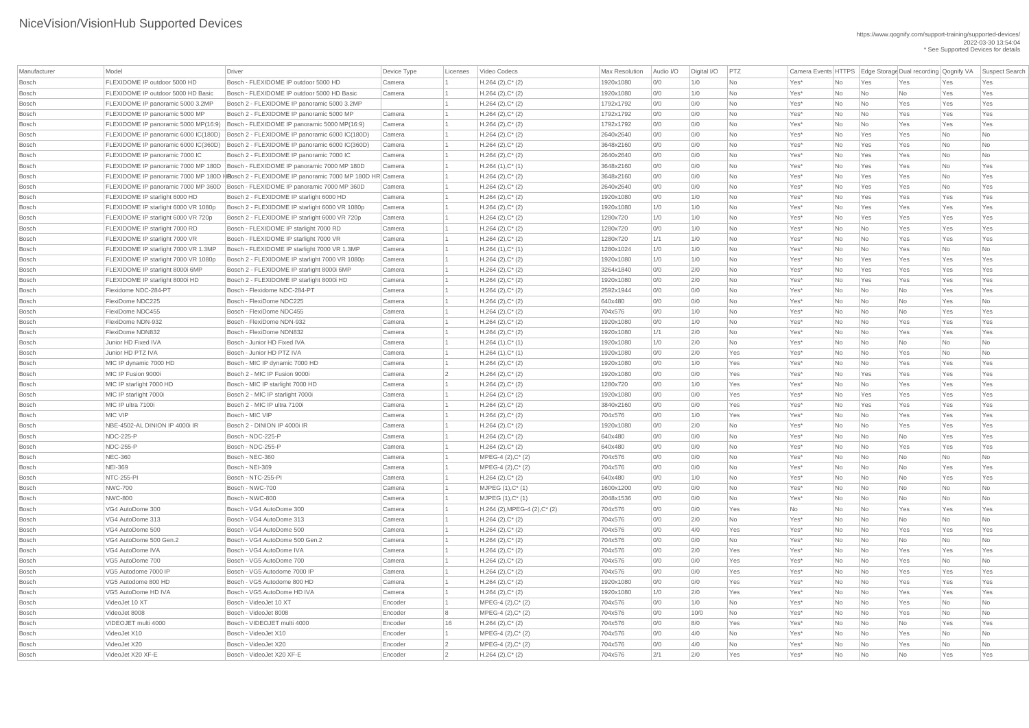# NiceVision/VisionHub Supported Devices

https://www.qognify.com/support-training/supported-devices/
2022-03-30 13:54:04
* See Supported Devices for details

| Manufacturer | Model | Driver | Device Type | Licenses | Video Codecs | Max Resolution | Audio I/O | Digital I/O | PTZ | Camera Events | HTTPS | Edge Storage | Dual recording | Qognify VA | Suspect Search |
|---|---|---|---|---|---|---|---|---|---|---|---|---|---|---|---|
| Bosch | FLEXIDOME IP outdoor 5000 HD | Bosch - FLEXIDOME IP outdoor 5000 HD | Camera | 1 | H.264 (2),C* (2) | 1920x1080 | 0/0 | 1/0 | No | Yes* | No | Yes | Yes | Yes | Yes |
| Bosch | FLEXIDOME IP outdoor 5000 HD Basic | Bosch - FLEXIDOME IP outdoor 5000 HD Basic | Camera | 1 | H.264 (2),C* (2) | 1920x1080 | 0/0 | 1/0 | No | Yes* | No | No | No | Yes | Yes |
| Bosch | FLEXIDOME IP panoramic 5000 3.2MP | Bosch 2 - FLEXIDOME IP panoramic 5000 3.2MP | | 1 | H.264 (2),C* (2) | 1792x1792 | 0/0 | 0/0 | No | Yes* | No | No | Yes | Yes | Yes |
| Bosch | FLEXIDOME IP panoramic 5000 MP | Bosch 2 - FLEXIDOME IP panoramic 5000 MP | Camera | 1 | H.264 (2),C* (2) | 1792x1792 | 0/0 | 0/0 | No | Yes* | No | No | Yes | Yes | Yes |
| Bosch | FLEXIDOME IP panoramic 5000 MP(16:9) | Bosch - FLEXIDOME IP panoramic 5000 MP(16:9) | Camera | 1 | H.264 (2),C* (2) | 1792x1792 | 0/0 | 0/0 | No | Yes* | No | No | Yes | Yes | Yes |
| Bosch | FLEXIDOME IP panoramic 6000 IC(180D) | Bosch 2 - FLEXIDOME IP panoramic 6000 IC(180D) | Camera | 1 | H.264 (2),C* (2) | 2640x2640 | 0/0 | 0/0 | No | Yes* | No | Yes | Yes | No | No |
| Bosch | FLEXIDOME IP panoramic 6000 IC(360D) | Bosch 2 - FLEXIDOME IP panoramic 6000 IC(360D) | Camera | 1 | H.264 (2),C* (2) | 3648x2160 | 0/0 | 0/0 | No | Yes* | No | Yes | Yes | No | No |
| Bosch | FLEXIDOME IP panoramic 7000 IC | Bosch 2 - FLEXIDOME IP panoramic 7000 IC | Camera | 1 | H.264 (2),C* (2) | 2640x2640 | 0/0 | 0/0 | No | Yes* | No | Yes | Yes | No | No |
| Bosch | FLEXIDOME IP panoramic 7000 MP 180D | Bosch - FLEXIDOME IP panoramic 7000 MP 180D | Camera | 1 | H.264 (1),C* (1) | 3648x2160 | 0/0 | 0/0 | No | Yes* | No | Yes | Yes | No | Yes |
| Bosch | FLEXIDOME IP panoramic 7000 MP 180D HR | Bosch 2 - FLEXIDOME IP panoramic 7000 MP 180D HR | Camera | 1 | H.264 (2),C* (2) | 3648x2160 | 0/0 | 0/0 | No | Yes* | No | Yes | Yes | No | Yes |
| Bosch | FLEXIDOME IP panoramic 7000 MP 360D | Bosch - FLEXIDOME IP panoramic 7000 MP 360D | Camera | 1 | H.264 (2),C* (2) | 2640x2640 | 0/0 | 0/0 | No | Yes* | No | Yes | Yes | No | Yes |
| Bosch | FLEXIDOME IP starlight 6000 HD | Bosch 2 - FLEXIDOME IP starlight 6000 HD | Camera | 1 | H.264 (2),C* (2) | 1920x1080 | 0/0 | 1/0 | No | Yes* | No | Yes | Yes | Yes | Yes |
| Bosch | FLEXIDOME IP starlight 6000 VR 1080p | Bosch 2 - FLEXIDOME IP starlight 6000 VR 1080p | Camera | 1 | H.264 (2),C* (2) | 1920x1080 | 1/0 | 1/0 | No | Yes* | No | Yes | Yes | Yes | Yes |
| Bosch | FLEXIDOME IP starlight 6000 VR 720p | Bosch 2 - FLEXIDOME IP starlight 6000 VR 720p | Camera | 1 | H.264 (2),C* (2) | 1280x720 | 1/0 | 1/0 | No | Yes* | No | Yes | Yes | Yes | Yes |
| Bosch | FLEXIDOME IP starlight 7000 RD | Bosch - FLEXIDOME IP starlight 7000 RD | Camera | 1 | H.264 (2),C* (2) | 1280x720 | 0/0 | 1/0 | No | Yes* | No | No | Yes | Yes | Yes |
| Bosch | FLEXIDOME IP starlight 7000 VR | Bosch - FLEXIDOME IP starlight 7000 VR | Camera | 1 | H.264 (2),C* (2) | 1280x720 | 1/1 | 1/0 | No | Yes* | No | No | Yes | Yes | Yes |
| Bosch | FLEXIDOME IP starlight 7000 VR 1.3MP | Bosch - FLEXIDOME IP starlight 7000 VR 1.3MP | Camera | 1 | H.264 (1),C* (1) | 1280x1024 | 1/0 | 1/0 | No | Yes* | No | No | Yes | No | No |
| Bosch | FLEXIDOME IP starlight 7000 VR 1080p | Bosch 2 - FLEXIDOME IP starlight 7000 VR 1080p | Camera | 1 | H.264 (2),C* (2) | 1920x1080 | 1/0 | 1/0 | No | Yes* | No | Yes | Yes | Yes | Yes |
| Bosch | FLEXIDOME IP starlight 8000i 6MP | Bosch 2 - FLEXIDOME IP starlight 8000i 6MP | Camera | 1 | H.264 (2),C* (2) | 3264x1840 | 0/0 | 2/0 | No | Yes* | No | Yes | Yes | Yes | Yes |
| Bosch | FLEXIDOME IP starlight 8000i HD | Bosch 2 - FLEXIDOME IP starlight 8000i HD | Camera | 1 | H.264 (2),C* (2) | 1920x1080 | 0/0 | 2/0 | No | Yes* | No | Yes | Yes | Yes | Yes |
| Bosch | Flexidome NDC-284-PT | Bosch - Flexidome NDC-284-PT | Camera | 1 | H.264 (2),C* (2) | 2592x1944 | 0/0 | 0/0 | No | Yes* | No | No | No | Yes | Yes |
| Bosch | FlexiDome NDC225 | Bosch - FlexiDome NDC225 | Camera | 1 | H.264 (2),C* (2) | 640x480 | 0/0 | 0/0 | No | Yes* | No | No | No | Yes | No |
| Bosch | FlexiDome NDC455 | Bosch - FlexiDome NDC455 | Camera | 1 | H.264 (2),C* (2) | 704x576 | 0/0 | 1/0 | No | Yes* | No | No | No | Yes | Yes |
| Bosch | FlexiDome NDN-932 | Bosch - FlexiDome NDN-932 | Camera | 1 | H.264 (2),C* (2) | 1920x1080 | 0/0 | 1/0 | No | Yes* | No | No | Yes | Yes | Yes |
| Bosch | FlexiDome NDN832 | Bosch - FlexiDome NDN832 | Camera | 1 | H.264 (2),C* (2) | 1920x1080 | 1/1 | 2/0 | No | Yes* | No | No | Yes | Yes | Yes |
| Bosch | Junior HD Fixed IVA | Bosch - Junior HD Fixed IVA | Camera | 1 | H.264 (1),C* (1) | 1920x1080 | 1/0 | 2/0 | No | Yes* | No | No | No | No | No |
| Bosch | Junior HD PTZ IVA | Bosch - Junior HD PTZ IVA | Camera | 1 | H.264 (1),C* (1) | 1920x1080 | 0/0 | 2/0 | Yes | Yes* | No | No | Yes | No | No |
| Bosch | MIC IP dynamic 7000 HD | Bosch - MIC IP dynamic 7000 HD | Camera | 1 | H.264 (2),C* (2) | 1920x1080 | 0/0 | 1/0 | Yes | Yes* | No | No | Yes | Yes | Yes |
| Bosch | MIC IP Fusion 9000i | Bosch 2 - MIC IP Fusion 9000i | Camera | 2 | H.264 (2),C* (2) | 1920x1080 | 0/0 | 0/0 | Yes | Yes* | No | Yes | Yes | Yes | Yes |
| Bosch | MIC IP starlight 7000 HD | Bosch - MIC IP starlight 7000 HD | Camera | 1 | H.264 (2),C* (2) | 1280x720 | 0/0 | 1/0 | Yes | Yes* | No | No | Yes | Yes | Yes |
| Bosch | MIC IP starlight 7000i | Bosch 2 - MIC IP starlight 7000i | Camera | 1 | H.264 (2),C* (2) | 1920x1080 | 0/0 | 0/0 | Yes | Yes* | No | Yes | Yes | Yes | Yes |
| Bosch | MIC IP ultra 7100i | Bosch 2 - MIC IP ultra 7100i | Camera | 1 | H.264 (2),C* (2) | 3840x2160 | 0/0 | 0/0 | Yes | Yes* | No | Yes | Yes | Yes | Yes |
| Bosch | MIC VIP | Bosch - MIC VIP | Camera | 1 | H.264 (2),C* (2) | 704x576 | 0/0 | 1/0 | Yes | Yes* | No | No | Yes | Yes | Yes |
| Bosch | NBE-4502-AL DINION IP 4000i IR | Bosch 2 - DINION IP 4000i IR | Camera | 1 | H.264 (2),C* (2) | 1920x1080 | 0/0 | 2/0 | No | Yes* | No | No | Yes | Yes | Yes |
| Bosch | NDC-225-P | Bosch - NDC-225-P | Camera | 1 | H.264 (2),C* (2) | 640x480 | 0/0 | 0/0 | No | Yes* | No | No | No | Yes | Yes |
| Bosch | NDC-255-P | Bosch - NDC-255-P | Camera | 1 | H.264 (2),C* (2) | 640x480 | 0/0 | 0/0 | No | Yes* | No | No | Yes | Yes | Yes |
| Bosch | NEC-360 | Bosch - NEC-360 | Camera | 1 | MPEG-4 (2),C* (2) | 704x576 | 0/0 | 0/0 | No | Yes* | No | No | No | No | No |
| Bosch | NEI-369 | Bosch - NEI-369 | Camera | 1 | MPEG-4 (2),C* (2) | 704x576 | 0/0 | 0/0 | No | Yes* | No | No | No | Yes | Yes |
| Bosch | NTC-255-PI | Bosch - NTC-255-PI | Camera | 1 | H.264 (2),C* (2) | 640x480 | 0/0 | 1/0 | No | Yes* | No | No | No | Yes | Yes |
| Bosch | NWC-700 | Bosch - NWC-700 | Camera | 1 | MJPEG (1),C* (1) | 1600x1200 | 0/0 | 0/0 | No | Yes* | No | No | No | No | No |
| Bosch | NWC-800 | Bosch - NWC-800 | Camera | 1 | MJPEG (1),C* (1) | 2048x1536 | 0/0 | 0/0 | No | Yes* | No | No | No | No | No |
| Bosch | VG4 AutoDome 300 | Bosch - VG4 AutoDome 300 | Camera | 1 | H.264 (2),MPEG-4 (2),C* (2) | 704x576 | 0/0 | 0/0 | Yes | No | No | No | Yes | Yes | Yes |
| Bosch | VG4 AutoDome 313 | Bosch - VG4 AutoDome 313 | Camera | 1 | H.264 (2),C* (2) | 704x576 | 0/0 | 2/0 | No | Yes* | No | No | No | No | No |
| Bosch | VG4 AutoDome 500 | Bosch - VG4 AutoDome 500 | Camera | 1 | H.264 (2),C* (2) | 704x576 | 0/0 | 4/0 | Yes | Yes* | No | No | Yes | Yes | Yes |
| Bosch | VG4 AutoDome 500 Gen.2 | Bosch - VG4 AutoDome 500 Gen.2 | Camera | 1 | H.264 (2),C* (2) | 704x576 | 0/0 | 0/0 | No | Yes* | No | No | No | No | No |
| Bosch | VG4 AutoDome IVA | Bosch - VG4 AutoDome IVA | Camera | 1 | H.264 (2),C* (2) | 704x576 | 0/0 | 2/0 | Yes | Yes* | No | No | Yes | Yes | Yes |
| Bosch | VG5 AutoDome 700 | Bosch - VG5 AutoDome 700 | Camera | 1 | H.264 (2),C* (2) | 704x576 | 0/0 | 0/0 | Yes | Yes* | No | No | Yes | No | No |
| Bosch | VG5 Autodome 7000 IP | Bosch - VG5 Autodome 7000 IP | Camera | 1 | H.264 (2),C* (2) | 704x576 | 0/0 | 0/0 | Yes | Yes* | No | No | Yes | Yes | Yes |
| Bosch | VG5 Autodome 800 HD | Bosch - VG5 Autodome 800 HD | Camera | 1 | H.264 (2),C* (2) | 1920x1080 | 0/0 | 0/0 | Yes | Yes* | No | No | Yes | Yes | Yes |
| Bosch | VG5 AutoDome HD IVA | Bosch - VG5 AutoDome HD IVA | Camera | 1 | H.264 (2),C* (2) | 1920x1080 | 1/0 | 2/0 | Yes | Yes* | No | No | Yes | Yes | Yes |
| Bosch | VideoJet 10 XT | Bosch - VideoJet 10 XT | Encoder | 1 | MPEG-4 (2),C* (2) | 704x576 | 0/0 | 1/0 | No | Yes* | No | No | Yes | No | No |
| Bosch | VideoJet 8008 | Bosch - VideoJet 8008 | Encoder | 8 | MPEG-4 (2),C* (2) | 704x576 | 0/0 | 10/0 | No | Yes* | No | No | Yes | No | No |
| Bosch | VIDEOJET multi 4000 | Bosch - VIDEOJET multi 4000 | Encoder | 16 | H.264 (2),C* (2) | 704x576 | 0/0 | 8/0 | Yes | Yes* | No | No | No | Yes | Yes |
| Bosch | VideoJet X10 | Bosch - VideoJet X10 | Encoder | 1 | MPEG-4 (2),C* (2) | 704x576 | 0/0 | 4/0 | No | Yes* | No | No | Yes | No | No |
| Bosch | VideoJet X20 | Bosch - VideoJet X20 | Encoder | 2 | MPEG-4 (2),C* (2) | 704x576 | 0/0 | 4/0 | No | Yes* | No | No | Yes | No | No |
| Bosch | VideoJet X20 XF-E | Bosch - VideoJet X20 XF-E | Encoder | 2 | H.264 (2),C* (2) | 704x576 | 2/1 | 2/0 | Yes | Yes* | No | No | No | Yes | Yes |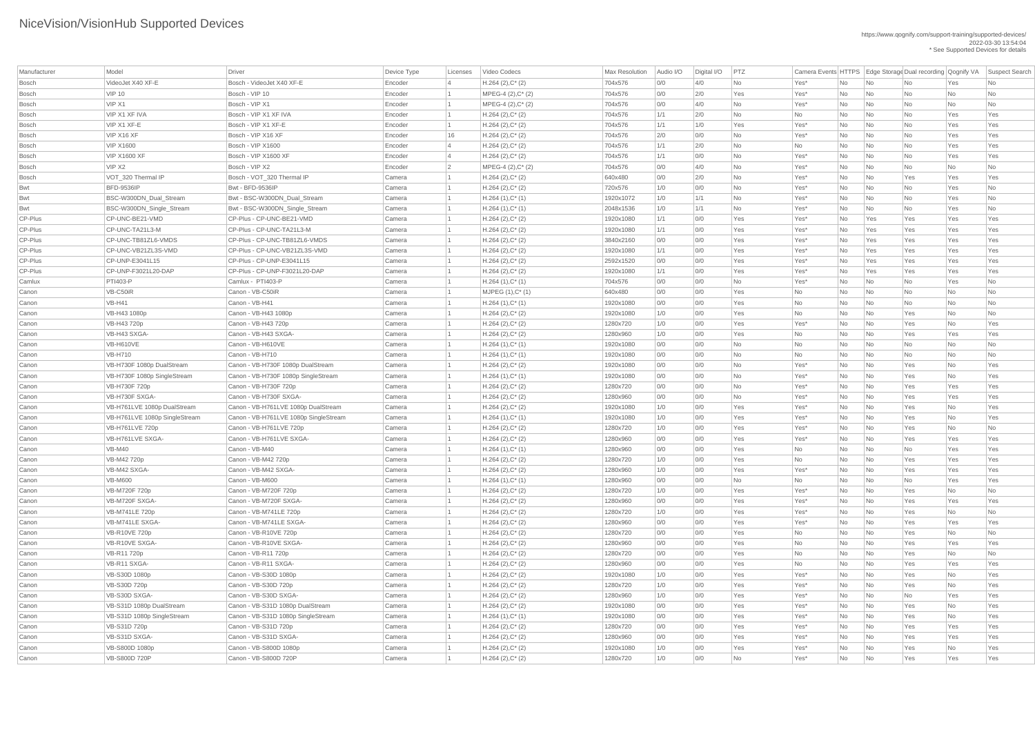# NiceVision/VisionHub Supported Devices

https://www.qognify.com/support-training/supported-devices/
2022-03-30 13:54:04
* See Supported Devices for details

| Manufacturer | Model | Driver | Device Type | Licenses | Video Codecs | Max Resolution | Audio I/O | Digital I/O | PTZ | Camera Events | HTTPS | Edge Storage | Dual recording | Qognify VA | Suspect Search |
|---|---|---|---|---|---|---|---|---|---|---|---|---|---|---|---|
| Bosch | VideoJet X40 XF-E | Bosch - VideoJet X40 XF-E | Encoder | 4 | H.264 (2),C* (2) | 704x576 | 0/0 | 4/0 | No | Yes* | No | No | No | Yes | No |
| Bosch | VIP 10 | Bosch - VIP 10 | Encoder | 1 | MPEG-4 (2),C* (2) | 704x576 | 0/0 | 2/0 | Yes | Yes* | No | No | No | No | No |
| Bosch | VIP X1 | Bosch - VIP X1 | Encoder | 1 | MPEG-4 (2),C* (2) | 704x576 | 0/0 | 4/0 | No | Yes* | No | No | No | No | No |
| Bosch | VIP X1 XF IVA | Bosch - VIP X1 XF IVA | Encoder | 1 | H.264 (2),C* (2) | 704x576 | 1/1 | 2/0 | No | No | No | No | No | Yes | Yes |
| Bosch | VIP X1 XF-E | Bosch - VIP X1 XF-E | Encoder | 1 | H.264 (2),C* (2) | 704x576 | 1/1 | 1/0 | Yes | Yes* | No | No | No | Yes | Yes |
| Bosch | VIP X16 XF | Bosch - VIP X16 XF | Encoder | 16 | H.264 (2),C* (2) | 704x576 | 2/0 | 0/0 | No | Yes* | No | No | No | Yes | Yes |
| Bosch | VIP X1600 | Bosch - VIP X1600 | Encoder | 4 | H.264 (2),C* (2) | 704x576 | 1/1 | 2/0 | No | No | No | No | No | Yes | Yes |
| Bosch | VIP X1600 XF | Bosch - VIP X1600 XF | Encoder | 4 | H.264 (2),C* (2) | 704x576 | 1/1 | 0/0 | No | Yes* | No | No | No | Yes | Yes |
| Bosch | VIP X2 | Bosch - VIP X2 | Encoder | 2 | MPEG-4 (2),C* (2) | 704x576 | 0/0 | 4/0 | No | Yes* | No | No | No | No | No |
| Bosch | VOT_320 Thermal IP | Bosch - VOT_320 Thermal IP | Camera | 1 | H.264 (2),C* (2) | 640x480 | 0/0 | 2/0 | No | Yes* | No | No | Yes | Yes | Yes |
| Bwt | BFD-9536IP | Bwt - BFD-9536IP | Camera | 1 | H.264 (2),C* (2) | 720x576 | 1/0 | 0/0 | No | Yes* | No | No | No | Yes | No |
| Bwt | BSC-W300DN_Dual_Stream | Bwt - BSC-W300DN_Dual_Stream | Camera | 1 | H.264 (1),C* (1) | 1920x1072 | 1/0 | 1/1 | No | Yes* | No | No | No | Yes | No |
| Bwt | BSC-W300DN_Single_Stream | Bwt - BSC-W300DN_Single_Stream | Camera | 1 | H.264 (1),C* (1) | 2048x1536 | 1/0 | 1/1 | No | Yes* | No | No | No | Yes | No |
| CP-Plus | CP-UNC-BE21-VMD | CP-Plus - CP-UNC-BE21-VMD | Camera | 1 | H.264 (2),C* (2) | 1920x1080 | 1/1 | 0/0 | Yes | Yes* | No | Yes | Yes | Yes | Yes |
| CP-Plus | CP-UNC-TA21L3-M | CP-Plus - CP-UNC-TA21L3-M | Camera | 1 | H.264 (2),C* (2) | 1920x1080 | 1/1 | 0/0 | Yes | Yes* | No | Yes | Yes | Yes | Yes |
| CP-Plus | CP-UNC-TB81ZL6-VMDS | CP-Plus - CP-UNC-TB81ZL6-VMDS | Camera | 1 | H.264 (2),C* (2) | 3840x2160 | 0/0 | 0/0 | Yes | Yes* | No | Yes | Yes | Yes | Yes |
| CP-Plus | CP-UNC-VB21ZL3S-VMD | CP-Plus - CP-UNC-VB21ZL3S-VMD | Camera | 1 | H.264 (2),C* (2) | 1920x1080 | 1/1 | 0/0 | Yes | Yes* | No | Yes | Yes | Yes | Yes |
| CP-Plus | CP-UNP-E3041L15 | CP-Plus - CP-UNP-E3041L15 | Camera | 1 | H.264 (2),C* (2) | 2592x1520 | 0/0 | 0/0 | Yes | Yes* | No | Yes | Yes | Yes | Yes |
| CP-Plus | CP-UNP-F3021L20-DAP | CP-Plus - CP-UNP-F3021L20-DAP | Camera | 1 | H.264 (2),C* (2) | 1920x1080 | 1/1 | 0/0 | Yes | Yes* | No | Yes | Yes | Yes | Yes |
| Camlux | PTI403-P | Camlux - PTI403-P | Camera | 1 | H.264 (1),C* (1) | 704x576 | 0/0 | 0/0 | No | Yes* | No | No | No | Yes | No |
| Canon | VB-C50iR | Canon - VB-C50iR | Camera | 1 | MJPEG (1),C* (1) | 640x480 | 0/0 | 0/0 | Yes | No | No | No | No | No | No |
| Canon | VB-H41 | Canon - VB-H41 | Camera | 1 | H.264 (1),C* (1) | 1920x1080 | 0/0 | 0/0 | Yes | No | No | No | No | No | No |
| Canon | VB-H43 1080p | Canon - VB-H43 1080p | Camera | 1 | H.264 (2),C* (2) | 1920x1080 | 1/0 | 0/0 | Yes | No | No | No | Yes | No | No |
| Canon | VB-H43 720p | Canon - VB-H43 720p | Camera | 1 | H.264 (2),C* (2) | 1280x720 | 1/0 | 0/0 | Yes | Yes* | No | No | Yes | No | Yes |
| Canon | VB-H43 SXGA- | Canon - VB-H43 SXGA- | Camera | 1 | H.264 (2),C* (2) | 1280x960 | 1/0 | 0/0 | Yes | No | No | No | Yes | Yes | Yes |
| Canon | VB-H610VE | Canon - VB-H610VE | Camera | 1 | H.264 (1),C* (1) | 1920x1080 | 0/0 | 0/0 | No | No | No | No | No | No | No |
| Canon | VB-H710 | Canon - VB-H710 | Camera | 1 | H.264 (1),C* (1) | 1920x1080 | 0/0 | 0/0 | No | No | No | No | No | No | No |
| Canon | VB-H730F 1080p DualStream | Canon - VB-H730F 1080p DualStream | Camera | 1 | H.264 (2),C* (2) | 1920x1080 | 0/0 | 0/0 | No | Yes* | No | No | Yes | No | Yes |
| Canon | VB-H730F 1080p SingleStream | Canon - VB-H730F 1080p SingleStream | Camera | 1 | H.264 (1),C* (1) | 1920x1080 | 0/0 | 0/0 | No | Yes* | No | No | Yes | No | Yes |
| Canon | VB-H730F 720p | Canon - VB-H730F 720p | Camera | 1 | H.264 (2),C* (2) | 1280x720 | 0/0 | 0/0 | No | Yes* | No | No | Yes | Yes | Yes |
| Canon | VB-H730F SXGA- | Canon - VB-H730F SXGA- | Camera | 1 | H.264 (2),C* (2) | 1280x960 | 0/0 | 0/0 | No | Yes* | No | No | Yes | Yes | Yes |
| Canon | VB-H761LVE 1080p DualStream | Canon - VB-H761LVE 1080p DualStream | Camera | 1 | H.264 (2),C* (2) | 1920x1080 | 1/0 | 0/0 | Yes | Yes* | No | No | Yes | No | Yes |
| Canon | VB-H761LVE 1080p SingleStream | Canon - VB-H761LVE 1080p SingleStream | Camera | 1 | H.264 (1),C* (1) | 1920x1080 | 1/0 | 0/0 | Yes | Yes* | No | No | Yes | No | Yes |
| Canon | VB-H761LVE 720p | Canon - VB-H761LVE 720p | Camera | 1 | H.264 (2),C* (2) | 1280x720 | 1/0 | 0/0 | Yes | Yes* | No | No | Yes | No | No |
| Canon | VB-H761LVE SXGA- | Canon - VB-H761LVE SXGA- | Camera | 1 | H.264 (2),C* (2) | 1280x960 | 0/0 | 0/0 | Yes | Yes* | No | No | Yes | Yes | Yes |
| Canon | VB-M40 | Canon - VB-M40 | Camera | 1 | H.264 (1),C* (1) | 1280x960 | 0/0 | 0/0 | Yes | No | No | No | No | Yes | Yes |
| Canon | VB-M42 720p | Canon - VB-M42 720p | Camera | 1 | H.264 (2),C* (2) | 1280x720 | 1/0 | 0/0 | Yes | No | No | No | Yes | Yes | Yes |
| Canon | VB-M42 SXGA- | Canon - VB-M42 SXGA- | Camera | 1 | H.264 (2),C* (2) | 1280x960 | 1/0 | 0/0 | Yes | Yes* | No | No | Yes | Yes | Yes |
| Canon | VB-M600 | Canon - VB-M600 | Camera | 1 | H.264 (1),C* (1) | 1280x960 | 0/0 | 0/0 | No | No | No | No | No | Yes | Yes |
| Canon | VB-M720F 720p | Canon - VB-M720F 720p | Camera | 1 | H.264 (2),C* (2) | 1280x720 | 1/0 | 0/0 | Yes | Yes* | No | No | Yes | No | No |
| Canon | VB-M720F SXGA- | Canon - VB-M720F SXGA- | Camera | 1 | H.264 (2),C* (2) | 1280x960 | 0/0 | 0/0 | Yes | Yes* | No | No | Yes | Yes | Yes |
| Canon | VB-M741LE 720p | Canon - VB-M741LE 720p | Camera | 1 | H.264 (2),C* (2) | 1280x720 | 1/0 | 0/0 | Yes | Yes* | No | No | Yes | No | No |
| Canon | VB-M741LE SXGA- | Canon - VB-M741LE SXGA- | Camera | 1 | H.264 (2),C* (2) | 1280x960 | 0/0 | 0/0 | Yes | Yes* | No | No | Yes | Yes | Yes |
| Canon | VB-R10VE 720p | Canon - VB-R10VE 720p | Camera | 1 | H.264 (2),C* (2) | 1280x720 | 0/0 | 0/0 | Yes | No | No | No | Yes | No | No |
| Canon | VB-R10VE SXGA- | Canon - VB-R10VE SXGA- | Camera | 1 | H.264 (2),C* (2) | 1280x960 | 0/0 | 0/0 | Yes | No | No | No | Yes | Yes | Yes |
| Canon | VB-R11 720p | Canon - VB-R11 720p | Camera | 1 | H.264 (2),C* (2) | 1280x720 | 0/0 | 0/0 | Yes | No | No | No | Yes | No | No |
| Canon | VB-R11 SXGA- | Canon - VB-R11 SXGA- | Camera | 1 | H.264 (2),C* (2) | 1280x960 | 0/0 | 0/0 | Yes | No | No | No | Yes | Yes | Yes |
| Canon | VB-S30D 1080p | Canon - VB-S30D 1080p | Camera | 1 | H.264 (2),C* (2) | 1920x1080 | 1/0 | 0/0 | Yes | Yes* | No | No | Yes | No | Yes |
| Canon | VB-S30D 720p | Canon - VB-S30D 720p | Camera | 1 | H.264 (2),C* (2) | 1280x720 | 1/0 | 0/0 | Yes | Yes* | No | No | Yes | No | Yes |
| Canon | VB-S30D SXGA- | Canon - VB-S30D SXGA- | Camera | 1 | H.264 (2),C* (2) | 1280x960 | 1/0 | 0/0 | Yes | Yes* | No | No | No | Yes | Yes |
| Canon | VB-S31D 1080p DualStream | Canon - VB-S31D 1080p DualStream | Camera | 1 | H.264 (2),C* (2) | 1920x1080 | 0/0 | 0/0 | Yes | Yes* | No | No | Yes | No | Yes |
| Canon | VB-S31D 1080p SingleStream | Canon - VB-S31D 1080p SingleStream | Camera | 1 | H.264 (1),C* (1) | 1920x1080 | 0/0 | 0/0 | Yes | Yes* | No | No | Yes | No | Yes |
| Canon | VB-S31D 720p | Canon - VB-S31D 720p | Camera | 1 | H.264 (2),C* (2) | 1280x720 | 0/0 | 0/0 | Yes | Yes* | No | No | Yes | Yes | Yes |
| Canon | VB-S31D SXGA- | Canon - VB-S31D SXGA- | Camera | 1 | H.264 (2),C* (2) | 1280x960 | 0/0 | 0/0 | Yes | Yes* | No | No | Yes | Yes | Yes |
| Canon | VB-S800D 1080p | Canon - VB-S800D 1080p | Camera | 1 | H.264 (2),C* (2) | 1920x1080 | 1/0 | 0/0 | Yes | Yes* | No | No | Yes | No | Yes |
| Canon | VB-S800D 720P | Canon - VB-S800D 720P | Camera | 1 | H.264 (2),C* (2) | 1280x720 | 1/0 | 0/0 | No | Yes* | No | No | Yes | Yes | Yes |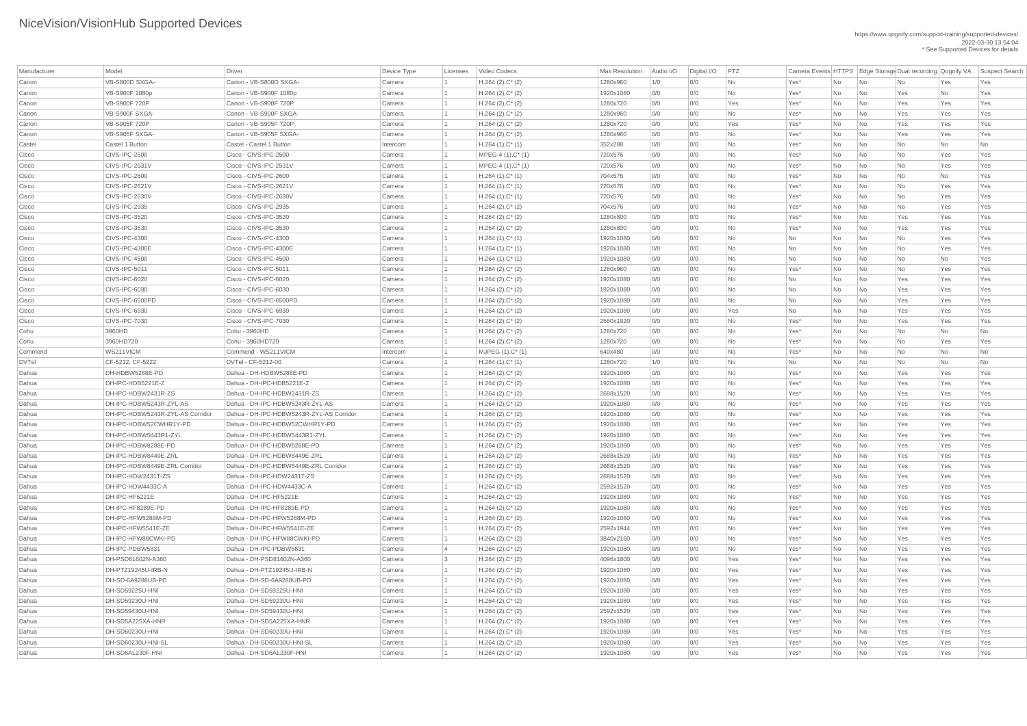# NiceVision/VisionHub Supported Devices

https://www.qognify.com/support-training/supported-devices/
2022-03-30 13:54:04
* See Supported Devices for details

| Manufacturer | Model | Driver | Device Type | Licenses | Video Codecs | Max Resolution | Audio I/O | Digital I/O | PTZ | Camera Events | HTTPS | Edge Storage | Dual recording | Qognify VA | Suspect Search |
|---|---|---|---|---|---|---|---|---|---|---|---|---|---|---|---|
| Canon | VB-S800D SXGA- | Canon - VB-S800D SXGA- | Camera | 1 | H.264 (2),C* (2) | 1280x960 | 1/0 | 0/0 | No | Yes* | No | No | No | Yes | Yes |
| Canon | VB-S900F 1080p | Canon - VB-S900F 1080p | Camera | 1 | H.264 (2),C* (2) | 1920x1080 | 0/0 | 0/0 | No | Yes* | No | No | Yes | No | Yes |
| Canon | VB-S900F 720P | Canon - VB-S900F 720P | Camera | 1 | H.264 (2),C* (2) | 1280x720 | 0/0 | 0/0 | Yes | Yes* | No | No | Yes | Yes | Yes |
| Canon | VB-S900F SXGA- | Canon - VB-S900F SXGA- | Camera | 1 | H.264 (2),C* (2) | 1280x960 | 0/0 | 0/0 | No | Yes* | No | No | Yes | Yes | Yes |
| Canon | VB-S905F 720P | Canon - VB-S905F 720P | Camera | 1 | H.264 (2),C* (2) | 1280x720 | 0/0 | 0/0 | Yes | Yes* | No | No | Yes | Yes | Yes |
| Canon | VB-S905F SXGA- | Canon - VB-S905F SXGA- | Camera | 1 | H.264 (2),C* (2) | 1280x960 | 0/0 | 0/0 | No | Yes* | No | No | Yes | Yes | Yes |
| Castel | Castel 1 Button | Castel - Castel 1 Button | Intercom | 1 | H.264 (1),C* (1) | 352x288 | 0/0 | 0/0 | No | Yes* | No | No | No | No | No |
| Cisco | CIVS-IPC-2500 | Cisco - CIVS-IPC-2500 | Camera | 1 | MPEG-4 (1),C* (1) | 720x576 | 0/0 | 0/0 | No | Yes* | No | No | No | Yes | Yes |
| Cisco | CIVS-IPC-2531V | Cisco - CIVS-IPC-2531V | Camera | 1 | MPEG-4 (1),C* (1) | 720x576 | 0/0 | 0/0 | No | Yes* | No | No | No | Yes | Yes |
| Cisco | CIVS-IPC-2600 | Cisco - CIVS-IPC-2600 | Camera | 1 | H.264 (1),C* (1) | 704x576 | 0/0 | 0/0 | No | Yes* | No | No | No | No | Yes |
| Cisco | CIVS-IPC-2621V | Cisco - CIVS-IPC-2621V | Camera | 1 | H.264 (1),C* (1) | 720x576 | 0/0 | 0/0 | No | Yes* | No | No | No | Yes | Yes |
| Cisco | CIVS-IPC-2630V | Cisco - CIVS-IPC-2630V | Camera | 1 | H.264 (1),C* (1) | 720x576 | 0/0 | 0/0 | No | Yes* | No | No | No | Yes | Yes |
| Cisco | CIVS-IPC-2935 | Cisco - CIVS-IPC-2935 | Camera | 1 | H.264 (2),C* (2) | 704x576 | 0/0 | 0/0 | No | Yes* | No | No | No | Yes | Yes |
| Cisco | CIVS-IPC-3520 | Cisco - CIVS-IPC-3520 | Camera | 1 | H.264 (2),C* (2) | 1280x800 | 0/0 | 0/0 | No | Yes* | No | No | Yes | Yes | Yes |
| Cisco | CIVS-IPC-3530 | Cisco - CIVS-IPC-3530 | Camera | 1 | H.264 (2),C* (2) | 1280x800 | 0/0 | 0/0 | No | Yes* | No | No | Yes | Yes | Yes |
| Cisco | CIVS-IPC-4300 | Cisco - CIVS-IPC-4300 | Camera | 1 | H.264 (1),C* (1) | 1920x1080 | 0/0 | 0/0 | No | No | No | No | No | Yes | Yes |
| Cisco | CIVS-IPC-4300E | Cisco - CIVS-IPC-4300E | Camera | 1 | H.264 (1),C* (1) | 1920x1080 | 0/0 | 0/0 | No | No | No | No | No | Yes | Yes |
| Cisco | CIVS-IPC-4500 | Cisco - CIVS-IPC-4500 | Camera | 1 | H.264 (1),C* (1) | 1920x1080 | 0/0 | 0/0 | No | No | No | No | No | No | Yes |
| Cisco | CIVS-IPC-5011 | Cisco - CIVS-IPC-5011 | Camera | 1 | H.264 (2),C* (2) | 1280x960 | 0/0 | 0/0 | No | Yes* | No | No | No | Yes | Yes |
| Cisco | CIVS-IPC-6020 | Cisco - CIVS-IPC-6020 | Camera | 1 | H.264 (2),C* (2) | 1920x1080 | 0/0 | 0/0 | No | No | No | No | Yes | Yes | Yes |
| Cisco | CIVS-IPC-6030 | Cisco - CIVS-IPC-6030 | Camera | 1 | H.264 (2),C* (2) | 1920x1080 | 0/0 | 0/0 | No | No | No | No | Yes | Yes | Yes |
| Cisco | CIVS-IPC-6500PD | Cisco - CIVS-IPC-6500PD | Camera | 1 | H.264 (2),C* (2) | 1920x1080 | 0/0 | 0/0 | No | No | No | No | Yes | Yes | Yes |
| Cisco | CIVS-IPC-6930 | Cisco - CIVS-IPC-6930 | Camera | 1 | H.264 (2),C* (2) | 1920x1080 | 0/0 | 0/0 | Yes | No | No | No | Yes | Yes | Yes |
| Cisco | CIVS-IPC-7030 | Cisco - CIVS-IPC-7030 | Camera | 1 | H.264 (2),C* (2) | 2560x1920 | 0/0 | 0/0 | No | Yes* | No | No | Yes | Yes | Yes |
| Cohu | 3960HD | Cohu - 3960HD | Camera | 1 | H.264 (2),C* (2) | 1280x720 | 0/0 | 0/0 | No | Yes* | No | No | No | No | No |
| Cohu | 3960HD720 | Cohu - 3960HD720 | Camera | 1 | H.264 (2),C* (2) | 1280x720 | 0/0 | 0/0 | No | Yes* | No | No | No | Yes | Yes |
| Commend | WS211VICM | Commend - WS211VICM | Intercom | 1 | MJPEG (1),C* (1) | 640x480 | 0/0 | 0/0 | No | Yes* | No | No | No | No | No |
| DVTel | CF-5212, CF-5222 | DVTel - CF-5212-00 | Camera | 1 | H.264 (1),C* (1) | 1280x720 | 1/0 | 0/0 | No | No | No | No | No | No | No |
| Dahua | DH-HDBW5288E-PD | Dahua - DH-HDBW5288E-PD | Camera | 1 | H.264 (2),C* (2) | 1920x1080 | 0/0 | 0/0 | No | Yes* | No | No | Yes | Yes | Yes |
| Dahua | DH-IPC-HDB5221E-Z | Dahua - DH-IPC-HDB5221E-Z | Camera | 1 | H.264 (2),C* (2) | 1920x1080 | 0/0 | 0/0 | No | Yes* | No | No | Yes | Yes | Yes |
| Dahua | DH-IPC-HDBW2431R-ZS | Dahua - DH-IPC-HDBW2431R-ZS | Camera | 1 | H.264 (2),C* (2) | 2688x1520 | 0/0 | 0/0 | No | Yes* | No | No | Yes | Yes | Yes |
| Dahua | DH-IPC-HDBW5243R-ZYL-AS | Dahua - DH-IPC-HDBW5243R-ZYL-AS | Camera | 1 | H.264 (2),C* (2) | 1920x1080 | 0/0 | 0/0 | No | Yes* | No | No | Yes | Yes | Yes |
| Dahua | DH-IPC-HDBW5243R-ZYL-AS Corridor | Dahua - DH-IPC-HDBW5243R-ZYL-AS Corridor | Camera | 1 | H.264 (2),C* (2) | 1920x1080 | 0/0 | 0/0 | No | Yes* | No | No | Yes | Yes | Yes |
| Dahua | DH-IPC-HDBW52CWHR1Y-PD | Dahua - DH-IPC-HDBW52CWHR1Y-PD | Camera | 1 | H.264 (2),C* (2) | 1920x1080 | 0/0 | 0/0 | No | Yes* | No | No | Yes | Yes | Yes |
| Dahua | DH-IPC-HDBW5443R1-ZYL | Dahua - DH-IPC-HDBW5443R1-ZYL | Camera | 1 | H.264 (2),C* (2) | 1920x1080 | 0/0 | 0/0 | No | Yes* | No | No | Yes | Yes | Yes |
| Dahua | DH-IPC-HDBW8288E-PD | Dahua - DH-IPC-HDBW8288E-PD | Camera | 1 | H.264 (2),C* (2) | 1920x1080 | 0/0 | 0/0 | No | Yes* | No | No | Yes | Yes | Yes |
| Dahua | DH-IPC-HDBW8449E-ZRL | Dahua - DH-IPC-HDBW8449E-ZRL | Camera | 1 | H.264 (2),C* (2) | 2688x1520 | 0/0 | 0/0 | No | Yes* | No | No | Yes | Yes | Yes |
| Dahua | DH-IPC-HDBW8449E-ZRL Corridor | Dahua - DH-IPC-HDBW8449E-ZRL Corridor | Camera | 1 | H.264 (2),C* (2) | 2688x1520 | 0/0 | 0/0 | No | Yes* | No | No | Yes | Yes | Yes |
| Dahua | DH-IPC-HDW2431T-ZS | Dahua - DH-IPC-HDW2431T-ZS | Camera | 1 | H.264 (2),C* (2) | 2688x1520 | 0/0 | 0/0 | No | Yes* | No | No | Yes | Yes | Yes |
| Dahua | DH-IPC-HDW4433C-A | Dahua - DH-IPC-HDW4433C-A | Camera | 1 | H.264 (2),C* (2) | 2592x1520 | 0/0 | 0/0 | No | Yes* | No | No | Yes | Yes | Yes |
| Dahua | DH-IPC-HF5221E | Dahua - DH-IPC-HF5221E | Camera | 1 | H.264 (2),C* (2) | 1920x1080 | 0/0 | 0/0 | No | Yes* | No | No | Yes | Yes | Yes |
| Dahua | DH-IPC-HF8289E-PD | Dahua - DH-IPC-HF8289E-PD | Camera | 1 | H.264 (2),C* (2) | 1920x1080 | 0/0 | 0/0 | No | Yes* | No | No | Yes | Yes | Yes |
| Dahua | DH-IPC-HFW5288M-PD | Dahua - DH-IPC-HFW5288M-PD | Camera | 1 | H.264 (2),C* (2) | 1920x1080 | 0/0 | 0/0 | No | Yes* | No | No | Yes | Yes | Yes |
| Dahua | DH-IPC-HFW5541E-ZE | Dahua - DH-IPC-HFW5541E-ZE | Camera | 1 | H.264 (2),C* (2) | 2592x1944 | 0/0 | 0/0 | No | Yes* | No | No | Yes | Yes | Yes |
| Dahua | DH-IPC-HFW88CWKI-PD | Dahua - DH-IPC-HFW88CWKI-PD | Camera | 1 | H.264 (2),C* (2) | 3840x2160 | 0/0 | 0/0 | No | Yes* | No | No | Yes | Yes | Yes |
| Dahua | DH-IPC-PDBW5831 | Dahua - DH-IPC-PDBW5831 | Camera | 4 | H.264 (2),C* (2) | 1920x1080 | 0/0 | 0/0 | No | Yes* | No | No | Yes | Yes | Yes |
| Dahua | DH-PSD81602N-A360 | Dahua - DH-PSD81602N-A360 | Camera | 3 | H.264 (2),C* (2) | 4096x1800 | 0/0 | 0/0 | Yes | Yes* | No | No | Yes | Yes | Yes |
| Dahua | DH-PTZ19245U-IRB-N | Dahua - DH-PTZ19245U-IRB-N | Camera | 1 | H.264 (2),C* (2) | 1920x1080 | 0/0 | 0/0 | Yes | Yes* | No | No | Yes | Yes | Yes |
| Dahua | DH-SD-6A9288UB-PD | Dahua - DH-SD-6A9288UB-PD | Camera | 1 | H.264 (2),C* (2) | 1920x1080 | 0/0 | 0/0 | Yes | Yes* | No | No | Yes | Yes | Yes |
| Dahua | DH-SD59225U-HNI | Dahua - DH-SD59225U-HNI | Camera | 1 | H.264 (2),C* (2) | 1920x1080 | 0/0 | 0/0 | Yes | Yes* | No | No | Yes | Yes | Yes |
| Dahua | DH-SD59230U-HNI | Dahua - DH-SD59230U-HNI | Camera | 1 | H.264 (2),C* (2) | 1920x1080 | 0/0 | 0/0 | Yes | Yes* | No | No | Yes | Yes | Yes |
| Dahua | DH-SD59430U-HNI | Dahua - DH-SD59430U-HNI | Camera | 1 | H.264 (2),C* (2) | 2592x1520 | 0/0 | 0/0 | Yes | Yes* | No | No | Yes | Yes | Yes |
| Dahua | DH-SD5A225XA-HNR | Dahua - DH-SD5A225XA-HNR | Camera | 1 | H.264 (2),C* (2) | 1920x1080 | 0/0 | 0/0 | Yes | Yes* | No | No | Yes | Yes | Yes |
| Dahua | DH-SD60230U-HNI | Dahua - DH-SD60230U-HNI | Camera | 1 | H.264 (2),C* (2) | 1920x1080 | 0/0 | 0/0 | Yes | Yes* | No | No | Yes | Yes | Yes |
| Dahua | DH-SD60230U-HNI-SL | Dahua - DH-SD60230U-HNI-SL | Camera | 1 | H.264 (2),C* (2) | 1920x1080 | 0/0 | 0/0 | Yes | Yes* | No | No | Yes | Yes | Yes |
| Dahua | DH-SD6AL230F-HNI | Dahua - DH-SD6AL230F-HNI | Camera | 1 | H.264 (2),C* (2) | 1920x1080 | 0/0 | 0/0 | Yes | Yes* | No | No | Yes | Yes | Yes |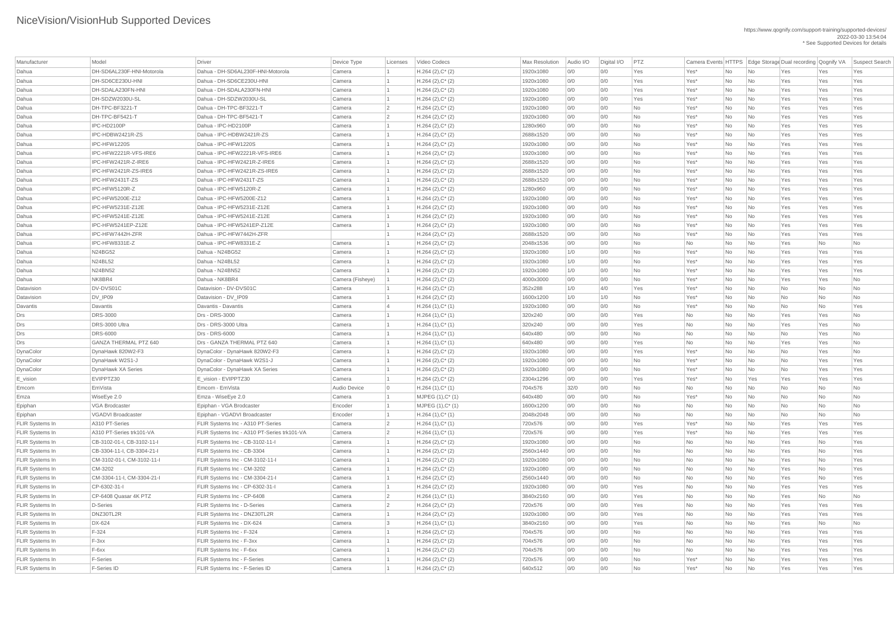# NiceVision/VisionHub Supported Devices

https://www.qognify.com/support-training/supported-devices/
2022-03-30 13:54:04
* See Supported Devices for details

| Manufacturer | Model | Driver | Device Type | Licenses | Video Codecs | Max Resolution | Audio I/O | Digital I/O | PTZ | Camera Events | HTTPS | Edge Storage | Dual recording | Qognify VA | Suspect Search |
|---|---|---|---|---|---|---|---|---|---|---|---|---|---|---|---|
| Dahua | DH-SD6AL230F-HNI-Motorola | Dahua - DH-SD6AL230F-HNI-Motorola | Camera | 1 | H.264 (2),C* (2) | 1920x1080 | 0/0 | 0/0 | Yes | Yes* | No | No | Yes | Yes | Yes |
| Dahua | DH-SD6CE230U-HNI | Dahua - DH-SD6CE230U-HNI | Camera | 1 | H.264 (2),C* (2) | 1920x1080 | 0/0 | 0/0 | Yes | Yes* | No | No | Yes | Yes | Yes |
| Dahua | DH-SDALA230FN-HNI | Dahua - DH-SDALA230FN-HNI | Camera | 1 | H.264 (2),C* (2) | 1920x1080 | 0/0 | 0/0 | Yes | Yes* | No | No | Yes | Yes | Yes |
| Dahua | DH-SDZW2030U-SL | Dahua - DH-SDZW2030U-SL | Camera | 1 | H.264 (2),C* (2) | 1920x1080 | 0/0 | 0/0 | Yes | Yes* | No | No | Yes | Yes | Yes |
| Dahua | DH-TPC-BF3221-T | Dahua - DH-TPC-BF3221-T | Camera | 2 | H.264 (2),C* (2) | 1920x1080 | 0/0 | 0/0 | No | Yes* | No | No | Yes | Yes | Yes |
| Dahua | DH-TPC-BF5421-T | Dahua - DH-TPC-BF5421-T | Camera | 2 | H.264 (2),C* (2) | 1920x1080 | 0/0 | 0/0 | No | Yes* | No | No | Yes | Yes | Yes |
| Dahua | IPC-HD2100P | Dahua - IPC-HD2100P | Camera | 1 | H.264 (2),C* (2) | 1280x960 | 0/0 | 0/0 | No | Yes* | No | No | Yes | Yes | Yes |
| Dahua | IPC-HDBW2421R-ZS | Dahua - IPC-HDBW2421R-ZS | Camera | 1 | H.264 (2),C* (2) | 2688x1520 | 0/0 | 0/0 | No | Yes* | No | No | Yes | Yes | Yes |
| Dahua | IPC-HFW1220S | Dahua - IPC-HFW1220S | Camera | 1 | H.264 (2),C* (2) | 1920x1080 | 0/0 | 0/0 | No | Yes* | No | No | Yes | Yes | Yes |
| Dahua | IPC-HFW2221R-VFS-IRE6 | Dahua - IPC-HFW2221R-VFS-IRE6 | Camera | 1 | H.264 (2),C* (2) | 1920x1080 | 0/0 | 0/0 | No | Yes* | No | No | Yes | Yes | Yes |
| Dahua | IPC-HFW2421R-Z-IRE6 | Dahua - IPC-HFW2421R-Z-IRE6 | Camera | 1 | H.264 (2),C* (2) | 2688x1520 | 0/0 | 0/0 | No | Yes* | No | No | Yes | Yes | Yes |
| Dahua | IPC-HFW2421R-ZS-IRE6 | Dahua - IPC-HFW2421R-ZS-IRE6 | Camera | 1 | H.264 (2),C* (2) | 2688x1520 | 0/0 | 0/0 | No | Yes* | No | No | Yes | Yes | Yes |
| Dahua | IPC-HFW2431T-ZS | Dahua - IPC-HFW2431T-ZS | Camera | 1 | H.264 (2),C* (2) | 2688x1520 | 0/0 | 0/0 | No | Yes* | No | No | Yes | Yes | Yes |
| Dahua | IPC-HFW5120R-Z | Dahua - IPC-HFW5120R-Z | Camera | 1 | H.264 (2),C* (2) | 1280x960 | 0/0 | 0/0 | No | Yes* | No | No | Yes | Yes | Yes |
| Dahua | IPC-HFW5200E-Z12 | Dahua - IPC-HFW5200E-Z12 | Camera | 1 | H.264 (2),C* (2) | 1920x1080 | 0/0 | 0/0 | No | Yes* | No | No | Yes | Yes | Yes |
| Dahua | IPC-HFW5231E-Z12E | Dahua - IPC-HFW5231E-Z12E | Camera | 1 | H.264 (2),C* (2) | 1920x1080 | 0/0 | 0/0 | No | Yes* | No | No | Yes | Yes | Yes |
| Dahua | IPC-HFW5241E-Z12E | Dahua - IPC-HFW5241E-Z12E | Camera | 1 | H.264 (2),C* (2) | 1920x1080 | 0/0 | 0/0 | No | Yes* | No | No | Yes | Yes | Yes |
| Dahua | IPC-HFW5241EP-Z12E | Dahua - IPC-HFW5241EP-Z12E | Camera | 1 | H.264 (2),C* (2) | 1920x1080 | 0/0 | 0/0 | No | Yes* | No | No | Yes | Yes | Yes |
| Dahua | IPC-HFW7442H-ZFR | Dahua - IPC-HFW7442H-ZFR | | 1 | H.264 (2),C* (2) | 2688x1520 | 0/0 | 0/0 | No | Yes* | No | No | Yes | Yes | Yes |
| Dahua | IPC-HFW8331E-Z | Dahua - IPC-HFW8331E-Z | Camera | 1 | H.264 (2),C* (2) | 2048x1536 | 0/0 | 0/0 | No | No | No | No | Yes | No | No |
| Dahua | N24BG52 | Dahua - N24BG52 | Camera | 1 | H.264 (2),C* (2) | 1920x1080 | 1/0 | 0/0 | No | Yes* | No | No | Yes | Yes | Yes |
| Dahua | N24BL52 | Dahua - N24BL52 | Camera | 1 | H.264 (2),C* (2) | 1920x1080 | 1/0 | 0/0 | No | Yes* | No | No | Yes | Yes | Yes |
| Dahua | N24BN52 | Dahua - N24BN52 | Camera | 1 | H.264 (2),C* (2) | 1920x1080 | 1/0 | 0/0 | No | Yes* | No | No | Yes | Yes | Yes |
| Dahua | NK8BR4 | Dahua - NK8BR4 | Camera (Fisheye) | 1 | H.264 (2),C* (2) | 4000x3000 | 0/0 | 0/0 | No | Yes* | No | No | Yes | Yes | No |
| Datavision | DV-DVS01C | Datavision - DV-DVS01C | Camera | 1 | H.264 (2),C* (2) | 352x288 | 1/0 | 4/0 | Yes | Yes* | No | No | No | No | No |
| Datavision | DV_IP09 | Datavision - DV_IP09 | Camera | 1 | H.264 (2),C* (2) | 1600x1200 | 1/0 | 1/0 | No | Yes* | No | No | No | No | No |
| Davantis | Davantis | Davantis - Davantis | Camera | 4 | H.264 (1),C* (1) | 1920x1080 | 0/0 | 0/0 | No | Yes* | No | No | No | No | Yes |
| Drs | DRS-3000 | Drs - DRS-3000 | Camera | 1 | H.264 (1),C* (1) | 320x240 | 0/0 | 0/0 | Yes | No | No | No | Yes | Yes | No |
| Drs | DRS-3000 Ultra | Drs - DRS-3000 Ultra | Camera | 1 | H.264 (1),C* (1) | 320x240 | 0/0 | 0/0 | Yes | No | No | No | Yes | Yes | No |
| Drs | DRS-6000 | Drs - DRS-6000 | Camera | 1 | H.264 (1),C* (1) | 640x480 | 0/0 | 0/0 | No | No | No | No | No | Yes | No |
| Drs | GANZA THERMAL PTZ 640 | Drs - GANZA THERMAL PTZ 640 | Camera | 1 | H.264 (1),C* (1) | 640x480 | 0/0 | 0/0 | Yes | No | No | No | Yes | Yes | No |
| DynaColor | DynaHawk 820W2-F3 | DynaColor - DynaHawk 820W2-F3 | Camera | 1 | H.264 (2),C* (2) | 1920x1080 | 0/0 | 0/0 | Yes | Yes* | No | No | No | Yes | No |
| DynaColor | DynaHawk W2S1-J | DynaColor - DynaHawk W2S1-J | Camera | 1 | H.264 (2),C* (2) | 1920x1080 | 0/0 | 0/0 | No | Yes* | No | No | No | Yes | Yes |
| DynaColor | DynaHawk XA Series | DynaColor - DynaHawk XA Series | Camera | 1 | H.264 (2),C* (2) | 1920x1080 | 0/0 | 0/0 | No | Yes* | No | No | No | Yes | Yes |
| E_vision | EVIPPTZ30 | E_vision - EVIPPTZ30 | Camera | 1 | H.264 (2),C* (2) | 2304x1296 | 0/0 | 0/0 | Yes | Yes* | No | Yes | Yes | Yes | Yes |
| Emcom | EmVista | Emcom - EmVista | Audio Device | 0 | H.264 (1),C* (1) | 704x576 | 32/0 | 0/0 | No | No | No | No | No | No | No |
| Emza | WiseEye 2.0 | Emza - WiseEye 2.0 | Camera | 1 | MJPEG (1),C* (1) | 640x480 | 0/0 | 0/0 | No | Yes* | No | No | No | No | No |
| Epiphan | VGA Brodcaster | Epiphan - VGA Brodcaster | Encoder | 1 | MJPEG (1),C* (1) | 1600x1200 | 0/0 | 0/0 | No | No | No | No | No | No | No |
| Epiphan | VGADVI Broadcaster | Epiphan - VGADVI Broadcaster | Encoder | 1 | H.264 (1),C* (1) | 2048x2048 | 0/0 | 0/0 | No | No | No | No | No | No | No |
| FLIR Systems In | A310 PT-Series | FLIR Systems Inc - A310 PT-Series | Camera | 2 | H.264 (1),C* (1) | 720x576 | 0/0 | 0/0 | Yes | Yes* | No | No | Yes | Yes | Yes |
| FLIR Systems In | A310 PT-Series trk101-VA | FLIR Systems Inc - A310 PT-Series trk101-VA | Camera | 2 | H.264 (1),C* (1) | 720x576 | 0/0 | 0/0 | Yes | Yes* | No | No | Yes | Yes | Yes |
| FLIR Systems In | CB-3102-01-I, CB-3102-11-I | FLIR Systems Inc - CB-3102-11-I | Camera | 1 | H.264 (2),C* (2) | 1920x1080 | 0/0 | 0/0 | No | No | No | No | Yes | No | Yes |
| FLIR Systems In | CB-3304-11-I, CB-3304-21-I | FLIR Systems Inc - CB-3304 | Camera | 1 | H.264 (2),C* (2) | 2560x1440 | 0/0 | 0/0 | No | No | No | No | Yes | No | Yes |
| FLIR Systems In | CM-3102-01-I, CM-3102-11-I | FLIR Systems Inc - CM-3102-11-I | Camera | 1 | H.264 (2),C* (2) | 1920x1080 | 0/0 | 0/0 | No | No | No | No | Yes | No | Yes |
| FLIR Systems In | CM-3202 | FLIR Systems Inc - CM-3202 | Camera | 1 | H.264 (2),C* (2) | 1920x1080 | 0/0 | 0/0 | No | No | No | No | Yes | No | Yes |
| FLIR Systems In | CM-3304-11-I, CM-3304-21-I | FLIR Systems Inc - CM-3304-21-I | Camera | 1 | H.264 (2),C* (2) | 2560x1440 | 0/0 | 0/0 | No | No | No | No | Yes | No | Yes |
| FLIR Systems In | CP-6302-31-I | FLIR Systems Inc - CP-6302-31-I | Camera | 1 | H.264 (2),C* (2) | 1920x1080 | 0/0 | 0/0 | Yes | No | No | No | Yes | Yes | Yes |
| FLIR Systems In | CP-6408 Quasar 4K PTZ | FLIR Systems Inc - CP-6408 | Camera | 2 | H.264 (1),C* (1) | 3840x2160 | 0/0 | 0/0 | Yes | No | No | No | Yes | No | No |
| FLIR Systems In | D-Series | FLIR Systems Inc - D-Series | Camera | 2 | H.264 (2),C* (2) | 720x576 | 0/0 | 0/0 | Yes | No | No | No | Yes | Yes | Yes |
| FLIR Systems In | DNZ30TL2R | FLIR Systems Inc - DNZ30TL2R | Camera | 1 | H.264 (2),C* (2) | 1920x1080 | 0/0 | 0/0 | Yes | No | No | No | Yes | Yes | Yes |
| FLIR Systems In | DX-624 | FLIR Systems Inc - DX-624 | Camera | 3 | H.264 (1),C* (1) | 3840x2160 | 0/0 | 0/0 | Yes | No | No | No | Yes | No | No |
| FLIR Systems In | F-324 | FLIR Systems Inc - F-324 | Camera | 1 | H.264 (2),C* (2) | 704x576 | 0/0 | 0/0 | No | No | No | No | Yes | Yes | Yes |
| FLIR Systems In | F-3xx | FLIR Systems Inc - F-3xx | Camera | 1 | H.264 (2),C* (2) | 704x576 | 0/0 | 0/0 | No | No | No | No | Yes | Yes | Yes |
| FLIR Systems In | F-6xx | FLIR Systems Inc - F-6xx | Camera | 1 | H.264 (2),C* (2) | 704x576 | 0/0 | 0/0 | No | No | No | No | Yes | Yes | Yes |
| FLIR Systems In | F-Series | FLIR Systems Inc - F-Series | Camera | 1 | H.264 (2),C* (2) | 720x576 | 0/0 | 0/0 | No | Yes* | No | No | Yes | Yes | Yes |
| FLIR Systems In | F-Series ID | FLIR Systems Inc - F-Series ID | Camera | 1 | H.264 (2),C* (2) | 640x512 | 0/0 | 0/0 | No | Yes* | No | No | Yes | Yes | Yes |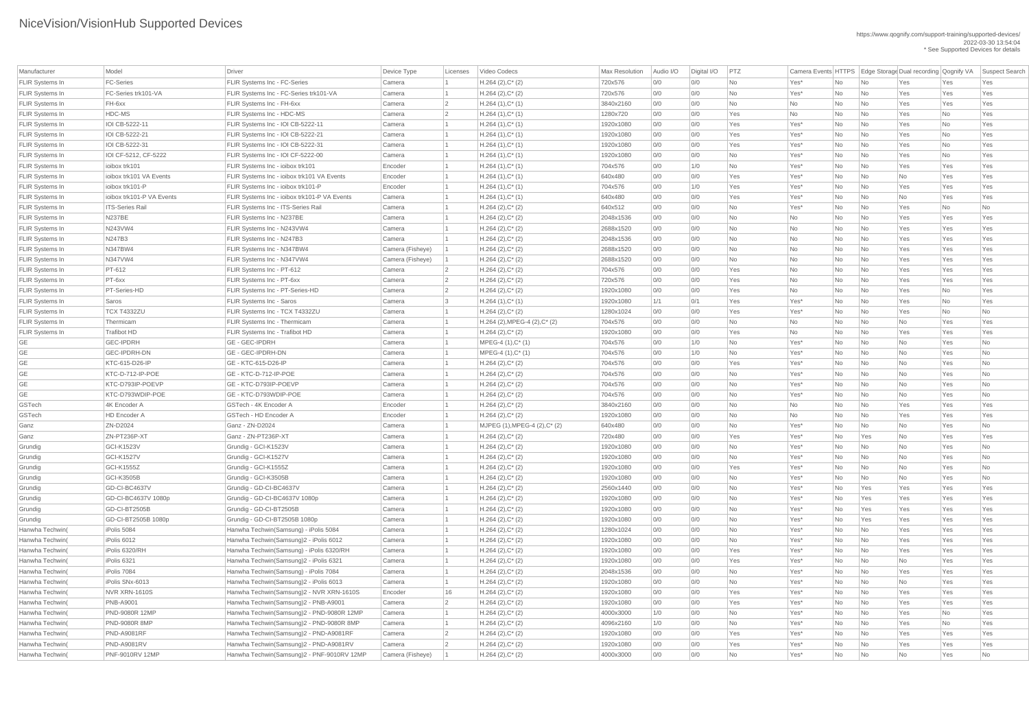# NiceVision/VisionHub Supported Devices

https://www.qognify.com/support-training/supported-devices/
2022-03-30 13:54:04
* See Supported Devices for details

| Manufacturer | Model | Driver | Device Type | Licenses | Video Codecs | Max Resolution | Audio I/O | Digital I/O | PTZ | Camera Events | HTTPS | Edge Storage | Dual recording | Qognify VA | Suspect Search |
|---|---|---|---|---|---|---|---|---|---|---|---|---|---|---|---|
| FLIR Systems In | FC-Series | FLIR Systems Inc - FC-Series | Camera | 1 | H.264 (2),C* (2) | 720x576 | 0/0 | 0/0 | No | Yes* | No | No | Yes | Yes | Yes |
| FLIR Systems In | FC-Series trk101-VA | FLIR Systems Inc - FC-Series trk101-VA | Camera | 1 | H.264 (2),C* (2) | 720x576 | 0/0 | 0/0 | No | Yes* | No | No | Yes | Yes | Yes |
| FLIR Systems In | FH-6xx | FLIR Systems Inc - FH-6xx | Camera | 2 | H.264 (1),C* (1) | 3840x2160 | 0/0 | 0/0 | No | No | No | No | Yes | Yes | Yes |
| FLIR Systems In | HDC-MS | FLIR Systems Inc - HDC-MS | Camera | 2 | H.264 (1),C* (1) | 1280x720 | 0/0 | 0/0 | Yes | No | No | No | Yes | No | Yes |
| FLIR Systems In | IOI CB-5222-11 | FLIR Systems Inc - IOI CB-5222-11 | Camera | 1 | H.264 (1),C* (1) | 1920x1080 | 0/0 | 0/0 | Yes | Yes* | No | No | Yes | No | Yes |
| FLIR Systems In | IOI CB-5222-21 | FLIR Systems Inc - IOI CB-5222-21 | Camera | 1 | H.264 (1),C* (1) | 1920x1080 | 0/0 | 0/0 | Yes | Yes* | No | No | Yes | No | Yes |
| FLIR Systems In | IOI CB-5222-31 | FLIR Systems Inc - IOI CB-5222-31 | Camera | 1 | H.264 (1),C* (1) | 1920x1080 | 0/0 | 0/0 | Yes | Yes* | No | No | Yes | No | Yes |
| FLIR Systems In | IOI CF-5212, CF-5222 | FLIR Systems Inc - IOI CF-5222-00 | Camera | 1 | H.264 (1),C* (1) | 1920x1080 | 0/0 | 0/0 | No | Yes* | No | No | Yes | No | Yes |
| FLIR Systems In | ioibox trk101 | FLIR Systems Inc - ioibox trk101 | Encoder | 1 | H.264 (1),C* (1) | 704x576 | 0/0 | 1/0 | No | Yes* | No | No | Yes | Yes | Yes |
| FLIR Systems In | ioibox trk101 VA Events | FLIR Systems Inc - ioibox trk101 VA Events | Encoder | 1 | H.264 (1),C* (1) | 640x480 | 0/0 | 0/0 | Yes | Yes* | No | No | No | Yes | Yes |
| FLIR Systems In | ioibox trk101-P | FLIR Systems Inc - ioibox trk101-P | Encoder | 1 | H.264 (1),C* (1) | 704x576 | 0/0 | 1/0 | Yes | Yes* | No | No | Yes | Yes | Yes |
| FLIR Systems In | ioibox trk101-P VA Events | FLIR Systems Inc - ioibox trk101-P VA Events | Camera | 1 | H.264 (1),C* (1) | 640x480 | 0/0 | 0/0 | Yes | Yes* | No | No | No | Yes | Yes |
| FLIR Systems In | ITS-Series Rail | FLIR Systems Inc - ITS-Series Rail | Camera | 1 | H.264 (2),C* (2) | 640x512 | 0/0 | 0/0 | No | Yes* | No | No | Yes | No | No |
| FLIR Systems In | N237BE | FLIR Systems Inc - N237BE | Camera | 1 | H.264 (2),C* (2) | 2048x1536 | 0/0 | 0/0 | No | No | No | No | Yes | Yes | Yes |
| FLIR Systems In | N243VW4 | FLIR Systems Inc - N243VW4 | Camera | 1 | H.264 (2),C* (2) | 2688x1520 | 0/0 | 0/0 | No | No | No | No | Yes | Yes | Yes |
| FLIR Systems In | N247B3 | FLIR Systems Inc - N247B3 | Camera | 1 | H.264 (2),C* (2) | 2048x1536 | 0/0 | 0/0 | No | No | No | No | Yes | Yes | Yes |
| FLIR Systems In | N347BW4 | FLIR Systems Inc - N347BW4 | Camera (Fisheye) | 1 | H.264 (2),C* (2) | 2688x1520 | 0/0 | 0/0 | No | No | No | No | Yes | Yes | Yes |
| FLIR Systems In | N347VW4 | FLIR Systems Inc - N347VW4 | Camera (Fisheye) | 1 | H.264 (2),C* (2) | 2688x1520 | 0/0 | 0/0 | No | No | No | No | Yes | Yes | Yes |
| FLIR Systems In | PT-612 | FLIR Systems Inc - PT-612 | Camera | 2 | H.264 (2),C* (2) | 704x576 | 0/0 | 0/0 | Yes | No | No | No | Yes | Yes | Yes |
| FLIR Systems In | PT-6xx | FLIR Systems Inc - PT-6xx | Camera | 2 | H.264 (2),C* (2) | 720x576 | 0/0 | 0/0 | Yes | No | No | No | Yes | Yes | Yes |
| FLIR Systems In | PT-Series-HD | FLIR Systems Inc - PT-Series-HD | Camera | 2 | H.264 (2),C* (2) | 1920x1080 | 0/0 | 0/0 | Yes | No | No | No | Yes | No | Yes |
| FLIR Systems In | Saros | FLIR Systems Inc - Saros | Camera | 3 | H.264 (1),C* (1) | 1920x1080 | 1/1 | 0/1 | Yes | Yes* | No | No | Yes | No | Yes |
| FLIR Systems In | TCX T4332ZU | FLIR Systems Inc - TCX T4332ZU | Camera | 1 | H.264 (2),C* (2) | 1280x1024 | 0/0 | 0/0 | Yes | Yes* | No | No | Yes | No | No |
| FLIR Systems In | Thermicam | FLIR Systems Inc - Thermicam | Camera | 1 | H.264 (2),MPEG-4 (2),C* (2) | 704x576 | 0/0 | 0/0 | No | No | No | No | No | Yes | Yes |
| FLIR Systems In | Trafibot HD | FLIR Systems Inc - Trafibot HD | Camera | 1 | H.264 (2),C* (2) | 1920x1080 | 0/0 | 0/0 | Yes | No | No | No | Yes | Yes | Yes |
| GE | GEC-IPDRH | GE - GEC-IPDRH | Camera | 1 | MPEG-4 (1),C* (1) | 704x576 | 0/0 | 1/0 | No | Yes* | No | No | No | Yes | No |
| GE | GEC-IPDRH-DN | GE - GEC-IPDRH-DN | Camera | 1 | MPEG-4 (1),C* (1) | 704x576 | 0/0 | 1/0 | No | Yes* | No | No | No | Yes | No |
| GE | KTC-615-D26-IP | GE - KTC-615-D26-IP | Camera | 1 | H.264 (2),C* (2) | 704x576 | 0/0 | 0/0 | Yes | Yes* | No | No | No | Yes | No |
| GE | KTC-D-712-IP-POE | GE - KTC-D-712-IP-POE | Camera | 1 | H.264 (2),C* (2) | 704x576 | 0/0 | 0/0 | No | Yes* | No | No | No | Yes | No |
| GE | KTC-D793IP-POEVP | GE - KTC-D793IP-POEVP | Camera | 1 | H.264 (2),C* (2) | 704x576 | 0/0 | 0/0 | No | Yes* | No | No | No | Yes | No |
| GE | KTC-D793WDIP-POE | GE - KTC-D793WDIP-POE | Camera | 1 | H.264 (2),C* (2) | 704x576 | 0/0 | 0/0 | No | Yes* | No | No | No | Yes | No |
| GSTech | 4K Encoder A | GSTech - 4K Encoder A | Encoder | 1 | H.264 (2),C* (2) | 3840x2160 | 0/0 | 0/0 | No | No | No | No | Yes | Yes | Yes |
| GSTech | HD Encoder A | GSTech - HD Encoder A | Encoder | 1 | H.264 (2),C* (2) | 1920x1080 | 0/0 | 0/0 | No | No | No | No | Yes | Yes | Yes |
| Ganz | ZN-D2024 | Ganz - ZN-D2024 | Camera | 1 | MJPEG (1),MPEG-4 (2),C* (2) | 640x480 | 0/0 | 0/0 | No | Yes* | No | No | No | Yes | No |
| Ganz | ZN-PT236P-XT | Ganz - ZN-PT236P-XT | Camera | 1 | H.264 (2),C* (2) | 720x480 | 0/0 | 0/0 | Yes | Yes* | No | Yes | No | Yes | Yes |
| Grundig | GCI-K1523V | Grundig - GCI-K1523V | Camera | 1 | H.264 (2),C* (2) | 1920x1080 | 0/0 | 0/0 | No | Yes* | No | No | No | Yes | No |
| Grundig | GCI-K1527V | Grundig - GCI-K1527V | Camera | 1 | H.264 (2),C* (2) | 1920x1080 | 0/0 | 0/0 | No | Yes* | No | No | No | Yes | No |
| Grundig | GCI-K1555Z | Grundig - GCI-K1555Z | Camera | 1 | H.264 (2),C* (2) | 1920x1080 | 0/0 | 0/0 | Yes | Yes* | No | No | No | Yes | No |
| Grundig | GCI-K3505B | Grundig - GCI-K3505B | Camera | 1 | H.264 (2),C* (2) | 1920x1080 | 0/0 | 0/0 | No | Yes* | No | No | No | Yes | No |
| Grundig | GD-CI-BC4637V | Grundig - GD-CI-BC4637V | Camera | 1 | H.264 (2),C* (2) | 2560x1440 | 0/0 | 0/0 | No | Yes* | No | Yes | Yes | Yes | Yes |
| Grundig | GD-CI-BC4637V 1080p | Grundig - GD-CI-BC4637V 1080p | Camera | 1 | H.264 (2),C* (2) | 1920x1080 | 0/0 | 0/0 | No | Yes* | No | Yes | Yes | Yes | Yes |
| Grundig | GD-CI-BT2505B | Grundig - GD-CI-BT2505B | Camera | 1 | H.264 (2),C* (2) | 1920x1080 | 0/0 | 0/0 | No | Yes* | No | Yes | Yes | Yes | Yes |
| Grundig | GD-CI-BT2505B 1080p | Grundig - GD-CI-BT2505B 1080p | Camera | 1 | H.264 (2),C* (2) | 1920x1080 | 0/0 | 0/0 | No | Yes* | No | Yes | Yes | Yes | Yes |
| Hanwha Techwin( | iPolis 5084 | Hanwha Techwin(Samsung) - iPolis 5084 | Camera | 1 | H.264 (2),C* (2) | 1280x1024 | 0/0 | 0/0 | No | Yes* | No | No | Yes | Yes | Yes |
| Hanwha Techwin( | iPolis 6012 | Hanwha Techwin(Samsung)2 - iPolis 6012 | Camera | 1 | H.264 (2),C* (2) | 1920x1080 | 0/0 | 0/0 | No | Yes* | No | No | Yes | Yes | Yes |
| Hanwha Techwin( | iPolis 6320/RH | Hanwha Techwin(Samsung) - iPolis 6320/RH | Camera | 1 | H.264 (2),C* (2) | 1920x1080 | 0/0 | 0/0 | Yes | Yes* | No | No | Yes | Yes | Yes |
| Hanwha Techwin( | iPolis 6321 | Hanwha Techwin(Samsung)2 - iPolis 6321 | Camera | 1 | H.264 (2),C* (2) | 1920x1080 | 0/0 | 0/0 | Yes | Yes* | No | No | No | Yes | Yes |
| Hanwha Techwin( | iPolis 7084 | Hanwha Techwin(Samsung) - iPolis 7084 | Camera | 1 | H.264 (2),C* (2) | 2048x1536 | 0/0 | 0/0 | No | Yes* | No | No | Yes | Yes | Yes |
| Hanwha Techwin( | iPolis SNx-6013 | Hanwha Techwin(Samsung)2 - iPolis 6013 | Camera | 1 | H.264 (2),C* (2) | 1920x1080 | 0/0 | 0/0 | No | Yes* | No | No | No | Yes | Yes |
| Hanwha Techwin( | NVR XRN-1610S | Hanwha Techwin(Samsung)2 - NVR XRN-1610S | Encoder | 16 | H.264 (2),C* (2) | 1920x1080 | 0/0 | 0/0 | Yes | Yes* | No | No | Yes | Yes | Yes |
| Hanwha Techwin( | PNB-A9001 | Hanwha Techwin(Samsung)2 - PNB-A9001 | Camera | 2 | H.264 (2),C* (2) | 1920x1080 | 0/0 | 0/0 | Yes | Yes* | No | No | Yes | Yes | Yes |
| Hanwha Techwin( | PND-9080R 12MP | Hanwha Techwin(Samsung)2 - PND-9080R 12MP | Camera | 1 | H.264 (2),C* (2) | 4000x3000 | 1/0 | 0/0 | No | Yes* | No | No | Yes | No | Yes |
| Hanwha Techwin( | PND-9080R 8MP | Hanwha Techwin(Samsung)2 - PND-9080R 8MP | Camera | 1 | H.264 (2),C* (2) | 4096x2160 | 1/0 | 0/0 | No | Yes* | No | No | Yes | No | Yes |
| Hanwha Techwin( | PND-A9081RF | Hanwha Techwin(Samsung)2 - PND-A9081RF | Camera | 2 | H.264 (2),C* (2) | 1920x1080 | 0/0 | 0/0 | Yes | Yes* | No | No | Yes | Yes | Yes |
| Hanwha Techwin( | PND-A9081RV | Hanwha Techwin(Samsung)2 - PND-A9081RV | Camera | 2 | H.264 (2),C* (2) | 1920x1080 | 0/0 | 0/0 | Yes | Yes* | No | No | Yes | Yes | Yes |
| Hanwha Techwin( | PNF-9010RV 12MP | Hanwha Techwin(Samsung)2 - PNF-9010RV 12MP | Camera (Fisheye) | 1 | H.264 (2),C* (2) | 4000x3000 | 0/0 | 0/0 | No | Yes* | No | No | No | Yes | No |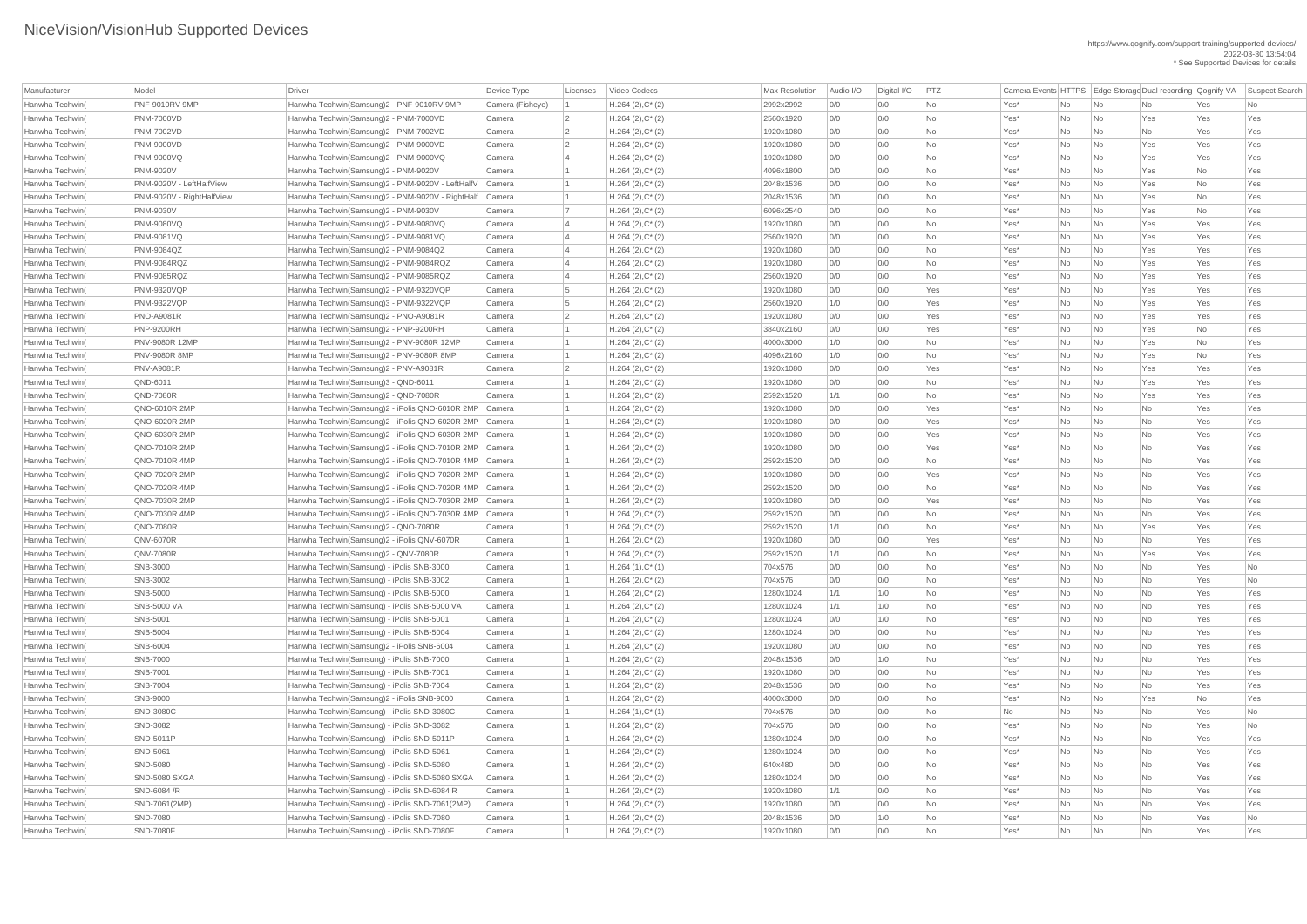# NiceVision/VisionHub Supported Devices

https://www.qognify.com/support-training/supported-devices/
2022-03-30 13:54:04
* See Supported Devices for details

| Manufacturer | Model | Driver | Device Type | Licenses | Video Codecs | Max Resolution | Audio I/O | Digital I/O | PTZ | Camera Events | HTTPS | Edge Storage | Dual recording | Qognify VA | Suspect Search |
|---|---|---|---|---|---|---|---|---|---|---|---|---|---|---|---|
| Hanwha Techwin( | PNF-9010RV 9MP | Hanwha Techwin(Samsung)2 - PNF-9010RV 9MP | Camera (Fisheye) | 1 | H.264 (2),C* (2) | 2992x2992 | 0/0 | 0/0 | No | Yes* | No | No | No | Yes | No |
| Hanwha Techwin( | PNM-7000VD | Hanwha Techwin(Samsung)2 - PNM-7000VD | Camera | 2 | H.264 (2),C* (2) | 2560x1920 | 0/0 | 0/0 | No | Yes* | No | No | Yes | Yes | Yes |
| Hanwha Techwin( | PNM-7002VD | Hanwha Techwin(Samsung)2 - PNM-7002VD | Camera | 2 | H.264 (2),C* (2) | 1920x1080 | 0/0 | 0/0 | No | Yes* | No | No | No | Yes | Yes |
| Hanwha Techwin( | PNM-9000VD | Hanwha Techwin(Samsung)2 - PNM-9000VD | Camera | 2 | H.264 (2),C* (2) | 1920x1080 | 0/0 | 0/0 | No | Yes* | No | No | Yes | Yes | Yes |
| Hanwha Techwin( | PNM-9000VQ | Hanwha Techwin(Samsung)2 - PNM-9000VQ | Camera | 4 | H.264 (2),C* (2) | 1920x1080 | 0/0 | 0/0 | No | Yes* | No | No | Yes | Yes | Yes |
| Hanwha Techwin( | PNM-9020V | Hanwha Techwin(Samsung)2 - PNM-9020V | Camera | 1 | H.264 (2),C* (2) | 4096x1800 | 0/0 | 0/0 | No | Yes* | No | No | Yes | No | Yes |
| Hanwha Techwin( | PNM-9020V - LeftHalfView | Hanwha Techwin(Samsung)2 - PNM-9020V - LeftHalfV | Camera | 1 | H.264 (2),C* (2) | 2048x1536 | 0/0 | 0/0 | No | Yes* | No | No | Yes | No | Yes |
| Hanwha Techwin( | PNM-9020V - RightHalfView | Hanwha Techwin(Samsung)2 - PNM-9020V - RightHalf | Camera | 1 | H.264 (2),C* (2) | 2048x1536 | 0/0 | 0/0 | No | Yes* | No | No | Yes | No | Yes |
| Hanwha Techwin( | PNM-9030V | Hanwha Techwin(Samsung)2 - PNM-9030V | Camera | 7 | H.264 (2),C* (2) | 6096x2540 | 0/0 | 0/0 | No | Yes* | No | No | Yes | No | Yes |
| Hanwha Techwin( | PNM-9080VQ | Hanwha Techwin(Samsung)2 - PNM-9080VQ | Camera | 4 | H.264 (2),C* (2) | 1920x1080 | 0/0 | 0/0 | No | Yes* | No | No | Yes | Yes | Yes |
| Hanwha Techwin( | PNM-9081VQ | Hanwha Techwin(Samsung)2 - PNM-9081VQ | Camera | 4 | H.264 (2),C* (2) | 2560x1920 | 0/0 | 0/0 | No | Yes* | No | No | Yes | Yes | Yes |
| Hanwha Techwin( | PNM-9084QZ | Hanwha Techwin(Samsung)2 - PNM-9084QZ | Camera | 4 | H.264 (2),C* (2) | 1920x1080 | 0/0 | 0/0 | No | Yes* | No | No | Yes | Yes | Yes |
| Hanwha Techwin( | PNM-9084RQZ | Hanwha Techwin(Samsung)2 - PNM-9084RQZ | Camera | 4 | H.264 (2),C* (2) | 1920x1080 | 0/0 | 0/0 | No | Yes* | No | No | Yes | Yes | Yes |
| Hanwha Techwin( | PNM-9085RQZ | Hanwha Techwin(Samsung)2 - PNM-9085RQZ | Camera | 4 | H.264 (2),C* (2) | 2560x1920 | 0/0 | 0/0 | No | Yes* | No | No | Yes | Yes | Yes |
| Hanwha Techwin( | PNM-9320VQP | Hanwha Techwin(Samsung)2 - PNM-9320VQP | Camera | 5 | H.264 (2),C* (2) | 1920x1080 | 0/0 | 0/0 | Yes | Yes* | No | No | Yes | Yes | Yes |
| Hanwha Techwin( | PNM-9322VQP | Hanwha Techwin(Samsung)3 - PNM-9322VQP | Camera | 5 | H.264 (2),C* (2) | 2560x1920 | 1/0 | 0/0 | Yes | Yes* | No | No | Yes | Yes | Yes |
| Hanwha Techwin( | PNO-A9081R | Hanwha Techwin(Samsung)2 - PNO-A9081R | Camera | 2 | H.264 (2),C* (2) | 1920x1080 | 0/0 | 0/0 | Yes | Yes* | No | No | Yes | Yes | Yes |
| Hanwha Techwin( | PNP-9200RH | Hanwha Techwin(Samsung)2 - PNP-9200RH | Camera | 1 | H.264 (2),C* (2) | 3840x2160 | 0/0 | 0/0 | Yes | Yes* | No | No | Yes | No | Yes |
| Hanwha Techwin( | PNV-9080R 12MP | Hanwha Techwin(Samsung)2 - PNV-9080R 12MP | Camera | 1 | H.264 (2),C* (2) | 4000x3000 | 1/0 | 0/0 | No | Yes* | No | No | Yes | No | Yes |
| Hanwha Techwin( | PNV-9080R 8MP | Hanwha Techwin(Samsung)2 - PNV-9080R 8MP | Camera | 1 | H.264 (2),C* (2) | 4096x2160 | 1/0 | 0/0 | No | Yes* | No | No | Yes | No | Yes |
| Hanwha Techwin( | PNV-A9081R | Hanwha Techwin(Samsung)2 - PNV-A9081R | Camera | 2 | H.264 (2),C* (2) | 1920x1080 | 0/0 | 0/0 | Yes | Yes* | No | No | Yes | Yes | Yes |
| Hanwha Techwin( | QND-6011 | Hanwha Techwin(Samsung)3 - QND-6011 | Camera | 1 | H.264 (2),C* (2) | 1920x1080 | 0/0 | 0/0 | No | Yes* | No | No | Yes | Yes | Yes |
| Hanwha Techwin( | QND-7080R | Hanwha Techwin(Samsung)2 - QND-7080R | Camera | 1 | H.264 (2),C* (2) | 2592x1520 | 1/1 | 0/0 | No | Yes* | No | No | Yes | Yes | Yes |
| Hanwha Techwin( | QNO-6010R 2MP | Hanwha Techwin(Samsung)2 - iPolis QNO-6010R 2MP | Camera | 1 | H.264 (2),C* (2) | 1920x1080 | 0/0 | 0/0 | Yes | Yes* | No | No | No | Yes | Yes |
| Hanwha Techwin( | QNO-6020R 2MP | Hanwha Techwin(Samsung)2 - iPolis QNO-6020R 2MP | Camera | 1 | H.264 (2),C* (2) | 1920x1080 | 0/0 | 0/0 | Yes | Yes* | No | No | No | Yes | Yes |
| Hanwha Techwin( | QNO-6030R 2MP | Hanwha Techwin(Samsung)2 - iPolis QNO-6030R 2MP | Camera | 1 | H.264 (2),C* (2) | 1920x1080 | 0/0 | 0/0 | Yes | Yes* | No | No | No | Yes | Yes |
| Hanwha Techwin( | QNO-7010R 2MP | Hanwha Techwin(Samsung)2 - iPolis QNO-7010R 2MP | Camera | 1 | H.264 (2),C* (2) | 1920x1080 | 0/0 | 0/0 | Yes | Yes* | No | No | No | Yes | Yes |
| Hanwha Techwin( | QNO-7010R 4MP | Hanwha Techwin(Samsung)2 - iPolis QNO-7010R 4MP | Camera | 1 | H.264 (2),C* (2) | 2592x1520 | 0/0 | 0/0 | No | Yes* | No | No | No | Yes | Yes |
| Hanwha Techwin( | QNO-7020R 2MP | Hanwha Techwin(Samsung)2 - iPolis QNO-7020R 2MP | Camera | 1 | H.264 (2),C* (2) | 1920x1080 | 0/0 | 0/0 | Yes | Yes* | No | No | No | Yes | Yes |
| Hanwha Techwin( | QNO-7020R 4MP | Hanwha Techwin(Samsung)2 - iPolis QNO-7020R 4MP | Camera | 1 | H.264 (2),C* (2) | 2592x1520 | 0/0 | 0/0 | No | Yes* | No | No | No | Yes | Yes |
| Hanwha Techwin( | QNO-7030R 2MP | Hanwha Techwin(Samsung)2 - iPolis QNO-7030R 2MP | Camera | 1 | H.264 (2),C* (2) | 1920x1080 | 0/0 | 0/0 | Yes | Yes* | No | No | No | Yes | Yes |
| Hanwha Techwin( | QNO-7030R 4MP | Hanwha Techwin(Samsung)2 - iPolis QNO-7030R 4MP | Camera | 1 | H.264 (2),C* (2) | 2592x1520 | 0/0 | 0/0 | No | Yes* | No | No | No | Yes | Yes |
| Hanwha Techwin( | QNO-7080R | Hanwha Techwin(Samsung)2 - QNO-7080R | Camera | 1 | H.264 (2),C* (2) | 2592x1520 | 1/1 | 0/0 | No | Yes* | No | No | Yes | Yes | Yes |
| Hanwha Techwin( | QNV-6070R | Hanwha Techwin(Samsung)2 - iPolis QNV-6070R | Camera | 1 | H.264 (2),C* (2) | 1920x1080 | 0/0 | 0/0 | Yes | Yes* | No | No | No | Yes | Yes |
| Hanwha Techwin( | QNV-7080R | Hanwha Techwin(Samsung)2 - QNV-7080R | Camera | 1 | H.264 (2),C* (2) | 2592x1520 | 1/1 | 0/0 | No | Yes* | No | No | Yes | Yes | Yes |
| Hanwha Techwin( | SNB-3000 | Hanwha Techwin(Samsung) - iPolis SNB-3000 | Camera | 1 | H.264 (1),C* (1) | 704x576 | 0/0 | 0/0 | No | Yes* | No | No | No | Yes | No |
| Hanwha Techwin( | SNB-3002 | Hanwha Techwin(Samsung) - iPolis SNB-3002 | Camera | 1 | H.264 (2),C* (2) | 704x576 | 0/0 | 0/0 | No | Yes* | No | No | No | Yes | No |
| Hanwha Techwin( | SNB-5000 | Hanwha Techwin(Samsung) - iPolis SNB-5000 | Camera | 1 | H.264 (2),C* (2) | 1280x1024 | 1/1 | 1/0 | No | Yes* | No | No | No | Yes | Yes |
| Hanwha Techwin( | SNB-5000 VA | Hanwha Techwin(Samsung) - iPolis SNB-5000 VA | Camera | 1 | H.264 (2),C* (2) | 1280x1024 | 1/1 | 1/0 | No | Yes* | No | No | No | Yes | Yes |
| Hanwha Techwin( | SNB-5001 | Hanwha Techwin(Samsung) - iPolis SNB-5001 | Camera | 1 | H.264 (2),C* (2) | 1280x1024 | 0/0 | 1/0 | No | Yes* | No | No | No | Yes | Yes |
| Hanwha Techwin( | SNB-5004 | Hanwha Techwin(Samsung) - iPolis SNB-5004 | Camera | 1 | H.264 (2),C* (2) | 1280x1024 | 0/0 | 0/0 | No | Yes* | No | No | No | Yes | Yes |
| Hanwha Techwin( | SNB-6004 | Hanwha Techwin(Samsung)2 - iPolis SNB-6004 | Camera | 1 | H.264 (2),C* (2) | 1920x1080 | 0/0 | 0/0 | No | Yes* | No | No | No | Yes | Yes |
| Hanwha Techwin( | SNB-7000 | Hanwha Techwin(Samsung) - iPolis SNB-7000 | Camera | 1 | H.264 (2),C* (2) | 2048x1536 | 0/0 | 1/0 | No | Yes* | No | No | No | Yes | Yes |
| Hanwha Techwin( | SNB-7001 | Hanwha Techwin(Samsung) - iPolis SNB-7001 | Camera | 1 | H.264 (2),C* (2) | 1920x1080 | 0/0 | 0/0 | No | Yes* | No | No | No | Yes | Yes |
| Hanwha Techwin( | SNB-7004 | Hanwha Techwin(Samsung) - iPolis SNB-7004 | Camera | 1 | H.264 (2),C* (2) | 2048x1536 | 0/0 | 0/0 | No | Yes* | No | No | No | Yes | Yes |
| Hanwha Techwin( | SNB-9000 | Hanwha Techwin(Samsung)2 - iPolis SNB-9000 | Camera | 1 | H.264 (2),C* (2) | 4000x3000 | 0/0 | 0/0 | No | Yes* | No | No | Yes | No | Yes |
| Hanwha Techwin( | SND-3080C | Hanwha Techwin(Samsung) - iPolis SND-3080C | Camera | 1 | H.264 (1),C* (1) | 704x576 | 0/0 | 0/0 | No | No | No | No | No | Yes | No |
| Hanwha Techwin( | SND-3082 | Hanwha Techwin(Samsung) - iPolis SND-3082 | Camera | 1 | H.264 (2),C* (2) | 704x576 | 0/0 | 0/0 | No | Yes* | No | No | No | Yes | No |
| Hanwha Techwin( | SND-5011P | Hanwha Techwin(Samsung) - iPolis SND-5011P | Camera | 1 | H.264 (2),C* (2) | 1280x1024 | 0/0 | 0/0 | No | Yes* | No | No | No | Yes | Yes |
| Hanwha Techwin( | SND-5061 | Hanwha Techwin(Samsung) - iPolis SND-5061 | Camera | 1 | H.264 (2),C* (2) | 1280x1024 | 0/0 | 0/0 | No | Yes* | No | No | No | Yes | Yes |
| Hanwha Techwin( | SND-5080 | Hanwha Techwin(Samsung) - iPolis SND-5080 | Camera | 1 | H.264 (2),C* (2) | 640x480 | 0/0 | 0/0 | No | Yes* | No | No | No | Yes | Yes |
| Hanwha Techwin( | SND-5080 SXGA | Hanwha Techwin(Samsung) - iPolis SND-5080 SXGA | Camera | 1 | H.264 (2),C* (2) | 1280x1024 | 0/0 | 0/0 | No | Yes* | No | No | No | Yes | Yes |
| Hanwha Techwin( | SND-6084 /R | Hanwha Techwin(Samsung) - iPolis SND-6084 R | Camera | 1 | H.264 (2),C* (2) | 1920x1080 | 1/1 | 0/0 | No | Yes* | No | No | No | Yes | Yes |
| Hanwha Techwin( | SND-7061(2MP) | Hanwha Techwin(Samsung) - iPolis SND-7061(2MP) | Camera | 1 | H.264 (2),C* (2) | 1920x1080 | 0/0 | 0/0 | No | Yes* | No | No | No | Yes | Yes |
| Hanwha Techwin( | SND-7080 | Hanwha Techwin(Samsung) - iPolis SND-7080 | Camera | 1 | H.264 (2),C* (2) | 2048x1536 | 0/0 | 1/0 | No | Yes* | No | No | No | Yes | No |
| Hanwha Techwin( | SND-7080F | Hanwha Techwin(Samsung) - iPolis SND-7080F | Camera | 1 | H.264 (2),C* (2) | 1920x1080 | 0/0 | 0/0 | No | Yes* | No | No | No | Yes | Yes |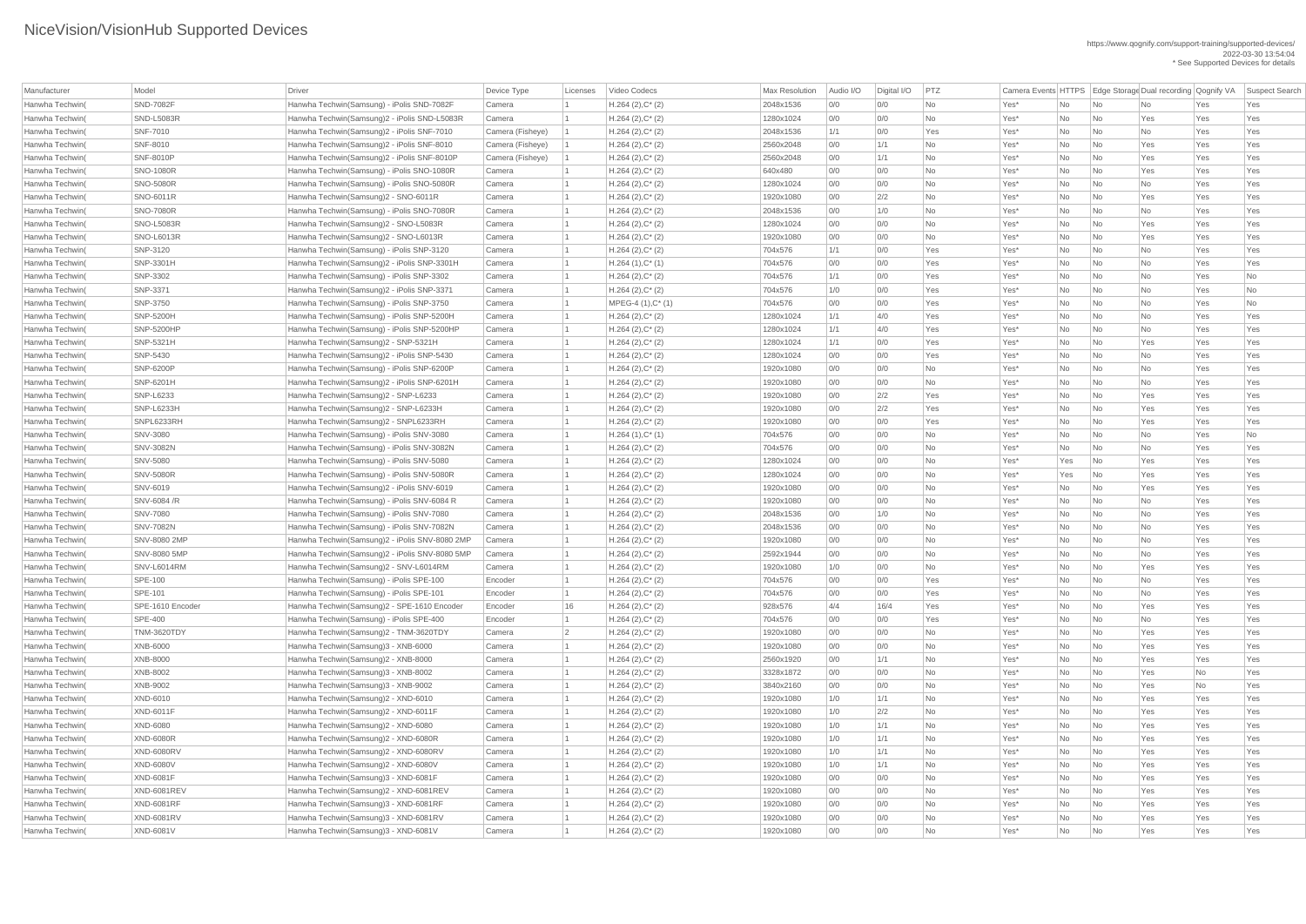# NiceVision/VisionHub Supported Devices

https://www.qognify.com/support-training/supported-devices/
2022-03-30 13:54:04
* See Supported Devices for details

| Manufacturer | Model | Driver | Device Type | Licenses | Video Codecs | Max Resolution | Audio I/O | Digital I/O | PTZ | Camera Events | HTTPS | Edge Storage | Dual recording | Qognify VA | Suspect Search |
|---|---|---|---|---|---|---|---|---|---|---|---|---|---|---|---|
| Hanwha Techwin( | SND-7082F | Hanwha Techwin(Samsung) - iPolis SND-7082F | Camera | 1 | H.264 (2),C* (2) | 2048x1536 | 0/0 | 0/0 | No | Yes* | No | No | No | Yes | Yes |
| Hanwha Techwin( | SND-L5083R | Hanwha Techwin(Samsung)2 - iPolis SND-L5083R | Camera | 1 | H.264 (2),C* (2) | 1280x1024 | 0/0 | 0/0 | No | Yes* | No | No | Yes | Yes | Yes |
| Hanwha Techwin( | SNF-7010 | Hanwha Techwin(Samsung)2 - iPolis SNF-7010 | Camera (Fisheye) | 1 | H.264 (2),C* (2) | 2048x1536 | 1/1 | 1/1 | Yes | Yes* | No | No | No | Yes | Yes |
| Hanwha Techwin( | SNF-8010 | Hanwha Techwin(Samsung)2 - iPolis SNF-8010 | Camera (Fisheye) | 1 | H.264 (2),C* (2) | 2560x2048 | 0/0 | 1/1 | No | Yes* | No | No | Yes | Yes | Yes |
| Hanwha Techwin( | SNF-8010P | Hanwha Techwin(Samsung)2 - iPolis SNF-8010P | Camera (Fisheye) | 1 | H.264 (2),C* (2) | 2560x2048 | 0/0 | 1/1 | No | Yes* | No | No | Yes | Yes | Yes |
| Hanwha Techwin( | SNO-1080R | Hanwha Techwin(Samsung) - iPolis SNO-1080R | Camera | 1 | H.264 (2),C* (2) | 640x480 | 0/0 | 0/0 | No | Yes* | No | No | Yes | Yes | Yes |
| Hanwha Techwin( | SNO-5080R | Hanwha Techwin(Samsung) - iPolis SNO-5080R | Camera | 1 | H.264 (2),C* (2) | 1280x1024 | 0/0 | 0/0 | No | Yes* | No | No | No | Yes | Yes |
| Hanwha Techwin( | SNO-6011R | Hanwha Techwin(Samsung)2 - SNO-6011R | Camera | 1 | H.264 (2),C* (2) | 1920x1080 | 0/0 | 2/2 | No | Yes* | No | No | Yes | Yes | Yes |
| Hanwha Techwin( | SNO-7080R | Hanwha Techwin(Samsung) - iPolis SNO-7080R | Camera | 1 | H.264 (2),C* (2) | 2048x1536 | 0/0 | 1/0 | No | Yes* | No | No | No | Yes | Yes |
| Hanwha Techwin( | SNO-L5083R | Hanwha Techwin(Samsung)2 - SNO-L5083R | Camera | 1 | H.264 (2),C* (2) | 1280x1024 | 0/0 | 0/0 | No | Yes* | No | No | Yes | Yes | Yes |
| Hanwha Techwin( | SNO-L6013R | Hanwha Techwin(Samsung)2 - SNO-L6013R | Camera | 1 | H.264 (2),C* (2) | 1920x1080 | 0/0 | 0/0 | No | Yes* | No | No | Yes | Yes | Yes |
| Hanwha Techwin( | SNP-3120 | Hanwha Techwin(Samsung) - iPolis SNP-3120 | Camera | 1 | H.264 (2),C* (2) | 704x576 | 1/1 | 0/0 | Yes | Yes* | No | No | No | Yes | Yes |
| Hanwha Techwin( | SNP-3301H | Hanwha Techwin(Samsung)2 - iPolis SNP-3301H | Camera | 1 | H.264 (1),C* (1) | 704x576 | 0/0 | 0/0 | Yes | Yes* | No | No | No | Yes | Yes |
| Hanwha Techwin( | SNP-3302 | Hanwha Techwin(Samsung) - iPolis SNP-3302 | Camera | 1 | H.264 (2),C* (2) | 704x576 | 1/1 | 0/0 | Yes | Yes* | No | No | No | Yes | No |
| Hanwha Techwin( | SNP-3371 | Hanwha Techwin(Samsung)2 - iPolis SNP-3371 | Camera | 1 | H.264 (2),C* (2) | 704x576 | 1/0 | 0/0 | Yes | Yes* | No | No | No | Yes | No |
| Hanwha Techwin( | SNP-3750 | Hanwha Techwin(Samsung) - iPolis SNP-3750 | Camera | 1 | MPEG-4 (1),C* (1) | 704x576 | 0/0 | 0/0 | Yes | Yes* | No | No | No | Yes | No |
| Hanwha Techwin( | SNP-5200H | Hanwha Techwin(Samsung) - iPolis SNP-5200H | Camera | 1 | H.264 (2),C* (2) | 1280x1024 | 1/1 | 4/0 | Yes | Yes* | No | No | No | Yes | Yes |
| Hanwha Techwin( | SNP-5200HP | Hanwha Techwin(Samsung) - iPolis SNP-5200HP | Camera | 1 | H.264 (2),C* (2) | 1280x1024 | 1/1 | 4/0 | Yes | Yes* | No | No | No | Yes | Yes |
| Hanwha Techwin( | SNP-5321H | Hanwha Techwin(Samsung)2 - SNP-5321H | Camera | 1 | H.264 (2),C* (2) | 1280x1024 | 1/1 | 0/0 | Yes | Yes* | No | No | Yes | Yes | Yes |
| Hanwha Techwin( | SNP-5430 | Hanwha Techwin(Samsung)2 - iPolis SNP-5430 | Camera | 1 | H.264 (2),C* (2) | 1280x1024 | 0/0 | 0/0 | Yes | Yes* | No | No | No | Yes | Yes |
| Hanwha Techwin( | SNP-6200P | Hanwha Techwin(Samsung) - iPolis SNP-6200P | Camera | 1 | H.264 (2),C* (2) | 1920x1080 | 0/0 | 0/0 | No | Yes* | No | No | No | Yes | Yes |
| Hanwha Techwin( | SNP-6201H | Hanwha Techwin(Samsung)2 - iPolis SNP-6201H | Camera | 1 | H.264 (2),C* (2) | 1920x1080 | 0/0 | 0/0 | No | Yes* | No | No | No | Yes | Yes |
| Hanwha Techwin( | SNP-L6233 | Hanwha Techwin(Samsung)2 - SNP-L6233 | Camera | 1 | H.264 (2),C* (2) | 1920x1080 | 0/0 | 2/2 | Yes | Yes* | No | No | Yes | Yes | Yes |
| Hanwha Techwin( | SNP-L6233H | Hanwha Techwin(Samsung)2 - SNP-L6233H | Camera | 1 | H.264 (2),C* (2) | 1920x1080 | 0/0 | 2/2 | Yes | Yes* | No | No | Yes | Yes | Yes |
| Hanwha Techwin( | SNPL6233RH | Hanwha Techwin(Samsung)2 - SNPL6233RH | Camera | 1 | H.264 (2),C* (2) | 1920x1080 | 0/0 | 0/0 | Yes | Yes* | No | No | Yes | Yes | Yes |
| Hanwha Techwin( | SNV-3080 | Hanwha Techwin(Samsung) - iPolis SNV-3080 | Camera | 1 | H.264 (1),C* (1) | 704x576 | 0/0 | 0/0 | No | Yes* | No | No | No | Yes | No |
| Hanwha Techwin( | SNV-3082N | Hanwha Techwin(Samsung) - iPolis SNV-3082N | Camera | 1 | H.264 (2),C* (2) | 704x576 | 0/0 | 0/0 | No | Yes* | No | No | No | Yes | Yes |
| Hanwha Techwin( | SNV-5080 | Hanwha Techwin(Samsung) - iPolis SNV-5080 | Camera | 1 | H.264 (2),C* (2) | 1280x1024 | 0/0 | 0/0 | No | Yes* | Yes | No | Yes | Yes | Yes |
| Hanwha Techwin( | SNV-5080R | Hanwha Techwin(Samsung) - iPolis SNV-5080R | Camera | 1 | H.264 (2),C* (2) | 1280x1024 | 0/0 | 0/0 | No | Yes* | Yes | No | Yes | Yes | Yes |
| Hanwha Techwin( | SNV-6019 | Hanwha Techwin(Samsung)2 - iPolis SNV-6019 | Camera | 1 | H.264 (2),C* (2) | 1920x1080 | 0/0 | 0/0 | No | Yes* | No | No | Yes | Yes | Yes |
| Hanwha Techwin( | SNV-6084 /R | Hanwha Techwin(Samsung) - iPolis SNV-6084 R | Camera | 1 | H.264 (2),C* (2) | 1920x1080 | 0/0 | 0/0 | No | Yes* | No | No | No | Yes | Yes |
| Hanwha Techwin( | SNV-7080 | Hanwha Techwin(Samsung) - iPolis SNV-7080 | Camera | 1 | H.264 (2),C* (2) | 2048x1536 | 0/0 | 1/0 | No | Yes* | No | No | No | Yes | Yes |
| Hanwha Techwin( | SNV-7082N | Hanwha Techwin(Samsung) - iPolis SNV-7082N | Camera | 1 | H.264 (2),C* (2) | 2048x1536 | 0/0 | 0/0 | No | Yes* | No | No | No | Yes | Yes |
| Hanwha Techwin( | SNV-8080 2MP | Hanwha Techwin(Samsung)2 - iPolis SNV-8080 2MP | Camera | 1 | H.264 (2),C* (2) | 1920x1080 | 0/0 | 0/0 | No | Yes* | No | No | No | Yes | Yes |
| Hanwha Techwin( | SNV-8080 5MP | Hanwha Techwin(Samsung)2 - iPolis SNV-8080 5MP | Camera | 1 | H.264 (2),C* (2) | 2592x1944 | 0/0 | 0/0 | No | Yes* | No | No | No | Yes | Yes |
| Hanwha Techwin( | SNV-L6014RM | Hanwha Techwin(Samsung)2 - SNV-L6014RM | Camera | 1 | H.264 (2),C* (2) | 1920x1080 | 1/0 | 0/0 | No | Yes* | No | No | Yes | Yes | Yes |
| Hanwha Techwin( | SPE-100 | Hanwha Techwin(Samsung) - iPolis SPE-100 | Encoder | 1 | H.264 (2),C* (2) | 704x576 | 0/0 | 0/0 | Yes | Yes* | No | No | No | Yes | Yes |
| Hanwha Techwin( | SPE-101 | Hanwha Techwin(Samsung) - iPolis SPE-101 | Encoder | 1 | H.264 (2),C* (2) | 704x576 | 0/0 | 0/0 | Yes | Yes* | No | No | No | Yes | Yes |
| Hanwha Techwin( | SPE-1610 Encoder | Hanwha Techwin(Samsung)2 - SPE-1610 Encoder | Encoder | 16 | H.264 (2),C* (2) | 928x576 | 4/4 | 16/4 | Yes | Yes* | No | No | Yes | Yes | Yes |
| Hanwha Techwin( | SPE-400 | Hanwha Techwin(Samsung) - iPolis SPE-400 | Encoder | 1 | H.264 (2),C* (2) | 704x576 | 0/0 | 0/0 | Yes | Yes* | No | No | No | Yes | Yes |
| Hanwha Techwin( | TNM-3620TDY | Hanwha Techwin(Samsung)2 - TNM-3620TDY | Camera | 2 | H.264 (2),C* (2) | 1920x1080 | 0/0 | 0/0 | No | Yes* | No | No | Yes | Yes | Yes |
| Hanwha Techwin( | XNB-6000 | Hanwha Techwin(Samsung)3 - XNB-6000 | Camera | 1 | H.264 (2),C* (2) | 1920x1080 | 0/0 | 0/0 | No | Yes* | No | No | Yes | Yes | Yes |
| Hanwha Techwin( | XNB-8000 | Hanwha Techwin(Samsung)2 - XNB-8000 | Camera | 1 | H.264 (2),C* (2) | 2560x1920 | 0/0 | 1/1 | No | Yes* | No | No | Yes | Yes | Yes |
| Hanwha Techwin( | XNB-8002 | Hanwha Techwin(Samsung)3 - XNB-8002 | Camera | 1 | H.264 (2),C* (2) | 3328x1872 | 0/0 | 0/0 | No | Yes* | No | No | Yes | No | Yes |
| Hanwha Techwin( | XNB-9002 | Hanwha Techwin(Samsung)3 - XNB-9002 | Camera | 1 | H.264 (2),C* (2) | 3840x2160 | 0/0 | 0/0 | No | Yes* | No | No | Yes | No | Yes |
| Hanwha Techwin( | XND-6010 | Hanwha Techwin(Samsung)2 - XND-6010 | Camera | 1 | H.264 (2),C* (2) | 1920x1080 | 1/0 | 1/1 | No | Yes* | No | No | Yes | Yes | Yes |
| Hanwha Techwin( | XND-6011F | Hanwha Techwin(Samsung)2 - XND-6011F | Camera | 1 | H.264 (2),C* (2) | 1920x1080 | 1/0 | 2/2 | No | Yes* | No | No | Yes | Yes | Yes |
| Hanwha Techwin( | XND-6080 | Hanwha Techwin(Samsung)2 - XND-6080 | Camera | 1 | H.264 (2),C* (2) | 1920x1080 | 1/0 | 1/1 | No | Yes* | No | No | Yes | Yes | Yes |
| Hanwha Techwin( | XND-6080R | Hanwha Techwin(Samsung)2 - XND-6080R | Camera | 1 | H.264 (2),C* (2) | 1920x1080 | 1/0 | 1/1 | No | Yes* | No | No | Yes | Yes | Yes |
| Hanwha Techwin( | XND-6080RV | Hanwha Techwin(Samsung)2 - XND-6080RV | Camera | 1 | H.264 (2),C* (2) | 1920x1080 | 1/0 | 1/1 | No | Yes* | No | No | Yes | Yes | Yes |
| Hanwha Techwin( | XND-6080V | Hanwha Techwin(Samsung)2 - XND-6080V | Camera | 1 | H.264 (2),C* (2) | 1920x1080 | 1/0 | 1/1 | No | Yes* | No | No | Yes | Yes | Yes |
| Hanwha Techwin( | XND-6081F | Hanwha Techwin(Samsung)3 - XND-6081F | Camera | 1 | H.264 (2),C* (2) | 1920x1080 | 0/0 | 0/0 | No | Yes* | No | No | Yes | Yes | Yes |
| Hanwha Techwin( | XND-6081REV | Hanwha Techwin(Samsung)2 - XND-6081REV | Camera | 1 | H.264 (2),C* (2) | 1920x1080 | 0/0 | 0/0 | No | Yes* | No | No | Yes | Yes | Yes |
| Hanwha Techwin( | XND-6081RF | Hanwha Techwin(Samsung)3 - XND-6081RF | Camera | 1 | H.264 (2),C* (2) | 1920x1080 | 0/0 | 0/0 | No | Yes* | No | No | Yes | Yes | Yes |
| Hanwha Techwin( | XND-6081RV | Hanwha Techwin(Samsung)3 - XND-6081RV | Camera | 1 | H.264 (2),C* (2) | 1920x1080 | 0/0 | 0/0 | No | Yes* | No | No | Yes | Yes | Yes |
| Hanwha Techwin( | XND-6081V | Hanwha Techwin(Samsung)3 - XND-6081V | Camera | 1 | H.264 (2),C* (2) | 1920x1080 | 0/0 | 0/0 | No | Yes* | No | No | Yes | Yes | Yes |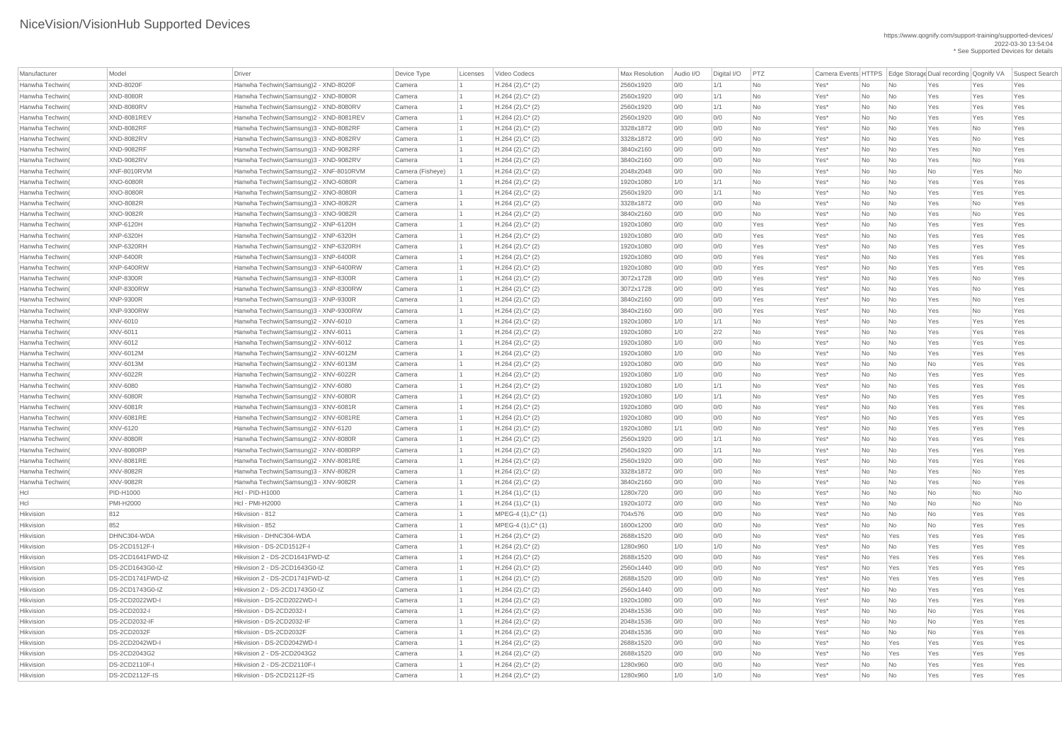# NiceVision/VisionHub Supported Devices

https://www.qognify.com/support-training/supported-devices/
2022-03-30 13:54:04
* See Supported Devices for details

| Manufacturer | Model | Driver | Device Type | Licenses | Video Codecs | Max Resolution | Audio I/O | Digital I/O | PTZ | Camera Events | HTTPS | Edge Storage | Dual recording | Qognify VA | Suspect Search |
|---|---|---|---|---|---|---|---|---|---|---|---|---|---|---|---|
| Hanwha Techwin( | XND-8020F | Hanwha Techwin(Samsung)2 - XND-8020F | Camera | 1 | H.264 (2),C* (2) | 2560x1920 | 0/0 | 1/1 | No | Yes* | No | No | Yes | Yes | Yes |
| Hanwha Techwin( | XND-8080R | Hanwha Techwin(Samsung)2 - XND-8080R | Camera | 1 | H.264 (2),C* (2) | 2560x1920 | 0/0 | 1/1 | No | Yes* | No | No | Yes | Yes | Yes |
| Hanwha Techwin( | XND-8080RV | Hanwha Techwin(Samsung)2 - XND-8080RV | Camera | 1 | H.264 (2),C* (2) | 2560x1920 | 0/0 | 1/1 | No | Yes* | No | No | Yes | Yes | Yes |
| Hanwha Techwin( | XND-8081REV | Hanwha Techwin(Samsung)2 - XND-8081REV | Camera | 1 | H.264 (2),C* (2) | 2560x1920 | 0/0 | 0/0 | No | Yes* | No | No | Yes | Yes | Yes |
| Hanwha Techwin( | XND-8082RF | Hanwha Techwin(Samsung)3 - XND-8082RF | Camera | 1 | H.264 (2),C* (2) | 3328x1872 | 0/0 | 0/0 | No | Yes* | No | No | Yes | No | Yes |
| Hanwha Techwin( | XND-8082RV | Hanwha Techwin(Samsung)3 - XND-8082RV | Camera | 1 | H.264 (2),C* (2) | 3328x1872 | 0/0 | 0/0 | No | Yes* | No | No | Yes | No | Yes |
| Hanwha Techwin( | XND-9082RF | Hanwha Techwin(Samsung)3 - XND-9082RF | Camera | 1 | H.264 (2),C* (2) | 3840x2160 | 0/0 | 0/0 | No | Yes* | No | No | Yes | No | Yes |
| Hanwha Techwin( | XND-9082RV | Hanwha Techwin(Samsung)3 - XND-9082RV | Camera | 1 | H.264 (2),C* (2) | 3840x2160 | 0/0 | 0/0 | No | Yes* | No | No | Yes | No | Yes |
| Hanwha Techwin( | XNF-8010RVM | Hanwha Techwin(Samsung)2 - XNF-8010RVM | Camera (Fisheye) | 1 | H.264 (2),C* (2) | 2048x2048 | 0/0 | 0/0 | No | Yes* | No | No | No | Yes | No |
| Hanwha Techwin( | XNO-6080R | Hanwha Techwin(Samsung)2 - XNO-6080R | Camera | 1 | H.264 (2),C* (2) | 1920x1080 | 1/0 | 1/1 | No | Yes* | No | No | Yes | Yes | Yes |
| Hanwha Techwin( | XNO-8080R | Hanwha Techwin(Samsung)2 - XNO-8080R | Camera | 1 | H.264 (2),C* (2) | 2560x1920 | 0/0 | 1/1 | No | Yes* | No | No | Yes | Yes | Yes |
| Hanwha Techwin( | XNO-8082R | Hanwha Techwin(Samsung)3 - XNO-8082R | Camera | 1 | H.264 (2),C* (2) | 3328x1872 | 0/0 | 0/0 | No | Yes* | No | No | Yes | No | Yes |
| Hanwha Techwin( | XNO-9082R | Hanwha Techwin(Samsung)3 - XNO-9082R | Camera | 1 | H.264 (2),C* (2) | 3840x2160 | 0/0 | 0/0 | No | Yes* | No | No | Yes | No | Yes |
| Hanwha Techwin( | XNP-6120H | Hanwha Techwin(Samsung)2 - XNP-6120H | Camera | 1 | H.264 (2),C* (2) | 1920x1080 | 0/0 | 0/0 | Yes | Yes* | No | No | Yes | Yes | Yes |
| Hanwha Techwin( | XNP-6320H | Hanwha Techwin(Samsung)2 - XNP-6320H | Camera | 1 | H.264 (2),C* (2) | 1920x1080 | 0/0 | 0/0 | Yes | Yes* | No | No | Yes | Yes | Yes |
| Hanwha Techwin( | XNP-6320RH | Hanwha Techwin(Samsung)2 - XNP-6320RH | Camera | 1 | H.264 (2),C* (2) | 1920x1080 | 0/0 | 0/0 | Yes | Yes* | No | No | Yes | Yes | Yes |
| Hanwha Techwin( | XNP-6400R | Hanwha Techwin(Samsung)3 - XNP-6400R | Camera | 1 | H.264 (2),C* (2) | 1920x1080 | 0/0 | 0/0 | Yes | Yes* | No | No | Yes | Yes | Yes |
| Hanwha Techwin( | XNP-6400RW | Hanwha Techwin(Samsung)3 - XNP-6400RW | Camera | 1 | H.264 (2),C* (2) | 1920x1080 | 0/0 | 0/0 | Yes | Yes* | No | No | Yes | Yes | Yes |
| Hanwha Techwin( | XNP-8300R | Hanwha Techwin(Samsung)3 - XNP-8300R | Camera | 1 | H.264 (2),C* (2) | 3072x1728 | 0/0 | 0/0 | Yes | Yes* | No | No | Yes | No | Yes |
| Hanwha Techwin( | XNP-8300RW | Hanwha Techwin(Samsung)3 - XNP-8300RW | Camera | 1 | H.264 (2),C* (2) | 3072x1728 | 0/0 | 0/0 | Yes | Yes* | No | No | Yes | No | Yes |
| Hanwha Techwin( | XNP-9300R | Hanwha Techwin(Samsung)3 - XNP-9300R | Camera | 1 | H.264 (2),C* (2) | 3840x2160 | 0/0 | 0/0 | Yes | Yes* | No | No | Yes | No | Yes |
| Hanwha Techwin( | XNP-9300RW | Hanwha Techwin(Samsung)3 - XNP-9300RW | Camera | 1 | H.264 (2),C* (2) | 3840x2160 | 0/0 | 0/0 | Yes | Yes* | No | No | Yes | No | Yes |
| Hanwha Techwin( | XNV-6010 | Hanwha Techwin(Samsung)2 - XNV-6010 | Camera | 1 | H.264 (2),C* (2) | 1920x1080 | 1/0 | 1/1 | No | Yes* | No | No | Yes | Yes | Yes |
| Hanwha Techwin( | XNV-6011 | Hanwha Techwin(Samsung)2 - XNV-6011 | Camera | 1 | H.264 (2),C* (2) | 1920x1080 | 1/0 | 2/2 | No | Yes* | No | No | Yes | Yes | Yes |
| Hanwha Techwin( | XNV-6012 | Hanwha Techwin(Samsung)2 - XNV-6012 | Camera | 1 | H.264 (2),C* (2) | 1920x1080 | 1/0 | 0/0 | No | Yes* | No | No | Yes | Yes | Yes |
| Hanwha Techwin( | XNV-6012M | Hanwha Techwin(Samsung)2 - XNV-6012M | Camera | 1 | H.264 (2),C* (2) | 1920x1080 | 1/0 | 0/0 | No | Yes* | No | No | Yes | Yes | Yes |
| Hanwha Techwin( | XNV-6013M | Hanwha Techwin(Samsung)2 - XNV-6013M | Camera | 1 | H.264 (2),C* (2) | 1920x1080 | 0/0 | 0/0 | No | Yes* | No | No | No | Yes | Yes |
| Hanwha Techwin( | XNV-6022R | Hanwha Techwin(Samsung)2 - XNV-6022R | Camera | 1 | H.264 (2),C* (2) | 1920x1080 | 1/0 | 0/0 | No | Yes* | No | No | Yes | Yes | Yes |
| Hanwha Techwin( | XNV-6080 | Hanwha Techwin(Samsung)2 - XNV-6080 | Camera | 1 | H.264 (2),C* (2) | 1920x1080 | 1/0 | 1/1 | No | Yes* | No | No | Yes | Yes | Yes |
| Hanwha Techwin( | XNV-6080R | Hanwha Techwin(Samsung)2 - XNV-6080R | Camera | 1 | H.264 (2),C* (2) | 1920x1080 | 1/0 | 1/1 | No | Yes* | No | No | Yes | Yes | Yes |
| Hanwha Techwin( | XNV-6081R | Hanwha Techwin(Samsung)3 - XNV-6081R | Camera | 1 | H.264 (2),C* (2) | 1920x1080 | 0/0 | 0/0 | No | Yes* | No | No | Yes | Yes | Yes |
| Hanwha Techwin( | XNV-6081RE | Hanwha Techwin(Samsung)2 - XNV-6081RE | Camera | 1 | H.264 (2),C* (2) | 1920x1080 | 0/0 | 0/0 | No | Yes* | No | No | Yes | Yes | Yes |
| Hanwha Techwin( | XNV-6120 | Hanwha Techwin(Samsung)2 - XNV-6120 | Camera | 1 | H.264 (2),C* (2) | 1920x1080 | 1/1 | 0/0 | No | Yes* | No | No | Yes | Yes | Yes |
| Hanwha Techwin( | XNV-8080R | Hanwha Techwin(Samsung)2 - XNV-8080R | Camera | 1 | H.264 (2),C* (2) | 2560x1920 | 0/0 | 1/1 | No | Yes* | No | No | Yes | Yes | Yes |
| Hanwha Techwin( | XNV-8080RP | Hanwha Techwin(Samsung)2 - XNV-8080RP | Camera | 1 | H.264 (2),C* (2) | 2560x1920 | 0/0 | 1/1 | No | Yes* | No | No | Yes | Yes | Yes |
| Hanwha Techwin( | XNV-8081RE | Hanwha Techwin(Samsung)2 - XNV-8081RE | Camera | 1 | H.264 (2),C* (2) | 2560x1920 | 0/0 | 0/0 | No | Yes* | No | No | Yes | Yes | Yes |
| Hanwha Techwin( | XNV-8082R | Hanwha Techwin(Samsung)3 - XNV-8082R | Camera | 1 | H.264 (2),C* (2) | 3328x1872 | 0/0 | 0/0 | No | Yes* | No | No | Yes | No | Yes |
| Hanwha Techwin( | XNV-9082R | Hanwha Techwin(Samsung)3 - XNV-9082R | Camera | 1 | H.264 (2),C* (2) | 3840x2160 | 0/0 | 0/0 | No | Yes* | No | No | Yes | No | Yes |
| Hcl | PID-H1000 | Hcl - PID-H1000 | Camera | 1 | H.264 (1),C* (1) | 1280x720 | 0/0 | 0/0 | No | Yes* | No | No | No | No | No |
| Hcl | PMI-H2000 | Hcl - PMI-H2000 | Camera | 1 | H.264 (1),C* (1) | 1920x1072 | 0/0 | 0/0 | No | Yes* | No | No | No | No | No |
| Hikvision | 812 | Hikvision - 812 | Camera | 1 | MPEG-4 (1),C* (1) | 704x576 | 0/0 | 0/0 | No | Yes* | No | No | No | Yes | Yes |
| Hikvision | 852 | Hikvision - 852 | Camera | 1 | MPEG-4 (1),C* (1) | 1600x1200 | 0/0 | 0/0 | No | Yes* | No | No | No | Yes | Yes |
| Hikvision | DHNC304-WDA | Hikvision - DHNC304-WDA | Camera | 1 | H.264 (2),C* (2) | 2688x1520 | 0/0 | 0/0 | No | Yes* | No | Yes | Yes | Yes | Yes |
| Hikvision | DS-2CD1512F-I | Hikvision - DS-2CD1512F-I | Camera | 1 | H.264 (2),C* (2) | 1280x960 | 1/0 | 1/0 | No | Yes* | No | No | Yes | Yes | Yes |
| Hikvision | DS-2CD1641FWD-IZ | Hikvision 2 - DS-2CD1641FWD-IZ | Camera | 1 | H.264 (2),C* (2) | 2688x1520 | 0/0 | 0/0 | No | Yes* | No | Yes | Yes | Yes | Yes |
| Hikvision | DS-2CD1643G0-IZ | Hikvision 2 - DS-2CD1643G0-IZ | Camera | 1 | H.264 (2),C* (2) | 2560x1440 | 0/0 | 0/0 | No | Yes* | No | Yes | Yes | Yes | Yes |
| Hikvision | DS-2CD1741FWD-IZ | Hikvision 2 - DS-2CD1741FWD-IZ | Camera | 1 | H.264 (2),C* (2) | 2688x1520 | 0/0 | 0/0 | No | Yes* | No | Yes | Yes | Yes | Yes |
| Hikvision | DS-2CD1743G0-IZ | Hikvision 2 - DS-2CD1743G0-IZ | Camera | 1 | H.264 (2),C* (2) | 2560x1440 | 0/0 | 0/0 | No | Yes* | No | No | Yes | Yes | Yes |
| Hikvision | DS-2CD2022WD-I | Hikvision - DS-2CD2022WD-I | Camera | 1 | H.264 (2),C* (2) | 1920x1080 | 0/0 | 0/0 | No | Yes* | No | No | Yes | Yes | Yes |
| Hikvision | DS-2CD2032-I | Hikvision - DS-2CD2032-I | Camera | 1 | H.264 (2),C* (2) | 2048x1536 | 0/0 | 0/0 | No | Yes* | No | No | No | Yes | Yes |
| Hikvision | DS-2CD2032-IF | Hikvision - DS-2CD2032-IF | Camera | 1 | H.264 (2),C* (2) | 2048x1536 | 0/0 | 0/0 | No | Yes* | No | No | No | Yes | Yes |
| Hikvision | DS-2CD2032F | Hikvision - DS-2CD2032F | Camera | 1 | H.264 (2),C* (2) | 2048x1536 | 0/0 | 0/0 | No | Yes* | No | No | No | Yes | Yes |
| Hikvision | DS-2CD2042WD-I | Hikvision - DS-2CD2042WD-I | Camera | 1 | H.264 (2),C* (2) | 2688x1520 | 0/0 | 0/0 | No | Yes* | No | Yes | Yes | Yes | Yes |
| Hikvision | DS-2CD2043G2 | Hikvision 2 - DS-2CD2043G2 | Camera | 1 | H.264 (2),C* (2) | 2688x1520 | 0/0 | 0/0 | No | Yes* | No | Yes | Yes | Yes | Yes |
| Hikvision | DS-2CD2110F-I | Hikvision 2 - DS-2CD2110F-I | Camera | 1 | H.264 (2),C* (2) | 1280x960 | 0/0 | 0/0 | No | Yes* | No | No | Yes | Yes | Yes |
| Hikvision | DS-2CD2112F-IS | Hikvision - DS-2CD2112F-IS | Camera | 1 | H.264 (2),C* (2) | 1280x960 | 1/0 | 1/0 | No | Yes* | No | No | Yes | Yes | Yes |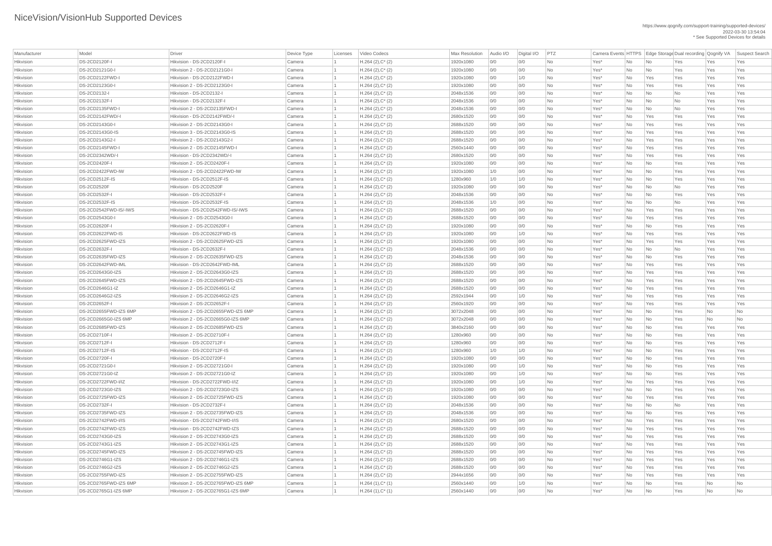# NiceVision/VisionHub Supported Devices

https://www.qognify.com/support-training/supported-devices/
2022-03-30 13:54:04
* See Supported Devices for details

| Manufacturer | Model | Driver | Device Type | Licenses | Video Codecs | Max Resolution | Audio I/O | Digital I/O | PTZ | Camera Events | HTTPS | Edge Storage | Dual recording | Qognify VA | Suspect Search |
|---|---|---|---|---|---|---|---|---|---|---|---|---|---|---|---|
| Hikvision | DS-2CD2120F-I | Hikvision - DS-2CD2120F-I | Camera | 1 | H.264 (2),C* (2) | 1920x1080 | 0/0 | 0/0 | No | Yes* | No | No | Yes | Yes | Yes |
| Hikvision | DS-2CD2121G0-I | Hikvision 2 - DS-2CD2121G0-I | Camera | 1 | H.264 (2),C* (2) | 1920x1080 | 0/0 | 0/0 | No | Yes* | No | No | Yes | Yes | Yes |
| Hikvision | DS-2CD2122FWD-I | Hikvision - DS-2CD2122FWD-I | Camera | 1 | H.264 (2),C* (2) | 1920x1080 | 0/0 | 1/0 | No | Yes* | No | Yes | Yes | Yes | Yes |
| Hikvision | DS-2CD2123G0-I | Hikvision 2 - DS-2CD2123G0-I | Camera | 1 | H.264 (2),C* (2) | 1920x1080 | 0/0 | 0/0 | No | Yes* | No | Yes | Yes | Yes | Yes |
| Hikvision | DS-2CD2132-I | Hikvision - DS-2CD2132-I | Camera | 1 | H.264 (2),C* (2) | 2048x1536 | 0/0 | 0/0 | No | Yes* | No | No | No | Yes | Yes |
| Hikvision | DS-2CD2132F-I | Hikvision - DS-2CD2132F-I | Camera | 1 | H.264 (2),C* (2) | 2048x1536 | 0/0 | 0/0 | No | Yes* | No | No | No | Yes | Yes |
| Hikvision | DS-2CD2135FWD-I | Hikvision 2 - DS-2CD2135FWD-I | Camera | 1 | H.264 (2),C* (2) | 2048x1536 | 0/0 | 0/0 | No | Yes* | No | No | No | Yes | Yes |
| Hikvision | DS-2CD2142FWD/-I | Hikvision - DS-2CD2142FWD/-I | Camera | 1 | H.264 (2),C* (2) | 2680x1520 | 0/0 | 0/0 | No | Yes* | No | Yes | Yes | Yes | Yes |
| Hikvision | DS-2CD2143G0-I | Hikvision 2 - DS-2CD2143G0-I | Camera | 1 | H.264 (2),C* (2) | 2688x1520 | 0/0 | 0/0 | No | Yes* | No | Yes | Yes | Yes | Yes |
| Hikvision | DS-2CD2143G0-IS | Hikvision 3 - DS-2CD2143G0-IS | Camera | 1 | H.264 (2),C* (2) | 2688x1520 | 0/0 | 0/0 | No | Yes* | No | Yes | Yes | Yes | Yes |
| Hikvision | DS-2CD2143G2-I | Hikvision 2 - DS-2CD2143G2-I | Camera | 1 | H.264 (2),C* (2) | 2688x1520 | 0/0 | 0/0 | No | Yes* | No | Yes | Yes | Yes | Yes |
| Hikvision | DS-2CD2145FWD-I | Hikvision 2 - DS-2CD2145FWD-I | Camera | 1 | H.264 (2),C* (2) | 2560x1440 | 0/0 | 0/0 | No | Yes* | No | Yes | Yes | Yes | Yes |
| Hikvision | DS-2CD2342WD/-I | Hikvision - DS-2CD2342WD/-I | Camera | 1 | H.264 (2),C* (2) | 2680x1520 | 0/0 | 0/0 | No | Yes* | No | Yes | Yes | Yes | Yes |
| Hikvision | DS-2CD2420F-I | Hikvision 2 - DS-2CD2420F-I | Camera | 1 | H.264 (2),C* (2) | 1920x1080 | 0/0 | 0/0 | No | Yes* | No | No | Yes | Yes | Yes |
| Hikvision | DS-2CD2422FWD-IW | Hikvision 2 - DS-2CD2422FWD-IW | Camera | 1 | H.264 (2),C* (2) | 1920x1080 | 1/0 | 0/0 | No | Yes* | No | No | Yes | Yes | Yes |
| Hikvision | DS-2CD2512F-IS | Hikvision - DS-2CD2512F-IS | Camera | 1 | H.264 (2),C* (2) | 1280x960 | 1/0 | 1/0 | No | Yes* | No | No | Yes | Yes | Yes |
| Hikvision | DS-2CD2520F | Hikvision - DS-2CD2520F | Camera | 1 | H.264 (2),C* (2) | 1920x1080 | 0/0 | 0/0 | No | Yes* | No | No | No | Yes | Yes |
| Hikvision | DS-2CD2532F-I | Hikvision - DS-2CD2532F-I | Camera | 1 | H.264 (2),C* (2) | 2048x1536 | 0/0 | 0/0 | No | Yes* | No | No | Yes | Yes | Yes |
| Hikvision | DS-2CD2532F-IS | Hikvision - DS-2CD2532F-IS | Camera | 1 | H.264 (2),C* (2) | 2048x1536 | 1/0 | 0/0 | No | Yes* | No | No | No | Yes | Yes |
| Hikvision | DS-2CD2542FWD-IS/-IWS | Hikvision - DS-2CD2542FWD-IS/-IWS | Camera | 1 | H.264 (2),C* (2) | 2688x1520 | 0/0 | 0/0 | No | Yes* | No | Yes | Yes | Yes | Yes |
| Hikvision | DS-2CD2543G0-I | Hikvision 2 - DS-2CD2543G0-I | Camera | 1 | H.264 (2),C* (2) | 2688x1520 | 0/0 | 0/0 | No | Yes* | No | Yes | Yes | Yes | Yes |
| Hikvision | DS-2CD2620F-I | Hikvision 2 - DS-2CD2620F-I | Camera | 1 | H.264 (2),C* (2) | 1920x1080 | 0/0 | 0/0 | No | Yes* | No | No | Yes | Yes | Yes |
| Hikvision | DS-2CD2622FWD-IS | Hikvision - DS-2CD2622FWD-IS | Camera | 1 | H.264 (2),C* (2) | 1920x1080 | 0/0 | 1/0 | No | Yes* | No | Yes | Yes | Yes | Yes |
| Hikvision | DS-2CD2625FWD-IZS | Hikvision 2 - DS-2CD2625FWD-IZS | Camera | 1 | H.264 (2),C* (2) | 1920x1080 | 0/0 | 0/0 | No | Yes* | No | Yes | Yes | Yes | Yes |
| Hikvision | DS-2CD2632F-I | Hikvision - DS-2CD2632F-I | Camera | 1 | H.264 (2),C* (2) | 2048x1536 | 0/0 | 0/0 | No | Yes* | No | No | No | Yes | Yes |
| Hikvision | DS-2CD2635FWD-IZS | Hikvision 2 - DS-2CD2635FWD-IZS | Camera | 1 | H.264 (2),C* (2) | 2048x1536 | 0/0 | 0/0 | No | Yes* | No | No | Yes | Yes | Yes |
| Hikvision | DS-2CD2642FWD-IML | Hikvision - DS-2CD2642FWD-IML | Camera | 1 | H.264 (2),C* (2) | 2688x1520 | 0/0 | 0/0 | No | Yes* | No | Yes | Yes | Yes | Yes |
| Hikvision | DS-2CD2643G0-IZS | Hikvision 2 - DS-2CD2643G0-IZS | Camera | 1 | H.264 (2),C* (2) | 2688x1520 | 0/0 | 0/0 | No | Yes* | No | Yes | Yes | Yes | Yes |
| Hikvision | DS-2CD2645FWD-IZS | Hikvision 2 - DS-2CD2645FWD-IZS | Camera | 1 | H.264 (2),C* (2) | 2688x1520 | 0/0 | 0/0 | No | Yes* | No | Yes | Yes | Yes | Yes |
| Hikvision | DS-2CD2646G1-IZ | Hikvision 2 - DS-2CD2646G1-IZ | Camera | 1 | H.264 (2),C* (2) | 2688x1520 | 0/0 | 0/0 | No | Yes* | No | Yes | Yes | Yes | Yes |
| Hikvision | DS-2CD2646G2-IZS | Hikvision 2 - DS-2CD2646G2-IZS | Camera | 1 | H.264 (2),C* (2) | 2592x1944 | 0/0 | 1/0 | No | Yes* | No | Yes | Yes | Yes | Yes |
| Hikvision | DS-2CD2652F-I | Hikvision 2 - DS-2CD2652F-I | Camera | 1 | H.264 (2),C* (2) | 2560x1920 | 0/0 | 0/0 | No | Yes* | No | Yes | Yes | Yes | Yes |
| Hikvision | DS-2CD2655FWD-IZS 6MP | Hikvision 2 - DS-2CD2655FWD-IZS 6MP | Camera | 1 | H.264 (2),C* (2) | 3072x2048 | 0/0 | 0/0 | No | Yes* | No | No | Yes | No | No |
| Hikvision | DS-2CD2665G0-IZS 6MP | Hikvision 2 - DS-2CD2665G0-IZS 6MP | Camera | 1 | H.264 (2),C* (2) | 3072x2048 | 0/0 | 0/0 | No | Yes* | No | No | Yes | No | No |
| Hikvision | DS-2CD2685FWD-IZS | Hikvision 2 - DS-2CD2685FWD-IZS | Camera | 1 | H.264 (2),C* (2) | 3840x2160 | 0/0 | 0/0 | No | Yes* | No | No | Yes | Yes | Yes |
| Hikvision | DS-2CD2710F-I | Hikvision 2 - DS-2CD2710F-I | Camera | 1 | H.264 (2),C* (2) | 1280x960 | 0/0 | 0/0 | No | Yes* | No | No | Yes | Yes | Yes |
| Hikvision | DS-2CD2712F-I | Hikvision - DS-2CD2712F-I | Camera | 1 | H.264 (2),C* (2) | 1280x960 | 0/0 | 0/0 | No | Yes* | No | No | Yes | Yes | Yes |
| Hikvision | DS-2CD2712F-IS | Hikvision - DS-2CD2712F-IS | Camera | 1 | H.264 (2),C* (2) | 1280x960 | 1/0 | 1/0 | No | Yes* | No | No | Yes | Yes | Yes |
| Hikvision | DS-2CD2720F-I | Hikvision - DS-2CD2720F-I | Camera | 1 | H.264 (2),C* (2) | 1920x1080 | 0/0 | 0/0 | No | Yes* | No | No | Yes | Yes | Yes |
| Hikvision | DS-2CD2721G0-I | Hikvision 2 - DS-2CD2721G0-I | Camera | 1 | H.264 (2),C* (2) | 1920x1080 | 0/0 | 1/0 | No | Yes* | No | No | Yes | Yes | Yes |
| Hikvision | DS-2CD2721G0-IZ | Hikvision 2 - DS-2CD2721G0-IZ | Camera | 1 | H.264 (2),C* (2) | 1920x1080 | 0/0 | 1/0 | No | Yes* | No | No | Yes | Yes | Yes |
| Hikvision | DS-2CD2722FWD-I/IZ | Hikvision - DS-2CD2722FWD-I/IZ | Camera | 1 | H.264 (2),C* (2) | 1920x1080 | 0/0 | 1/0 | No | Yes* | No | Yes | Yes | Yes | Yes |
| Hikvision | DS-2CD2723G0-IZS | Hikvision 2 - DS-2CD2723G0-IZS | Camera | 1 | H.264 (2),C* (2) | 1920x1080 | 0/0 | 0/0 | No | Yes* | No | No | Yes | Yes | Yes |
| Hikvision | DS-2CD2725FWD-IZS | Hikvision 2 - DS-2CD2725FWD-IZS | Camera | 1 | H.264 (2),C* (2) | 1920x1080 | 0/0 | 0/0 | No | Yes* | No | Yes | Yes | Yes | Yes |
| Hikvision | DS-2CD2732F-I | Hikvision - DS-2CD2732F-I | Camera | 1 | H.264 (2),C* (2) | 2048x1536 | 0/0 | 0/0 | No | Yes* | No | No | No | Yes | Yes |
| Hikvision | DS-2CD2735FWD-IZS | Hikvision 2 - DS-2CD2735FWD-IZS | Camera | 1 | H.264 (2),C* (2) | 2048x1536 | 0/0 | 0/0 | No | Yes* | No | No | Yes | Yes | Yes |
| Hikvision | DS-2CD2742FWD-I/IS | Hikvision - DS-2CD2742FWD-I/IS | Camera | 1 | H.264 (2),C* (2) | 2680x1520 | 0/0 | 0/0 | No | Yes* | No | Yes | Yes | Yes | Yes |
| Hikvision | DS-2CD2742FWD-IZS | Hikvision - DS-2CD2742FWD-IZS | Camera | 1 | H.264 (2),C* (2) | 2688x1520 | 0/0 | 0/0 | No | Yes* | No | Yes | Yes | Yes | Yes |
| Hikvision | DS-2CD2743G0-IZS | Hikvision 2 - DS-2CD2743G0-IZS | Camera | 1 | H.264 (2),C* (2) | 2688x1520 | 0/0 | 0/0 | No | Yes* | No | Yes | Yes | Yes | Yes |
| Hikvision | DS-2CD2743G1-IZS | Hikvision 2 - DS-2CD2743G1-IZS | Camera | 1 | H.264 (2),C* (2) | 2688x1520 | 0/0 | 0/0 | No | Yes* | No | Yes | Yes | Yes | Yes |
| Hikvision | DS-2CD2745FWD-IZS | Hikvision 2 - DS-2CD2745FWD-IZS | Camera | 1 | H.264 (2),C* (2) | 2688x1520 | 0/0 | 0/0 | No | Yes* | No | Yes | Yes | Yes | Yes |
| Hikvision | DS-2CD2746G1-IZS | Hikvision 2 - DS-2CD2746G1-IZS | Camera | 1 | H.264 (2),C* (2) | 2688x1520 | 0/0 | 0/0 | No | Yes* | No | Yes | Yes | Yes | Yes |
| Hikvision | DS-2CD2746G2-IZS | Hikvision 2 - DS-2CD2746G2-IZS | Camera | 1 | H.264 (2),C* (2) | 2688x1520 | 0/0 | 0/0 | No | Yes* | No | Yes | Yes | Yes | Yes |
| Hikvision | DS-2CD2755FWD-IZS | Hikvision 2 - DS-2CD2755FWD-IZS | Camera | 1 | H.264 (2),C* (2) | 2944x1656 | 0/0 | 0/0 | No | Yes* | No | Yes | Yes | Yes | Yes |
| Hikvision | DS-2CD2765FWD-IZS 6MP | Hikvision 2 - DS-2CD2765FWD-IZS 6MP | Camera | 1 | H.264 (1),C* (1) | 2560x1440 | 0/0 | 1/0 | No | Yes* | No | No | Yes | No | No |
| Hikvision | DS-2CD2765G1-IZS 6MP | Hikvision 2 - DS-2CD2765G1-IZS 6MP | Camera | 1 | H.264 (1),C* (1) | 2560x1440 | 0/0 | 0/0 | No | Yes* | No | No | Yes | No | No |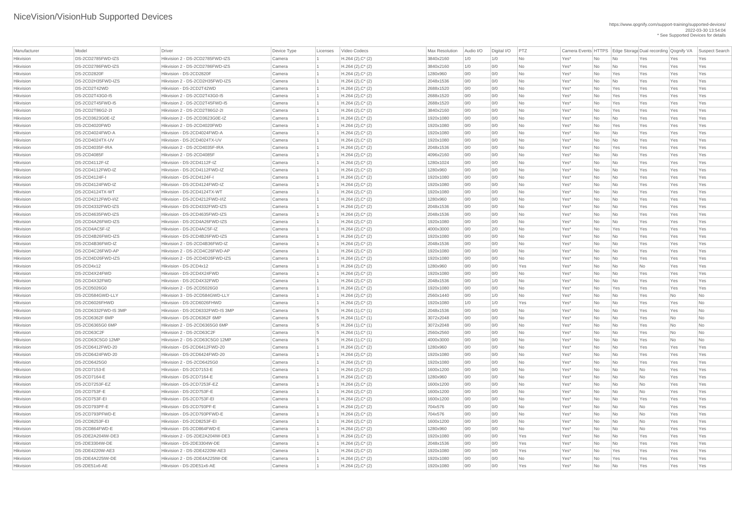# NiceVision/VisionHub Supported Devices

https://www.qognify.com/support-training/supported-devices/
2022-03-30 13:54:04
* See Supported Devices for details

| Manufacturer | Model | Driver | Device Type | Licenses | Video Codecs | Max Resolution | Audio I/O | Digital I/O | PTZ | Camera Events | HTTPS | Edge Storage | Dual recording | Qognify VA | Suspect Search |
|---|---|---|---|---|---|---|---|---|---|---|---|---|---|---|---|
| Hikvision | DS-2CD2785FWD-IZS | Hikvision 2 - DS-2CD2785FWD-IZS | Camera | 1 | H.264 (2),C* (2) | 3840x2160 | 1/0 | 1/0 | No | Yes* | No | No | Yes | Yes | Yes |
| Hikvision | DS-2CD2786FWD-IZS | Hikvision 2 - DS-2CD2786FWD-IZS | Camera | 1 | H.264 (2),C* (2) | 3840x2160 | 1/0 | 0/0 | No | Yes* | No | No | Yes | Yes | Yes |
| Hikvision | DS-2CD2820F | Hikvision - DS-2CD2820F | Camera | 1 | H.264 (2),C* (2) | 1280x960 | 0/0 | 0/0 | No | Yes* | No | Yes | Yes | Yes | Yes |
| Hikvision | DS-2CD2H35FWD-IZS | Hikvision 2 - DS-2CD2H35FWD-IZS | Camera | 1 | H.264 (2),C* (2) | 2048x1536 | 0/0 | 0/0 | No | Yes* | No | No | Yes | Yes | Yes |
| Hikvision | DS-2CD2T42WD | Hikvision - DS-2CD2T42WD | Camera | 1 | H.264 (2),C* (2) | 2688x1520 | 0/0 | 0/0 | No | Yes* | No | Yes | Yes | Yes | Yes |
| Hikvision | DS-2CD2T43G0-I5 | Hikvision 2 - DS-2CD2T43G0-I5 | Camera | 1 | H.264 (2),C* (2) | 2688x1520 | 0/0 | 0/0 | No | Yes* | No | Yes | Yes | Yes | Yes |
| Hikvision | DS-2CD2T45FWD-I5 | Hikvision 2 - DS-2CD2T45FWD-I5 | Camera | 1 | H.264 (2),C* (2) | 2688x1520 | 0/0 | 0/0 | No | Yes* | No | Yes | Yes | Yes | Yes |
| Hikvision | DS-2CD2T86G2-2I | Hikvision 2 - DS-2CD2T86G2-2I | Camera | 1 | H.264 (2),C* (2) | 3840x2160 | 0/0 | 0/0 | No | Yes* | No | Yes | Yes | Yes | Yes |
| Hikvision | DS-2CD3623G0E-IZ | Hikvision 2 - DS-2CD3623G0E-IZ | Camera | 1 | H.264 (2),C* (2) | 1920x1080 | 0/0 | 0/0 | No | Yes* | No | No | Yes | Yes | Yes |
| Hikvision | DS-2CD4020FWD | Hikvision 2 - DS-2CD4020FWD | Camera | 1 | H.264 (2),C* (2) | 1920x1080 | 0/0 | 0/0 | No | Yes* | No | Yes | Yes | Yes | Yes |
| Hikvision | DS-2CD4024FWD-A | Hikvision - DS-2CD4024FWD-A | Camera | 1 | H.264 (2),C* (2) | 1920x1080 | 0/0 | 0/0 | No | Yes* | No | No | Yes | Yes | Yes |
| Hikvision | DS-2CD4024TX-UV | Hikvision - DS-2CD4024TX-UV | Camera | 1 | H.264 (2),C* (2) | 1920x1080 | 0/0 | 0/0 | No | Yes* | No | No | Yes | Yes | Yes |
| Hikvision | DS-2CD4035F-IRA | Hikvision 2 - DS-2CD4035F-IRA | Camera | 1 | H.264 (2),C* (2) | 2048x1536 | 0/0 | 0/0 | No | Yes* | No | Yes | Yes | Yes | Yes |
| Hikvision | DS-2CD4085F | Hikvision 2 - DS-2CD4085F | Camera | 1 | H.264 (2),C* (2) | 4096x2160 | 0/0 | 0/0 | No | Yes* | No | No | Yes | Yes | Yes |
| Hikvision | DS-2CD4112F-IZ | Hikvision - DS-2CD4112F-IZ | Camera | 1 | H.264 (2),C* (2) | 1280x1024 | 0/0 | 0/0 | No | Yes* | No | No | Yes | Yes | Yes |
| Hikvision | DS-2CD4112FWD-IZ | Hikvision - DS-2CD4112FWD-IZ | Camera | 1 | H.264 (2),C* (2) | 1280x960 | 0/0 | 0/0 | No | Yes* | No | No | Yes | Yes | Yes |
| Hikvision | DS-2CD4124F-I | Hikvision - DS-2CD4124F-I | Camera | 1 | H.264 (2),C* (2) | 1920x1080 | 0/0 | 0/0 | No | Yes* | No | No | Yes | Yes | Yes |
| Hikvision | DS-2CD4124FWD-IZ | Hikvision - DS-2CD4124FWD-IZ | Camera | 1 | H.264 (2),C* (2) | 1920x1080 | 0/0 | 0/0 | No | Yes* | No | No | Yes | Yes | Yes |
| Hikvision | DS-2CD4124TX-WT | Hikvision - DS-2CD4124TX-WT | Camera | 1 | H.264 (2),C* (2) | 1920x1080 | 0/0 | 0/0 | No | Yes* | No | No | Yes | Yes | Yes |
| Hikvision | DS-2CD4212FWD-I/IZ | Hikvision - DS-2CD4212FWD-I/IZ | Camera | 1 | H.264 (2),C* (2) | 1280x960 | 0/0 | 0/0 | No | Yes* | No | No | Yes | Yes | Yes |
| Hikvision | DS-2CD4332FWD-IZS | Hikvision - DS-2CD4332FWD-IZS | Camera | 1 | H.264 (2),C* (2) | 2048x1536 | 0/0 | 0/0 | No | Yes* | No | No | Yes | Yes | Yes |
| Hikvision | DS-2CD4635FWD-IZS | Hikvision - DS-2CD4635FWD-IZS | Camera | 1 | H.264 (2),C* (2) | 2048x1536 | 0/0 | 0/0 | No | Yes* | No | No | Yes | Yes | Yes |
| Hikvision | DS-2CD4A26FWD-IZS | Hikvision - DS-2CD4A26FWD-IZS | Camera | 1 | H.264 (2),C* (2) | 1920x1080 | 0/0 | 0/0 | No | Yes* | No | No | Yes | Yes | Yes |
| Hikvision | DS-2CD4AC5F-IZ | Hikvision - DS-2CD4AC5F-IZ | Camera | 1 | H.264 (2),C* (2) | 4000x3000 | 0/0 | 2/0 | No | Yes* | No | Yes | Yes | Yes | Yes |
| Hikvision | DS-2CD4B26FWD-IZS | Hikvision - DS-2CD4B26FWD-IZS | Camera | 1 | H.264 (2),C* (2) | 1920x1080 | 0/0 | 0/0 | No | Yes* | No | No | Yes | Yes | Yes |
| Hikvision | DS-2CD4B36FWD-IZ | Hikvision 2 - DS-2CD4B36FWD-IZ | Camera | 1 | H.264 (2),C* (2) | 2048x1536 | 0/0 | 0/0 | No | Yes* | No | No | Yes | Yes | Yes |
| Hikvision | DS-2CD4C26FWD-AP | Hikvision 2 - DS-2CD4C26FWD-AP | Camera | 1 | H.264 (2),C* (2) | 1920x1080 | 0/0 | 0/0 | No | Yes* | No | No | Yes | Yes | Yes |
| Hikvision | DS-2CD4D26FWD-IZS | Hikvision 2 - DS-2CD4D26FWD-IZS | Camera | 1 | H.264 (2),C* (2) | 1920x1080 | 0/0 | 0/0 | No | Yes* | No | No | Yes | Yes | Yes |
| Hikvision | DS-2CD4x12 | Hikvision - DS-2CD4x12 | Camera | 1 | H.264 (2),C* (2) | 1280x960 | 0/0 | 0/0 | Yes | Yes* | No | No | No | Yes | Yes |
| Hikvision | DS-2CD4X24FWD | Hikvision - DS-2CD4X24FWD | Camera | 1 | H.264 (2),C* (2) | 1920x1080 | 0/0 | 0/0 | No | Yes* | No | No | Yes | Yes | Yes |
| Hikvision | DS-2CD4X32FWD | Hikvision - DS-2CD4X32FWD | Camera | 1 | H.264 (2),C* (2) | 2048x1536 | 0/0 | 1/0 | No | Yes* | No | No | Yes | Yes | Yes |
| Hikvision | DS-2CD5026G0 | Hikvision 2 - DS-2CD5026G0 | Camera | 1 | H.264 (2),C* (2) | 1920x1080 | 0/0 | 0/0 | No | Yes* | No | Yes | Yes | Yes | Yes |
| Hikvision | DS-2CD584GWD-LLY | Hikvision 3 - DS-2CD584GWD-LLY | Camera | 1 | H.264 (2),C* (2) | 2560x1440 | 0/0 | 1/0 | No | Yes* | No | No | Yes | No | No |
| Hikvision | DS-2CD6026FHWD | Hikvision - DS-2CD6026FHWD | Camera | 1 | H.264 (2),C* (2) | 1920x1080 | 1/0 | 1/0 | Yes | Yes* | No | No | Yes | Yes | No |
| Hikvision | DS-2CD6332FWD-IS 3MP | Hikvision - DS-2CD6332FWD-IS 3MP | Camera | 5 | H.264 (1),C* (1) | 2048x1536 | 0/0 | 0/0 | No | Yes* | No | No | Yes | Yes | No |
| Hikvision | DS-2CD6362F 6MP | Hikvision - DS-2CD6362F 6MP | Camera | 5 | H.264 (1),C* (1) | 3072x2048 | 0/0 | 0/0 | No | Yes* | No | No | Yes | No | No |
| Hikvision | DS-2CD6365G0 6MP | Hikvision 2 - DS-2CD6365G0 6MP | Camera | 5 | H.264 (1),C* (1) | 3072x2048 | 0/0 | 0/0 | No | Yes* | No | No | Yes | No | No |
| Hikvision | DS-2CD63C2F | Hikvision 2 - DS-2CD63C2F | Camera | 5 | H.264 (1),C* (1) | 2560x2560 | 0/0 | 0/0 | No | Yes* | No | No | Yes | No | No |
| Hikvision | DS-2CD63C5G0 12MP | Hikvision 2 - DS-2CD63C5G0 12MP | Camera | 5 | H.264 (1),C* (1) | 4000x3000 | 0/0 | 0/0 | No | Yes* | No | No | Yes | No | No |
| Hikvision | DS-2CD6412FWD-20 | Hikvision - DS-2CD6412FWD-20 | Camera | 1 | H.264 (2),C* (2) | 1280x960 | 0/0 | 0/0 | No | Yes* | No | No | Yes | Yes | Yes |
| Hikvision | DS-2CD6424FWD-20 | Hikvision - DS-2CD6424FWD-20 | Camera | 1 | H.264 (2),C* (2) | 1920x1080 | 0/0 | 0/0 | No | Yes* | No | No | Yes | Yes | Yes |
| Hikvision | DS-2CD6425G0 | Hikvision 2 - DS-2CD6425G0 | Camera | 1 | H.264 (2),C* (2) | 1920x1080 | 0/0 | 0/0 | No | Yes* | No | No | Yes | Yes | Yes |
| Hikvision | DS-2CD7153-E | Hikvision - DS-2CD7153-E | Camera | 1 | H.264 (2),C* (2) | 1600x1200 | 0/0 | 0/0 | No | Yes* | No | No | No | Yes | Yes |
| Hikvision | DS-2CD7164-E | Hikvision - DS-2CD7164-E | Camera | 1 | H.264 (2),C* (2) | 1280x960 | 0/0 | 0/0 | No | Yes* | No | No | No | Yes | Yes |
| Hikvision | DS-2CD7253F-EZ | Hikvision - DS-2CD7253F-EZ | Camera | 1 | H.264 (2),C* (2) | 1600x1200 | 0/0 | 0/0 | No | Yes* | No | No | No | Yes | Yes |
| Hikvision | DS-2CD753F-E | Hikvision - DS-2CD753F-E | Camera | 1 | H.264 (2),C* (2) | 1600x1200 | 0/0 | 0/0 | No | Yes* | No | No | No | Yes | Yes |
| Hikvision | DS-2CD753F-EI | Hikvision - DS-2CD753F-EI | Camera | 1 | H.264 (2),C* (2) | 1600x1200 | 0/0 | 0/0 | No | Yes* | No | No | Yes | Yes | Yes |
| Hikvision | DS-2CD793PF-E | Hikvision - DS-2CD793PF-E | Camera | 1 | H.264 (2),C* (2) | 704x576 | 0/0 | 0/0 | No | Yes* | No | No | No | Yes | Yes |
| Hikvision | DS-2CD793PFWD-E | Hikvision - DS-2CD793PFWD-E | Camera | 1 | H.264 (2),C* (2) | 704x576 | 0/0 | 0/0 | No | Yes* | No | No | No | Yes | Yes |
| Hikvision | DS-2CD8253F-EI | Hikvision - DS-2CD8253F-EI | Camera | 1 | H.264 (2),C* (2) | 1600x1200 | 0/0 | 0/0 | No | Yes* | No | No | No | Yes | Yes |
| Hikvision | DS-2CD864FWD-E | Hikvision - DS-2CD864FWD-E | Camera | 1 | H.264 (2),C* (2) | 1280x960 | 0/0 | 0/0 | No | Yes* | No | No | No | Yes | Yes |
| Hikvision | DS-2DE2A204IW-DE3 | Hikvision 2 - DS-2DE2A204IW-DE3 | Camera | 1 | H.264 (2),C* (2) | 1920x1080 | 0/0 | 0/0 | Yes | Yes* | No | No | Yes | Yes | Yes |
| Hikvision | DS-2DE3304W-DE | Hikvision - DS-2DE3304W-DE | Camera | 1 | H.264 (2),C* (2) | 2048x1536 | 0/0 | 0/0 | Yes | Yes* | No | No | Yes | Yes | Yes |
| Hikvision | DS-2DE4220W-AE3 | Hikvision 2 - DS-2DE4220W-AE3 | Camera | 1 | H.264 (2),C* (2) | 1920x1080 | 0/0 | 0/0 | Yes | Yes* | No | Yes | Yes | Yes | Yes |
| Hikvision | DS-2DE4A225IW-DE | Hikvision 2 - DS-2DE4A225IW-DE | Camera | 1 | H.264 (2),C* (2) | 1920x1080 | 0/0 | 0/0 | No | Yes* | No | Yes | Yes | Yes | Yes |
| Hikvision | DS-2DE51x6-AE | Hikvision - DS-2DE51x6-AE | Camera | 1 | H.264 (2),C* (2) | 1920x1080 | 0/0 | 0/0 | Yes | Yes* | No | No | Yes | Yes | Yes |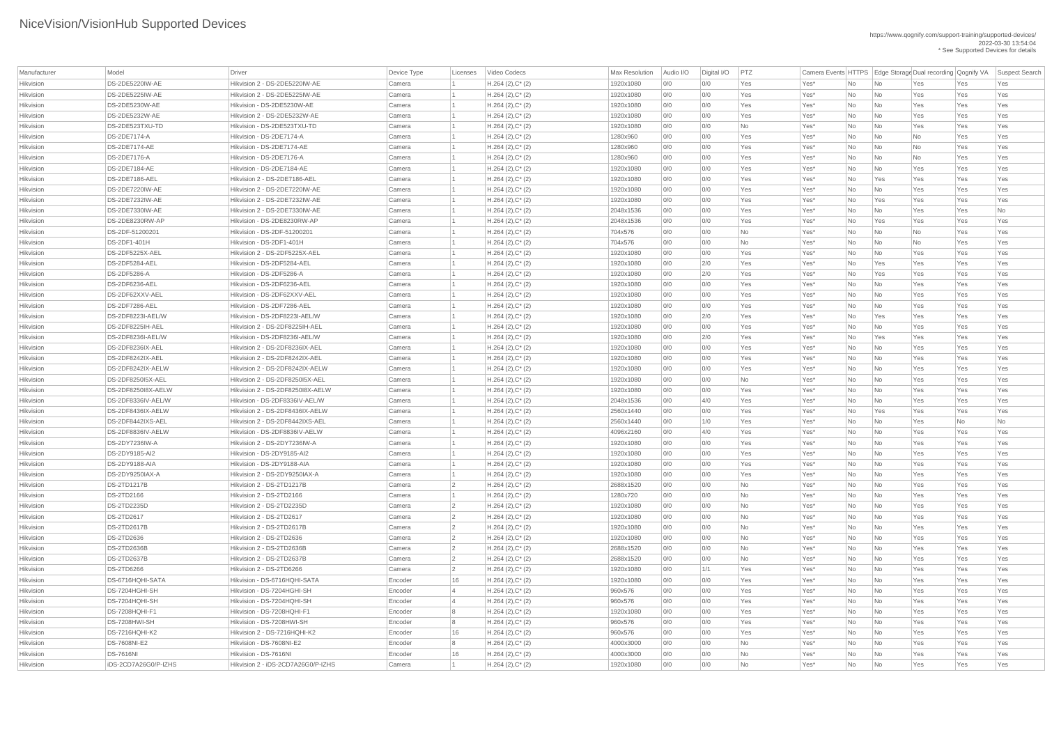# NiceVision/VisionHub Supported Devices

https://www.qognify.com/support-training/supported-devices/
2022-03-30 13:54:04
* See Supported Devices for details

| Manufacturer | Model | Driver | Device Type | Licenses | Video Codecs | Max Resolution | Audio I/O | Digital I/O | PTZ | Camera Events | HTTPS | Edge Storage | Dual recording | Qognify VA | Suspect Search |
|---|---|---|---|---|---|---|---|---|---|---|---|---|---|---|---|
| Hikvision | DS-2DE5220IW-AE | Hikvision 2 - DS-2DE5220IW-AE | Camera | 1 | H.264 (2),C* (2) | 1920x1080 | 0/0 | 0/0 | Yes | Yes* | No | No | Yes | Yes | Yes |
| Hikvision | DS-2DE5225IW-AE | Hikvision 2 - DS-2DE5225IW-AE | Camera | 1 | H.264 (2),C* (2) | 1920x1080 | 0/0 | 0/0 | Yes | Yes* | No | No | Yes | Yes | Yes |
| Hikvision | DS-2DE5230W-AE | Hikvision - DS-2DE5230W-AE | Camera | 1 | H.264 (2),C* (2) | 1920x1080 | 0/0 | 0/0 | Yes | Yes* | No | No | Yes | Yes | Yes |
| Hikvision | DS-2DE5232W-AE | Hikvision - DS-2DE5232W-AE | Camera | 1 | H.264 (2),C* (2) | 1920x1080 | 0/0 | 0/0 | Yes | Yes* | No | No | Yes | Yes | Yes |
| Hikvision | DS-2DE523TXU-TD | Hikvision - DS-2DE523TXU-TD | Camera | 1 | H.264 (2),C* (2) | 1920x1080 | 0/0 | 0/0 | No | Yes* | No | No | Yes | Yes | Yes |
| Hikvision | DS-2DE7174-A | Hikvision - DS-2DE7174-A | Camera | 1 | H.264 (2),C* (2) | 1280x960 | 0/0 | 0/0 | Yes | Yes* | No | No | No | Yes | Yes |
| Hikvision | DS-2DE7174-AE | Hikvision - DS-2DE7174-AE | Camera | 1 | H.264 (2),C* (2) | 1280x960 | 0/0 | 0/0 | Yes | Yes* | No | No | No | Yes | Yes |
| Hikvision | DS-2DE7176-A | Hikvision - DS-2DE7176-A | Camera | 1 | H.264 (2),C* (2) | 1280x960 | 0/0 | 0/0 | Yes | Yes* | No | No | No | Yes | Yes |
| Hikvision | DS-2DE7184-AE | Hikvision - DS-2DE7184-AE | Camera | 1 | H.264 (2),C* (2) | 1920x1080 | 0/0 | 0/0 | Yes | Yes* | No | No | Yes | Yes | Yes |
| Hikvision | DS-2DE7186-AEL | Hikvision 2 - DS-2DE7186-AEL | Camera | 1 | H.264 (2),C* (2) | 1920x1080 | 0/0 | 0/0 | Yes | Yes* | No | Yes | Yes | Yes | Yes |
| Hikvision | DS-2DE7220IW-AE | Hikvision 2 - DS-2DE7220IW-AE | Camera | 1 | H.264 (2),C* (2) | 1920x1080 | 0/0 | 0/0 | Yes | Yes* | No | No | Yes | Yes | Yes |
| Hikvision | DS-2DE7232IW-AE | Hikvision 2 - DS-2DE7232IW-AE | Camera | 1 | H.264 (2),C* (2) | 1920x1080 | 0/0 | 0/0 | Yes | Yes* | No | Yes | Yes | Yes | Yes |
| Hikvision | DS-2DE7330IW-AE | Hikvision 2 - DS-2DE7330IW-AE | Camera | 1 | H.264 (2),C* (2) | 2048x1536 | 0/0 | 0/0 | Yes | Yes* | No | No | Yes | Yes | No |
| Hikvision | DS-2DE8230RW-AP | Hikvision - DS-2DE8230RW-AP | Camera | 1 | H.264 (2),C* (2) | 2048x1536 | 0/0 | 0/0 | Yes | Yes* | No | Yes | Yes | Yes | Yes |
| Hikvision | DS-2DF-51200201 | Hikvision - DS-2DF-51200201 | Camera | 1 | H.264 (2),C* (2) | 704x576 | 0/0 | 0/0 | No | Yes* | No | No | No | Yes | Yes |
| Hikvision | DS-2DF1-401H | Hikvision - DS-2DF1-401H | Camera | 1 | H.264 (2),C* (2) | 704x576 | 0/0 | 0/0 | No | Yes* | No | No | No | Yes | Yes |
| Hikvision | DS-2DF5225X-AEL | Hikvision 2 - DS-2DF5225X-AEL | Camera | 1 | H.264 (2),C* (2) | 1920x1080 | 0/0 | 0/0 | Yes | Yes* | No | No | Yes | Yes | Yes |
| Hikvision | DS-2DF5284-AEL | Hikvision - DS-2DF5284-AEL | Camera | 1 | H.264 (2),C* (2) | 1920x1080 | 0/0 | 2/0 | Yes | Yes* | No | Yes | Yes | Yes | Yes |
| Hikvision | DS-2DF5286-A | Hikvision - DS-2DF5286-A | Camera | 1 | H.264 (2),C* (2) | 1920x1080 | 0/0 | 2/0 | Yes | Yes* | No | Yes | Yes | Yes | Yes |
| Hikvision | DS-2DF6236-AEL | Hikvision - DS-2DF6236-AEL | Camera | 1 | H.264 (2),C* (2) | 1920x1080 | 0/0 | 0/0 | Yes | Yes* | No | No | Yes | Yes | Yes |
| Hikvision | DS-2DF62XXV-AEL | Hikvision - DS-2DF62XXV-AEL | Camera | 1 | H.264 (2),C* (2) | 1920x1080 | 0/0 | 0/0 | Yes | Yes* | No | No | Yes | Yes | Yes |
| Hikvision | DS-2DF7286-AEL | Hikvision - DS-2DF7286-AEL | Camera | 1 | H.264 (2),C* (2) | 1920x1080 | 0/0 | 0/0 | Yes | Yes* | No | No | Yes | Yes | Yes |
| Hikvision | DS-2DF8223I-AEL/W | Hikvision - DS-2DF8223I-AEL/W | Camera | 1 | H.264 (2),C* (2) | 1920x1080 | 0/0 | 2/0 | Yes | Yes* | No | Yes | Yes | Yes | Yes |
| Hikvision | DS-2DF8225IH-AEL | Hikvision 2 - DS-2DF8225IH-AEL | Camera | 1 | H.264 (2),C* (2) | 1920x1080 | 0/0 | 0/0 | Yes | Yes* | No | No | Yes | Yes | Yes |
| Hikvision | DS-2DF8236I-AEL/W | Hikvision - DS-2DF8236I-AEL/W | Camera | 1 | H.264 (2),C* (2) | 1920x1080 | 0/0 | 2/0 | Yes | Yes* | No | Yes | Yes | Yes | Yes |
| Hikvision | DS-2DF8236IX-AEL | Hikvision 2 - DS-2DF8236IX-AEL | Camera | 1 | H.264 (2),C* (2) | 1920x1080 | 0/0 | 0/0 | Yes | Yes* | No | No | Yes | Yes | Yes |
| Hikvision | DS-2DF8242IX-AEL | Hikvision 2 - DS-2DF8242IX-AEL | Camera | 1 | H.264 (2),C* (2) | 1920x1080 | 0/0 | 0/0 | Yes | Yes* | No | No | Yes | Yes | Yes |
| Hikvision | DS-2DF8242IX-AELW | Hikvision 2 - DS-2DF8242IX-AELW | Camera | 1 | H.264 (2),C* (2) | 1920x1080 | 0/0 | 0/0 | Yes | Yes* | No | No | Yes | Yes | Yes |
| Hikvision | DS-2DF8250I5X-AEL | Hikvision 2 - DS-2DF8250I5X-AEL | Camera | 1 | H.264 (2),C* (2) | 1920x1080 | 0/0 | 0/0 | No | Yes* | No | No | Yes | Yes | Yes |
| Hikvision | DS-2DF8250I8X-AELW | Hikvision 2 - DS-2DF8250I8X-AELW | Camera | 1 | H.264 (2),C* (2) | 1920x1080 | 0/0 | 0/0 | Yes | Yes* | No | No | Yes | Yes | Yes |
| Hikvision | DS-2DF8336IV-AEL/W | Hikvision - DS-2DF8336IV-AEL/W | Camera | 1 | H.264 (2),C* (2) | 2048x1536 | 0/0 | 4/0 | Yes | Yes* | No | No | Yes | Yes | Yes |
| Hikvision | DS-2DF8436IX-AELW | Hikvision 2 - DS-2DF8436IX-AELW | Camera | 1 | H.264 (2),C* (2) | 2560x1440 | 0/0 | 0/0 | Yes | Yes* | No | Yes | Yes | Yes | Yes |
| Hikvision | DS-2DF8442IXS-AEL | Hikvision 2 - DS-2DF8442IXS-AEL | Camera | 1 | H.264 (2),C* (2) | 2560x1440 | 0/0 | 1/0 | Yes | Yes* | No | No | Yes | No | No |
| Hikvision | DS-2DF8836IV-AELW | Hikvision - DS-2DF8836IV-AELW | Camera | 1 | H.264 (2),C* (2) | 4096x2160 | 0/0 | 4/0 | Yes | Yes* | No | No | Yes | Yes | Yes |
| Hikvision | DS-2DY7236IW-A | Hikvision 2 - DS-2DY7236IW-A | Camera | 1 | H.264 (2),C* (2) | 1920x1080 | 0/0 | 0/0 | Yes | Yes* | No | No | Yes | Yes | Yes |
| Hikvision | DS-2DY9185-AI2 | Hikvision - DS-2DY9185-AI2 | Camera | 1 | H.264 (2),C* (2) | 1920x1080 | 0/0 | 0/0 | Yes | Yes* | No | No | Yes | Yes | Yes |
| Hikvision | DS-2DY9188-AIA | Hikvision - DS-2DY9188-AIA | Camera | 1 | H.264 (2),C* (2) | 1920x1080 | 0/0 | 0/0 | Yes | Yes* | No | No | Yes | Yes | Yes |
| Hikvision | DS-2DY9250IAX-A | Hikvision 2 - DS-2DY9250IAX-A | Camera | 1 | H.264 (2),C* (2) | 1920x1080 | 0/0 | 0/0 | Yes | Yes* | No | No | Yes | Yes | Yes |
| Hikvision | DS-2TD1217B | Hikvision 2 - DS-2TD1217B | Camera | 2 | H.264 (2),C* (2) | 2688x1520 | 0/0 | 0/0 | No | Yes* | No | No | Yes | Yes | Yes |
| Hikvision | DS-2TD2166 | Hikvision 2 - DS-2TD2166 | Camera | 1 | H.264 (2),C* (2) | 1280x720 | 0/0 | 0/0 | No | Yes* | No | No | Yes | Yes | Yes |
| Hikvision | DS-2TD2235D | Hikvision 2 - DS-2TD2235D | Camera | 2 | H.264 (2),C* (2) | 1920x1080 | 0/0 | 0/0 | No | Yes* | No | No | Yes | Yes | Yes |
| Hikvision | DS-2TD2617 | Hikvision 2 - DS-2TD2617 | Camera | 2 | H.264 (2),C* (2) | 1920x1080 | 0/0 | 0/0 | No | Yes* | No | No | Yes | Yes | Yes |
| Hikvision | DS-2TD2617B | Hikvision 2 - DS-2TD2617B | Camera | 2 | H.264 (2),C* (2) | 1920x1080 | 0/0 | 0/0 | No | Yes* | No | No | Yes | Yes | Yes |
| Hikvision | DS-2TD2636 | Hikvision 2 - DS-2TD2636 | Camera | 2 | H.264 (2),C* (2) | 1920x1080 | 0/0 | 0/0 | No | Yes* | No | No | Yes | Yes | Yes |
| Hikvision | DS-2TD2636B | Hikvision 2 - DS-2TD2636B | Camera | 2 | H.264 (2),C* (2) | 2688x1520 | 0/0 | 0/0 | No | Yes* | No | No | Yes | Yes | Yes |
| Hikvision | DS-2TD2637B | Hikvision 2 - DS-2TD2637B | Camera | 2 | H.264 (2),C* (2) | 2688x1520 | 0/0 | 0/0 | No | Yes* | No | No | Yes | Yes | Yes |
| Hikvision | DS-2TD6266 | Hikvision 2 - DS-2TD6266 | Camera | 1 | H.264 (2),C* (2) | 1920x1080 | 0/0 | 1/1 | Yes | Yes* | No | No | Yes | Yes | Yes |
| Hikvision | DS-6716HQHI-SATA | Hikvision - DS-6716HQHI-SATA | Encoder | 16 | H.264 (2),C* (2) | 1920x1080 | 0/0 | 0/0 | Yes | Yes* | No | No | Yes | Yes | Yes |
| Hikvision | DS-7204HGHI-SH | Hikvision - DS-7204HGHI-SH | Encoder | 4 | H.264 (2),C* (2) | 960x576 | 0/0 | 0/0 | Yes | Yes* | No | No | Yes | Yes | Yes |
| Hikvision | DS-7204HQHI-SH | Hikvision - DS-7204HQHI-SH | Encoder | 4 | H.264 (2),C* (2) | 960x576 | 0/0 | 0/0 | Yes | Yes* | No | No | Yes | Yes | Yes |
| Hikvision | DS-7208HQHI-F1 | Hikvision - DS-7208HQHI-F1 | Encoder | 8 | H.264 (2),C* (2) | 1920x1080 | 0/0 | 0/0 | Yes | Yes* | No | No | Yes | Yes | Yes |
| Hikvision | DS-7208HWI-SH | Hikvision - DS-7208HWI-SH | Encoder | 8 | H.264 (2),C* (2) | 960x576 | 0/0 | 0/0 | Yes | Yes* | No | No | Yes | Yes | Yes |
| Hikvision | DS-7216HQHI-K2 | Hikvision 2 - DS-7216HQHI-K2 | Encoder | 16 | H.264 (2),C* (2) | 960x576 | 0/0 | 0/0 | Yes | Yes* | No | No | Yes | Yes | Yes |
| Hikvision | DS-7608NI-E2 | Hikvision - DS-7608NI-E2 | Encoder | 8 | H.264 (2),C* (2) | 4000x3000 | 0/0 | 0/0 | No | Yes* | No | No | Yes | Yes | Yes |
| Hikvision | DS-7616NI | Hikvision - DS-7616NI | Encoder | 16 | H.264 (2),C* (2) | 4000x3000 | 0/0 | 0/0 | No | Yes* | No | No | Yes | Yes | Yes |
| Hikvision | iDS-2CD7A26G0/P-IZHS | Hikvision 2 - iDS-2CD7A26G0/P-IZHS | Camera | 1 | H.264 (2),C* (2) | 1920x1080 | 0/0 | 0/0 | No | Yes* | No | No | Yes | Yes | Yes |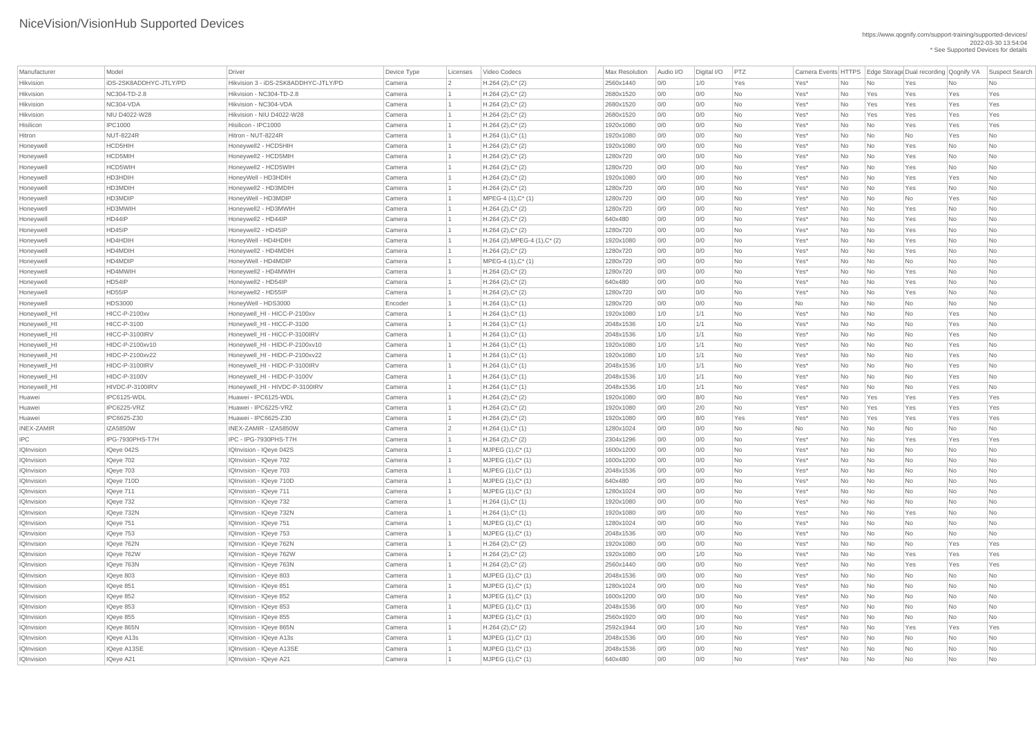# NiceVision/VisionHub Supported Devices

https://www.qognify.com/support-training/supported-devices/
2022-03-30 13:54:04
* See Supported Devices for details

| Manufacturer | Model | Driver | Device Type | Licenses | Video Codecs | Max Resolution | Audio I/O | Digital I/O | PTZ | Camera Events | HTTPS | Edge Storage | Dual recording | Qognify VA | Suspect Search |
|---|---|---|---|---|---|---|---|---|---|---|---|---|---|---|---|
| Hikvision | iDS-2SK8ADDHYC-JTLY/PD | Hikvision 3 - iDS-2SK8ADDHYC-JTLY/PD | Camera | 2 | H.264 (2),C* (2) | 2560x1440 | 0/0 | 1/0 | Yes | Yes* | No | No | Yes | No | No |
| Hikvision | NC304-TD-2.8 | Hikvision - NC304-TD-2.8 | Camera | 1 | H.264 (2),C* (2) | 2680x1520 | 0/0 | 0/0 | No | Yes* | No | Yes | Yes | Yes | Yes |
| Hikvision | NC304-VDA | Hikvision - NC304-VDA | Camera | 1 | H.264 (2),C* (2) | 2680x1520 | 0/0 | 0/0 | No | Yes* | No | Yes | Yes | Yes | Yes |
| Hikvision | NIU D4022-W28 | Hikvision - NIU D4022-W28 | Camera | 1 | H.264 (2),C* (2) | 2680x1520 | 0/0 | 0/0 | No | Yes* | No | Yes | Yes | Yes | Yes |
| Hisilicon | IPC1000 | Hisilicon - IPC1000 | Camera | 1 | H.264 (2),C* (2) | 1920x1080 | 0/0 | 0/0 | No | Yes* | No | No | Yes | Yes | Yes |
| Hitron | NUT-8224R | Hitron - NUT-8224R | Camera | 1 | H.264 (1),C* (1) | 1920x1080 | 0/0 | 0/0 | No | Yes* | No | No | No | Yes | No |
| Honeywell | HCD5HIH | Honeywell2 - HCD5HIH | Camera | 1 | H.264 (2),C* (2) | 1920x1080 | 0/0 | 0/0 | No | Yes* | No | No | Yes | No | No |
| Honeywell | HCD5MIH | Honeywell2 - HCD5MIH | Camera | 1 | H.264 (2),C* (2) | 1280x720 | 0/0 | 0/0 | No | Yes* | No | No | Yes | No | No |
| Honeywell | HCD5WIH | Honeywell2 - HCD5WIH | Camera | 1 | H.264 (2),C* (2) | 1280x720 | 0/0 | 0/0 | No | Yes* | No | No | Yes | No | No |
| Honeywell | HD3HDIH | HoneyWell - HD3HDIH | Camera | 1 | H.264 (2),C* (2) | 1920x1080 | 0/0 | 0/0 | No | Yes* | No | No | Yes | Yes | No |
| Honeywell | HD3MDIH | Honeywell2 - HD3MDIH | Camera | 1 | H.264 (2),C* (2) | 1280x720 | 0/0 | 0/0 | No | Yes* | No | No | Yes | No | No |
| Honeywell | HD3MDIP | HoneyWell - HD3MDIP | Camera | 1 | MPEG-4 (1),C* (1) | 1280x720 | 0/0 | 0/0 | No | Yes* | No | No | No | Yes | No |
| Honeywell | HD3MWIH | Honeywell2 - HD3MWIH | Camera | 1 | H.264 (2),C* (2) | 1280x720 | 0/0 | 0/0 | No | Yes* | No | No | Yes | No | No |
| Honeywell | HD44IP | Honeywell2 - HD44IP | Camera | 1 | H.264 (2),C* (2) | 640x480 | 0/0 | 0/0 | No | Yes* | No | No | Yes | No | No |
| Honeywell | HD45IP | Honeywell2 - HD45IP | Camera | 1 | H.264 (2),C* (2) | 1280x720 | 0/0 | 0/0 | No | Yes* | No | No | Yes | No | No |
| Honeywell | HD4HDIH | HoneyWell - HD4HDIH | Camera | 1 | H.264 (2),MPEG-4 (1),C* (2) | 1920x1080 | 0/0 | 0/0 | No | Yes* | No | No | Yes | No | No |
| Honeywell | HD4MDIH | Honeywell2 - HD4MDIH | Camera | 1 | H.264 (2),C* (2) | 1280x720 | 0/0 | 0/0 | No | Yes* | No | No | Yes | No | No |
| Honeywell | HD4MDIP | HoneyWell - HD4MDIP | Camera | 1 | MPEG-4 (1),C* (1) | 1280x720 | 0/0 | 0/0 | No | Yes* | No | No | No | No | No |
| Honeywell | HD4MWIH | Honeywell2 - HD4MWIH | Camera | 1 | H.264 (2),C* (2) | 1280x720 | 0/0 | 0/0 | No | Yes* | No | No | Yes | No | No |
| Honeywell | HD54IP | Honeywell2 - HD54IP | Camera | 1 | H.264 (2),C* (2) | 640x480 | 0/0 | 0/0 | No | Yes* | No | No | Yes | No | No |
| Honeywell | HD55IP | Honeywell2 - HD55IP | Camera | 1 | H.264 (2),C* (2) | 1280x720 | 0/0 | 0/0 | No | Yes* | No | No | Yes | No | No |
| Honeywell | HDS3000 | HoneyWell - HDS3000 | Encoder | 1 | H.264 (1),C* (1) | 1280x720 | 0/0 | 0/0 | No | No | No | No | No | No | No |
| Honeywell_HI | HICC-P-2100xv | Honeywell_HI - HICC-P-2100xv | Camera | 1 | H.264 (1),C* (1) | 1920x1080 | 1/0 | 1/1 | No | Yes* | No | No | No | Yes | No |
| Honeywell_HI | HICC-P-3100 | Honeywell_HI - HICC-P-3100 | Camera | 1 | H.264 (1),C* (1) | 2048x1536 | 1/0 | 1/1 | No | Yes* | No | No | No | Yes | No |
| Honeywell_HI | HICC-P-3100IRV | Honeywell_HI - HICC-P-3100IRV | Camera | 1 | H.264 (1),C* (1) | 2048x1536 | 1/0 | 1/1 | No | Yes* | No | No | No | Yes | No |
| Honeywell_HI | HIDC-P-2100xv10 | Honeywell_HI - HIDC-P-2100xv10 | Camera | 1 | H.264 (1),C* (1) | 1920x1080 | 1/0 | 1/1 | No | Yes* | No | No | No | Yes | No |
| Honeywell_HI | HIDC-P-2100xv22 | Honeywell_HI - HIDC-P-2100xv22 | Camera | 1 | H.264 (1),C* (1) | 1920x1080 | 1/0 | 1/1 | No | Yes* | No | No | No | Yes | No |
| Honeywell_HI | HIDC-P-3100IRV | Honeywell_HI - HIDC-P-3100IRV | Camera | 1 | H.264 (1),C* (1) | 2048x1536 | 1/0 | 1/1 | No | Yes* | No | No | No | Yes | No |
| Honeywell_HI | HIDC-P-3100V | Honeywell_HI - HIDC-P-3100V | Camera | 1 | H.264 (1),C* (1) | 2048x1536 | 1/0 | 1/1 | No | Yes* | No | No | No | Yes | No |
| Honeywell_HI | HIVDC-P-3100IRV | Honeywell_HI - HIVDC-P-3100IRV | Camera | 1 | H.264 (1),C* (1) | 2048x1536 | 1/0 | 1/1 | No | Yes* | No | No | No | Yes | No |
| Huawei | IPC6125-WDL | Huawei - IPC6125-WDL | Camera | 1 | H.264 (2),C* (2) | 1920x1080 | 0/0 | 8/0 | No | Yes* | No | Yes | Yes | Yes | Yes |
| Huawei | IPC6225-VRZ | Huawei - IPC6225-VRZ | Camera | 1 | H.264 (2),C* (2) | 1920x1080 | 0/0 | 2/0 | No | Yes* | No | Yes | Yes | Yes | Yes |
| Huawei | IPC6625-Z30 | Huawei - IPC6625-Z30 | Camera | 1 | H.264 (2),C* (2) | 1920x1080 | 0/0 | 8/0 | Yes | Yes* | No | Yes | Yes | Yes | Yes |
| INEX-ZAMIR | IZA5850W | INEX-ZAMIR - IZA5850W | Camera | 2 | H.264 (1),C* (1) | 1280x1024 | 0/0 | 0/0 | No | No | No | No | No | No | No |
| IPC | IPG-7930PHS-T7H | IPC - IPG-7930PHS-T7H | Camera | 1 | H.264 (2),C* (2) | 2304x1296 | 0/0 | 0/0 | No | Yes* | No | No | Yes | Yes | Yes |
| IQInvision | IQeye 042S | IQInvision - IQeye 042S | Camera | 1 | MJPEG (1),C* (1) | 1600x1200 | 0/0 | 0/0 | No | Yes* | No | No | No | No | No |
| IQInvision | IQeye 702 | IQInvision - IQeye 702 | Camera | 1 | MJPEG (1),C* (1) | 1600x1200 | 0/0 | 0/0 | No | Yes* | No | No | No | No | No |
| IQInvision | IQeye 703 | IQInvision - IQeye 703 | Camera | 1 | MJPEG (1),C* (1) | 2048x1536 | 0/0 | 0/0 | No | Yes* | No | No | No | No | No |
| IQInvision | IQeye 710D | IQInvision - IQeye 710D | Camera | 1 | MJPEG (1),C* (1) | 640x480 | 0/0 | 0/0 | No | Yes* | No | No | No | No | No |
| IQInvision | IQeye 711 | IQInvision - IQeye 711 | Camera | 1 | MJPEG (1),C* (1) | 1280x1024 | 0/0 | 0/0 | No | Yes* | No | No | No | No | No |
| IQInvision | IQeye 732 | IQInvision - IQeye 732 | Camera | 1 | H.264 (1),C* (1) | 1920x1080 | 0/0 | 0/0 | No | Yes* | No | No | No | No | No |
| IQInvision | IQeye 732N | IQInvision - IQeye 732N | Camera | 1 | H.264 (1),C* (1) | 1920x1080 | 0/0 | 0/0 | No | Yes* | No | No | Yes | No | No |
| IQInvision | IQeye 751 | IQInvision - IQeye 751 | Camera | 1 | MJPEG (1),C* (1) | 1280x1024 | 0/0 | 0/0 | No | Yes* | No | No | No | No | No |
| IQInvision | IQeye 753 | IQInvision - IQeye 753 | Camera | 1 | MJPEG (1),C* (1) | 2048x1536 | 0/0 | 0/0 | No | Yes* | No | No | No | No | No |
| IQInvision | IQeye 762N | IQInvision - IQeye 762N | Camera | 1 | H.264 (2),C* (2) | 1920x1080 | 0/0 | 0/0 | No | Yes* | No | No | No | Yes | Yes |
| IQInvision | IQeye 762W | IQInvision - IQeye 762W | Camera | 1 | H.264 (2),C* (2) | 1920x1080 | 0/0 | 1/0 | No | Yes* | No | No | Yes | Yes | Yes |
| IQInvision | IQeye 763N | IQInvision - IQeye 763N | Camera | 1 | H.264 (2),C* (2) | 2560x1440 | 0/0 | 0/0 | No | Yes* | No | No | Yes | Yes | Yes |
| IQInvision | IQeye 803 | IQInvision - IQeye 803 | Camera | 1 | MJPEG (1),C* (1) | 2048x1536 | 0/0 | 0/0 | No | Yes* | No | No | No | No | No |
| IQInvision | IQeye 851 | IQInvision - IQeye 851 | Camera | 1 | MJPEG (1),C* (1) | 1280x1024 | 0/0 | 0/0 | No | Yes* | No | No | No | No | No |
| IQInvision | IQeye 852 | IQInvision - IQeye 852 | Camera | 1 | MJPEG (1),C* (1) | 1600x1200 | 0/0 | 0/0 | No | Yes* | No | No | No | No | No |
| IQInvision | IQeye 853 | IQInvision - IQeye 853 | Camera | 1 | MJPEG (1),C* (1) | 2048x1536 | 0/0 | 0/0 | No | Yes* | No | No | No | No | No |
| IQInvision | IQeye 855 | IQInvision - IQeye 855 | Camera | 1 | MJPEG (1),C* (1) | 2560x1920 | 0/0 | 0/0 | No | Yes* | No | No | No | No | No |
| IQInvision | IQeye 865N | IQInvision - IQeye 865N | Camera | 1 | H.264 (2),C* (2) | 2592x1944 | 0/0 | 1/0 | No | Yes* | No | No | Yes | Yes | Yes |
| IQInvision | IQeye A13s | IQInvision - IQeye A13s | Camera | 1 | MJPEG (1),C* (1) | 2048x1536 | 0/0 | 0/0 | No | Yes* | No | No | No | No | No |
| IQInvision | IQeye A13SE | IQInvision - IQeye A13SE | Camera | 1 | MJPEG (1),C* (1) | 2048x1536 | 0/0 | 0/0 | No | Yes* | No | No | No | No | No |
| IQInvision | IQeye A21 | IQInvision - IQeye A21 | Camera | 1 | MJPEG (1),C* (1) | 640x480 | 0/0 | 0/0 | No | Yes* | No | No | No | No | No |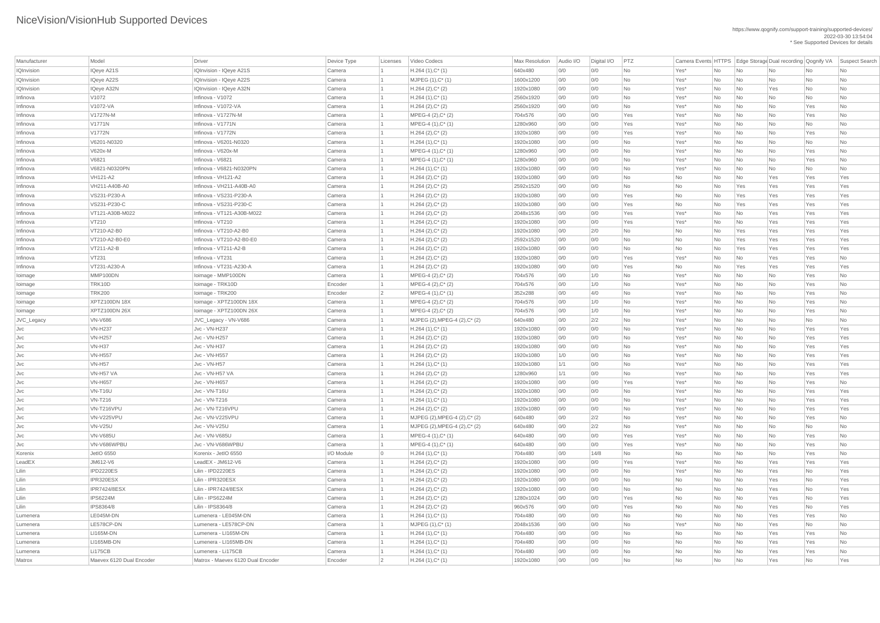# NiceVision/VisionHub Supported Devices

https://www.qognify.com/support-training/supported-devices/
2022-03-30 13:54:04
* See Supported Devices for details

| Manufacturer | Model | Driver | Device Type | Licenses | Video Codecs | Max Resolution | Audio I/O | Digital I/O | PTZ | Camera Events | HTTPS | Edge Storage | Dual recording | Qognify VA | Suspect Search |
|---|---|---|---|---|---|---|---|---|---|---|---|---|---|---|---|
| IQInvision | IQeye A21S | IQInvision - IQeye A21S | Camera | 1 | H.264 (1),C* (1) | 640x480 | 0/0 | 0/0 | No | Yes* | No | No | No | No | No |
| IQInvision | IQeye A22S | IQInvision - IQeye A22S | Camera | 1 | MJPEG (1),C* (1) | 1600x1200 | 0/0 | 0/0 | No | Yes* | No | No | No | No | No |
| IQInvision | IQeye A32N | IQInvision - IQeye A32N | Camera | 1 | H.264 (2),C* (2) | 1920x1080 | 0/0 | 0/0 | No | Yes* | No | No | Yes | No | No |
| Infinova | V1072 | Infinova - V1072 | Camera | 1 | H.264 (1),C* (1) | 2560x1920 | 0/0 | 0/0 | No | Yes* | No | No | No | No | No |
| Infinova | V1072-VA | Infinova - V1072-VA | Camera | 1 | H.264 (2),C* (2) | 2560x1920 | 0/0 | 0/0 | No | Yes* | No | No | No | Yes | No |
| Infinova | V1727N-M | Infinova - V1727N-M | Camera | 1 | MPEG-4 (2),C* (2) | 704x576 | 0/0 | 0/0 | Yes | Yes* | No | No | No | Yes | No |
| Infinova | V1771N | Infinova - V1771N | Camera | 1 | MPEG-4 (1),C* (1) | 1280x960 | 0/0 | 0/0 | Yes | Yes* | No | No | No | No | No |
| Infinova | V1772N | Infinova - V1772N | Camera | 1 | H.264 (2),C* (2) | 1920x1080 | 0/0 | 0/0 | Yes | Yes* | No | No | No | Yes | No |
| Infinova | V6201-N0320 | Infinova - V6201-N0320 | Camera | 1 | H.264 (1),C* (1) | 1920x1080 | 0/0 | 0/0 | No | Yes* | No | No | No | No | No |
| Infinova | V620x-M | Infinova - V620x-M | Camera | 1 | MPEG-4 (1),C* (1) | 1280x960 | 0/0 | 0/0 | No | Yes* | No | No | No | Yes | No |
| Infinova | V6821 | Infinova - V6821 | Camera | 1 | MPEG-4 (1),C* (1) | 1280x960 | 0/0 | 0/0 | No | Yes* | No | No | No | Yes | No |
| Infinova | V6821-N0320PN | Infinova - V6821-N0320PN | Camera | 1 | H.264 (1),C* (1) | 1920x1080 | 0/0 | 0/0 | No | Yes* | No | No | No | No | No |
| Infinova | VH121-A2 | Infinova - VH121-A2 | Camera | 1 | H.264 (2),C* (2) | 1920x1080 | 0/0 | 0/0 | No | No | No | No | Yes | Yes | Yes |
| Infinova | VH211-A40B-A0 | Infinova - VH211-A40B-A0 | Camera | 1 | H.264 (2),C* (2) | 2592x1520 | 0/0 | 0/0 | No | No | No | Yes | Yes | Yes | Yes |
| Infinova | VS231-P230-A | Infinova - VS231-P230-A | Camera | 1 | H.264 (2),C* (2) | 1920x1080 | 0/0 | 0/0 | Yes | No | No | Yes | Yes | Yes | Yes |
| Infinova | VS231-P230-C | Infinova - VS231-P230-C | Camera | 1 | H.264 (2),C* (2) | 1920x1080 | 0/0 | 0/0 | Yes | No | No | Yes | Yes | Yes | Yes |
| Infinova | VT121-A30B-M022 | Infinova - VT121-A30B-M022 | Camera | 1 | H.264 (2),C* (2) | 2048x1536 | 0/0 | 0/0 | Yes | Yes* | No | No | Yes | Yes | Yes |
| Infinova | VT210 | Infinova - VT210 | Camera | 1 | H.264 (2),C* (2) | 1920x1080 | 0/0 | 0/0 | Yes | Yes* | No | No | Yes | Yes | Yes |
| Infinova | VT210-A2-B0 | Infinova - VT210-A2-B0 | Camera | 1 | H.264 (2),C* (2) | 1920x1080 | 0/0 | 2/0 | No | No | No | Yes | Yes | Yes | Yes |
| Infinova | VT210-A2-B0-E0 | Infinova - VT210-A2-B0-E0 | Camera | 1 | H.264 (2),C* (2) | 2592x1520 | 0/0 | 0/0 | No | No | No | Yes | Yes | Yes | Yes |
| Infinova | VT211-A2-B | Infinova - VT211-A2-B | Camera | 1 | H.264 (2),C* (2) | 1920x1080 | 0/0 | 0/0 | No | No | No | Yes | Yes | Yes | Yes |
| Infinova | VT231 | Infinova - VT231 | Camera | 1 | H.264 (2),C* (2) | 1920x1080 | 0/0 | 0/0 | Yes | Yes* | No | No | Yes | Yes | No |
| Infinova | VT231-A230-A | Infinova - VT231-A230-A | Camera | 1 | H.264 (2),C* (2) | 1920x1080 | 0/0 | 0/0 | Yes | No | No | Yes | Yes | Yes | Yes |
| Ioimage | MMP100DN | Ioimage - MMP100DN | Camera | 1 | MPEG-4 (2),C* (2) | 704x576 | 0/0 | 1/0 | No | Yes* | No | No | No | Yes | No |
| Ioimage | TRK10D | Ioimage - TRK10D | Encoder | 1 | MPEG-4 (2),C* (2) | 704x576 | 0/0 | 1/0 | No | Yes* | No | No | No | Yes | No |
| Ioimage | TRK200 | Ioimage - TRK200 | Encoder | 2 | MPEG-4 (1),C* (1) | 352x288 | 0/0 | 4/0 | No | Yes* | No | No | No | Yes | No |
| Ioimage | XPTZ100DN 18X | Ioimage - XPTZ100DN 18X | Camera | 1 | MPEG-4 (2),C* (2) | 704x576 | 0/0 | 1/0 | No | Yes* | No | No | No | Yes | No |
| Ioimage | XPTZ100DN 26X | Ioimage - XPTZ100DN 26X | Camera | 1 | MPEG-4 (2),C* (2) | 704x576 | 0/0 | 1/0 | No | Yes* | No | No | No | Yes | No |
| JVC_Legacy | VN-V686 | JVC_Legacy - VN-V686 | Camera | 1 | MJPEG (2),MPEG-4 (2),C* (2) | 640x480 | 0/0 | 2/2 | No | Yes* | No | No | No | No | No |
| Jvc | VN-H237 | Jvc - VN-H237 | Camera | 1 | H.264 (1),C* (1) | 1920x1080 | 0/0 | 0/0 | No | Yes* | No | No | No | Yes | Yes |
| Jvc | VN-H257 | Jvc - VN-H257 | Camera | 1 | H.264 (2),C* (2) | 1920x1080 | 0/0 | 0/0 | No | Yes* | No | No | No | Yes | Yes |
| Jvc | VN-H37 | Jvc - VN-H37 | Camera | 1 | H.264 (2),C* (2) | 1920x1080 | 0/0 | 0/0 | No | Yes* | No | No | No | Yes | Yes |
| Jvc | VN-H557 | Jvc - VN-H557 | Camera | 1 | H.264 (2),C* (2) | 1920x1080 | 1/0 | 0/0 | No | Yes* | No | No | No | Yes | Yes |
| Jvc | VN-H57 | Jvc - VN-H57 | Camera | 1 | H.264 (1),C* (1) | 1920x1080 | 1/1 | 0/0 | No | Yes* | No | No | No | Yes | Yes |
| Jvc | VN-H57 VA | Jvc - VN-H57 VA | Camera | 1 | H.264 (2),C* (2) | 1280x960 | 1/1 | 0/0 | No | Yes* | No | No | No | Yes | Yes |
| Jvc | VN-H657 | Jvc - VN-H657 | Camera | 1 | H.264 (2),C* (2) | 1920x1080 | 0/0 | 0/0 | Yes | Yes* | No | No | No | Yes | No |
| Jvc | VN-T16U | Jvc - VN-T16U | Camera | 1 | H.264 (2),C* (2) | 1920x1080 | 0/0 | 0/0 | No | Yes* | No | No | No | Yes | Yes |
| Jvc | VN-T216 | Jvc - VN-T216 | Camera | 1 | H.264 (1),C* (1) | 1920x1080 | 0/0 | 0/0 | No | Yes* | No | No | No | Yes | Yes |
| Jvc | VN-T216VPU | Jvc - VN-T216VPU | Camera | 1 | H.264 (2),C* (2) | 1920x1080 | 0/0 | 0/0 | No | Yes* | No | No | No | Yes | Yes |
| Jvc | VN-V225VPU | Jvc - VN-V225VPU | Camera | 1 | MJPEG (2),MPEG-4 (2),C* (2) | 640x480 | 0/0 | 2/2 | No | Yes* | No | No | No | Yes | No |
| Jvc | VN-V25U | Jvc - VN-V25U | Camera | 1 | MJPEG (2),MPEG-4 (2),C* (2) | 640x480 | 0/0 | 2/2 | No | Yes* | No | No | No | No | No |
| Jvc | VN-V685U | Jvc - VN-V685U | Camera | 1 | MPEG-4 (1),C* (1) | 640x480 | 0/0 | 0/0 | Yes | Yes* | No | No | No | Yes | No |
| Jvc | VN-V686WPBU | Jvc - VN-V686WPBU | Camera | 1 | MPEG-4 (1),C* (1) | 640x480 | 0/0 | 0/0 | Yes | Yes* | No | No | No | Yes | No |
| Korenix | JetIO 6550 | Korenix - JetIO 6550 | I/O Module | 0 | H.264 (1),C* (1) | 704x480 | 0/0 | 14/8 | No | No | No | No | No | Yes | No |
| LeadEX | JM612-V6 | LeadEX - JM612-V6 | Camera | 1 | H.264 (2),C* (2) | 1920x1080 | 0/0 | 0/0 | Yes | Yes* | No | No | Yes | Yes | Yes |
| Lilin | IPD2220ES | Lilin - IPD2220ES | Camera | 1 | H.264 (2),C* (2) | 1920x1080 | 0/0 | 0/0 | No | Yes* | No | No | Yes | No | Yes |
| Lilin | IPR320ESX | Lilin - IPR320ESX | Camera | 1 | H.264 (2),C* (2) | 1920x1080 | 0/0 | 0/0 | No | No | No | No | Yes | No | Yes |
| Lilin | IPR7424/8ESX | Lilin - IPR7424/8ESX | Camera | 1 | H.264 (2),C* (2) | 1920x1080 | 0/0 | 0/0 | No | No | No | No | Yes | No | Yes |
| Lilin | IPS6224M | Lilin - IPS6224M | Camera | 1 | H.264 (2),C* (2) | 1280x1024 | 0/0 | 0/0 | Yes | No | No | No | Yes | No | Yes |
| Lilin | IPS8364/8 | Lilin - IPS8364/8 | Camera | 1 | H.264 (2),C* (2) | 960x576 | 0/0 | 0/0 | Yes | No | No | No | Yes | No | Yes |
| Lumenera | LE045M-DN | Lumenera - LE045M-DN | Camera | 1 | H.264 (1),C* (1) | 704x480 | 0/0 | 0/0 | No | No | No | No | Yes | Yes | No |
| Lumenera | LE578CP-DN | Lumenera - LE578CP-DN | Camera | 1 | MJPEG (1),C* (1) | 2048x1536 | 0/0 | 0/0 | No | Yes* | No | No | Yes | No | No |
| Lumenera | LI165M-DN | Lumenera - LI165M-DN | Camera | 1 | H.264 (1),C* (1) | 704x480 | 0/0 | 0/0 | No | No | No | No | Yes | Yes | No |
| Lumenera | LI165MB-DN | Lumenera - LI165MB-DN | Camera | 1 | H.264 (1),C* (1) | 704x480 | 0/0 | 0/0 | No | No | No | No | Yes | Yes | No |
| Lumenera | Li175CB | Lumenera - Li175CB | Camera | 1 | H.264 (1),C* (1) | 704x480 | 0/0 | 0/0 | No | No | No | No | Yes | Yes | No |
| Matrox | Maevex 6120 Dual Encoder | Matrox - Maevex 6120 Dual Encoder | Encoder | 2 | H.264 (1),C* (1) | 1920x1080 | 0/0 | 0/0 | No | No | No | No | Yes | No | Yes |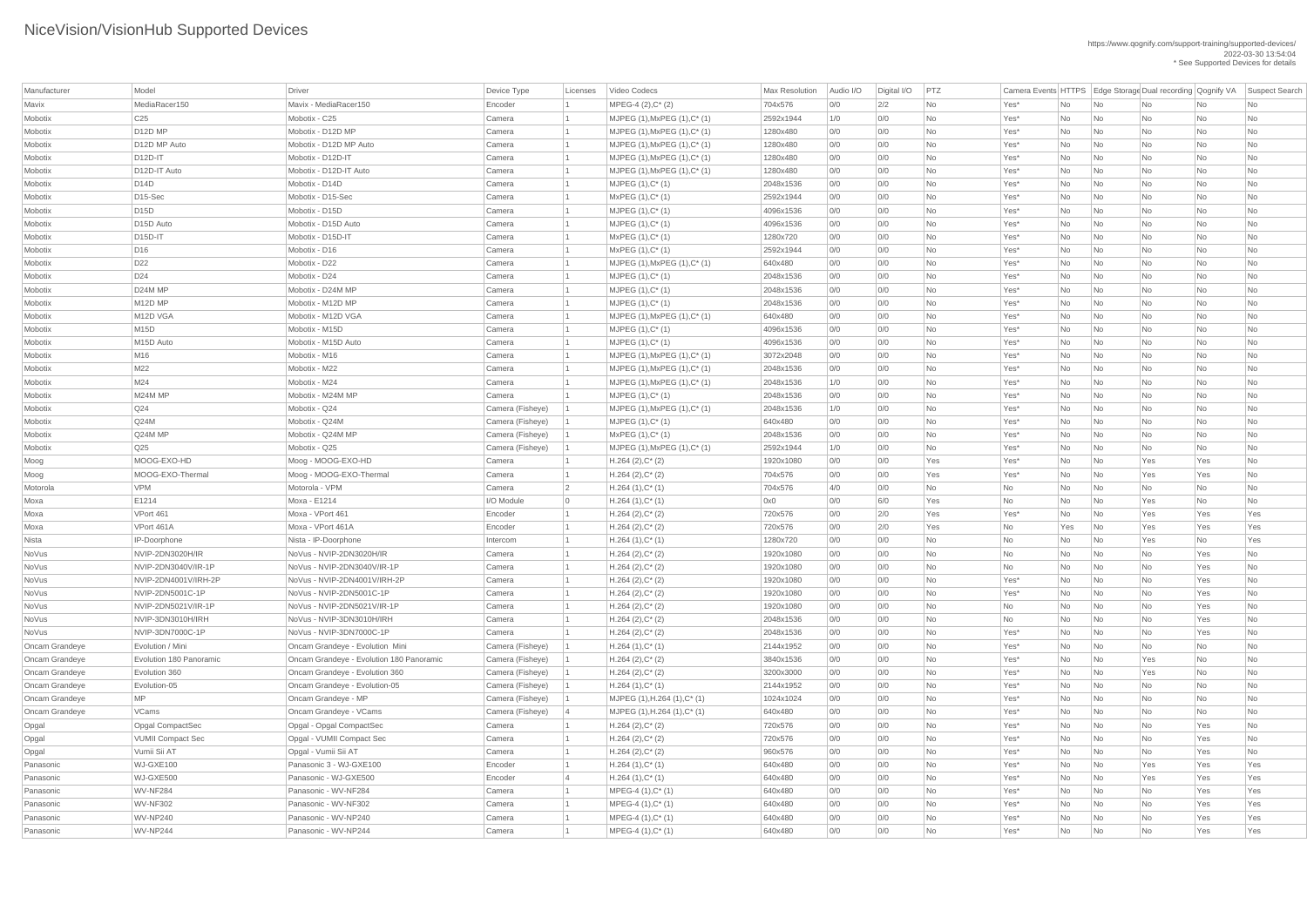# NiceVision/VisionHub Supported Devices

https://www.qognify.com/support-training/supported-devices/
2022-03-30 13:54:04
* See Supported Devices for details

| Manufacturer | Model | Driver | Device Type | Licenses | Video Codecs | Max Resolution | Audio I/O | Digital I/O | PTZ | Camera Events | HTTPS | Edge Storage | Dual recording | Qognify VA | Suspect Search |
|---|---|---|---|---|---|---|---|---|---|---|---|---|---|---|---|
| Mavix | MediaRacer150 | Mavix - MediaRacer150 | Encoder | 1 | MPEG-4 (2),C* (2) | 704x576 | 0/0 | 2/2 | No | Yes* | No | No | No | No | No |
| Mobotix | C25 | Mobotix - C25 | Camera | 1 | MJPEG (1),MxPEG (1),C* (1) | 2592x1944 | 1/0 | 0/0 | No | Yes* | No | No | No | No | No |
| Mobotix | D12D MP | Mobotix - D12D MP | Camera | 1 | MJPEG (1),MxPEG (1),C* (1) | 1280x480 | 0/0 | 0/0 | No | Yes* | No | No | No | No | No |
| Mobotix | D12D MP Auto | Mobotix - D12D MP Auto | Camera | 1 | MJPEG (1),MxPEG (1),C* (1) | 1280x480 | 0/0 | 0/0 | No | Yes* | No | No | No | No | No |
| Mobotix | D12D-IT | Mobotix - D12D-IT | Camera | 1 | MJPEG (1),MxPEG (1),C* (1) | 1280x480 | 0/0 | 0/0 | No | Yes* | No | No | No | No | No |
| Mobotix | D12D-IT Auto | Mobotix - D12D-IT Auto | Camera | 1 | MJPEG (1),MxPEG (1),C* (1) | 1280x480 | 0/0 | 0/0 | No | Yes* | No | No | No | No | No |
| Mobotix | D14D | Mobotix - D14D | Camera | 1 | MJPEG (1),C* (1) | 2048x1536 | 0/0 | 0/0 | No | Yes* | No | No | No | No | No |
| Mobotix | D15-Sec | Mobotix - D15-Sec | Camera | 1 | MxPEG (1),C* (1) | 2592x1944 | 0/0 | 0/0 | No | Yes* | No | No | No | No | No |
| Mobotix | D15D | Mobotix - D15D | Camera | 1 | MJPEG (1),C* (1) | 4096x1536 | 0/0 | 0/0 | No | Yes* | No | No | No | No | No |
| Mobotix | D15D Auto | Mobotix - D15D Auto | Camera | 1 | MJPEG (1),C* (1) | 4096x1536 | 0/0 | 0/0 | No | Yes* | No | No | No | No | No |
| Mobotix | D15D-IT | Mobotix - D15D-IT | Camera | 1 | MxPEG (1),C* (1) | 1280x720 | 0/0 | 0/0 | No | Yes* | No | No | No | No | No |
| Mobotix | D16 | Mobotix - D16 | Camera | 1 | MxPEG (1),C* (1) | 2592x1944 | 0/0 | 0/0 | No | Yes* | No | No | No | No | No |
| Mobotix | D22 | Mobotix - D22 | Camera | 1 | MJPEG (1),MxPEG (1),C* (1) | 640x480 | 0/0 | 0/0 | No | Yes* | No | No | No | No | No |
| Mobotix | D24 | Mobotix - D24 | Camera | 1 | MJPEG (1),C* (1) | 2048x1536 | 0/0 | 0/0 | No | Yes* | No | No | No | No | No |
| Mobotix | D24M MP | Mobotix - D24M MP | Camera | 1 | MJPEG (1),C* (1) | 2048x1536 | 0/0 | 0/0 | No | Yes* | No | No | No | No | No |
| Mobotix | M12D MP | Mobotix - M12D MP | Camera | 1 | MJPEG (1),C* (1) | 2048x1536 | 0/0 | 0/0 | No | Yes* | No | No | No | No | No |
| Mobotix | M12D VGA | Mobotix - M12D VGA | Camera | 1 | MJPEG (1),MxPEG (1),C* (1) | 640x480 | 0/0 | 0/0 | No | Yes* | No | No | No | No | No |
| Mobotix | M15D | Mobotix - M15D | Camera | 1 | MJPEG (1),C* (1) | 4096x1536 | 0/0 | 0/0 | No | Yes* | No | No | No | No | No |
| Mobotix | M15D Auto | Mobotix - M15D Auto | Camera | 1 | MJPEG (1),C* (1) | 4096x1536 | 0/0 | 0/0 | No | Yes* | No | No | No | No | No |
| Mobotix | M16 | Mobotix - M16 | Camera | 1 | MJPEG (1),MxPEG (1),C* (1) | 3072x2048 | 0/0 | 0/0 | No | Yes* | No | No | No | No | No |
| Mobotix | M22 | Mobotix - M22 | Camera | 1 | MJPEG (1),MxPEG (1),C* (1) | 2048x1536 | 0/0 | 0/0 | No | Yes* | No | No | No | No | No |
| Mobotix | M24 | Mobotix - M24 | Camera | 1 | MJPEG (1),MxPEG (1),C* (1) | 2048x1536 | 1/0 | 0/0 | No | Yes* | No | No | No | No | No |
| Mobotix | M24M MP | Mobotix - M24M MP | Camera | 1 | MJPEG (1),C* (1) | 2048x1536 | 0/0 | 0/0 | No | Yes* | No | No | No | No | No |
| Mobotix | Q24 | Mobotix - Q24 | Camera (Fisheye) | 1 | MJPEG (1),MxPEG (1),C* (1) | 2048x1536 | 1/0 | 0/0 | No | Yes* | No | No | No | No | No |
| Mobotix | Q24M | Mobotix - Q24M | Camera (Fisheye) | 1 | MJPEG (1),C* (1) | 640x480 | 0/0 | 0/0 | No | Yes* | No | No | No | No | No |
| Mobotix | Q24M MP | Mobotix - Q24M MP | Camera (Fisheye) | 1 | MxPEG (1),C* (1) | 2048x1536 | 0/0 | 0/0 | No | Yes* | No | No | No | No | No |
| Mobotix | Q25 | Mobotix - Q25 | Camera (Fisheye) | 1 | MJPEG (1),MxPEG (1),C* (1) | 2592x1944 | 1/0 | 0/0 | No | Yes* | No | No | No | No | No |
| Moog | MOOG-EXO-HD | Moog - MOOG-EXO-HD | Camera | 1 | H.264 (2),C* (2) | 1920x1080 | 0/0 | 0/0 | Yes | Yes* | No | No | Yes | Yes | No |
| Moog | MOOG-EXO-Thermal | Moog - MOOG-EXO-Thermal | Camera | 1 | H.264 (2),C* (2) | 704x576 | 0/0 | 0/0 | Yes | Yes* | No | No | Yes | Yes | No |
| Motorola | VPM | Motorola - VPM | Camera | 2 | H.264 (1),C* (1) | 704x576 | 4/0 | 0/0 | No | No | No | No | No | No | No |
| Moxa | E1214 | Moxa - E1214 | I/O Module | 0 | H.264 (1),C* (1) | 0x0 | 0/0 | 6/0 | Yes | No | No | No | Yes | No | No |
| Moxa | VPort 461 | Moxa - VPort 461 | Encoder | 1 | H.264 (2),C* (2) | 720x576 | 0/0 | 2/0 | Yes | Yes* | No | No | Yes | Yes | Yes |
| Moxa | VPort 461A | Moxa - VPort 461A | Encoder | 1 | H.264 (2),C* (2) | 720x576 | 0/0 | 2/0 | Yes | No | Yes | No | Yes | Yes | Yes |
| Nista | IP-Doorphone | Nista - IP-Doorphone | Intercom | 1 | H.264 (1),C* (1) | 1280x720 | 0/0 | 0/0 | No | No | No | No | Yes | No | Yes |
| NoVus | NVIP-2DN3020H/IR | NoVus - NVIP-2DN3020H/IR | Camera | 1 | H.264 (2),C* (2) | 1920x1080 | 0/0 | 0/0 | No | No | No | No | No | Yes | No |
| NoVus | NVIP-2DN3040V/IR-1P | NoVus - NVIP-2DN3040V/IR-1P | Camera | 1 | H.264 (2),C* (2) | 1920x1080 | 0/0 | 0/0 | No | No | No | No | No | Yes | No |
| NoVus | NVIP-2DN4001V/IRH-2P | NoVus - NVIP-2DN4001V/IRH-2P | Camera | 1 | H.264 (2),C* (2) | 1920x1080 | 0/0 | 0/0 | No | Yes* | No | No | No | Yes | No |
| NoVus | NVIP-2DN5001C-1P | NoVus - NVIP-2DN5001C-1P | Camera | 1 | H.264 (2),C* (2) | 1920x1080 | 0/0 | 0/0 | No | Yes* | No | No | No | Yes | No |
| NoVus | NVIP-2DN5021V/IR-1P | NoVus - NVIP-2DN5021V/IR-1P | Camera | 1 | H.264 (2),C* (2) | 1920x1080 | 0/0 | 0/0 | No | No | No | No | No | Yes | No |
| NoVus | NVIP-3DN3010H/IRH | NoVus - NVIP-3DN3010H/IRH | Camera | 1 | H.264 (2),C* (2) | 2048x1536 | 0/0 | 0/0 | No | No | No | No | No | Yes | No |
| NoVus | NVIP-3DN7000C-1P | NoVus - NVIP-3DN7000C-1P | Camera | 1 | H.264 (2),C* (2) | 2048x1536 | 0/0 | 0/0 | No | Yes* | No | No | No | Yes | No |
| Oncam Grandeye | Evolution / Mini | Oncam Grandeye - Evolution Mini | Camera (Fisheye) | 1 | H.264 (1),C* (1) | 2144x1952 | 0/0 | 0/0 | No | Yes* | No | No | No | No | No |
| Oncam Grandeye | Evolution 180 Panoramic | Oncam Grandeye - Evolution 180 Panoramic | Camera (Fisheye) | 1 | H.264 (2),C* (2) | 3840x1536 | 0/0 | 0/0 | No | Yes* | No | No | Yes | No | No |
| Oncam Grandeye | Evolution 360 | Oncam Grandeye - Evolution 360 | Camera (Fisheye) | 1 | H.264 (2),C* (2) | 3200x3000 | 0/0 | 0/0 | No | Yes* | No | No | Yes | No | No |
| Oncam Grandeye | Evolution-05 | Oncam Grandeye - Evolution-05 | Camera (Fisheye) | 1 | H.264 (1),C* (1) | 2144x1952 | 0/0 | 0/0 | No | Yes* | No | No | No | No | No |
| Oncam Grandeye | MP | Oncam Grandeye - MP | Camera (Fisheye) | 1 | MJPEG (1),H.264 (1),C* (1) | 1024x1024 | 0/0 | 0/0 | No | Yes* | No | No | No | No | No |
| Oncam Grandeye | VCams | Oncam Grandeye - VCams | Camera (Fisheye) | 4 | MJPEG (1),H.264 (1),C* (1) | 640x480 | 0/0 | 0/0 | No | Yes* | No | No | No | No | No |
| Opgal | Opgal CompactSec | Opgal - Opgal CompactSec | Camera | 1 | H.264 (2),C* (2) | 720x576 | 0/0 | 0/0 | No | Yes* | No | No | No | Yes | No |
| Opgal | VUMII Compact Sec | Opgal - VUMII Compact Sec | Camera | 1 | H.264 (2),C* (2) | 720x576 | 0/0 | 0/0 | No | Yes* | No | No | No | Yes | No |
| Opgal | Vumii Sii AT | Opgal - Vumii Sii AT | Camera | 1 | H.264 (2),C* (2) | 960x576 | 0/0 | 0/0 | No | Yes* | No | No | No | Yes | No |
| Panasonic | WJ-GXE100 | Panasonic 3 - WJ-GXE100 | Encoder | 1 | H.264 (1),C* (1) | 640x480 | 0/0 | 0/0 | No | Yes* | No | No | Yes | Yes | Yes |
| Panasonic | WJ-GXE500 | Panasonic - WJ-GXE500 | Encoder | 4 | H.264 (1),C* (1) | 640x480 | 0/0 | 0/0 | No | Yes* | No | No | Yes | Yes | Yes |
| Panasonic | WV-NF284 | Panasonic - WV-NF284 | Camera | 1 | MPEG-4 (1),C* (1) | 640x480 | 0/0 | 0/0 | No | Yes* | No | No | No | Yes | Yes |
| Panasonic | WV-NF302 | Panasonic - WV-NF302 | Camera | 1 | MPEG-4 (1),C* (1) | 640x480 | 0/0 | 0/0 | No | Yes* | No | No | No | Yes | Yes |
| Panasonic | WV-NP240 | Panasonic - WV-NP240 | Camera | 1 | MPEG-4 (1),C* (1) | 640x480 | 0/0 | 0/0 | No | Yes* | No | No | No | Yes | Yes |
| Panasonic | WV-NP244 | Panasonic - WV-NP244 | Camera | 1 | MPEG-4 (1),C* (1) | 640x480 | 0/0 | 0/0 | No | Yes* | No | No | No | Yes | Yes |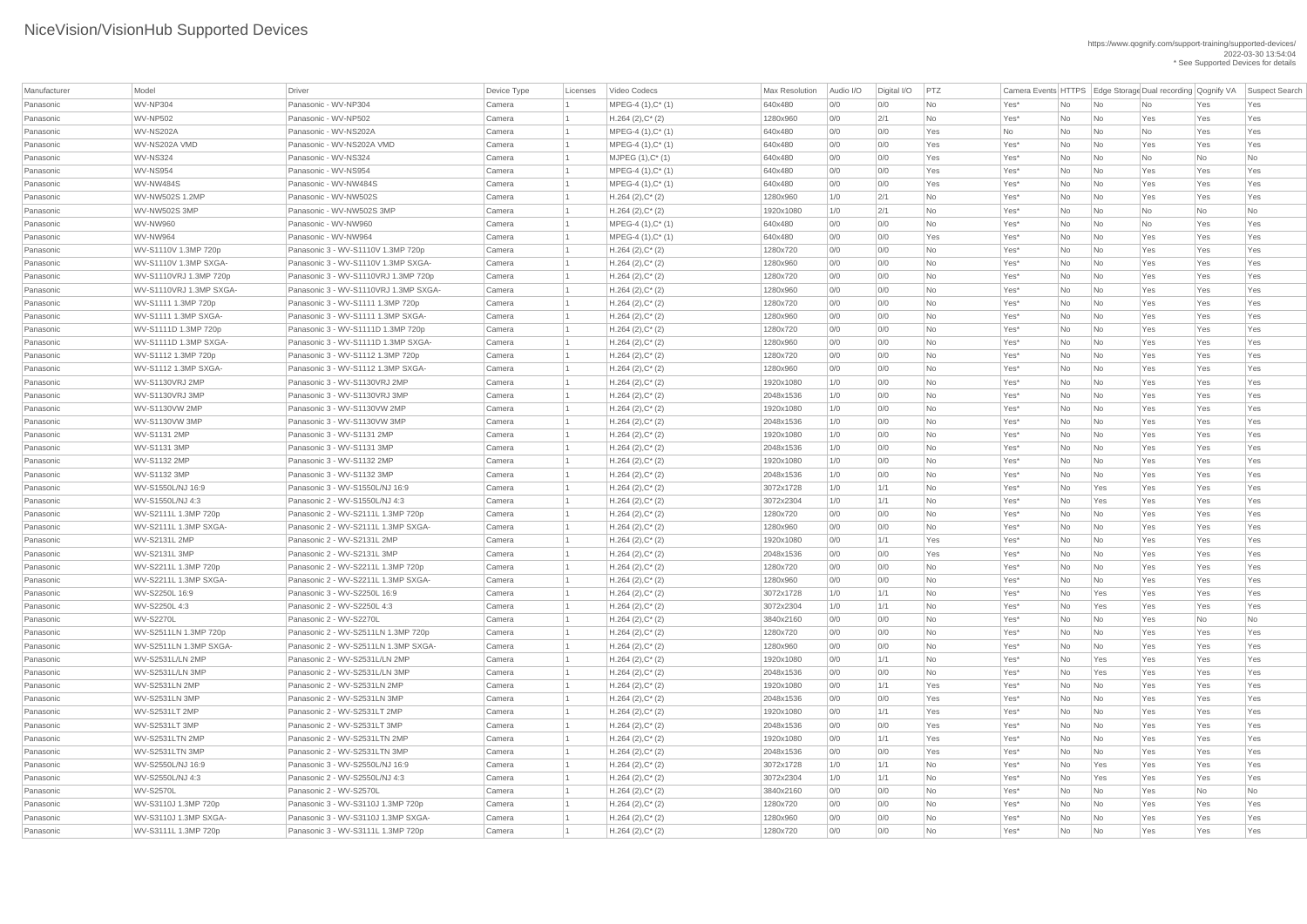# NiceVision/VisionHub Supported Devices

https://www.qognify.com/support-training/supported-devices/
2022-03-30 13:54:04
* See Supported Devices for details

| Manufacturer | Model | Driver | Device Type | Licenses | Video Codecs | Max Resolution | Audio I/O | Digital I/O | PTZ | Camera Events | HTTPS | Edge Storage | Dual recording | Qognify VA | Suspect Search |
|---|---|---|---|---|---|---|---|---|---|---|---|---|---|---|---|
| Panasonic | WV-NP304 | Panasonic - WV-NP304 | Camera | 1 | MPEG-4 (1),C* (1) | 640x480 | 0/0 | 0/0 | No | Yes* | No | No | No | Yes | Yes |
| Panasonic | WV-NP502 | Panasonic - WV-NP502 | Camera | 1 | H.264 (2),C* (2) | 1280x960 | 0/0 | 2/1 | No | Yes* | No | No | Yes | Yes | Yes |
| Panasonic | WV-NS202A | Panasonic - WV-NS202A | Camera | 1 | MPEG-4 (1),C* (1) | 640x480 | 0/0 | 0/0 | Yes | No | No | No | No | Yes | Yes |
| Panasonic | WV-NS202A VMD | Panasonic - WV-NS202A VMD | Camera | 1 | MPEG-4 (1),C* (1) | 640x480 | 0/0 | 0/0 | Yes | Yes* | No | No | Yes | Yes | Yes |
| Panasonic | WV-NS324 | Panasonic - WV-NS324 | Camera | 1 | MJPEG (1),C* (1) | 640x480 | 0/0 | 0/0 | Yes | Yes* | No | No | No | No | No |
| Panasonic | WV-NS954 | Panasonic - WV-NS954 | Camera | 1 | MPEG-4 (1),C* (1) | 640x480 | 0/0 | 0/0 | Yes | Yes* | No | No | Yes | Yes | Yes |
| Panasonic | WV-NW484S | Panasonic - WV-NW484S | Camera | 1 | MPEG-4 (1),C* (1) | 640x480 | 0/0 | 0/0 | Yes | Yes* | No | No | Yes | Yes | Yes |
| Panasonic | WV-NW502S 1.2MP | Panasonic - WV-NW502S | Camera | 1 | H.264 (2),C* (2) | 1280x960 | 1/0 | 2/1 | No | Yes* | No | No | Yes | Yes | Yes |
| Panasonic | WV-NW502S 3MP | Panasonic - WV-NW502S 3MP | Camera | 1 | H.264 (2),C* (2) | 1920x1080 | 1/0 | 2/1 | No | Yes* | No | No | No | No | No |
| Panasonic | WV-NW960 | Panasonic - WV-NW960 | Camera | 1 | MPEG-4 (1),C* (1) | 640x480 | 0/0 | 0/0 | No | Yes* | No | No | No | Yes | Yes |
| Panasonic | WV-NW964 | Panasonic - WV-NW964 | Camera | 1 | MPEG-4 (1),C* (1) | 640x480 | 0/0 | 0/0 | Yes | Yes* | No | No | Yes | Yes | Yes |
| Panasonic | WV-S1110V 1.3MP 720p | Panasonic 3 - WV-S1110V 1.3MP 720p | Camera | 1 | H.264 (2),C* (2) | 1280x720 | 0/0 | 0/0 | No | Yes* | No | No | Yes | Yes | Yes |
| Panasonic | WV-S1110V 1.3MP SXGA- | Panasonic 3 - WV-S1110V 1.3MP SXGA- | Camera | 1 | H.264 (2),C* (2) | 1280x960 | 0/0 | 0/0 | No | Yes* | No | No | Yes | Yes | Yes |
| Panasonic | WV-S1110VRJ 1.3MP 720p | Panasonic 3 - WV-S1110VRJ 1.3MP 720p | Camera | 1 | H.264 (2),C* (2) | 1280x720 | 0/0 | 0/0 | No | Yes* | No | No | Yes | Yes | Yes |
| Panasonic | WV-S1110VRJ 1.3MP SXGA- | Panasonic 3 - WV-S1110VRJ 1.3MP SXGA- | Camera | 1 | H.264 (2),C* (2) | 1280x960 | 0/0 | 0/0 | No | Yes* | No | No | Yes | Yes | Yes |
| Panasonic | WV-S1111 1.3MP 720p | Panasonic 3 - WV-S1111 1.3MP 720p | Camera | 1 | H.264 (2),C* (2) | 1280x720 | 0/0 | 0/0 | No | Yes* | No | No | Yes | Yes | Yes |
| Panasonic | WV-S1111 1.3MP SXGA- | Panasonic 3 - WV-S1111 1.3MP SXGA- | Camera | 1 | H.264 (2),C* (2) | 1280x960 | 0/0 | 0/0 | No | Yes* | No | No | Yes | Yes | Yes |
| Panasonic | WV-S1111D 1.3MP 720p | Panasonic 3 - WV-S1111D 1.3MP 720p | Camera | 1 | H.264 (2),C* (2) | 1280x720 | 0/0 | 0/0 | No | Yes* | No | No | Yes | Yes | Yes |
| Panasonic | WV-S1111D 1.3MP SXGA- | Panasonic 3 - WV-S1111D 1.3MP SXGA- | Camera | 1 | H.264 (2),C* (2) | 1280x960 | 0/0 | 0/0 | No | Yes* | No | No | Yes | Yes | Yes |
| Panasonic | WV-S1112 1.3MP 720p | Panasonic 3 - WV-S1112 1.3MP 720p | Camera | 1 | H.264 (2),C* (2) | 1280x720 | 0/0 | 0/0 | No | Yes* | No | No | Yes | Yes | Yes |
| Panasonic | WV-S1112 1.3MP SXGA- | Panasonic 3 - WV-S1112 1.3MP SXGA- | Camera | 1 | H.264 (2),C* (2) | 1280x960 | 0/0 | 0/0 | No | Yes* | No | No | Yes | Yes | Yes |
| Panasonic | WV-S1130VRJ 2MP | Panasonic 3 - WV-S1130VRJ 2MP | Camera | 1 | H.264 (2),C* (2) | 1920x1080 | 1/0 | 0/0 | No | Yes* | No | No | Yes | Yes | Yes |
| Panasonic | WV-S1130VRJ 3MP | Panasonic 3 - WV-S1130VRJ 3MP | Camera | 1 | H.264 (2),C* (2) | 2048x1536 | 1/0 | 0/0 | No | Yes* | No | No | Yes | Yes | Yes |
| Panasonic | WV-S1130VW 2MP | Panasonic 3 - WV-S1130VW 2MP | Camera | 1 | H.264 (2),C* (2) | 1920x1080 | 1/0 | 0/0 | No | Yes* | No | No | Yes | Yes | Yes |
| Panasonic | WV-S1130VW 3MP | Panasonic 3 - WV-S1130VW 3MP | Camera | 1 | H.264 (2),C* (2) | 2048x1536 | 1/0 | 0/0 | No | Yes* | No | No | Yes | Yes | Yes |
| Panasonic | WV-S1131 2MP | Panasonic 3 - WV-S1131 2MP | Camera | 1 | H.264 (2),C* (2) | 1920x1080 | 1/0 | 0/0 | No | Yes* | No | No | Yes | Yes | Yes |
| Panasonic | WV-S1131 3MP | Panasonic 3 - WV-S1131 3MP | Camera | 1 | H.264 (2),C* (2) | 2048x1536 | 1/0 | 0/0 | No | Yes* | No | No | Yes | Yes | Yes |
| Panasonic | WV-S1132 2MP | Panasonic 3 - WV-S1132 2MP | Camera | 1 | H.264 (2),C* (2) | 1920x1080 | 1/0 | 0/0 | No | Yes* | No | No | Yes | Yes | Yes |
| Panasonic | WV-S1132 3MP | Panasonic 3 - WV-S1132 3MP | Camera | 1 | H.264 (2),C* (2) | 2048x1536 | 1/0 | 0/0 | No | Yes* | No | No | Yes | Yes | Yes |
| Panasonic | WV-S1550L/NJ 16:9 | Panasonic 3 - WV-S1550L/NJ 16:9 | Camera | 1 | H.264 (2),C* (2) | 3072x1728 | 1/0 | 1/1 | No | Yes* | No | Yes | Yes | Yes | Yes |
| Panasonic | WV-S1550L/NJ 4:3 | Panasonic 2 - WV-S1550L/NJ 4:3 | Camera | 1 | H.264 (2),C* (2) | 3072x2304 | 1/0 | 1/1 | No | Yes* | No | Yes | Yes | Yes | Yes |
| Panasonic | WV-S2111L 1.3MP 720p | Panasonic 2 - WV-S2111L 1.3MP 720p | Camera | 1 | H.264 (2),C* (2) | 1280x720 | 0/0 | 0/0 | No | Yes* | No | No | Yes | Yes | Yes |
| Panasonic | WV-S2111L 1.3MP SXGA- | Panasonic 2 - WV-S2111L 1.3MP SXGA- | Camera | 1 | H.264 (2),C* (2) | 1280x960 | 0/0 | 0/0 | No | Yes* | No | No | Yes | Yes | Yes |
| Panasonic | WV-S2131L 2MP | Panasonic 2 - WV-S2131L 2MP | Camera | 1 | H.264 (2),C* (2) | 1920x1080 | 0/0 | 1/1 | Yes | Yes* | No | No | Yes | Yes | Yes |
| Panasonic | WV-S2131L 3MP | Panasonic 2 - WV-S2131L 3MP | Camera | 1 | H.264 (2),C* (2) | 2048x1536 | 0/0 | 0/0 | Yes | Yes* | No | No | Yes | Yes | Yes |
| Panasonic | WV-S2211L 1.3MP 720p | Panasonic 2 - WV-S2211L 1.3MP 720p | Camera | 1 | H.264 (2),C* (2) | 1280x720 | 0/0 | 0/0 | No | Yes* | No | No | Yes | Yes | Yes |
| Panasonic | WV-S2211L 1.3MP SXGA- | Panasonic 2 - WV-S2211L 1.3MP SXGA- | Camera | 1 | H.264 (2),C* (2) | 1280x960 | 0/0 | 0/0 | No | Yes* | No | No | Yes | Yes | Yes |
| Panasonic | WV-S2250L 16:9 | Panasonic 3 - WV-S2250L 16:9 | Camera | 1 | H.264 (2),C* (2) | 3072x1728 | 1/0 | 1/1 | No | Yes* | No | Yes | Yes | Yes | Yes |
| Panasonic | WV-S2250L 4:3 | Panasonic 2 - WV-S2250L 4:3 | Camera | 1 | H.264 (2),C* (2) | 3072x2304 | 1/0 | 1/1 | No | Yes* | No | Yes | Yes | Yes | Yes |
| Panasonic | WV-S2270L | Panasonic 2 - WV-S2270L | Camera | 1 | H.264 (2),C* (2) | 3840x2160 | 0/0 | 0/0 | No | Yes* | No | No | Yes | No | No |
| Panasonic | WV-S2511LN 1.3MP 720p | Panasonic 2 - WV-S2511LN 1.3MP 720p | Camera | 1 | H.264 (2),C* (2) | 1280x720 | 0/0 | 0/0 | No | Yes* | No | No | Yes | Yes | Yes |
| Panasonic | WV-S2511LN 1.3MP SXGA- | Panasonic 2 - WV-S2511LN 1.3MP SXGA- | Camera | 1 | H.264 (2),C* (2) | 1280x960 | 0/0 | 0/0 | No | Yes* | No | No | Yes | Yes | Yes |
| Panasonic | WV-S2531L/LN 2MP | Panasonic 2 - WV-S2531L/LN 2MP | Camera | 1 | H.264 (2),C* (2) | 1920x1080 | 0/0 | 1/1 | No | Yes* | No | Yes | Yes | Yes | Yes |
| Panasonic | WV-S2531L/LN 3MP | Panasonic 2 - WV-S2531L/LN 3MP | Camera | 1 | H.264 (2),C* (2) | 2048x1536 | 0/0 | 0/0 | No | Yes* | No | Yes | Yes | Yes | Yes |
| Panasonic | WV-S2531LN 2MP | Panasonic 2 - WV-S2531LN 2MP | Camera | 1 | H.264 (2),C* (2) | 1920x1080 | 0/0 | 1/1 | Yes | Yes* | No | No | Yes | Yes | Yes |
| Panasonic | WV-S2531LN 3MP | Panasonic 2 - WV-S2531LN 3MP | Camera | 1 | H.264 (2),C* (2) | 2048x1536 | 0/0 | 0/0 | Yes | Yes* | No | No | Yes | Yes | Yes |
| Panasonic | WV-S2531LT 2MP | Panasonic 2 - WV-S2531LT 2MP | Camera | 1 | H.264 (2),C* (2) | 1920x1080 | 0/0 | 1/1 | Yes | Yes* | No | No | Yes | Yes | Yes |
| Panasonic | WV-S2531LT 3MP | Panasonic 2 - WV-S2531LT 3MP | Camera | 1 | H.264 (2),C* (2) | 2048x1536 | 0/0 | 0/0 | Yes | Yes* | No | No | Yes | Yes | Yes |
| Panasonic | WV-S2531LTN 2MP | Panasonic 2 - WV-S2531LTN 2MP | Camera | 1 | H.264 (2),C* (2) | 1920x1080 | 0/0 | 1/1 | Yes | Yes* | No | No | Yes | Yes | Yes |
| Panasonic | WV-S2531LTN 3MP | Panasonic 2 - WV-S2531LTN 3MP | Camera | 1 | H.264 (2),C* (2) | 2048x1536 | 0/0 | 0/0 | Yes | Yes* | No | No | Yes | Yes | Yes |
| Panasonic | WV-S2550L/NJ 16:9 | Panasonic 3 - WV-S2550L/NJ 16:9 | Camera | 1 | H.264 (2),C* (2) | 3072x1728 | 1/0 | 1/1 | No | Yes* | No | Yes | Yes | Yes | Yes |
| Panasonic | WV-S2550L/NJ 4:3 | Panasonic 2 - WV-S2550L/NJ 4:3 | Camera | 1 | H.264 (2),C* (2) | 3072x2304 | 1/0 | 1/1 | No | Yes* | No | Yes | Yes | Yes | Yes |
| Panasonic | WV-S2570L | Panasonic 2 - WV-S2570L | Camera | 1 | H.264 (2),C* (2) | 3840x2160 | 0/0 | 0/0 | No | Yes* | No | No | Yes | No | No |
| Panasonic | WV-S3110J 1.3MP 720p | Panasonic 3 - WV-S3110J 1.3MP 720p | Camera | 1 | H.264 (2),C* (2) | 1280x720 | 0/0 | 0/0 | No | Yes* | No | No | Yes | Yes | Yes |
| Panasonic | WV-S3110J 1.3MP SXGA- | Panasonic 3 - WV-S3110J 1.3MP SXGA- | Camera | 1 | H.264 (2),C* (2) | 1280x960 | 0/0 | 0/0 | No | Yes* | No | No | Yes | Yes | Yes |
| Panasonic | WV-S3111L 1.3MP 720p | Panasonic 3 - WV-S3111L 1.3MP 720p | Camera | 1 | H.264 (2),C* (2) | 1280x720 | 0/0 | 0/0 | No | Yes* | No | No | Yes | Yes | Yes |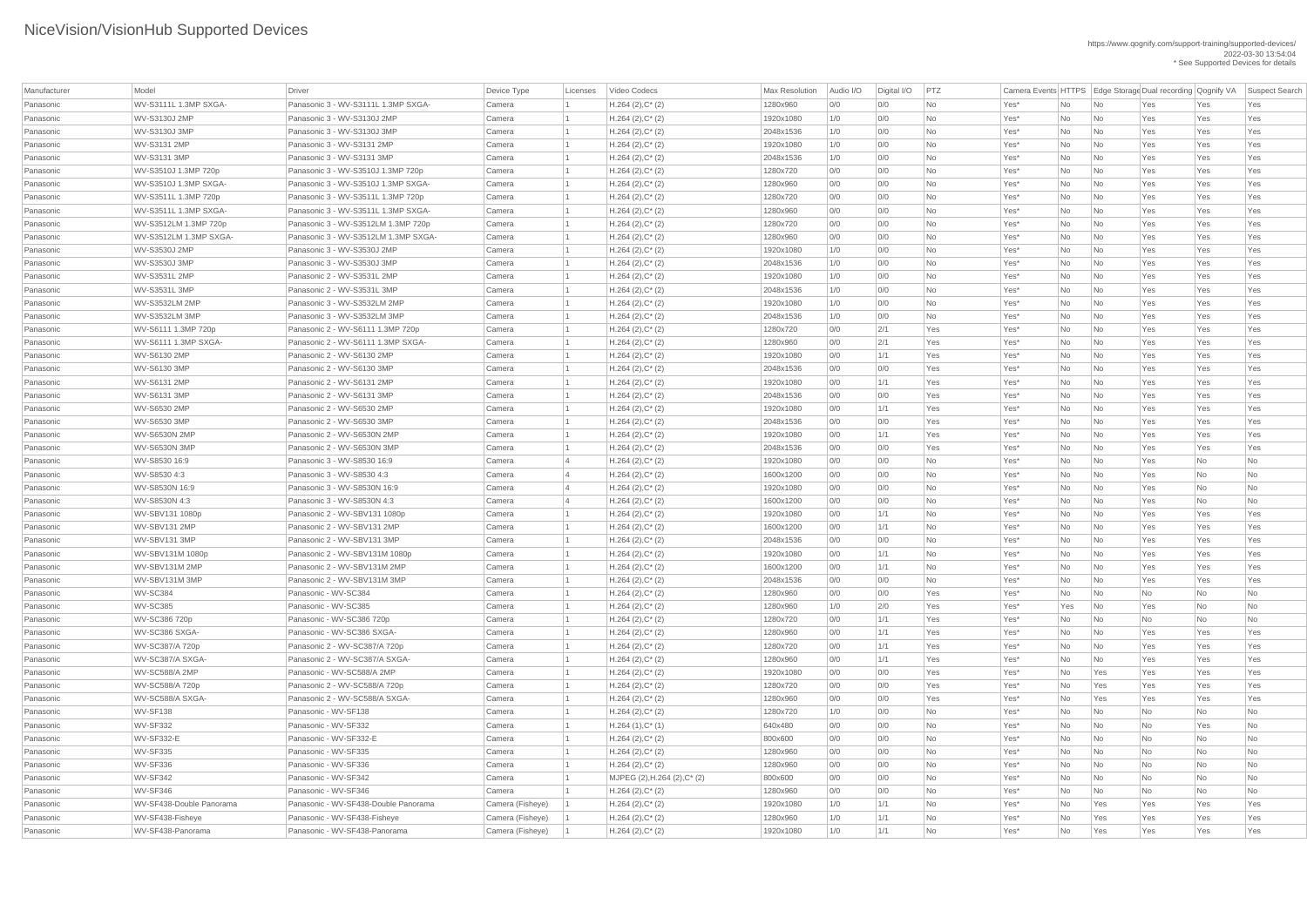# NiceVision/VisionHub Supported Devices

https://www.qognify.com/support-training/supported-devices/
2022-03-30 13:54:04
* See Supported Devices for details

| Manufacturer | Model | Driver | Device Type | Licenses | Video Codecs | Max Resolution | Audio I/O | Digital I/O | PTZ | Camera Events | HTTPS | Edge Storage | Dual recording | Qognify VA | Suspect Search |
|---|---|---|---|---|---|---|---|---|---|---|---|---|---|---|---|
| Panasonic | WV-S3111L 1.3MP SXGA- | Panasonic 3 - WV-S3111L 1.3MP SXGA- | Camera | 1 | H.264 (2),C* (2) | 1280x960 | 0/0 | 0/0 | No | Yes* | No | No | Yes | Yes | Yes |
| Panasonic | WV-S3130J 2MP | Panasonic 3 - WV-S3130J 2MP | Camera | 1 | H.264 (2),C* (2) | 1920x1080 | 1/0 | 0/0 | No | Yes* | No | No | Yes | Yes | Yes |
| Panasonic | WV-S3130J 3MP | Panasonic 3 - WV-S3130J 3MP | Camera | 1 | H.264 (2),C* (2) | 2048x1536 | 1/0 | 0/0 | No | Yes* | No | No | Yes | Yes | Yes |
| Panasonic | WV-S3131 2MP | Panasonic 3 - WV-S3131 2MP | Camera | 1 | H.264 (2),C* (2) | 1920x1080 | 1/0 | 0/0 | No | Yes* | No | No | Yes | Yes | Yes |
| Panasonic | WV-S3131 3MP | Panasonic 3 - WV-S3131 3MP | Camera | 1 | H.264 (2),C* (2) | 2048x1536 | 1/0 | 0/0 | No | Yes* | No | No | Yes | Yes | Yes |
| Panasonic | WV-S3510J 1.3MP 720p | Panasonic 3 - WV-S3510J 1.3MP 720p | Camera | 1 | H.264 (2),C* (2) | 1280x720 | 0/0 | 0/0 | No | Yes* | No | No | Yes | Yes | Yes |
| Panasonic | WV-S3510J 1.3MP SXGA- | Panasonic 3 - WV-S3510J 1.3MP SXGA- | Camera | 1 | H.264 (2),C* (2) | 1280x960 | 0/0 | 0/0 | No | Yes* | No | No | Yes | Yes | Yes |
| Panasonic | WV-S3511L 1.3MP 720p | Panasonic 3 - WV-S3511L 1.3MP 720p | Camera | 1 | H.264 (2),C* (2) | 1280x720 | 0/0 | 0/0 | No | Yes* | No | No | Yes | Yes | Yes |
| Panasonic | WV-S3511L 1.3MP SXGA- | Panasonic 3 - WV-S3511L 1.3MP SXGA- | Camera | 1 | H.264 (2),C* (2) | 1280x960 | 0/0 | 0/0 | No | Yes* | No | No | Yes | Yes | Yes |
| Panasonic | WV-S3512LM 1.3MP 720p | Panasonic 3 - WV-S3512LM 1.3MP 720p | Camera | 1 | H.264 (2),C* (2) | 1280x720 | 0/0 | 0/0 | No | Yes* | No | No | Yes | Yes | Yes |
| Panasonic | WV-S3512LM 1.3MP SXGA- | Panasonic 3 - WV-S3512LM 1.3MP SXGA- | Camera | 1 | H.264 (2),C* (2) | 1280x960 | 0/0 | 0/0 | No | Yes* | No | No | Yes | Yes | Yes |
| Panasonic | WV-S3530J 2MP | Panasonic 3 - WV-S3530J 2MP | Camera | 1 | H.264 (2),C* (2) | 1920x1080 | 1/0 | 0/0 | No | Yes* | No | No | Yes | Yes | Yes |
| Panasonic | WV-S3530J 3MP | Panasonic 3 - WV-S3530J 3MP | Camera | 1 | H.264 (2),C* (2) | 2048x1536 | 1/0 | 0/0 | No | Yes* | No | No | Yes | Yes | Yes |
| Panasonic | WV-S3531L 2MP | Panasonic 2 - WV-S3531L 2MP | Camera | 1 | H.264 (2),C* (2) | 1920x1080 | 1/0 | 0/0 | No | Yes* | No | No | Yes | Yes | Yes |
| Panasonic | WV-S3531L 3MP | Panasonic 2 - WV-S3531L 3MP | Camera | 1 | H.264 (2),C* (2) | 2048x1536 | 1/0 | 0/0 | No | Yes* | No | No | Yes | Yes | Yes |
| Panasonic | WV-S3532LM 2MP | Panasonic 3 - WV-S3532LM 2MP | Camera | 1 | H.264 (2),C* (2) | 1920x1080 | 1/0 | 0/0 | No | Yes* | No | No | Yes | Yes | Yes |
| Panasonic | WV-S3532LM 3MP | Panasonic 3 - WV-S3532LM 3MP | Camera | 1 | H.264 (2),C* (2) | 2048x1536 | 1/0 | 0/0 | No | Yes* | No | No | Yes | Yes | Yes |
| Panasonic | WV-S6111 1.3MP 720p | Panasonic 2 - WV-S6111 1.3MP 720p | Camera | 1 | H.264 (2),C* (2) | 1280x720 | 0/0 | 2/1 | Yes | Yes* | No | No | Yes | Yes | Yes |
| Panasonic | WV-S6111 1.3MP SXGA- | Panasonic 2 - WV-S6111 1.3MP SXGA- | Camera | 1 | H.264 (2),C* (2) | 1280x960 | 0/0 | 2/1 | Yes | Yes* | No | No | Yes | Yes | Yes |
| Panasonic | WV-S6130 2MP | Panasonic 2 - WV-S6130 2MP | Camera | 1 | H.264 (2),C* (2) | 1920x1080 | 0/0 | 1/1 | Yes | Yes* | No | No | Yes | Yes | Yes |
| Panasonic | WV-S6130 3MP | Panasonic 2 - WV-S6130 3MP | Camera | 1 | H.264 (2),C* (2) | 2048x1536 | 0/0 | 0/0 | Yes | Yes* | No | No | Yes | Yes | Yes |
| Panasonic | WV-S6131 2MP | Panasonic 2 - WV-S6131 2MP | Camera | 1 | H.264 (2),C* (2) | 1920x1080 | 0/0 | 1/1 | Yes | Yes* | No | No | Yes | Yes | Yes |
| Panasonic | WV-S6131 3MP | Panasonic 2 - WV-S6131 3MP | Camera | 1 | H.264 (2),C* (2) | 2048x1536 | 0/0 | 0/0 | Yes | Yes* | No | No | Yes | Yes | Yes |
| Panasonic | WV-S6530 2MP | Panasonic 2 - WV-S6530 2MP | Camera | 1 | H.264 (2),C* (2) | 1920x1080 | 0/0 | 1/1 | Yes | Yes* | No | No | Yes | Yes | Yes |
| Panasonic | WV-S6530 3MP | Panasonic 2 - WV-S6530 3MP | Camera | 1 | H.264 (2),C* (2) | 2048x1536 | 0/0 | 0/0 | Yes | Yes* | No | No | Yes | Yes | Yes |
| Panasonic | WV-S6530N 2MP | Panasonic 2 - WV-S6530N 2MP | Camera | 1 | H.264 (2),C* (2) | 1920x1080 | 0/0 | 1/1 | Yes | Yes* | No | No | Yes | Yes | Yes |
| Panasonic | WV-S6530N 3MP | Panasonic 2 - WV-S6530N 3MP | Camera | 1 | H.264 (2),C* (2) | 2048x1536 | 0/0 | 0/0 | Yes | Yes* | No | No | Yes | Yes | Yes |
| Panasonic | WV-S8530 16:9 | Panasonic 3 - WV-S8530 16:9 | Camera | 4 | H.264 (2),C* (2) | 1920x1080 | 0/0 | 0/0 | No | Yes* | No | No | Yes | No | No |
| Panasonic | WV-S8530 4:3 | Panasonic 3 - WV-S8530 4:3 | Camera | 4 | H.264 (2),C* (2) | 1600x1200 | 0/0 | 0/0 | No | Yes* | No | No | Yes | No | No |
| Panasonic | WV-S8530N 16:9 | Panasonic 3 - WV-S8530N 16:9 | Camera | 4 | H.264 (2),C* (2) | 1920x1080 | 0/0 | 0/0 | No | Yes* | No | No | Yes | No | No |
| Panasonic | WV-S8530N 4:3 | Panasonic 3 - WV-S8530N 4:3 | Camera | 4 | H.264 (2),C* (2) | 1600x1200 | 0/0 | 0/0 | No | Yes* | No | No | Yes | No | No |
| Panasonic | WV-SBV131 1080p | Panasonic 2 - WV-SBV131 1080p | Camera | 1 | H.264 (2),C* (2) | 1920x1080 | 0/0 | 1/1 | No | Yes* | No | No | Yes | Yes | Yes |
| Panasonic | WV-SBV131 2MP | Panasonic 2 - WV-SBV131 2MP | Camera | 1 | H.264 (2),C* (2) | 1600x1200 | 0/0 | 1/1 | No | Yes* | No | No | Yes | Yes | Yes |
| Panasonic | WV-SBV131 3MP | Panasonic 2 - WV-SBV131 3MP | Camera | 1 | H.264 (2),C* (2) | 2048x1536 | 0/0 | 0/0 | No | Yes* | No | No | Yes | Yes | Yes |
| Panasonic | WV-SBV131M 1080p | Panasonic 2 - WV-SBV131M 1080p | Camera | 1 | H.264 (2),C* (2) | 1920x1080 | 0/0 | 1/1 | No | Yes* | No | No | Yes | Yes | Yes |
| Panasonic | WV-SBV131M 2MP | Panasonic 2 - WV-SBV131M 2MP | Camera | 1 | H.264 (2),C* (2) | 1600x1200 | 0/0 | 1/1 | No | Yes* | No | No | Yes | Yes | Yes |
| Panasonic | WV-SBV131M 3MP | Panasonic 2 - WV-SBV131M 3MP | Camera | 1 | H.264 (2),C* (2) | 2048x1536 | 0/0 | 0/0 | No | Yes* | No | No | Yes | Yes | Yes |
| Panasonic | WV-SC384 | Panasonic - WV-SC384 | Camera | 1 | H.264 (2),C* (2) | 1280x960 | 0/0 | 0/0 | Yes | Yes* | No | No | No | No | No |
| Panasonic | WV-SC385 | Panasonic - WV-SC385 | Camera | 1 | H.264 (2),C* (2) | 1280x960 | 1/0 | 2/0 | Yes | Yes* | Yes | No | Yes | No | No |
| Panasonic | WV-SC386 720p | Panasonic - WV-SC386 720p | Camera | 1 | H.264 (2),C* (2) | 1280x720 | 0/0 | 1/1 | Yes | Yes* | No | No | No | No | No |
| Panasonic | WV-SC386 SXGA- | Panasonic - WV-SC386 SXGA- | Camera | 1 | H.264 (2),C* (2) | 1280x960 | 0/0 | 1/1 | Yes | Yes* | No | No | Yes | Yes | Yes |
| Panasonic | WV-SC387/A 720p | Panasonic 2 - WV-SC387/A 720p | Camera | 1 | H.264 (2),C* (2) | 1280x720 | 0/0 | 1/1 | Yes | Yes* | No | No | Yes | Yes | Yes |
| Panasonic | WV-SC387/A SXGA- | Panasonic 2 - WV-SC387/A SXGA- | Camera | 1 | H.264 (2),C* (2) | 1280x960 | 0/0 | 1/1 | Yes | Yes* | No | No | Yes | Yes | Yes |
| Panasonic | WV-SC588/A 2MP | Panasonic - WV-SC588/A 2MP | Camera | 1 | H.264 (2),C* (2) | 1920x1080 | 0/0 | 0/0 | Yes | Yes* | No | Yes | Yes | Yes | Yes |
| Panasonic | WV-SC588/A 720p | Panasonic 2 - WV-SC588/A 720p | Camera | 1 | H.264 (2),C* (2) | 1280x720 | 0/0 | 0/0 | Yes | Yes* | No | Yes | Yes | Yes | Yes |
| Panasonic | WV-SC588/A SXGA- | Panasonic 2 - WV-SC588/A SXGA- | Camera | 1 | H.264 (2),C* (2) | 1280x960 | 0/0 | 0/0 | Yes | Yes* | No | Yes | Yes | Yes | Yes |
| Panasonic | WV-SF138 | Panasonic - WV-SF138 | Camera | 1 | H.264 (2),C* (2) | 1280x720 | 1/0 | 0/0 | No | Yes* | No | No | No | No | No |
| Panasonic | WV-SF332 | Panasonic - WV-SF332 | Camera | 1 | H.264 (1),C* (1) | 640x480 | 0/0 | 0/0 | No | Yes* | No | No | No | Yes | No |
| Panasonic | WV-SF332-E | Panasonic - WV-SF332-E | Camera | 1 | H.264 (2),C* (2) | 800x600 | 0/0 | 0/0 | No | Yes* | No | No | No | No | No |
| Panasonic | WV-SF335 | Panasonic - WV-SF335 | Camera | 1 | H.264 (2),C* (2) | 1280x960 | 0/0 | 0/0 | No | Yes* | No | No | No | No | No |
| Panasonic | WV-SF336 | Panasonic - WV-SF336 | Camera | 1 | H.264 (2),C* (2) | 1280x960 | 0/0 | 0/0 | No | Yes* | No | No | No | No | No |
| Panasonic | WV-SF342 | Panasonic - WV-SF342 | Camera | 1 | MJPEG (2),H.264 (2),C* (2) | 800x600 | 0/0 | 0/0 | No | Yes* | No | No | No | No | No |
| Panasonic | WV-SF346 | Panasonic - WV-SF346 | Camera | 1 | H.264 (2),C* (2) | 1280x960 | 0/0 | 0/0 | No | Yes* | No | No | No | No | No |
| Panasonic | WV-SF438-Double Panorama | Panasonic - WV-SF438-Double Panorama | Camera (Fisheye) | 1 | H.264 (2),C* (2) | 1920x1080 | 1/0 | 1/1 | No | Yes* | No | Yes | Yes | Yes | Yes |
| Panasonic | WV-SF438-Fisheye | Panasonic - WV-SF438-Fisheye | Camera (Fisheye) | 1 | H.264 (2),C* (2) | 1280x960 | 1/0 | 1/1 | No | Yes* | No | Yes | Yes | Yes | Yes |
| Panasonic | WV-SF438-Panorama | Panasonic - WV-SF438-Panorama | Camera (Fisheye) | 1 | H.264 (2),C* (2) | 1920x1080 | 1/0 | 1/1 | No | Yes* | No | Yes | Yes | Yes | Yes |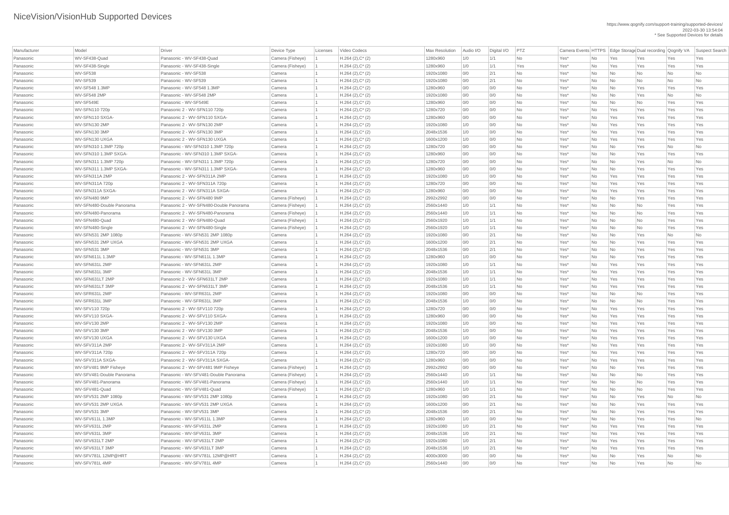# NiceVision/VisionHub Supported Devices

https://www.qognify.com/support-training/supported-devices/
2022-03-30 13:54:04
* See Supported Devices for details

| Manufacturer | Model | Driver | Device Type | Licenses | Video Codecs | Max Resolution | Audio I/O | Digital I/O | PTZ | Camera Events | HTTPS | Edge Storage | Dual recording | Qognify VA | Suspect Search |
|---|---|---|---|---|---|---|---|---|---|---|---|---|---|---|---|
| Panasonic | WV-SF438-Quad | Panasonic - WV-SF438-Quad | Camera (Fisheye) | 1 | H.264 (2),C* (2) | 1280x960 | 1/0 | 1/1 | No | Yes* | No | Yes | Yes | Yes | Yes |
| Panasonic | WV-SF438-Single | Panasonic - WV-SF438-Single | Camera (Fisheye) | 1 | H.264 (2),C* (2) | 1280x960 | 1/0 | 1/1 | Yes | Yes* | No | Yes | Yes | Yes | Yes |
| Panasonic | WV-SF538 | Panasonic - WV-SF538 | Camera | 1 | H.264 (2),C* (2) | 1920x1080 | 0/0 | 2/1 | No | Yes* | No | No | No | No | No |
| Panasonic | WV-SF539 | Panasonic - WV-SF539 | Camera | 1 | H.264 (2),C* (2) | 1920x1080 | 0/0 | 2/1 | No | Yes* | No | No | No | No | No |
| Panasonic | WV-SF548 1.3MP | Panasonic - WV-SF548 1.3MP | Camera | 1 | H.264 (2),C* (2) | 1280x960 | 0/0 | 0/0 | No | Yes* | No | No | Yes | Yes | Yes |
| Panasonic | WV-SF548 2MP | Panasonic - WV-SF548 2MP | Camera | 1 | H.264 (2),C* (2) | 1920x1080 | 0/0 | 0/0 | No | Yes* | No | No | Yes | No | No |
| Panasonic | WV-SF549E | Panasonic - WV-SF549E | Camera | 1 | H.264 (2),C* (2) | 1280x960 | 0/0 | 0/0 | No | Yes* | No | No | No | Yes | Yes |
| Panasonic | WV-SFN110 720p | Panasonic 2 - WV-SFN110 720p | Camera | 1 | H.264 (2),C* (2) | 1280x720 | 0/0 | 0/0 | No | Yes* | No | Yes | Yes | Yes | Yes |
| Panasonic | WV-SFN110 SXGA- | Panasonic 2 - WV-SFN110 SXGA- | Camera | 1 | H.264 (2),C* (2) | 1280x960 | 0/0 | 0/0 | No | Yes* | No | Yes | Yes | Yes | Yes |
| Panasonic | WV-SFN130 2MP | Panasonic 2 - WV-SFN130 2MP | Camera | 1 | H.264 (2),C* (2) | 1920x1080 | 1/0 | 0/0 | No | Yes* | No | Yes | Yes | Yes | Yes |
| Panasonic | WV-SFN130 3MP | Panasonic 2 - WV-SFN130 3MP | Camera | 1 | H.264 (2),C* (2) | 2048x1536 | 1/0 | 0/0 | No | Yes* | No | Yes | Yes | Yes | Yes |
| Panasonic | WV-SFN130 UXGA | Panasonic 2 - WV-SFN130 UXGA | Camera | 1 | H.264 (2),C* (2) | 1600x1200 | 1/0 | 0/0 | No | Yes* | No | Yes | Yes | Yes | Yes |
| Panasonic | WV-SFN310 1.3MP 720p | Panasonic - WV-SFN310 1.3MP 720p | Camera | 1 | H.264 (2),C* (2) | 1280x720 | 0/0 | 0/0 | No | Yes* | No | No | Yes | No | No |
| Panasonic | WV-SFN310 1.3MP SXGA- | Panasonic - WV-SFN310 1.3MP SXGA- | Camera | 1 | H.264 (2),C* (2) | 1280x960 | 0/0 | 0/0 | No | Yes* | No | No | Yes | Yes | Yes |
| Panasonic | WV-SFN311 1.3MP 720p | Panasonic - WV-SFN311 1.3MP 720p | Camera | 1 | H.264 (2),C* (2) | 1280x720 | 0/0 | 0/0 | No | Yes* | No | No | Yes | No | No |
| Panasonic | WV-SFN311 1.3MP SXGA- | Panasonic - WV-SFN311 1.3MP SXGA- | Camera | 1 | H.264 (2),C* (2) | 1280x960 | 0/0 | 0/0 | No | Yes* | No | No | Yes | Yes | Yes |
| Panasonic | WV-SFN311A 2MP | Panasonic 2 - WV-SFN311A 2MP | Camera | 1 | H.264 (2),C* (2) | 1920x1080 | 1/0 | 0/0 | No | Yes* | No | Yes | Yes | Yes | Yes |
| Panasonic | WV-SFN311A 720p | Panasonic 2 - WV-SFN311A 720p | Camera | 1 | H.264 (2),C* (2) | 1280x720 | 0/0 | 0/0 | No | Yes* | No | Yes | Yes | Yes | Yes |
| Panasonic | WV-SFN311A SXGA- | Panasonic 2 - WV-SFN311A SXGA- | Camera | 1 | H.264 (2),C* (2) | 1280x960 | 0/0 | 0/0 | No | Yes* | No | Yes | Yes | Yes | Yes |
| Panasonic | WV-SFN480 9MP | Panasonic 2 - WV-SFN480 9MP | Camera (Fisheye) | 1 | H.264 (2),C* (2) | 2992x2992 | 0/0 | 0/0 | No | Yes* | No | No | Yes | Yes | Yes |
| Panasonic | WV-SFN480-Double Panorama | Panasonic 2 - WV-SFN480-Double Panorama | Camera (Fisheye) | 1 | H.264 (2),C* (2) | 2560x1440 | 1/0 | 1/1 | No | Yes* | No | No | No | Yes | Yes |
| Panasonic | WV-SFN480-Panorama | Panasonic 2 - WV-SFN480-Panorama | Camera (Fisheye) | 1 | H.264 (2),C* (2) | 2560x1440 | 1/0 | 1/1 | No | Yes* | No | No | No | Yes | Yes |
| Panasonic | WV-SFN480-Quad | Panasonic 2 - WV-SFN480-Quad | Camera (Fisheye) | 1 | H.264 (2),C* (2) | 2560x1920 | 1/0 | 1/1 | No | Yes* | No | No | No | Yes | Yes |
| Panasonic | WV-SFN480-Single | Panasonic 2 - WV-SFN480-Single | Camera (Fisheye) | 1 | H.264 (2),C* (2) | 2560x1920 | 1/0 | 1/1 | No | Yes* | No | No | No | Yes | Yes |
| Panasonic | WV-SFN531 2MP 1080p | Panasonic - WV-SFN531 2MP 1080p | Camera | 1 | H.264 (2),C* (2) | 1920x1080 | 0/0 | 2/1 | No | Yes* | No | No | Yes | No | No |
| Panasonic | WV-SFN531 2MP UXGA | Panasonic - WV-SFN531 2MP UXGA | Camera | 1 | H.264 (2),C* (2) | 1600x1200 | 0/0 | 2/1 | No | Yes* | No | No | Yes | Yes | Yes |
| Panasonic | WV-SFN531 3MP | Panasonic - WV-SFN531 3MP | Camera | 1 | H.264 (2),C* (2) | 2048x1536 | 0/0 | 2/1 | No | Yes* | No | No | Yes | Yes | Yes |
| Panasonic | WV-SFN611L 1.3MP | Panasonic - WV-SFN611L 1.3MP | Camera | 1 | H.264 (2),C* (2) | 1280x960 | 1/0 | 0/0 | No | Yes* | No | No | Yes | Yes | Yes |
| Panasonic | WV-SFN631L 2MP | Panasonic - WV-SFN631L 2MP | Camera | 1 | H.264 (2),C* (2) | 1920x1080 | 1/0 | 1/1 | No | Yes* | No | Yes | Yes | Yes | Yes |
| Panasonic | WV-SFN631L 3MP | Panasonic - WV-SFN631L 3MP | Camera | 1 | H.264 (2),C* (2) | 2048x1536 | 1/0 | 1/1 | No | Yes* | No | Yes | Yes | Yes | Yes |
| Panasonic | WV-SFN631LT 2MP | Panasonic 2 - WV-SFN631LT 2MP | Camera | 1 | H.264 (2),C* (2) | 1920x1080 | 1/0 | 1/1 | No | Yes* | No | Yes | Yes | Yes | Yes |
| Panasonic | WV-SFN631LT 3MP | Panasonic 2 - WV-SFN631LT 3MP | Camera | 1 | H.264 (2),C* (2) | 2048x1536 | 1/0 | 1/1 | No | Yes* | No | Yes | Yes | Yes | Yes |
| Panasonic | WV-SFR631L 2MP | Panasonic - WV-SFR631L 2MP | Camera | 1 | H.264 (2),C* (2) | 1920x1080 | 0/0 | 0/0 | No | Yes* | No | No | No | Yes | Yes |
| Panasonic | WV-SFR631L 3MP | Panasonic - WV-SFR631L 3MP | Camera | 1 | H.264 (2),C* (2) | 2048x1536 | 1/0 | 0/0 | No | Yes* | No | No | No | Yes | Yes |
| Panasonic | WV-SFV110 720p | Panasonic 2 - WV-SFV110 720p | Camera | 1 | H.264 (2),C* (2) | 1280x720 | 0/0 | 0/0 | No | Yes* | No | Yes | Yes | Yes | Yes |
| Panasonic | WV-SFV110 SXGA- | Panasonic 2 - WV-SFV110 SXGA- | Camera | 1 | H.264 (2),C* (2) | 1280x960 | 0/0 | 0/0 | No | Yes* | No | Yes | Yes | Yes | Yes |
| Panasonic | WV-SFV130 2MP | Panasonic 2 - WV-SFV130 2MP | Camera | 1 | H.264 (2),C* (2) | 1920x1080 | 1/0 | 0/0 | No | Yes* | No | Yes | Yes | Yes | Yes |
| Panasonic | WV-SFV130 3MP | Panasonic 2 - WV-SFV130 3MP | Camera | 1 | H.264 (2),C* (2) | 2048x1536 | 1/0 | 0/0 | No | Yes* | No | Yes | Yes | Yes | Yes |
| Panasonic | WV-SFV130 UXGA | Panasonic 2 - WV-SFV130 UXGA | Camera | 1 | H.264 (2),C* (2) | 1600x1200 | 1/0 | 0/0 | No | Yes* | No | Yes | Yes | Yes | Yes |
| Panasonic | WV-SFV311A 2MP | Panasonic 2 - WV-SFV311A 2MP | Camera | 1 | H.264 (2),C* (2) | 1920x1080 | 1/0 | 0/0 | No | Yes* | No | Yes | Yes | Yes | Yes |
| Panasonic | WV-SFV311A 720p | Panasonic 2 - WV-SFV311A 720p | Camera | 1 | H.264 (2),C* (2) | 1280x720 | 0/0 | 0/0 | No | Yes* | No | Yes | Yes | Yes | Yes |
| Panasonic | WV-SFV311A SXGA- | Panasonic 2 - WV-SFV311A SXGA- | Camera | 1 | H.264 (2),C* (2) | 1280x960 | 0/0 | 0/0 | No | Yes* | No | Yes | Yes | Yes | Yes |
| Panasonic | WV-SFV481 9MP Fisheye | Panasonic 2 - WV-SFV481 9MP Fisheye | Camera (Fisheye) | 1 | H.264 (2),C* (2) | 2992x2992 | 0/0 | 0/0 | No | Yes* | No | No | Yes | Yes | Yes |
| Panasonic | WV-SFV481-Double Panorama | Panasonic - WV-SFV481-Double Panorama | Camera (Fisheye) | 1 | H.264 (2),C* (2) | 2560x1440 | 1/0 | 1/1 | No | Yes* | No | No | No | Yes | Yes |
| Panasonic | WV-SFV481-Panorama | Panasonic - WV-SFV481-Panorama | Camera (Fisheye) | 1 | H.264 (2),C* (2) | 2560x1440 | 1/0 | 1/1 | No | Yes* | No | No | No | Yes | Yes |
| Panasonic | WV-SFV481-Quad | Panasonic - WV-SFV481-Quad | Camera (Fisheye) | 1 | H.264 (2),C* (2) | 1280x960 | 1/0 | 1/1 | No | Yes* | No | No | No | Yes | Yes |
| Panasonic | WV-SFV531 2MP 1080p | Panasonic - WV-SFV531 2MP 1080p | Camera | 1 | H.264 (2),C* (2) | 1920x1080 | 0/0 | 2/1 | No | Yes* | No | No | Yes | No | No |
| Panasonic | WV-SFV531 2MP UXGA | Panasonic - WV-SFV531 2MP UXGA | Camera | 1 | H.264 (2),C* (2) | 1600x1200 | 0/0 | 2/1 | No | Yes* | No | No | Yes | Yes | Yes |
| Panasonic | WV-SFV531 3MP | Panasonic - WV-SFV531 3MP | Camera | 1 | H.264 (2),C* (2) | 2048x1536 | 0/0 | 2/1 | No | Yes* | No | No | Yes | Yes | Yes |
| Panasonic | WV-SFV611L 1.3MP | Panasonic - WV-SFV611L 1.3MP | Camera | 1 | H.264 (2),C* (2) | 1280x960 | 1/0 | 0/0 | No | Yes* | No | No | Yes | Yes | No |
| Panasonic | WV-SFV631L 2MP | Panasonic - WV-SFV631L 2MP | Camera | 1 | H.264 (2),C* (2) | 1920x1080 | 1/0 | 2/1 | No | Yes* | No | Yes | Yes | Yes | Yes |
| Panasonic | WV-SFV631L 3MP | Panasonic - WV-SFV631L 3MP | Camera | 1 | H.264 (2),C* (2) | 2048x1536 | 1/0 | 2/1 | No | Yes* | No | Yes | Yes | Yes | Yes |
| Panasonic | WV-SFV631LT 2MP | Panasonic - WV-SFV631LT 2MP | Camera | 1 | H.264 (2),C* (2) | 1920x1080 | 1/0 | 2/1 | No | Yes* | No | Yes | Yes | Yes | Yes |
| Panasonic | WV-SFV631LT 3MP | Panasonic - WV-SFV631LT 3MP | Camera | 1 | H.264 (2),C* (2) | 2048x1536 | 1/0 | 2/1 | No | Yes* | No | Yes | Yes | Yes | Yes |
| Panasonic | WV-SFV781L 12MP@HRT | Panasonic - WV-SFV781L 12MP@HRT | Camera | 1 | H.264 (2),C* (2) | 4000x3000 | 0/0 | 0/0 | No | Yes* | No | No | Yes | No | No |
| Panasonic | WV-SFV781L 4MP | Panasonic - WV-SFV781L 4MP | Camera | 1 | H.264 (2),C* (2) | 2560x1440 | 0/0 | 0/0 | No | Yes* | No | No | Yes | No | No |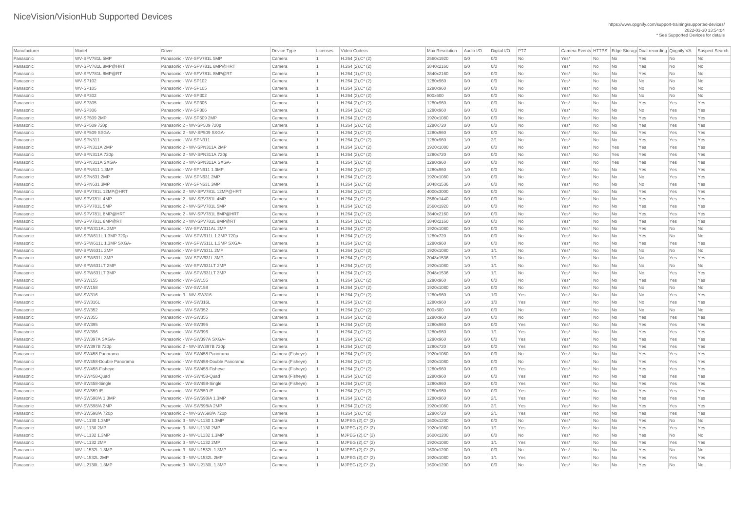# NiceVision/VisionHub Supported Devices

https://www.qognify.com/support-training/supported-devices/
2022-03-30 13:54:04
* See Supported Devices for details

| Manufacturer | Model | Driver | Device Type | Licenses | Video Codecs | Max Resolution | Audio I/O | Digital I/O | PTZ | Camera Events | HTTPS | Edge Storage | Dual recording | Qognify VA | Suspect Search |
|---|---|---|---|---|---|---|---|---|---|---|---|---|---|---|---|
| Panasonic | WV-SFV781L 5MP | Panasonic - WV-SFV781L 5MP | Camera | 1 | H.264 (2),C* (2) | 2560x1920 | 0/0 | 0/0 | No | Yes* | No | No | Yes | No | No |
| Panasonic | WV-SFV781L 8MP@HRT | Panasonic - WV-SFV781L 8MP@HRT | Camera | 1 | H.264 (2),C* (2) | 3840x2160 | 0/0 | 0/0 | No | Yes* | No | No | Yes | No | No |
| Panasonic | WV-SFV781L 8MP@RT | Panasonic - WV-SFV781L 8MP@RT | Camera | 1 | H.264 (1),C* (1) | 3840x2160 | 0/0 | 0/0 | No | Yes* | No | No | Yes | No | No |
| Panasonic | WV-SP102 | Panasonic - WV-SP102 | Camera | 1 | H.264 (2),C* (2) | 1280x960 | 0/0 | 0/0 | No | Yes* | No | No | No | No | No |
| Panasonic | WV-SP105 | Panasonic - WV-SP105 | Camera | 1 | H.264 (2),C* (2) | 1280x960 | 0/0 | 0/0 | No | Yes* | No | No | No | No | No |
| Panasonic | WV-SP302 | Panasonic - WV-SP302 | Camera | 1 | H.264 (2),C* (2) | 800x600 | 0/0 | 0/0 | No | Yes* | No | No | No | No | No |
| Panasonic | WV-SP305 | Panasonic - WV-SP305 | Camera | 1 | H.264 (2),C* (2) | 1280x960 | 0/0 | 0/0 | No | Yes* | No | No | Yes | Yes | Yes |
| Panasonic | WV-SP306 | Panasonic - WV-SP306 | Camera | 1 | H.264 (2),C* (2) | 1280x960 | 0/0 | 0/0 | No | Yes* | No | No | No | Yes | Yes |
| Panasonic | WV-SP509 2MP | Panasonic - WV-SP509 2MP | Camera | 1 | H.264 (2),C* (2) | 1920x1080 | 0/0 | 0/0 | No | Yes* | No | No | Yes | Yes | Yes |
| Panasonic | WV-SP509 720p | Panasonic 2 - WV-SP509 720p | Camera | 1 | H.264 (2),C* (2) | 1280x720 | 0/0 | 0/0 | No | Yes* | No | No | Yes | Yes | Yes |
| Panasonic | WV-SP509 SXGA- | Panasonic 2 - WV-SP509 SXGA- | Camera | 1 | H.264 (2),C* (2) | 1280x960 | 0/0 | 0/0 | No | Yes* | No | No | Yes | Yes | Yes |
| Panasonic | WV-SPN311 | Panasonic - WV-SPN311 | Camera | 1 | H.264 (2),C* (2) | 1280x960 | 1/0 | 2/1 | No | Yes* | No | No | Yes | Yes | Yes |
| Panasonic | WV-SPN311A 2MP | Panasonic 2 - WV-SPN311A 2MP | Camera | 1 | H.264 (2),C* (2) | 1920x1080 | 1/0 | 0/0 | No | Yes* | No | Yes | Yes | Yes | Yes |
| Panasonic | WV-SPN311A 720p | Panasonic 2 - WV-SPN311A 720p | Camera | 1 | H.264 (2),C* (2) | 1280x720 | 0/0 | 0/0 | No | Yes* | No | Yes | Yes | Yes | Yes |
| Panasonic | WV-SPN311A SXGA- | Panasonic 2 - WV-SPN311A SXGA- | Camera | 1 | H.264 (2),C* (2) | 1280x960 | 0/0 | 0/0 | No | Yes* | No | Yes | Yes | Yes | Yes |
| Panasonic | WV-SPN611 1.3MP | Panasonic - WV-SPN611 1.3MP | Camera | 1 | H.264 (2),C* (2) | 1280x960 | 1/0 | 0/0 | No | Yes* | No | No | Yes | Yes | Yes |
| Panasonic | WV-SPN631 2MP | Panasonic - WV-SPN631 2MP | Camera | 1 | H.264 (2),C* (2) | 1920x1080 | 1/0 | 0/0 | No | Yes* | No | No | No | Yes | Yes |
| Panasonic | WV-SPN631 3MP | Panasonic - WV-SPN631 3MP | Camera | 1 | H.264 (2),C* (2) | 2048x1536 | 1/0 | 0/0 | No | Yes* | No | No | No | Yes | Yes |
| Panasonic | WV-SPV781L 12MP@HRT | Panasonic 2 - WV-SPV781L 12MP@HRT | Camera | 1 | H.264 (2),C* (2) | 4000x3000 | 0/0 | 0/0 | No | Yes* | No | No | Yes | Yes | Yes |
| Panasonic | WV-SPV781L 4MP | Panasonic 2 - WV-SPV781L 4MP | Camera | 1 | H.264 (2),C* (2) | 2560x1440 | 0/0 | 0/0 | No | Yes* | No | No | Yes | Yes | Yes |
| Panasonic | WV-SPV781L 5MP | Panasonic 2 - WV-SPV781L 5MP | Camera | 1 | H.264 (2),C* (2) | 2560x1920 | 0/0 | 0/0 | No | Yes* | No | No | Yes | Yes | Yes |
| Panasonic | WV-SPV781L 8MP@HRT | Panasonic 2 - WV-SPV781L 8MP@HRT | Camera | 1 | H.264 (2),C* (2) | 3840x2160 | 0/0 | 0/0 | No | Yes* | No | No | Yes | Yes | Yes |
| Panasonic | WV-SPV781L 8MP@RT | Panasonic 2 - WV-SPV781L 8MP@RT | Camera | 1 | H.264 (1),C* (1) | 3840x2160 | 0/0 | 0/0 | No | Yes* | No | No | Yes | Yes | Yes |
| Panasonic | WV-SPW311AL 2MP | Panasonic - WV-SPW311AL 2MP | Camera | 1 | H.264 (2),C* (2) | 1920x1080 | 0/0 | 0/0 | No | Yes* | No | No | Yes | No | No |
| Panasonic | WV-SPW611L 1.3MP 720p | Panasonic - WV-SPW611L 1.3MP 720p | Camera | 1 | H.264 (2),C* (2) | 1280x720 | 0/0 | 0/0 | No | Yes* | No | No | Yes | No | No |
| Panasonic | WV-SPW611L 1.3MP SXGA- | Panasonic - WV-SPW611L 1.3MP SXGA- | Camera | 1 | H.264 (2),C* (2) | 1280x960 | 0/0 | 0/0 | No | Yes* | No | No | Yes | Yes | Yes |
| Panasonic | WV-SPW631L 2MP | Panasonic - WV-SPW631L 2MP | Camera | 1 | H.264 (2),C* (2) | 1920x1080 | 1/0 | 1/1 | No | Yes* | No | No | No | No | No |
| Panasonic | WV-SPW631L 3MP | Panasonic - WV-SPW631L 3MP | Camera | 1 | H.264 (2),C* (2) | 2048x1536 | 1/0 | 1/1 | No | Yes* | No | No | No | Yes | Yes |
| Panasonic | WV-SPW631LT 2MP | Panasonic - WV-SPW631LT 2MP | Camera | 1 | H.264 (2),C* (2) | 1920x1080 | 1/0 | 1/1 | No | Yes* | No | No | No | No | No |
| Panasonic | WV-SPW631LT 3MP | Panasonic - WV-SPW631LT 3MP | Camera | 1 | H.264 (2),C* (2) | 2048x1536 | 1/0 | 1/1 | No | Yes* | No | No | No | Yes | Yes |
| Panasonic | WV-SW155 | Panasonic - WV-SW155 | Camera | 1 | H.264 (2),C* (2) | 1280x960 | 0/0 | 0/0 | No | Yes* | No | No | Yes | Yes | Yes |
| Panasonic | WV-SW158 | Panasonic - WV-SW158 | Camera | 1 | H.264 (2),C* (2) | 1920x1080 | 1/0 | 0/0 | No | Yes* | No | No | No | No | No |
| Panasonic | WV-SW316 | Panasonic 3 - WV-SW316 | Camera | 1 | H.264 (2),C* (2) | 1280x960 | 1/0 | 1/0 | Yes | Yes* | No | No | No | Yes | Yes |
| Panasonic | WV-SW316L | Panasonic - WV-SW316L | Camera | 1 | H.264 (2),C* (2) | 1280x960 | 1/0 | 1/0 | Yes | Yes* | No | No | No | Yes | Yes |
| Panasonic | WV-SW352 | Panasonic - WV-SW352 | Camera | 1 | H.264 (2),C* (2) | 800x600 | 0/0 | 0/0 | No | Yes* | No | No | No | No | No |
| Panasonic | WV-SW355 | Panasonic - WV-SW355 | Camera | 1 | H.264 (2),C* (2) | 1280x960 | 1/0 | 0/0 | No | Yes* | No | No | Yes | Yes | Yes |
| Panasonic | WV-SW395 | Panasonic - WV-SW395 | Camera | 1 | H.264 (2),C* (2) | 1280x960 | 0/0 | 0/0 | Yes | Yes* | No | No | Yes | Yes | Yes |
| Panasonic | WV-SW396 | Panasonic - WV-SW396 | Camera | 1 | H.264 (2),C* (2) | 1280x960 | 0/0 | 1/1 | Yes | Yes* | No | No | Yes | Yes | Yes |
| Panasonic | WV-SW397A SXGA- | Panasonic - WV-SW397A SXGA- | Camera | 1 | H.264 (2),C* (2) | 1280x960 | 0/0 | 0/0 | Yes | Yes* | No | No | Yes | Yes | Yes |
| Panasonic | WV-SW397B 720p | Panasonic 2 - WV-SW397B 720p | Camera | 1 | H.264 (2),C* (2) | 1280x720 | 0/0 | 0/0 | Yes | Yes* | No | No | Yes | Yes | Yes |
| Panasonic | WV-SW458 Panorama | Panasonic - WV-SW458 Panorama | Camera (Fisheye) | 1 | H.264 (2),C* (2) | 1920x1080 | 0/0 | 0/0 | No | Yes* | No | No | Yes | Yes | Yes |
| Panasonic | WV-SW458-Double Panorama | Panasonic - WV-SW458-Double Panorama | Camera (Fisheye) | 1 | H.264 (2),C* (2) | 1920x1080 | 0/0 | 0/0 | No | Yes* | No | No | Yes | Yes | Yes |
| Panasonic | WV-SW458-Fisheye | Panasonic - WV-SW458-Fisheye | Camera (Fisheye) | 1 | H.264 (2),C* (2) | 1280x960 | 0/0 | 0/0 | Yes | Yes* | No | No | Yes | Yes | Yes |
| Panasonic | WV-SW458-Quad | Panasonic - WV-SW458-Quad | Camera (Fisheye) | 1 | H.264 (2),C* (2) | 1280x960 | 0/0 | 0/0 | Yes | Yes* | No | No | Yes | Yes | Yes |
| Panasonic | WV-SW458-Single | Panasonic - WV-SW458-Single | Camera (Fisheye) | 1 | H.264 (2),C* (2) | 1280x960 | 0/0 | 0/0 | Yes | Yes* | No | No | Yes | Yes | Yes |
| Panasonic | WV-SW559 /E | Panasonic - WV-SW559 /E | Camera | 1 | H.264 (2),C* (2) | 1280x960 | 0/0 | 0/0 | Yes | Yes* | No | No | Yes | Yes | Yes |
| Panasonic | WV-SW598/A 1.3MP | Panasonic - WV-SW598/A 1.3MP | Camera | 1 | H.264 (2),C* (2) | 1280x960 | 0/0 | 2/1 | Yes | Yes* | No | No | Yes | Yes | Yes |
| Panasonic | WV-SW598/A 2MP | Panasonic - WV-SW598/A 2MP | Camera | 1 | H.264 (2),C* (2) | 1920x1080 | 0/0 | 2/1 | Yes | Yes* | No | No | Yes | Yes | Yes |
| Panasonic | WV-SW598/A 720p | Panasonic 2 - WV-SW598/A 720p | Camera | 1 | H.264 (2),C* (2) | 1280x720 | 0/0 | 2/1 | Yes | Yes* | No | No | Yes | Yes | Yes |
| Panasonic | WV-U1130 1.3MP | Panasonic 3 - WV-U1130 1.3MP | Camera | 1 | MJPEG (2),C* (2) | 1600x1200 | 0/0 | 0/0 | No | Yes* | No | No | Yes | No | No |
| Panasonic | WV-U1130 2MP | Panasonic 3 - WV-U1130 2MP | Camera | 1 | MJPEG (2),C* (2) | 1920x1080 | 0/0 | 1/1 | Yes | Yes* | No | No | Yes | Yes | Yes |
| Panasonic | WV-U1132 1.3MP | Panasonic 3 - WV-U1132 1.3MP | Camera | 1 | MJPEG (2),C* (2) | 1600x1200 | 0/0 | 0/0 | No | Yes* | No | No | Yes | No | No |
| Panasonic | WV-U1132 2MP | Panasonic 3 - WV-U1132 2MP | Camera | 1 | MJPEG (2),C* (2) | 1920x1080 | 0/0 | 1/1 | Yes | Yes* | No | No | Yes | Yes | Yes |
| Panasonic | WV-U1532L 1.3MP | Panasonic 3 - WV-U1532L 1.3MP | Camera | 1 | MJPEG (2),C* (2) | 1600x1200 | 0/0 | 0/0 | No | Yes* | No | No | Yes | No | No |
| Panasonic | WV-U1532L 2MP | Panasonic 3 - WV-U1532L 2MP | Camera | 1 | MJPEG (2),C* (2) | 1920x1080 | 0/0 | 1/1 | Yes | Yes* | No | No | Yes | Yes | Yes |
| Panasonic | WV-U2130L 1.3MP | Panasonic 3 - WV-U2130L 1.3MP | Camera | 1 | MJPEG (2),C* (2) | 1600x1200 | 0/0 | 0/0 | No | Yes* | No | No | Yes | No | No |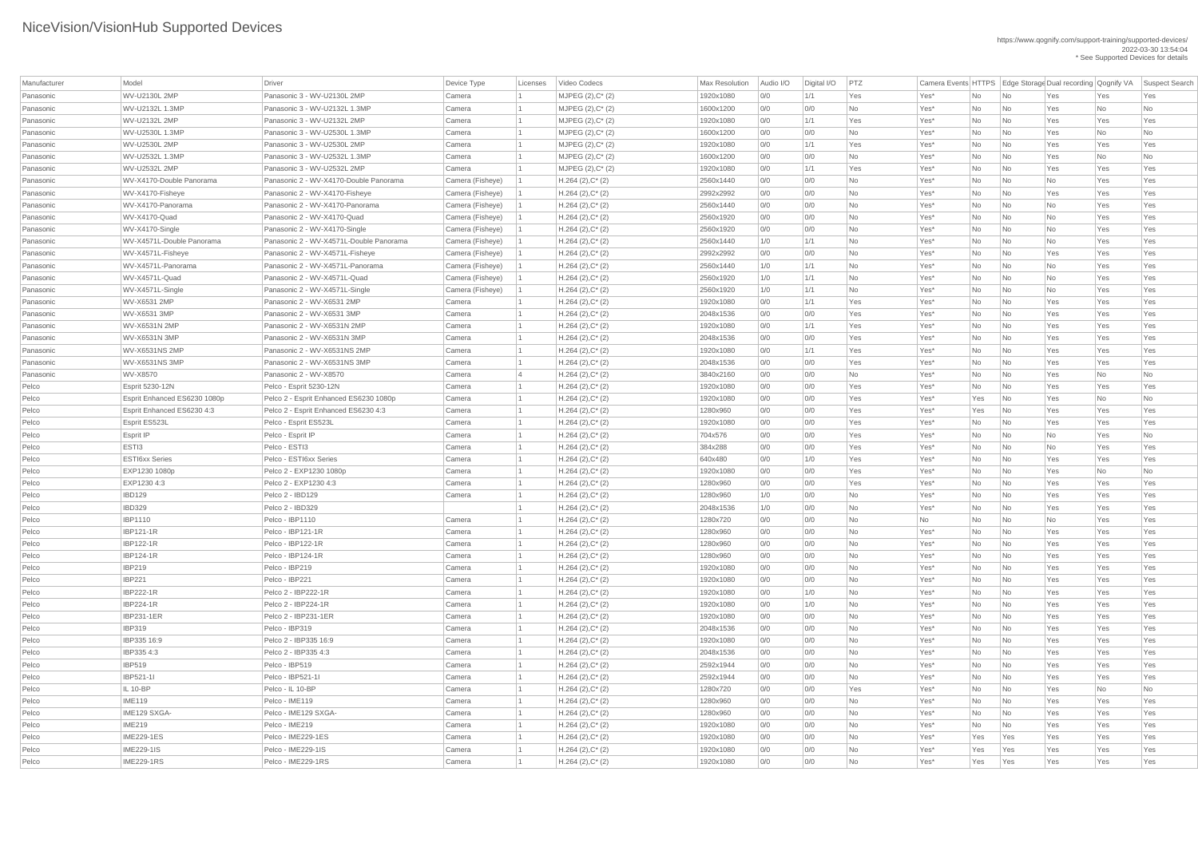# NiceVision/VisionHub Supported Devices

https://www.qognify.com/support-training/supported-devices/
2022-03-30 13:54:04
* See Supported Devices for details

| Manufacturer | Model | Driver | Device Type | Licenses | Video Codecs | Max Resolution | Audio I/O | Digital I/O | PTZ | Camera Events | HTTPS | Edge Storage | Dual recording | Qognify VA | Suspect Search |
|---|---|---|---|---|---|---|---|---|---|---|---|---|---|---|---|
| Panasonic | WV-U2130L 2MP | Panasonic 3 - WV-U2130L 2MP | Camera | 1 | MJPEG (2),C* (2) | 1920x1080 | 0/0 | 1/1 | Yes | Yes* | No | No | Yes | Yes | Yes |
| Panasonic | WV-U2132L 1.3MP | Panasonic 3 - WV-U2132L 1.3MP | Camera | 1 | MJPEG (2),C* (2) | 1600x1200 | 0/0 | 0/0 | No | Yes* | No | No | Yes | No | No |
| Panasonic | WV-U2132L 2MP | Panasonic 3 - WV-U2132L 2MP | Camera | 1 | MJPEG (2),C* (2) | 1920x1080 | 0/0 | 1/1 | Yes | Yes* | No | No | Yes | Yes | Yes |
| Panasonic | WV-U2530L 1.3MP | Panasonic 3 - WV-U2530L 1.3MP | Camera | 1 | MJPEG (2),C* (2) | 1600x1200 | 0/0 | 0/0 | No | Yes* | No | No | Yes | No | No |
| Panasonic | WV-U2530L 2MP | Panasonic 3 - WV-U2530L 2MP | Camera | 1 | MJPEG (2),C* (2) | 1920x1080 | 0/0 | 1/1 | Yes | Yes* | No | No | Yes | Yes | Yes |
| Panasonic | WV-U2532L 1.3MP | Panasonic 3 - WV-U2532L 1.3MP | Camera | 1 | MJPEG (2),C* (2) | 1600x1200 | 0/0 | 0/0 | No | Yes* | No | No | Yes | No | No |
| Panasonic | WV-U2532L 2MP | Panasonic 3 - WV-U2532L 2MP | Camera | 1 | MJPEG (2),C* (2) | 1920x1080 | 0/0 | 1/1 | Yes | Yes* | No | No | Yes | Yes | Yes |
| Panasonic | WV-X4170-Double Panorama | Panasonic 2 - WV-X4170-Double Panorama | Camera (Fisheye) | 1 | H.264 (2),C* (2) | 2560x1440 | 0/0 | 0/0 | No | Yes* | No | No | No | Yes | Yes |
| Panasonic | WV-X4170-Fisheye | Panasonic 2 - WV-X4170-Fisheye | Camera (Fisheye) | 1 | H.264 (2),C* (2) | 2992x2992 | 0/0 | 0/0 | No | Yes* | No | No | Yes | Yes | Yes |
| Panasonic | WV-X4170-Panorama | Panasonic 2 - WV-X4170-Panorama | Camera (Fisheye) | 1 | H.264 (2),C* (2) | 2560x1440 | 0/0 | 0/0 | No | Yes* | No | No | No | Yes | Yes |
| Panasonic | WV-X4170-Quad | Panasonic 2 - WV-X4170-Quad | Camera (Fisheye) | 1 | H.264 (2),C* (2) | 2560x1920 | 0/0 | 0/0 | No | Yes* | No | No | No | Yes | Yes |
| Panasonic | WV-X4170-Single | Panasonic 2 - WV-X4170-Single | Camera (Fisheye) | 1 | H.264 (2),C* (2) | 2560x1920 | 0/0 | 0/0 | No | Yes* | No | No | No | Yes | Yes |
| Panasonic | WV-X4571L-Double Panorama | Panasonic 2 - WV-X4571L-Double Panorama | Camera (Fisheye) | 1 | H.264 (2),C* (2) | 2560x1440 | 1/0 | 1/1 | No | Yes* | No | No | No | Yes | Yes |
| Panasonic | WV-X4571L-Fisheye | Panasonic 2 - WV-X4571L-Fisheye | Camera (Fisheye) | 1 | H.264 (2),C* (2) | 2992x2992 | 0/0 | 0/0 | No | Yes* | No | No | Yes | Yes | Yes |
| Panasonic | WV-X4571L-Panorama | Panasonic 2 - WV-X4571L-Panorama | Camera (Fisheye) | 1 | H.264 (2),C* (2) | 2560x1440 | 1/0 | 1/1 | No | Yes* | No | No | No | Yes | Yes |
| Panasonic | WV-X4571L-Quad | Panasonic 2 - WV-X4571L-Quad | Camera (Fisheye) | 1 | H.264 (2),C* (2) | 2560x1920 | 1/0 | 1/1 | No | Yes* | No | No | No | Yes | Yes |
| Panasonic | WV-X4571L-Single | Panasonic 2 - WV-X4571L-Single | Camera (Fisheye) | 1 | H.264 (2),C* (2) | 2560x1920 | 1/0 | 1/1 | No | Yes* | No | No | No | Yes | Yes |
| Panasonic | WV-X6531 2MP | Panasonic 2 - WV-X6531 2MP | Camera | 1 | H.264 (2),C* (2) | 1920x1080 | 0/0 | 1/1 | Yes | Yes* | No | No | Yes | Yes | Yes |
| Panasonic | WV-X6531 3MP | Panasonic 2 - WV-X6531 3MP | Camera | 1 | H.264 (2),C* (2) | 2048x1536 | 0/0 | 0/0 | Yes | Yes* | No | No | Yes | Yes | Yes |
| Panasonic | WV-X6531N 2MP | Panasonic 2 - WV-X6531N 2MP | Camera | 1 | H.264 (2),C* (2) | 1920x1080 | 0/0 | 1/1 | Yes | Yes* | No | No | Yes | Yes | Yes |
| Panasonic | WV-X6531N 3MP | Panasonic 2 - WV-X6531N 3MP | Camera | 1 | H.264 (2),C* (2) | 2048x1536 | 0/0 | 0/0 | Yes | Yes* | No | No | Yes | Yes | Yes |
| Panasonic | WV-X6531NS 2MP | Panasonic 2 - WV-X6531NS 2MP | Camera | 1 | H.264 (2),C* (2) | 1920x1080 | 0/0 | 1/1 | Yes | Yes* | No | No | Yes | Yes | Yes |
| Panasonic | WV-X6531NS 3MP | Panasonic 2 - WV-X6531NS 3MP | Camera | 1 | H.264 (2),C* (2) | 2048x1536 | 0/0 | 0/0 | Yes | Yes* | No | No | Yes | Yes | Yes |
| Panasonic | WV-X8570 | Panasonic 2 - WV-X8570 | Camera | 4 | H.264 (2),C* (2) | 3840x2160 | 0/0 | 0/0 | No | Yes* | No | No | Yes | No | No |
| Pelco | Esprit 5230-12N | Pelco - Esprit 5230-12N | Camera | 1 | H.264 (2),C* (2) | 1920x1080 | 0/0 | 0/0 | Yes | Yes* | No | No | Yes | Yes | Yes |
| Pelco | Esprit Enhanced ES6230 1080p | Pelco 2 - Esprit Enhanced ES6230 1080p | Camera | 1 | H.264 (2),C* (2) | 1920x1080 | 0/0 | 0/0 | Yes | Yes* | Yes | No | Yes | No | No |
| Pelco | Esprit Enhanced ES6230 4:3 | Pelco 2 - Esprit Enhanced ES6230 4:3 | Camera | 1 | H.264 (2),C* (2) | 1280x960 | 0/0 | 0/0 | Yes | Yes* | Yes | No | Yes | Yes | Yes |
| Pelco | Esprit ES523L | Pelco - Esprit ES523L | Camera | 1 | H.264 (2),C* (2) | 1920x1080 | 0/0 | 0/0 | Yes | Yes* | No | No | Yes | Yes | Yes |
| Pelco | Esprit IP | Pelco - Esprit IP | Camera | 1 | H.264 (2),C* (2) | 704x576 | 0/0 | 0/0 | Yes | Yes* | No | No | No | Yes | No |
| Pelco | ESTI3 | Pelco - ESTI3 | Camera | 1 | H.264 (2),C* (2) | 384x288 | 0/0 | 0/0 | Yes | Yes* | No | No | No | Yes | Yes |
| Pelco | ESTI6xx Series | Pelco - ESTI6xx Series | Camera | 1 | H.264 (2),C* (2) | 640x480 | 0/0 | 1/0 | Yes | Yes* | No | No | Yes | Yes | Yes |
| Pelco | EXP1230 1080p | Pelco 2 - EXP1230 1080p | Camera | 1 | H.264 (2),C* (2) | 1920x1080 | 0/0 | 0/0 | Yes | Yes* | No | No | Yes | No | No |
| Pelco | EXP1230 4:3 | Pelco 2 - EXP1230 4:3 | Camera | 1 | H.264 (2),C* (2) | 1280x960 | 0/0 | 0/0 | Yes | Yes* | No | No | Yes | Yes | Yes |
| Pelco | IBD129 | Pelco 2 - IBD129 | Camera | 1 | H.264 (2),C* (2) | 1280x960 | 1/0 | 0/0 | No | Yes* | No | No | Yes | Yes | Yes |
| Pelco | IBD329 | Pelco 2 - IBD329 | | 1 | H.264 (2),C* (2) | 2048x1536 | 1/0 | 0/0 | No | Yes* | No | No | Yes | Yes | Yes |
| Pelco | IBP1110 | Pelco - IBP1110 | Camera | 1 | H.264 (2),C* (2) | 1280x720 | 0/0 | 0/0 | No | No | No | No | No | Yes | Yes |
| Pelco | IBP121-1R | Pelco - IBP121-1R | Camera | 1 | H.264 (2),C* (2) | 1280x960 | 0/0 | 0/0 | No | Yes* | No | No | Yes | Yes | Yes |
| Pelco | IBP122-1R | Pelco - IBP122-1R | Camera | 1 | H.264 (2),C* (2) | 1280x960 | 0/0 | 0/0 | No | Yes* | No | No | Yes | Yes | Yes |
| Pelco | IBP124-1R | Pelco - IBP124-1R | Camera | 1 | H.264 (2),C* (2) | 1280x960 | 0/0 | 0/0 | No | Yes* | No | No | Yes | Yes | Yes |
| Pelco | IBP219 | Pelco - IBP219 | Camera | 1 | H.264 (2),C* (2) | 1920x1080 | 0/0 | 0/0 | No | Yes* | No | No | Yes | Yes | Yes |
| Pelco | IBP221 | Pelco - IBP221 | Camera | 1 | H.264 (2),C* (2) | 1920x1080 | 0/0 | 0/0 | No | Yes* | No | No | Yes | Yes | Yes |
| Pelco | IBP222-1R | Pelco 2 - IBP222-1R | Camera | 1 | H.264 (2),C* (2) | 1920x1080 | 0/0 | 1/0 | No | Yes* | No | No | Yes | Yes | Yes |
| Pelco | IBP224-1R | Pelco 2 - IBP224-1R | Camera | 1 | H.264 (2),C* (2) | 1920x1080 | 0/0 | 1/0 | No | Yes* | No | No | Yes | Yes | Yes |
| Pelco | IBP231-1ER | Pelco 2 - IBP231-1ER | Camera | 1 | H.264 (2),C* (2) | 1920x1080 | 0/0 | 0/0 | No | Yes* | No | No | Yes | Yes | Yes |
| Pelco | IBP319 | Pelco - IBP319 | Camera | 1 | H.264 (2),C* (2) | 2048x1536 | 0/0 | 0/0 | No | Yes* | No | No | Yes | Yes | Yes |
| Pelco | IBP335 16:9 | Pelco 2 - IBP335 16:9 | Camera | 1 | H.264 (2),C* (2) | 1920x1080 | 0/0 | 0/0 | No | Yes* | No | No | Yes | Yes | Yes |
| Pelco | IBP335 4:3 | Pelco 2 - IBP335 4:3 | Camera | 1 | H.264 (2),C* (2) | 2048x1536 | 0/0 | 0/0 | No | Yes* | No | No | Yes | Yes | Yes |
| Pelco | IBP519 | Pelco - IBP519 | Camera | 1 | H.264 (2),C* (2) | 2592x1944 | 0/0 | 0/0 | No | Yes* | No | No | Yes | Yes | Yes |
| Pelco | IBP521-1I | Pelco - IBP521-1I | Camera | 1 | H.264 (2),C* (2) | 2592x1944 | 0/0 | 0/0 | No | Yes* | No | No | Yes | Yes | Yes |
| Pelco | IL 10-BP | Pelco - IL 10-BP | Camera | 1 | H.264 (2),C* (2) | 1280x720 | 0/0 | 0/0 | Yes | Yes* | No | No | Yes | No | No |
| Pelco | IME119 | Pelco - IME119 | Camera | 1 | H.264 (2),C* (2) | 1280x960 | 0/0 | 0/0 | No | Yes* | No | No | Yes | Yes | Yes |
| Pelco | IME129 SXGA- | Pelco - IME129 SXGA- | Camera | 1 | H.264 (2),C* (2) | 1280x960 | 0/0 | 0/0 | No | Yes* | No | No | Yes | Yes | Yes |
| Pelco | IME219 | Pelco - IME219 | Camera | 1 | H.264 (2),C* (2) | 1920x1080 | 0/0 | 0/0 | No | Yes* | No | No | Yes | Yes | Yes |
| Pelco | IME229-1ES | Pelco - IME229-1ES | Camera | 1 | H.264 (2),C* (2) | 1920x1080 | 0/0 | 0/0 | No | Yes* | Yes | Yes | Yes | Yes | Yes |
| Pelco | IME229-1IS | Pelco - IME229-1IS | Camera | 1 | H.264 (2),C* (2) | 1920x1080 | 0/0 | 0/0 | No | Yes* | Yes | Yes | Yes | Yes | Yes |
| Pelco | IME229-1RS | Pelco - IME229-1RS | Camera | 1 | H.264 (2),C* (2) | 1920x1080 | 0/0 | 0/0 | No | Yes* | Yes | Yes | Yes | Yes | Yes |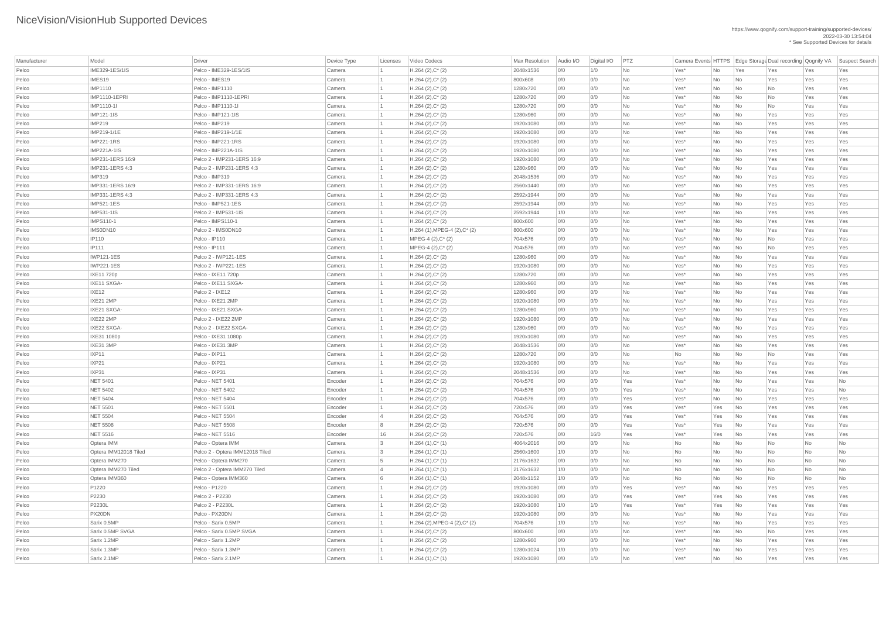# NiceVision/VisionHub Supported Devices

https://www.qognify.com/support-training/supported-devices/
2022-03-30 13:54:04
* See Supported Devices for details

| Manufacturer | Model | Driver | Device Type | Licenses | Video Codecs | Max Resolution | Audio I/O | Digital I/O | PTZ | Camera Events | HTTPS | Edge Storage | Dual recording | Qognify VA | Suspect Search |
|---|---|---|---|---|---|---|---|---|---|---|---|---|---|---|---|
| Pelco | IME329-1ES/1IS | Pelco - IME329-1ES/1IS | Camera | 1 | H.264 (2),C* (2) | 2048x1536 | 0/0 | 1/0 | No | Yes* | No | Yes | Yes | Yes | Yes |
| Pelco | IMES19 | Pelco - IMES19 | Camera | 1 | H.264 (2),C* (2) | 800x608 | 0/0 | 0/0 | No | Yes* | No | No | Yes | Yes | Yes |
| Pelco | IMP1110 | Pelco - IMP1110 | Camera | 1 | H.264 (2),C* (2) | 1280x720 | 0/0 | 0/0 | No | Yes* | No | No | No | Yes | Yes |
| Pelco | IMP1110-1EPRI | Pelco - IMP1110-1EPRI | Camera | 1 | H.264 (2),C* (2) | 1280x720 | 0/0 | 0/0 | No | Yes* | No | No | No | Yes | Yes |
| Pelco | IMP1110-1I | Pelco - IMP1110-1I | Camera | 1 | H.264 (2),C* (2) | 1280x720 | 0/0 | 0/0 | No | Yes* | No | No | No | Yes | Yes |
| Pelco | IMP121-1IS | Pelco - IMP121-1IS | Camera | 1 | H.264 (2),C* (2) | 1280x960 | 0/0 | 0/0 | No | Yes* | No | No | Yes | Yes | Yes |
| Pelco | IMP219 | Pelco - IMP219 | Camera | 1 | H.264 (2),C* (2) | 1920x1080 | 0/0 | 0/0 | No | Yes* | No | No | Yes | Yes | Yes |
| Pelco | IMP219-1/1E | Pelco - IMP219-1/1E | Camera | 1 | H.264 (2),C* (2) | 1920x1080 | 0/0 | 0/0 | No | Yes* | No | No | Yes | Yes | Yes |
| Pelco | IMP221-1RS | Pelco - IMP221-1RS | Camera | 1 | H.264 (2),C* (2) | 1920x1080 | 0/0 | 0/0 | No | Yes* | No | No | Yes | Yes | Yes |
| Pelco | IMP221A-1IS | Pelco - IMP221A-1IS | Camera | 1 | H.264 (2),C* (2) | 1920x1080 | 0/0 | 0/0 | No | Yes* | No | No | Yes | Yes | Yes |
| Pelco | IMP231-1ERS 16:9 | Pelco 2 - IMP231-1ERS 16:9 | Camera | 1 | H.264 (2),C* (2) | 1920x1080 | 0/0 | 0/0 | No | Yes* | No | No | Yes | Yes | Yes |
| Pelco | IMP231-1ERS 4:3 | Pelco 2 - IMP231-1ERS 4:3 | Camera | 1 | H.264 (2),C* (2) | 1280x960 | 0/0 | 0/0 | No | Yes* | No | No | Yes | Yes | Yes |
| Pelco | IMP319 | Pelco - IMP319 | Camera | 1 | H.264 (2),C* (2) | 2048x1536 | 0/0 | 0/0 | No | Yes* | No | No | Yes | Yes | Yes |
| Pelco | IMP331-1ERS 16:9 | Pelco 2 - IMP331-1ERS 16:9 | Camera | 1 | H.264 (2),C* (2) | 2560x1440 | 0/0 | 0/0 | No | Yes* | No | No | Yes | Yes | Yes |
| Pelco | IMP331-1ERS 4:3 | Pelco 2 - IMP331-1ERS 4:3 | Camera | 1 | H.264 (2),C* (2) | 2592x1944 | 0/0 | 0/0 | No | Yes* | No | No | Yes | Yes | Yes |
| Pelco | IMP521-1ES | Pelco - IMP521-1ES | Camera | 1 | H.264 (2),C* (2) | 2592x1944 | 0/0 | 0/0 | No | Yes* | No | No | Yes | Yes | Yes |
| Pelco | IMP531-1IS | Pelco 2 - IMP531-1IS | Camera | 1 | H.264 (2),C* (2) | 2592x1944 | 1/0 | 0/0 | No | Yes* | No | No | Yes | Yes | Yes |
| Pelco | IMPS110-1 | Pelco - IMPS110-1 | Camera | 1 | H.264 (2),C* (2) | 800x600 | 0/0 | 0/0 | No | Yes* | No | No | Yes | Yes | Yes |
| Pelco | IMS0DN10 | Pelco 2 - IMS0DN10 | Camera | 1 | H.264 (1),MPEG-4 (2),C* (2) | 800x600 | 0/0 | 0/0 | No | Yes* | No | No | Yes | Yes | Yes |
| Pelco | IP110 | Pelco - IP110 | Camera | 1 | MPEG-4 (2),C* (2) | 704x576 | 0/0 | 0/0 | No | Yes* | No | No | No | Yes | Yes |
| Pelco | IP111 | Pelco - IP111 | Camera | 1 | MPEG-4 (2),C* (2) | 704x576 | 0/0 | 0/0 | No | Yes* | No | No | No | Yes | Yes |
| Pelco | IWP121-1ES | Pelco 2 - IWP121-1ES | Camera | 1 | H.264 (2),C* (2) | 1280x960 | 0/0 | 0/0 | No | Yes* | No | No | Yes | Yes | Yes |
| Pelco | IWP221-1ES | Pelco 2 - IWP221-1ES | Camera | 1 | H.264 (2),C* (2) | 1920x1080 | 0/0 | 0/0 | No | Yes* | No | No | Yes | Yes | Yes |
| Pelco | IXE11 720p | Pelco - IXE11 720p | Camera | 1 | H.264 (2),C* (2) | 1280x720 | 0/0 | 0/0 | No | Yes* | No | No | Yes | Yes | Yes |
| Pelco | IXE11 SXGA- | Pelco - IXE11 SXGA- | Camera | 1 | H.264 (2),C* (2) | 1280x960 | 0/0 | 0/0 | No | Yes* | No | No | Yes | Yes | Yes |
| Pelco | IXE12 | Pelco 2 - IXE12 | Camera | 1 | H.264 (2),C* (2) | 1280x960 | 0/0 | 0/0 | No | Yes* | No | No | Yes | Yes | Yes |
| Pelco | IXE21 2MP | Pelco - IXE21 2MP | Camera | 1 | H.264 (2),C* (2) | 1920x1080 | 0/0 | 0/0 | No | Yes* | No | No | Yes | Yes | Yes |
| Pelco | IXE21 SXGA- | Pelco - IXE21 SXGA- | Camera | 1 | H.264 (2),C* (2) | 1280x960 | 0/0 | 0/0 | No | Yes* | No | No | Yes | Yes | Yes |
| Pelco | IXE22 2MP | Pelco 2 - IXE22 2MP | Camera | 1 | H.264 (2),C* (2) | 1920x1080 | 0/0 | 0/0 | No | Yes* | No | No | Yes | Yes | Yes |
| Pelco | IXE22 SXGA- | Pelco 2 - IXE22 SXGA- | Camera | 1 | H.264 (2),C* (2) | 1280x960 | 0/0 | 0/0 | No | Yes* | No | No | Yes | Yes | Yes |
| Pelco | IXE31 1080p | Pelco - IXE31 1080p | Camera | 1 | H.264 (2),C* (2) | 1920x1080 | 0/0 | 0/0 | No | Yes* | No | No | Yes | Yes | Yes |
| Pelco | IXE31 3MP | Pelco - IXE31 3MP | Camera | 1 | H.264 (2),C* (2) | 2048x1536 | 0/0 | 0/0 | No | Yes* | No | No | Yes | Yes | Yes |
| Pelco | IXP11 | Pelco - IXP11 | Camera | 1 | H.264 (2),C* (2) | 1280x720 | 0/0 | 0/0 | No | No | No | No | No | Yes | Yes |
| Pelco | IXP21 | Pelco - IXP21 | Camera | 1 | H.264 (2),C* (2) | 1920x1080 | 0/0 | 0/0 | No | Yes* | No | No | Yes | Yes | Yes |
| Pelco | IXP31 | Pelco - IXP31 | Camera | 1 | H.264 (2),C* (2) | 2048x1536 | 0/0 | 0/0 | No | Yes* | No | No | Yes | Yes | Yes |
| Pelco | NET 5401 | Pelco - NET 5401 | Encoder | 1 | H.264 (2),C* (2) | 704x576 | 0/0 | 0/0 | Yes | Yes* | No | No | Yes | Yes | No |
| Pelco | NET 5402 | Pelco - NET 5402 | Encoder | 1 | H.264 (2),C* (2) | 704x576 | 0/0 | 0/0 | Yes | Yes* | No | No | Yes | Yes | No |
| Pelco | NET 5404 | Pelco - NET 5404 | Encoder | 1 | H.264 (2),C* (2) | 704x576 | 0/0 | 0/0 | Yes | Yes* | No | No | Yes | Yes | Yes |
| Pelco | NET 5501 | Pelco - NET 5501 | Encoder | 1 | H.264 (2),C* (2) | 720x576 | 0/0 | 0/0 | Yes | Yes* | Yes | No | Yes | Yes | Yes |
| Pelco | NET 5504 | Pelco - NET 5504 | Encoder | 4 | H.264 (2),C* (2) | 704x576 | 0/0 | 0/0 | Yes | Yes* | Yes | No | Yes | Yes | Yes |
| Pelco | NET 5508 | Pelco - NET 5508 | Encoder | 8 | H.264 (2),C* (2) | 720x576 | 0/0 | 0/0 | Yes | Yes* | Yes | No | Yes | Yes | Yes |
| Pelco | NET 5516 | Pelco - NET 5516 | Encoder | 16 | H.264 (2),C* (2) | 720x576 | 0/0 | 16/0 | Yes | Yes* | Yes | No | Yes | Yes | Yes |
| Pelco | Optera IMM | Pelco - Optera IMM | Camera | 3 | H.264 (1),C* (1) | 4064x2016 | 0/0 | 0/0 | No | No | No | No | No | No | No |
| Pelco | Optera IMM12018 Tiled | Pelco 2 - Optera IMM12018 Tiled | Camera | 3 | H.264 (1),C* (1) | 2560x1600 | 1/0 | 0/0 | No | No | No | No | No | No | No |
| Pelco | Optera IMM270 | Pelco - Optera IMM270 | Camera | 5 | H.264 (1),C* (1) | 2176x1632 | 0/0 | 0/0 | No | No | No | No | No | No | No |
| Pelco | Optera IMM270 Tiled | Pelco 2 - Optera IMM270 Tiled | Camera | 4 | H.264 (1),C* (1) | 2176x1632 | 1/0 | 0/0 | No | No | No | No | No | No | No |
| Pelco | Optera IMM360 | Pelco - Optera IMM360 | Camera | 6 | H.264 (1),C* (1) | 2048x1152 | 1/0 | 0/0 | No | No | No | No | No | No | No |
| Pelco | P1220 | Pelco - P1220 | Camera | 1 | H.264 (2),C* (2) | 1920x1080 | 0/0 | 0/0 | Yes | Yes* | No | No | Yes | Yes | Yes |
| Pelco | P2230 | Pelco 2 - P2230 | Camera | 1 | H.264 (2),C* (2) | 1920x1080 | 0/0 | 0/0 | Yes | Yes* | Yes | No | Yes | Yes | Yes |
| Pelco | P2230L | Pelco 2 - P2230L | Camera | 1 | H.264 (2),C* (2) | 1920x1080 | 1/0 | 1/0 | Yes | Yes* | Yes | No | Yes | Yes | Yes |
| Pelco | PX20DN | Pelco - PX20DN | Camera | 1 | H.264 (2),C* (2) | 1920x1080 | 0/0 | 0/0 | No | Yes* | No | No | Yes | Yes | Yes |
| Pelco | Sarix 0.5MP | Pelco - Sarix 0.5MP | Camera | 1 | H.264 (2),MPEG-4 (2),C* (2) | 704x576 | 1/0 | 1/0 | No | Yes* | No | No | Yes | Yes | Yes |
| Pelco | Sarix 0.5MP SVGA | Pelco - Sarix 0.5MP SVGA | Camera | 1 | H.264 (2),C* (2) | 800x600 | 0/0 | 0/0 | No | Yes* | No | No | No | Yes | Yes |
| Pelco | Sarix 1.2MP | Pelco - Sarix 1.2MP | Camera | 1 | H.264 (2),C* (2) | 1280x960 | 0/0 | 0/0 | No | Yes* | No | No | Yes | Yes | Yes |
| Pelco | Sarix 1.3MP | Pelco - Sarix 1.3MP | Camera | 1 | H.264 (2),C* (2) | 1280x1024 | 1/0 | 0/0 | No | Yes* | No | No | Yes | Yes | Yes |
| Pelco | Sarix 2.1MP | Pelco - Sarix 2.1MP | Camera | 1 | H.264 (1),C* (1) | 1920x1080 | 0/0 | 1/0 | No | Yes* | No | No | Yes | Yes | Yes |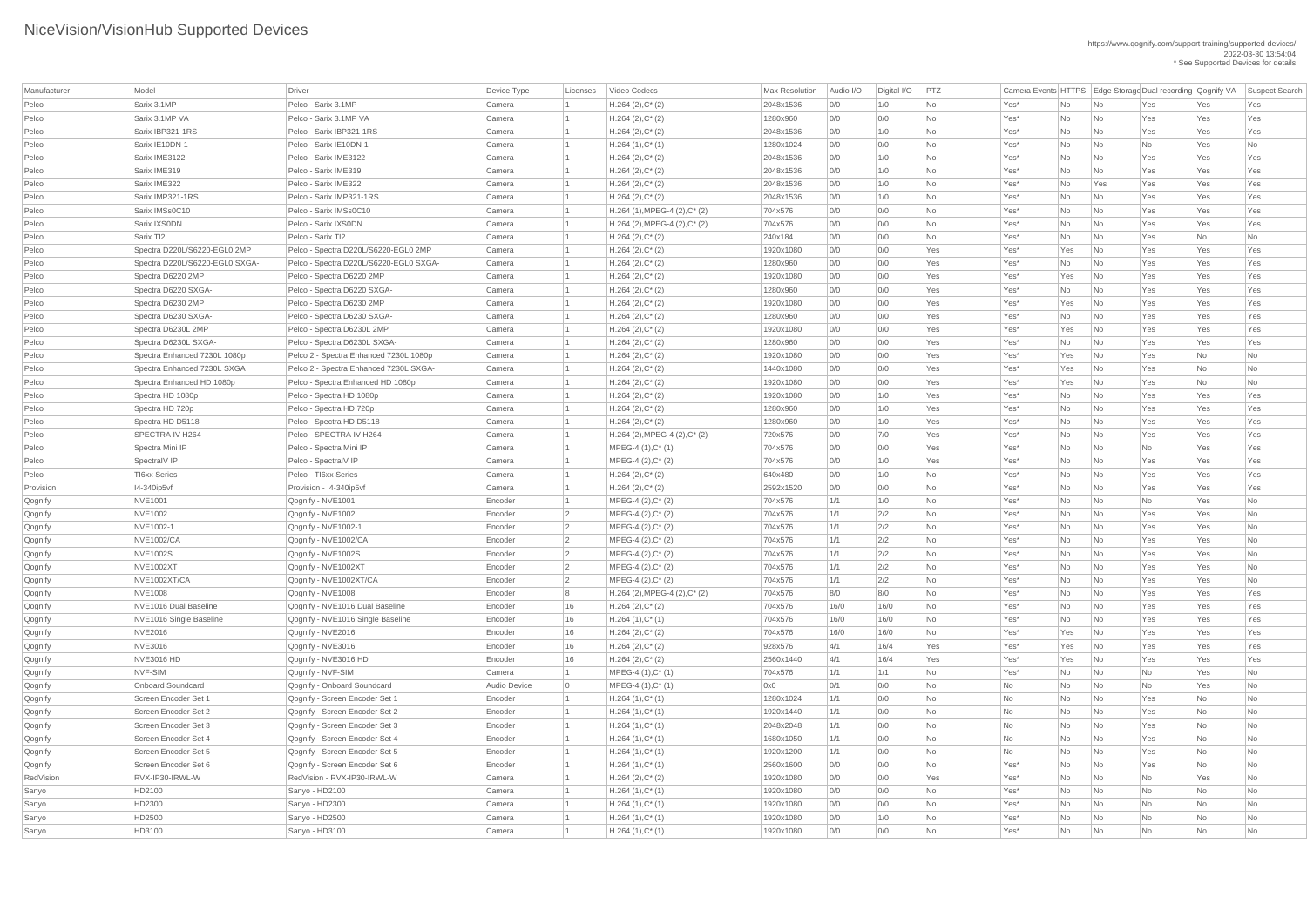# NiceVision/VisionHub Supported Devices

https://www.qognify.com/support-training/supported-devices/
2022-03-30 13:54:04
* See Supported Devices for details

| Manufacturer | Model | Driver | Device Type | Licenses | Video Codecs | Max Resolution | Audio I/O | Digital I/O | PTZ | Camera Events | HTTPS | Edge Storage | Dual recording | Qognify VA | Suspect Search |
|---|---|---|---|---|---|---|---|---|---|---|---|---|---|---|---|
| Pelco | Sarix 3.1MP | Pelco - Sarix 3.1MP | Camera | 1 | H.264 (2),C* (2) | 2048x1536 | 0/0 | 1/0 | No | Yes* | No | No | Yes | Yes | Yes |
| Pelco | Sarix 3.1MP VA | Pelco - Sarix 3.1MP VA | Camera | 1 | H.264 (2),C* (2) | 1280x960 | 0/0 | 0/0 | No | Yes* | No | No | Yes | Yes | Yes |
| Pelco | Sarix IBP321-1RS | Pelco - Sarix IBP321-1RS | Camera | 1 | H.264 (2),C* (2) | 2048x1536 | 0/0 | 1/0 | No | Yes* | No | No | Yes | Yes | Yes |
| Pelco | Sarix IE10DN-1 | Pelco - Sarix IE10DN-1 | Camera | 1 | H.264 (1),C* (1) | 1280x1024 | 0/0 | 0/0 | No | Yes* | No | No | No | Yes | No |
| Pelco | Sarix IME3122 | Pelco - Sarix IME3122 | Camera | 1 | H.264 (2),C* (2) | 2048x1536 | 0/0 | 1/0 | No | Yes* | No | No | Yes | Yes | Yes |
| Pelco | Sarix IME319 | Pelco - Sarix IME319 | Camera | 1 | H.264 (2),C* (2) | 2048x1536 | 0/0 | 1/0 | No | Yes* | No | No | Yes | Yes | Yes |
| Pelco | Sarix IME322 | Pelco - Sarix IME322 | Camera | 1 | H.264 (2),C* (2) | 2048x1536 | 0/0 | 1/0 | No | Yes* | No | Yes | Yes | Yes | Yes |
| Pelco | Sarix IMP321-1RS | Pelco - Sarix IMP321-1RS | Camera | 1 | H.264 (2),C* (2) | 2048x1536 | 0/0 | 1/0 | No | Yes* | No | No | Yes | Yes | Yes |
| Pelco | Sarix IMSs0C10 | Pelco - Sarix IMSs0C10 | Camera | 1 | H.264 (1),MPEG-4 (2),C* (2) | 704x576 | 0/0 | 0/0 | No | Yes* | No | No | Yes | Yes | Yes |
| Pelco | Sarix IXS0DN | Pelco - Sarix IXS0DN | Camera | 1 | H.264 (2),MPEG-4 (2),C* (2) | 704x576 | 0/0 | 0/0 | No | Yes* | No | No | Yes | Yes | Yes |
| Pelco | Sarix TI2 | Pelco - Sarix TI2 | Camera | 1 | H.264 (2),C* (2) | 240x184 | 0/0 | 0/0 | No | Yes* | No | No | Yes | No | No |
| Pelco | Spectra D220L/S6220-EGL0 2MP | Pelco - Spectra D220L/S6220-EGL0 2MP | Camera | 1 | H.264 (2),C* (2) | 1920x1080 | 0/0 | 0/0 | Yes | Yes* | Yes | No | Yes | Yes | Yes |
| Pelco | Spectra D220L/S6220-EGL0 SXGA- | Pelco - Spectra D220L/S6220-EGL0 SXGA- | Camera | 1 | H.264 (2),C* (2) | 1280x960 | 0/0 | 0/0 | Yes | Yes* | No | No | Yes | Yes | Yes |
| Pelco | Spectra D6220 2MP | Pelco - Spectra D6220 2MP | Camera | 1 | H.264 (2),C* (2) | 1920x1080 | 0/0 | 0/0 | Yes | Yes* | Yes | No | Yes | Yes | Yes |
| Pelco | Spectra D6220 SXGA- | Pelco - Spectra D6220 SXGA- | Camera | 1 | H.264 (2),C* (2) | 1280x960 | 0/0 | 0/0 | Yes | Yes* | No | No | Yes | Yes | Yes |
| Pelco | Spectra D6230 2MP | Pelco - Spectra D6230 2MP | Camera | 1 | H.264 (2),C* (2) | 1920x1080 | 0/0 | 0/0 | Yes | Yes* | Yes | No | Yes | Yes | Yes |
| Pelco | Spectra D6230 SXGA- | Pelco - Spectra D6230 SXGA- | Camera | 1 | H.264 (2),C* (2) | 1280x960 | 0/0 | 0/0 | Yes | Yes* | No | No | Yes | Yes | Yes |
| Pelco | Spectra D6230L 2MP | Pelco - Spectra D6230L 2MP | Camera | 1 | H.264 (2),C* (2) | 1920x1080 | 0/0 | 0/0 | Yes | Yes* | Yes | No | Yes | Yes | Yes |
| Pelco | Spectra D6230L SXGA- | Pelco - Spectra D6230L SXGA- | Camera | 1 | H.264 (2),C* (2) | 1280x960 | 0/0 | 0/0 | Yes | Yes* | No | No | Yes | Yes | Yes |
| Pelco | Spectra Enhanced 7230L 1080p | Pelco 2 - Spectra Enhanced 7230L 1080p | Camera | 1 | H.264 (2),C* (2) | 1920x1080 | 0/0 | 0/0 | Yes | Yes* | Yes | No | Yes | No | No |
| Pelco | Spectra Enhanced 7230L SXGA | Pelco 2 - Spectra Enhanced 7230L SXGA- | Camera | 1 | H.264 (2),C* (2) | 1440x1080 | 0/0 | 0/0 | Yes | Yes* | Yes | No | Yes | No | No |
| Pelco | Spectra Enhanced HD 1080p | Pelco - Spectra Enhanced HD 1080p | Camera | 1 | H.264 (2),C* (2) | 1920x1080 | 0/0 | 0/0 | Yes | Yes* | Yes | No | Yes | No | No |
| Pelco | Spectra HD 1080p | Pelco - Spectra HD 1080p | Camera | 1 | H.264 (2),C* (2) | 1920x1080 | 0/0 | 1/0 | Yes | Yes* | No | No | Yes | Yes | Yes |
| Pelco | Spectra HD 720p | Pelco - Spectra HD 720p | Camera | 1 | H.264 (2),C* (2) | 1280x960 | 0/0 | 1/0 | Yes | Yes* | No | No | Yes | Yes | Yes |
| Pelco | Spectra HD D5118 | Pelco - Spectra HD D5118 | Camera | 1 | H.264 (2),C* (2) | 1280x960 | 0/0 | 1/0 | Yes | Yes* | No | No | Yes | Yes | Yes |
| Pelco | SPECTRA IV H264 | Pelco - SPECTRA IV H264 | Camera | 1 | H.264 (2),MPEG-4 (2),C* (2) | 720x576 | 0/0 | 7/0 | Yes | Yes* | No | No | Yes | Yes | Yes |
| Pelco | Spectra Mini IP | Pelco - Spectra Mini IP | Camera | 1 | MPEG-4 (1),C* (1) | 704x576 | 0/0 | 0/0 | Yes | Yes* | No | No | No | Yes | Yes |
| Pelco | SpectralV IP | Pelco - SpectralV IP | Camera | 1 | MPEG-4 (2),C* (2) | 704x576 | 0/0 | 1/0 | Yes | Yes* | No | No | Yes | Yes | Yes |
| Pelco | TI6xx Series | Pelco - TI6xx Series | Camera | 1 | H.264 (2),C* (2) | 640x480 | 0/0 | 1/0 | No | Yes* | No | No | Yes | Yes | Yes |
| Provision | I4-340ip5vf | Provision - I4-340ip5vf | Camera | 1 | H.264 (2),C* (2) | 2592x1520 | 0/0 | 0/0 | No | Yes* | No | No | Yes | Yes | Yes |
| Qognify | NVE1001 | Qognify - NVE1001 | Encoder | 1 | MPEG-4 (2),C* (2) | 704x576 | 1/1 | 1/0 | No | Yes* | No | No | No | Yes | No |
| Qognify | NVE1002 | Qognify - NVE1002 | Encoder | 2 | MPEG-4 (2),C* (2) | 704x576 | 1/1 | 2/2 | No | Yes* | No | No | Yes | Yes | No |
| Qognify | NVE1002-1 | Qognify - NVE1002-1 | Encoder | 2 | MPEG-4 (2),C* (2) | 704x576 | 1/1 | 2/2 | No | Yes* | No | No | Yes | Yes | No |
| Qognify | NVE1002/CA | Qognify - NVE1002/CA | Encoder | 2 | MPEG-4 (2),C* (2) | 704x576 | 1/1 | 2/2 | No | Yes* | No | No | Yes | Yes | No |
| Qognify | NVE1002S | Qognify - NVE1002S | Encoder | 2 | MPEG-4 (2),C* (2) | 704x576 | 1/1 | 2/2 | No | Yes* | No | No | Yes | Yes | No |
| Qognify | NVE1002XT | Qognify - NVE1002XT | Encoder | 2 | MPEG-4 (2),C* (2) | 704x576 | 1/1 | 2/2 | No | Yes* | No | No | Yes | Yes | No |
| Qognify | NVE1002XT/CA | Qognify - NVE1002XT/CA | Encoder | 2 | MPEG-4 (2),C* (2) | 704x576 | 1/1 | 2/2 | No | Yes* | No | No | Yes | Yes | No |
| Qognify | NVE1008 | Qognify - NVE1008 | Encoder | 8 | H.264 (2),MPEG-4 (2),C* (2) | 704x576 | 8/0 | 8/0 | No | Yes* | No | No | Yes | Yes | Yes |
| Qognify | NVE1016 Dual Baseline | Qognify - NVE1016 Dual Baseline | Encoder | 16 | H.264 (2),C* (2) | 704x576 | 16/0 | 16/0 | No | Yes* | No | No | Yes | Yes | Yes |
| Qognify | NVE1016 Single Baseline | Qognify - NVE1016 Single Baseline | Encoder | 16 | H.264 (1),C* (1) | 704x576 | 16/0 | 16/0 | No | Yes* | No | No | Yes | Yes | Yes |
| Qognify | NVE2016 | Qognify - NVE2016 | Encoder | 16 | H.264 (2),C* (2) | 704x576 | 16/0 | 16/0 | No | Yes* | Yes | No | Yes | Yes | Yes |
| Qognify | NVE3016 | Qognify - NVE3016 | Encoder | 16 | H.264 (2),C* (2) | 928x576 | 4/1 | 16/4 | Yes | Yes* | Yes | No | Yes | Yes | Yes |
| Qognify | NVE3016 HD | Qognify - NVE3016 HD | Encoder | 16 | H.264 (2),C* (2) | 2560x1440 | 4/1 | 16/4 | Yes | Yes* | Yes | No | Yes | Yes | Yes |
| Qognify | NVF-SIM | Qognify - NVF-SIM | Camera | 1 | MPEG-4 (1),C* (1) | 704x576 | 1/1 | 1/1 | No | Yes* | No | No | No | Yes | No |
| Qognify | Onboard Soundcard | Qognify - Onboard Soundcard | Audio Device | 0 | MPEG-4 (1),C* (1) | 0x0 | 0/1 | 0/0 | No | No | No | No | No | Yes | No |
| Qognify | Screen Encoder Set 1 | Qognify - Screen Encoder Set 1 | Encoder | 1 | H.264 (1),C* (1) | 1280x1024 | 1/1 | 0/0 | No | No | No | No | Yes | No | No |
| Qognify | Screen Encoder Set 2 | Qognify - Screen Encoder Set 2 | Encoder | 1 | H.264 (1),C* (1) | 1920x1440 | 1/1 | 0/0 | No | No | No | No | Yes | No | No |
| Qognify | Screen Encoder Set 3 | Qognify - Screen Encoder Set 3 | Encoder | 1 | H.264 (1),C* (1) | 2048x2048 | 1/1 | 0/0 | No | No | No | No | Yes | No | No |
| Qognify | Screen Encoder Set 4 | Qognify - Screen Encoder Set 4 | Encoder | 1 | H.264 (1),C* (1) | 1680x1050 | 1/1 | 0/0 | No | No | No | No | Yes | No | No |
| Qognify | Screen Encoder Set 5 | Qognify - Screen Encoder Set 5 | Encoder | 1 | H.264 (1),C* (1) | 1920x1200 | 1/1 | 0/0 | No | No | No | No | Yes | No | No |
| Qognify | Screen Encoder Set 6 | Qognify - Screen Encoder Set 6 | Encoder | 1 | H.264 (1),C* (1) | 2560x1600 | 0/0 | 0/0 | No | Yes* | No | No | Yes | No | No |
| RedVision | RVX-IP30-IRWL-W | RedVision - RVX-IP30-IRWL-W | Camera | 1 | H.264 (2),C* (2) | 1920x1080 | 0/0 | 0/0 | Yes | Yes* | No | No | No | Yes | No |
| Sanyo | HD2100 | Sanyo - HD2100 | Camera | 1 | H.264 (1),C* (1) | 1920x1080 | 0/0 | 0/0 | No | Yes* | No | No | No | No | No |
| Sanyo | HD2300 | Sanyo - HD2300 | Camera | 1 | H.264 (1),C* (1) | 1920x1080 | 0/0 | 0/0 | No | Yes* | No | No | No | No | No |
| Sanyo | HD2500 | Sanyo - HD2500 | Camera | 1 | H.264 (1),C* (1) | 1920x1080 | 0/0 | 1/0 | No | Yes* | No | No | No | No | No |
| Sanyo | HD3100 | Sanyo - HD3100 | Camera | 1 | H.264 (1),C* (1) | 1920x1080 | 0/0 | 0/0 | No | Yes* | No | No | No | No | No |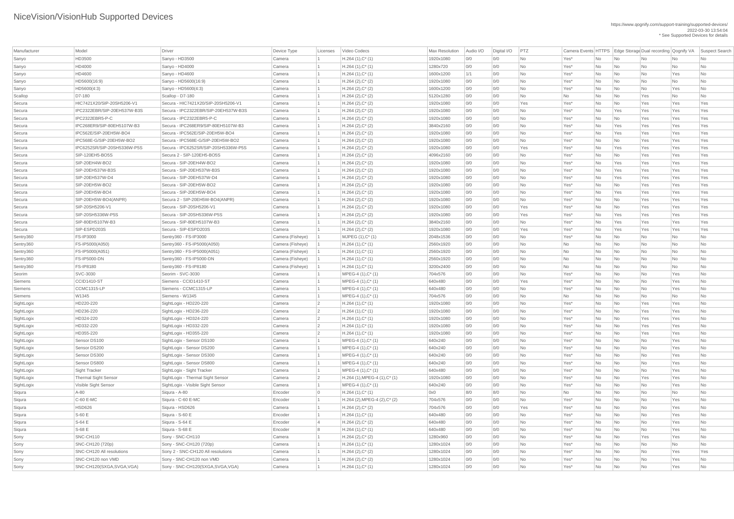# NiceVision/VisionHub Supported Devices

https://www.qognify.com/support-training/supported-devices/
2022-03-30 13:54:04
* See Supported Devices for details

| Manufacturer | Model | Driver | Device Type | Licenses | Video Codecs | Max Resolution | Audio I/O | Digital I/O | PTZ | Camera Events | HTTPS | Edge Storage | Dual recording | Qognify VA | Suspect Search |
|---|---|---|---|---|---|---|---|---|---|---|---|---|---|---|---|
| Sanyo | HD3500 | Sanyo - HD3500 | Camera | 1 | H.264 (1),C* (1) | 1920x1080 | 0/0 | 0/0 | No | Yes* | No | No | No | No | No |
| Sanyo | HD4000 | Sanyo - HD4000 | Camera | 1 | H.264 (1),C* (1) | 1280x720 | 0/0 | 0/0 | No | Yes* | No | No | No | No | No |
| Sanyo | HD4600 | Sanyo - HD4600 | Camera | 1 | H.264 (1),C* (1) | 1600x1200 | 1/1 | 0/0 | No | Yes* | No | No | No | Yes | No |
| Sanyo | HD5600(16:9) | Sanyo - HD5600(16:9) | Camera | 1 | H.264 (2),C* (2) | 1920x1080 | 0/0 | 0/0 | No | Yes* | No | No | No | No | No |
| Sanyo | HD5600(4:3) | Sanyo - HD5600(4:3) | Camera | 1 | H.264 (2),C* (2) | 1600x1200 | 0/0 | 0/0 | No | Yes* | No | No | No | Yes | No |
| Scallop | D7-180 | Scallop - D7-180 | Camera | 1 | H.264 (2),C* (2) | 5120x1280 | 0/0 | 0/0 | No | No | No | No | Yes | No | No |
| Secura | HIC7421X20/SIP-20SH5206-V1 | Secura - HIC7421X20/SIP-20SH5206-V1 | Camera | 1 | H.264 (2),C* (2) | 1920x1080 | 0/0 | 0/0 | Yes | Yes* | No | No | Yes | Yes | Yes |
| Secura | IPC2322EBR/SIP-20EH537W-B3S | Secura - IPC2322EBR/SIP-20EH537W-B3S | Camera | 1 | H.264 (2),C* (2) | 1920x1080 | 0/0 | 0/0 | No | Yes* | No | Yes | Yes | Yes | Yes |
| Secura | IPC2322EBR5-P-C | Secura - IPC2322EBR5-P-C | Camera | 1 | H.264 (2),C* (2) | 1920x1080 | 0/0 | 0/0 | No | Yes* | No | No | Yes | Yes | Yes |
| Secura | IPC268ER9/SIP-80EH5107W-B3 | Secura - IPC268ER9/SIP-80EH5107W-B3 | Camera | 1 | H.264 (2),C* (2) | 3840x2160 | 0/0 | 0/0 | No | Yes* | No | Yes | Yes | Yes | Yes |
| Secura | IPC562E/SIP-20EH5W-BO4 | Secura - IPC562E/SIP-20EH5W-BO4 | Camera | 1 | H.264 (2),C* (2) | 1920x1080 | 0/0 | 0/0 | No | Yes* | No | Yes | Yes | Yes | Yes |
| Secura | IPC568E-G/SIP-20EH5W-BO2 | Secura - IPC568E-G/SIP-20EH5W-BO2 | Camera | 1 | H.264 (2),C* (2) | 1920x1080 | 0/0 | 0/0 | No | Yes* | No | No | Yes | Yes | Yes |
| Secura | IPC6252SR/SIP-20SH5336W-P5S | Secura - IPC6252SR/SIP-20SH5336W-P5S | Camera | 1 | H.264 (2),C* (2) | 1920x1080 | 0/0 | 0/0 | Yes | Yes* | No | Yes | Yes | Yes | Yes |
| Secura | SIP-120EH5-BO5S | Secura 2 - SIP-120EH5-BO5S | Camera | 1 | H.264 (2),C* (2) | 4096x2160 | 0/0 | 0/0 | No | Yes* | No | No | Yes | Yes | Yes |
| Secura | SIP-20EH4W-BO2 | Secura - SIP-20EH4W-BO2 | Camera | 1 | H.264 (2),C* (2) | 1920x1080 | 0/0 | 0/0 | No | Yes* | No | Yes | Yes | Yes | Yes |
| Secura | SIP-20EH537W-B3S | Secura - SIP-20EH537W-B3S | Camera | 1 | H.264 (2),C* (2) | 1920x1080 | 0/0 | 0/0 | No | Yes* | No | Yes | Yes | Yes | Yes |
| Secura | SIP-20EH537W-D4 | Secura - SIP-20EH537W-D4 | Camera | 1 | H.264 (2),C* (2) | 1920x1080 | 0/0 | 0/0 | No | Yes* | No | Yes | Yes | Yes | Yes |
| Secura | SIP-20EH5W-BO2 | Secura - SIP-20EH5W-BO2 | Camera | 1 | H.264 (2),C* (2) | 1920x1080 | 0/0 | 0/0 | No | Yes* | No | No | Yes | Yes | Yes |
| Secura | SIP-20EH5W-BO4 | Secura - SIP-20EH5W-BO4 | Camera | 1 | H.264 (2),C* (2) | 1920x1080 | 0/0 | 0/0 | No | Yes* | No | Yes | Yes | Yes | Yes |
| Secura | SIP-20EH5W-BO4(ANPR) | Secura 2 - SIP-20EH5W-BO4(ANPR) | Camera | 1 | H.264 (2),C* (2) | 1920x1080 | 0/0 | 0/0 | No | Yes* | No | No | Yes | Yes | Yes |
| Secura | SIP-20SH5206-V1 | Secura - SIP-20SH5206-V1 | Camera | 1 | H.264 (2),C* (2) | 1920x1080 | 0/0 | 0/0 | Yes | Yes* | No | No | Yes | Yes | Yes |
| Secura | SIP-20SH5336W-P5S | Secura - SIP-20SH5336W-P5S | Camera | 1 | H.264 (2),C* (2) | 1920x1080 | 0/0 | 0/0 | Yes | Yes* | No | Yes | Yes | Yes | Yes |
| Secura | SIP-80EH5107W-B3 | Secura - SIP-80EH5107W-B3 | Camera | 1 | H.264 (2),C* (2) | 3840x2160 | 0/0 | 0/0 | No | Yes* | No | Yes | Yes | Yes | Yes |
| Secura | SIP-ESPD203S | Secura - SIP-ESPD203S | Camera | 1 | H.264 (2),C* (2) | 1920x1080 | 0/0 | 0/0 | Yes | Yes* | No | Yes | Yes | Yes | Yes |
| Sentry360 | FS-IP3000 | Sentry360 - FS-IP3000 | Camera (Fisheye) | 1 | MJPEG (1),C* (1) | 2048x1536 | 0/0 | 0/0 | No | Yes* | No | No | No | No | No |
| Sentry360 | FS-IP5000(A050) | Sentry360 - FS-IP5000(A050) | Camera (Fisheye) | 1 | H.264 (1),C* (1) | 2560x1920 | 0/0 | 0/0 | No | No | No | No | No | No | No |
| Sentry360 | FS-IP5000(A051) | Sentry360 - FS-IP5000(A051) | Camera (Fisheye) | 1 | H.264 (1),C* (1) | 2560x1920 | 0/0 | 0/0 | No | No | No | No | No | No | No |
| Sentry360 | FS-IP5000-DN | Sentry360 - FS-IP5000-DN | Camera (Fisheye) | 1 | H.264 (1),C* (1) | 2560x1920 | 0/0 | 0/0 | No | No | No | No | No | No | No |
| Sentry360 | FS-IP8180 | Sentry360 - FS-IP8180 | Camera (Fisheye) | 1 | H.264 (1),C* (1) | 3200x2400 | 0/0 | 0/0 | No | No | No | No | No | No | No |
| Seorim | SVC-3030 | Seorim - SVC-3030 | Camera | 1 | MPEG-4 (1),C* (1) | 704x576 | 0/0 | 0/0 | No | Yes* | No | No | No | Yes | No |
| Siemens | CCID1410-ST | Siemens - CCID1410-ST | Camera | 1 | MPEG-4 (1),C* (1) | 640x480 | 0/0 | 0/0 | Yes | Yes* | No | No | No | Yes | No |
| Siemens | CCMC1315-LP | Siemens - CCMC1315-LP | Camera | 1 | MPEG-4 (1),C* (1) | 640x480 | 0/0 | 0/0 | No | Yes* | No | No | No | Yes | No |
| Siemens | W1345 | Siemens - W1345 | Camera | 1 | MPEG-4 (1),C* (1) | 704x576 | 0/0 | 0/0 | No | No | No | No | No | No | No |
| SightLogix | HD220-220 | SightLogix - HD220-220 | Camera | 2 | H.264 (1),C* (1) | 1920x1080 | 0/0 | 0/0 | No | Yes* | No | No | Yes | Yes | No |
| SightLogix | HD236-220 | SightLogix - HD236-220 | Camera | 2 | H.264 (1),C* (1) | 1920x1080 | 0/0 | 0/0 | No | Yes* | No | No | Yes | Yes | No |
| SightLogix | HD324-220 | SightLogix - HD324-220 | Camera | 2 | H.264 (1),C* (1) | 1920x1080 | 0/0 | 0/0 | No | Yes* | No | No | Yes | Yes | No |
| SightLogix | HD332-220 | SightLogix - HD332-220 | Camera | 2 | H.264 (1),C* (1) | 1920x1080 | 0/0 | 0/0 | No | Yes* | No | No | Yes | Yes | No |
| SightLogix | HD355-220 | SightLogix - HD355-220 | Camera | 2 | H.264 (1),C* (1) | 1920x1080 | 0/0 | 0/0 | No | Yes* | No | No | Yes | Yes | No |
| SightLogix | Sensor DS100 | SightLogix - Sensor DS100 | Camera | 1 | MPEG-4 (1),C* (1) | 640x240 | 0/0 | 0/0 | No | Yes* | No | No | No | Yes | No |
| SightLogix | Sensor DS200 | SightLogix - Sensor DS200 | Camera | 1 | MPEG-4 (1),C* (1) | 640x240 | 0/0 | 0/0 | No | Yes* | No | No | No | Yes | No |
| SightLogix | Sensor DS300 | SightLogix - Sensor DS300 | Camera | 1 | MPEG-4 (1),C* (1) | 640x240 | 0/0 | 0/0 | No | Yes* | No | No | No | Yes | No |
| SightLogix | Sensor DS800 | SightLogix - Sensor DS800 | Camera | 1 | MPEG-4 (1),C* (1) | 640x240 | 0/0 | 0/0 | No | Yes* | No | No | No | Yes | No |
| SightLogix | Sight Tracker | SightLogix - Sight Tracker | Camera | 1 | MPEG-4 (1),C* (1) | 640x480 | 0/0 | 0/0 | No | Yes* | No | No | No | Yes | No |
| SightLogix | Thermal Sight Sensor | SightLogix - Thermal Sight Sensor | Camera | 2 | H.264 (1),MPEG-4 (1),C* (1) | 1920x1080 | 0/0 | 0/0 | No | Yes* | No | No | Yes | Yes | No |
| SightLogix | Visible Sight Sensor | SightLogix - Visible Sight Sensor | Camera | 1 | MPEG-4 (1),C* (1) | 640x240 | 0/0 | 0/0 | No | Yes* | No | No | No | Yes | No |
| Siqura | A-80 | Siqura - A-80 | Encoder | 0 | H.264 (1),C* (1) | 0x0 | 8/0 | 8/0 | No | No | No | No | No | No | No |
| Siqura | C-60 E-MC | Siqura - C-60 E-MC | Encoder | 1 | H.264 (2),MPEG-4 (2),C* (2) | 704x576 | 0/0 | 0/0 | No | Yes* | No | No | No | Yes | No |
| Siqura | HSD626 | Siqura - HSD626 | Camera | 1 | H.264 (2),C* (2) | 704x576 | 0/0 | 0/0 | Yes | Yes* | No | No | No | Yes | No |
| Siqura | S-60 E | Siqura - S-60 E | Encoder | 1 | H.264 (1),C* (1) | 640x480 | 0/0 | 0/0 | No | Yes* | No | No | No | Yes | No |
| Siqura | S-64 E | Siqura - S-64 E | Encoder | 4 | H.264 (2),C* (2) | 640x480 | 0/0 | 0/0 | No | Yes* | No | No | No | Yes | No |
| Siqura | S-68 E | Siqura - S-68 E | Encoder | 8 | H.264 (1),C* (1) | 640x480 | 0/0 | 0/0 | No | Yes* | No | No | No | Yes | No |
| Sony | SNC-CH110 | Sony - SNC-CH110 | Camera | 1 | H.264 (2),C* (2) | 1280x960 | 0/0 | 0/0 | No | Yes* | No | No | Yes | Yes | No |
| Sony | SNC-CH120 (720p) | Sony - SNC-CH120 (720p) | Camera | 1 | H.264 (1),C* (1) | 1280x1024 | 0/0 | 0/0 | No | Yes* | No | No | No | No | No |
| Sony | SNC-CH120 All resolutions | Sony 2 - SNC-CH120 All resolutions | Camera | 1 | H.264 (2),C* (2) | 1280x1024 | 0/0 | 0/0 | No | Yes* | No | No | No | Yes | Yes |
| Sony | SNC-CH120 non VMD | Sony - SNC-CH120 non VMD | Camera | 1 | H.264 (2),C* (2) | 1280x1024 | 0/0 | 0/0 | No | Yes* | No | No | No | Yes | No |
| Sony | SNC-CH120(SXGA,SVGA,VGA) | Sony - SNC-CH120(SXGA,SVGA,VGA) | Camera | 1 | H.264 (1),C* (1) | 1280x1024 | 0/0 | 0/0 | No | Yes* | No | No | No | Yes | No |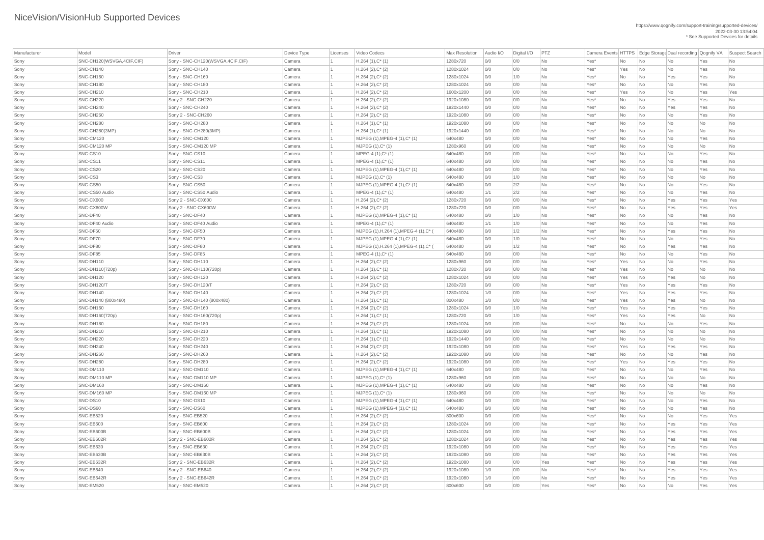# NiceVision/VisionHub Supported Devices

https://www.qognify.com/support-training/supported-devices/
2022-03-30 13:54:04
* See Supported Devices for details

| Manufacturer | Model | Driver | Device Type | Licenses | Video Codecs | Max Resolution | Audio I/O | Digital I/O | PTZ | Camera Events | HTTPS | Edge Storage | Dual recording | Qognify VA | Suspect Search |
|---|---|---|---|---|---|---|---|---|---|---|---|---|---|---|---|
| Sony | SNC-CH120(WSVGA,4CIF,CIF) | Sony - SNC-CH120(WSVGA,4CIF,CIF) | Camera | 1 | H.264 (1),C* (1) | 1280x720 | 0/0 | 0/0 | No | Yes* | No | No | No | Yes | No |
| Sony | SNC-CH140 | Sony - SNC-CH140 | Camera | 1 | H.264 (2),C* (2) | 1280x1024 | 0/0 | 0/0 | No | Yes* | Yes | No | No | Yes | No |
| Sony | SNC-CH160 | Sony - SNC-CH160 | Camera | 1 | H.264 (2),C* (2) | 1280x1024 | 0/0 | 1/0 | No | Yes* | No | No | Yes | Yes | No |
| Sony | SNC-CH180 | Sony - SNC-CH180 | Camera | 1 | H.264 (2),C* (2) | 1280x1024 | 0/0 | 0/0 | No | Yes* | No | No | No | Yes | No |
| Sony | SNC-CH210 | Sony - SNC-CH210 | Camera | 1 | H.264 (2),C* (2) | 1600x1200 | 0/0 | 0/0 | No | Yes* | Yes | No | No | Yes | Yes |
| Sony | SNC-CH220 | Sony 2 - SNC-CH220 | Camera | 1 | H.264 (2),C* (2) | 1920x1080 | 0/0 | 0/0 | No | Yes* | No | No | Yes | Yes | No |
| Sony | SNC-CH240 | Sony - SNC-CH240 | Camera | 1 | H.264 (2),C* (2) | 1920x1440 | 0/0 | 0/0 | No | Yes* | No | No | Yes | Yes | No |
| Sony | SNC-CH260 | Sony 2 - SNC-CH260 | Camera | 1 | H.264 (2),C* (2) | 1920x1080 | 0/0 | 0/0 | No | Yes* | No | No | No | Yes | No |
| Sony | SNC-CH280 | Sony - SNC-CH280 | Camera | 1 | H.264 (1),C* (1) | 1920x1080 | 0/0 | 0/0 | No | Yes* | No | No | No | No | No |
| Sony | SNC-CH280(3MP) | Sony - SNC-CH280(3MP) | Camera | 1 | H.264 (1),C* (1) | 1920x1440 | 0/0 | 0/0 | No | Yes* | No | No | No | No | No |
| Sony | SNC-CM120 | Sony - SNC-CM120 | Camera | 1 | MJPEG (1),MPEG-4 (1),C* (1) | 640x480 | 0/0 | 0/0 | No | Yes* | No | No | No | Yes | No |
| Sony | SNC-CM120 MP | Sony - SNC-CM120 MP | Camera | 1 | MJPEG (1),C* (1) | 1280x960 | 0/0 | 0/0 | No | Yes* | No | No | No | No | No |
| Sony | SNC-CS10 | Sony - SNC-CS10 | Camera | 1 | MPEG-4 (1),C* (1) | 640x480 | 0/0 | 0/0 | No | Yes* | No | No | No | Yes | No |
| Sony | SNC-CS11 | Sony - SNC-CS11 | Camera | 1 | MPEG-4 (1),C* (1) | 640x480 | 0/0 | 0/0 | No | Yes* | No | No | No | Yes | No |
| Sony | SNC-CS20 | Sony - SNC-CS20 | Camera | 1 | MJPEG (1),MPEG-4 (1),C* (1) | 640x480 | 0/0 | 0/0 | No | Yes* | No | No | No | Yes | No |
| Sony | SNC-CS3 | Sony - SNC-CS3 | Camera | 1 | MJPEG (1),C* (1) | 640x480 | 0/0 | 1/0 | No | Yes* | No | No | No | No | No |
| Sony | SNC-CS50 | Sony - SNC-CS50 | Camera | 1 | MJPEG (1),MPEG-4 (1),C* (1) | 640x480 | 0/0 | 2/2 | No | Yes* | No | No | No | Yes | No |
| Sony | SNC-CS50 Audio | Sony - SNC-CS50 Audio | Camera | 1 | MPEG-4 (1),C* (1) | 640x480 | 1/1 | 2/2 | No | Yes* | No | No | No | Yes | No |
| Sony | SNC-CX600 | Sony 2 - SNC-CX600 | Camera | 1 | H.264 (2),C* (2) | 1280x720 | 0/0 | 0/0 | No | Yes* | No | No | Yes | Yes | Yes |
| Sony | SNC-CX600W | Sony 2 - SNC-CX600W | Camera | 1 | H.264 (2),C* (2) | 1280x720 | 0/0 | 0/0 | No | Yes* | No | No | Yes | Yes | Yes |
| Sony | SNC-DF40 | Sony - SNC-DF40 | Camera | 1 | MJPEG (1),MPEG-4 (1),C* (1) | 640x480 | 0/0 | 1/0 | No | Yes* | No | No | No | Yes | No |
| Sony | SNC-DF40 Audio | Sony - SNC-DF40 Audio | Camera | 1 | MPEG-4 (1),C* (1) | 640x480 | 1/1 | 1/0 | No | Yes* | No | No | No | Yes | No |
| Sony | SNC-DF50 | Sony - SNC-DF50 | Camera | 1 | MJPEG (1),H.264 (1),MPEG-4 (1),C* ( | 640x480 | 0/0 | 1/2 | No | Yes* | No | No | Yes | Yes | No |
| Sony | SNC-DF70 | Sony - SNC-DF70 | Camera | 1 | MJPEG (1),MPEG-4 (1),C* (1) | 640x480 | 0/0 | 1/0 | No | Yes* | No | No | No | Yes | No |
| Sony | SNC-DF80 | Sony - SNC-DF80 | Camera | 1 | MJPEG (1),H.264 (1),MPEG-4 (1),C* ( | 640x480 | 0/0 | 1/2 | No | Yes* | No | No | Yes | Yes | No |
| Sony | SNC-DF85 | Sony - SNC-DF85 | Camera | 1 | MPEG-4 (1),C* (1) | 640x480 | 0/0 | 0/0 | No | Yes* | No | No | No | Yes | No |
| Sony | SNC-DH110 | Sony - SNC-DH110 | Camera | 1 | H.264 (2),C* (2) | 1280x960 | 0/0 | 0/0 | No | Yes* | Yes | No | No | Yes | No |
| Sony | SNC-DH110(720p) | Sony - SNC-DH110(720p) | Camera | 1 | H.264 (1),C* (1) | 1280x720 | 0/0 | 0/0 | No | Yes* | Yes | No | No | No | No |
| Sony | SNC-DH120 | Sony - SNC-DH120 | Camera | 1 | H.264 (2),C* (2) | 1280x1024 | 0/0 | 0/0 | No | Yes* | Yes | No | Yes | No | No |
| Sony | SNC-DH120/T | Sony - SNC-DH120/T | Camera | 1 | H.264 (2),C* (2) | 1280x720 | 0/0 | 0/0 | No | Yes* | Yes | No | Yes | Yes | No |
| Sony | SNC-DH140 | Sony - SNC-DH140 | Camera | 1 | H.264 (2),C* (2) | 1280x1024 | 1/0 | 0/0 | No | Yes* | Yes | No | Yes | Yes | No |
| Sony | SNC-DH140 (800x480) | Sony - SNC-DH140 (800x480) | Camera | 1 | H.264 (1),C* (1) | 800x480 | 1/0 | 0/0 | No | Yes* | Yes | No | Yes | No | No |
| Sony | SNC-DH160 | Sony - SNC-DH160 | Camera | 1 | H.264 (2),C* (2) | 1280x1024 | 0/0 | 1/0 | No | Yes* | Yes | No | Yes | Yes | No |
| Sony | SNC-DH160(720p) | Sony - SNC-DH160(720p) | Camera | 1 | H.264 (1),C* (1) | 1280x720 | 0/0 | 1/0 | No | Yes* | Yes | No | Yes | No | No |
| Sony | SNC-DH180 | Sony - SNC-DH180 | Camera | 1 | H.264 (2),C* (2) | 1280x1024 | 0/0 | 0/0 | No | Yes* | No | No | No | Yes | No |
| Sony | SNC-DH210 | Sony - SNC-DH210 | Camera | 1 | H.264 (1),C* (1) | 1920x1080 | 0/0 | 0/0 | No | Yes* | No | No | No | No | No |
| Sony | SNC-DH220 | Sony - SNC-DH220 | Camera | 1 | H.264 (1),C* (1) | 1920x1440 | 0/0 | 0/0 | No | Yes* | No | No | No | No | No |
| Sony | SNC-DH240 | Sony - SNC-DH240 | Camera | 1 | H.264 (2),C* (2) | 1920x1080 | 0/0 | 0/0 | No | Yes* | Yes | No | Yes | Yes | No |
| Sony | SNC-DH260 | Sony - SNC-DH260 | Camera | 1 | H.264 (2),C* (2) | 1920x1080 | 0/0 | 0/0 | No | Yes* | No | No | No | Yes | No |
| Sony | SNC-DH280 | Sony - SNC-DH280 | Camera | 1 | H.264 (2),C* (2) | 1920x1080 | 0/0 | 0/0 | No | Yes* | Yes | No | Yes | Yes | No |
| Sony | SNC-DM110 | Sony - SNC-DM110 | Camera | 1 | MJPEG (1),MPEG-4 (1),C* (1) | 640x480 | 0/0 | 0/0 | No | Yes* | No | No | No | Yes | No |
| Sony | SNC-DM110 MP | Sony - SNC-DM110 MP | Camera | 1 | MJPEG (1),C* (1) | 1280x960 | 0/0 | 0/0 | No | Yes* | No | No | No | No | No |
| Sony | SNC-DM160 | Sony - SNC-DM160 | Camera | 1 | MJPEG (1),MPEG-4 (1),C* (1) | 640x480 | 0/0 | 0/0 | No | Yes* | No | No | No | Yes | No |
| Sony | SNC-DM160 MP | Sony - SNC-DM160 MP | Camera | 1 | MJPEG (1),C* (1) | 1280x960 | 0/0 | 0/0 | No | Yes* | No | No | No | No | No |
| Sony | SNC-DS10 | Sony - SNC-DS10 | Camera | 1 | MJPEG (1),MPEG-4 (1),C* (1) | 640x480 | 0/0 | 0/0 | No | Yes* | No | No | No | Yes | No |
| Sony | SNC-DS60 | Sony - SNC-DS60 | Camera | 1 | MJPEG (1),MPEG-4 (1),C* (1) | 640x480 | 0/0 | 0/0 | No | Yes* | No | No | No | Yes | No |
| Sony | SNC-EB520 | Sony - SNC-EB520 | Camera | 1 | H.264 (2),C* (2) | 800x600 | 0/0 | 0/0 | No | Yes* | No | No | No | Yes | Yes |
| Sony | SNC-EB600 | Sony - SNC-EB600 | Camera | 1 | H.264 (2),C* (2) | 1280x1024 | 0/0 | 0/0 | No | Yes* | No | No | Yes | Yes | Yes |
| Sony | SNC-EB600B | Sony - SNC-EB600B | Camera | 1 | H.264 (2),C* (2) | 1280x1024 | 0/0 | 0/0 | No | Yes* | No | No | Yes | Yes | Yes |
| Sony | SNC-EB602R | Sony 2 - SNC-EB602R | Camera | 1 | H.264 (2),C* (2) | 1280x1024 | 0/0 | 0/0 | No | Yes* | No | No | Yes | Yes | Yes |
| Sony | SNC-EB630 | Sony - SNC-EB630 | Camera | 1 | H.264 (2),C* (2) | 1920x1080 | 0/0 | 0/0 | No | Yes* | No | No | Yes | Yes | Yes |
| Sony | SNC-EB630B | Sony - SNC-EB630B | Camera | 1 | H.264 (2),C* (2) | 1920x1080 | 0/0 | 0/0 | No | Yes* | No | No | Yes | Yes | Yes |
| Sony | SNC-EB632R | Sony 2 - SNC-EB632R | Camera | 1 | H.264 (2),C* (2) | 1920x1080 | 0/0 | 0/0 | Yes | Yes* | No | No | Yes | Yes | Yes |
| Sony | SNC-EB640 | Sony 2 - SNC-EB640 | Camera | 1 | H.264 (2),C* (2) | 1920x1080 | 1/0 | 0/0 | No | Yes* | No | No | Yes | Yes | Yes |
| Sony | SNC-EB642R | Sony 2 - SNC-EB642R | Camera | 1 | H.264 (2),C* (2) | 1920x1080 | 1/0 | 0/0 | No | Yes* | No | No | Yes | Yes | Yes |
| Sony | SNC-EM520 | Sony - SNC-EM520 | Camera | 1 | H.264 (2),C* (2) | 800x600 | 0/0 | 0/0 | Yes | Yes* | No | No | No | Yes | Yes |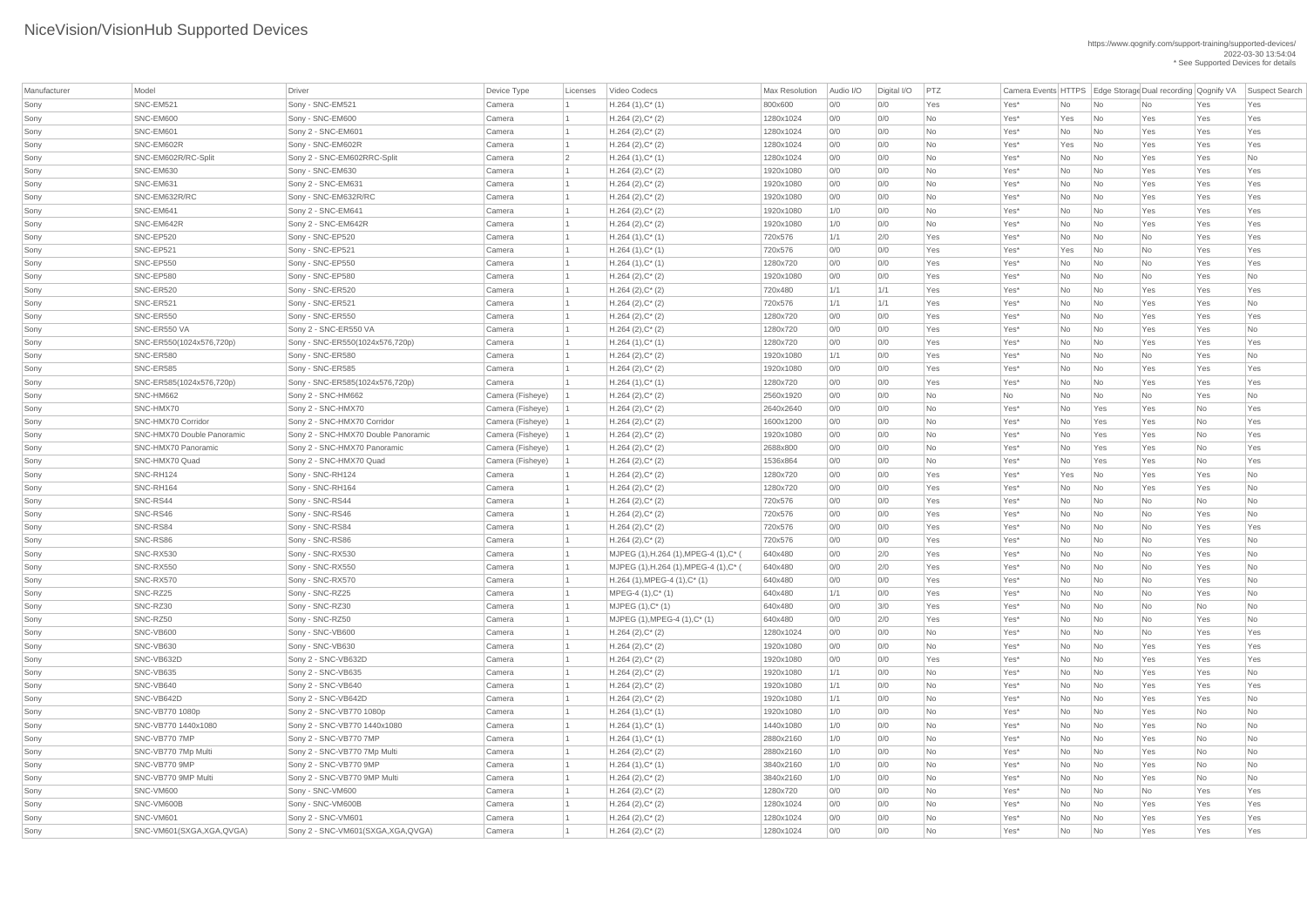# NiceVision/VisionHub Supported Devices

https://www.qognify.com/support-training/supported-devices/
2022-03-30 13:54:04
* See Supported Devices for details

| Manufacturer | Model | Driver | Device Type | Licenses | Video Codecs | Max Resolution | Audio I/O | Digital I/O | PTZ | Camera Events | HTTPS | Edge Storage | Dual recording | Qognify VA | Suspect Search |
|---|---|---|---|---|---|---|---|---|---|---|---|---|---|---|---|
| Sony | SNC-EM521 | Sony - SNC-EM521 | Camera | 1 | H.264 (1),C* (1) | 800x600 | 0/0 | 0/0 | Yes | Yes* | No | No | No | Yes | Yes |
| Sony | SNC-EM600 | Sony - SNC-EM600 | Camera | 1 | H.264 (2),C* (2) | 1280x1024 | 0/0 | 0/0 | No | Yes* | Yes | No | Yes | Yes | Yes |
| Sony | SNC-EM601 | Sony 2 - SNC-EM601 | Camera | 1 | H.264 (2),C* (2) | 1280x1024 | 0/0 | 0/0 | No | Yes* | No | No | Yes | Yes | Yes |
| Sony | SNC-EM602R | Sony 2 - SNC-EM602R | Camera | 1 | H.264 (2),C* (2) | 1280x1024 | 0/0 | 0/0 | No | Yes* | Yes | No | Yes | Yes | Yes |
| Sony | SNC-EM602R/RC-Split | Sony 2 - SNC-EM602RRC-Split | Camera | 2 | H.264 (1),C* (1) | 1280x1024 | 0/0 | 0/0 | No | Yes* | No | No | Yes | Yes | No |
| Sony | SNC-EM630 | Sony - SNC-EM630 | Camera | 1 | H.264 (2),C* (2) | 1920x1080 | 0/0 | 0/0 | No | Yes* | No | No | Yes | Yes | Yes |
| Sony | SNC-EM631 | Sony 2 - SNC-EM631 | Camera | 1 | H.264 (2),C* (2) | 1920x1080 | 0/0 | 0/0 | No | Yes* | No | No | Yes | Yes | Yes |
| Sony | SNC-EM632R/RC | Sony - SNC-EM632R/RC | Camera | 1 | H.264 (2),C* (2) | 1920x1080 | 0/0 | 0/0 | No | Yes* | No | No | Yes | Yes | Yes |
| Sony | SNC-EM641 | Sony 2 - SNC-EM641 | Camera | 1 | H.264 (2),C* (2) | 1920x1080 | 1/0 | 0/0 | No | Yes* | No | No | Yes | Yes | Yes |
| Sony | SNC-EM642R | Sony 2 - SNC-EM642R | Camera | 1 | H.264 (2),C* (2) | 1920x1080 | 1/0 | 0/0 | No | Yes* | No | No | Yes | Yes | Yes |
| Sony | SNC-EP520 | Sony - SNC-EP520 | Camera | 1 | H.264 (1),C* (1) | 720x576 | 1/1 | 2/0 | Yes | Yes* | No | No | No | Yes | Yes |
| Sony | SNC-EP521 | Sony - SNC-EP521 | Camera | 1 | H.264 (1),C* (1) | 720x576 | 0/0 | 0/0 | Yes | Yes* | Yes | No | No | Yes | Yes |
| Sony | SNC-EP550 | Sony - SNC-EP550 | Camera | 1 | H.264 (1),C* (1) | 1280x720 | 0/0 | 0/0 | Yes | Yes* | No | No | No | Yes | Yes |
| Sony | SNC-EP580 | Sony - SNC-EP580 | Camera | 1 | H.264 (2),C* (2) | 1920x1080 | 0/0 | 0/0 | Yes | Yes* | No | No | No | Yes | No |
| Sony | SNC-ER520 | Sony - SNC-ER520 | Camera | 1 | H.264 (2),C* (2) | 720x480 | 1/1 | 1/1 | Yes | Yes* | No | No | Yes | Yes | Yes |
| Sony | SNC-ER521 | Sony - SNC-ER521 | Camera | 1 | H.264 (2),C* (2) | 720x576 | 1/1 | 1/1 | Yes | Yes* | No | No | Yes | Yes | No |
| Sony | SNC-ER550 | Sony - SNC-ER550 | Camera | 1 | H.264 (2),C* (2) | 1280x720 | 0/0 | 0/0 | Yes | Yes* | No | No | Yes | Yes | Yes |
| Sony | SNC-ER550 VA | Sony 2 - SNC-ER550 VA | Camera | 1 | H.264 (2),C* (2) | 1280x720 | 0/0 | 0/0 | Yes | Yes* | No | No | Yes | Yes | No |
| Sony | SNC-ER550(1024x576,720p) | Sony - SNC-ER550(1024x576,720p) | Camera | 1 | H.264 (1),C* (1) | 1280x720 | 0/0 | 0/0 | Yes | Yes* | No | No | Yes | Yes | Yes |
| Sony | SNC-ER580 | Sony - SNC-ER580 | Camera | 1 | H.264 (2),C* (2) | 1920x1080 | 1/1 | 0/0 | Yes | Yes* | No | No | No | Yes | No |
| Sony | SNC-ER585 | Sony - SNC-ER585 | Camera | 1 | H.264 (2),C* (2) | 1920x1080 | 0/0 | 0/0 | Yes | Yes* | No | No | Yes | Yes | Yes |
| Sony | SNC-ER585(1024x576,720p) | Sony - SNC-ER585(1024x576,720p) | Camera | 1 | H.264 (1),C* (1) | 1280x720 | 0/0 | 0/0 | Yes | Yes* | No | No | Yes | Yes | Yes |
| Sony | SNC-HM662 | Sony 2 - SNC-HM662 | Camera (Fisheye) | 1 | H.264 (2),C* (2) | 2560x1920 | 0/0 | 0/0 | No | No | No | No | No | Yes | No |
| Sony | SNC-HMX70 | Sony 2 - SNC-HMX70 | Camera (Fisheye) | 1 | H.264 (2),C* (2) | 2640x2640 | 0/0 | 0/0 | No | Yes* | No | Yes | Yes | No | Yes |
| Sony | SNC-HMX70 Corridor | Sony 2 - SNC-HMX70 Corridor | Camera (Fisheye) | 1 | H.264 (2),C* (2) | 1600x1200 | 0/0 | 0/0 | No | Yes* | No | Yes | Yes | No | Yes |
| Sony | SNC-HMX70 Double Panoramic | Sony 2 - SNC-HMX70 Double Panoramic | Camera (Fisheye) | 1 | H.264 (2),C* (2) | 1920x1080 | 0/0 | 0/0 | No | Yes* | No | Yes | Yes | No | Yes |
| Sony | SNC-HMX70 Panoramic | Sony 2 - SNC-HMX70 Panoramic | Camera (Fisheye) | 1 | H.264 (2),C* (2) | 2688x800 | 0/0 | 0/0 | No | Yes* | No | Yes | Yes | No | Yes |
| Sony | SNC-HMX70 Quad | Sony 2 - SNC-HMX70 Quad | Camera (Fisheye) | 1 | H.264 (2),C* (2) | 1536x864 | 0/0 | 0/0 | No | Yes* | No | Yes | Yes | No | Yes |
| Sony | SNC-RH124 | Sony - SNC-RH124 | Camera | 1 | H.264 (2),C* (2) | 1280x720 | 0/0 | 0/0 | Yes | Yes* | Yes | No | Yes | Yes | No |
| Sony | SNC-RH164 | Sony - SNC-RH164 | Camera | 1 | H.264 (2),C* (2) | 1280x720 | 0/0 | 0/0 | Yes | Yes* | No | No | Yes | Yes | No |
| Sony | SNC-RS44 | Sony - SNC-RS44 | Camera | 1 | H.264 (2),C* (2) | 720x576 | 0/0 | 0/0 | Yes | Yes* | No | No | No | No | No |
| Sony | SNC-RS46 | Sony - SNC-RS46 | Camera | 1 | H.264 (2),C* (2) | 720x576 | 0/0 | 0/0 | Yes | Yes* | No | No | No | Yes | No |
| Sony | SNC-RS84 | Sony - SNC-RS84 | Camera | 1 | H.264 (2),C* (2) | 720x576 | 0/0 | 0/0 | Yes | Yes* | No | No | No | Yes | Yes |
| Sony | SNC-RS86 | Sony - SNC-RS86 | Camera | 1 | H.264 (2),C* (2) | 720x576 | 0/0 | 0/0 | Yes | Yes* | No | No | No | Yes | No |
| Sony | SNC-RX530 | Sony - SNC-RX530 | Camera | 1 | MJPEG (1),H.264 (1),MPEG-4 (1),C* ( | 640x480 | 0/0 | 2/0 | Yes | Yes* | No | No | No | Yes | No |
| Sony | SNC-RX550 | Sony - SNC-RX550 | Camera | 1 | MJPEG (1),H.264 (1),MPEG-4 (1),C* ( | 640x480 | 0/0 | 2/0 | Yes | Yes* | No | No | No | Yes | No |
| Sony | SNC-RX570 | Sony - SNC-RX570 | Camera | 1 | H.264 (1),MPEG-4 (1),C* (1) | 640x480 | 0/0 | 0/0 | Yes | Yes* | No | No | No | Yes | No |
| Sony | SNC-RZ25 | Sony - SNC-RZ25 | Camera | 1 | MPEG-4 (1),C* (1) | 640x480 | 1/1 | 0/0 | Yes | Yes* | No | No | No | Yes | No |
| Sony | SNC-RZ30 | Sony - SNC-RZ30 | Camera | 1 | MJPEG (1),C* (1) | 640x480 | 0/0 | 3/0 | Yes | Yes* | No | No | No | No | No |
| Sony | SNC-RZ50 | Sony - SNC-RZ50 | Camera | 1 | MJPEG (1),MPEG-4 (1),C* (1) | 640x480 | 0/0 | 2/0 | Yes | Yes* | No | No | No | Yes | No |
| Sony | SNC-VB600 | Sony - SNC-VB600 | Camera | 1 | H.264 (2),C* (2) | 1280x1024 | 0/0 | 0/0 | No | Yes* | No | No | No | Yes | Yes |
| Sony | SNC-VB630 | Sony - SNC-VB630 | Camera | 1 | H.264 (2),C* (2) | 1920x1080 | 0/0 | 0/0 | No | Yes* | No | No | Yes | Yes | Yes |
| Sony | SNC-VB632D | Sony 2 - SNC-VB632D | Camera | 1 | H.264 (2),C* (2) | 1920x1080 | 0/0 | 0/0 | Yes | Yes* | No | No | Yes | Yes | Yes |
| Sony | SNC-VB635 | Sony 2 - SNC-VB635 | Camera | 1 | H.264 (2),C* (2) | 1920x1080 | 1/1 | 0/0 | No | Yes* | No | No | Yes | Yes | No |
| Sony | SNC-VB640 | Sony 2 - SNC-VB640 | Camera | 1 | H.264 (2),C* (2) | 1920x1080 | 1/1 | 0/0 | No | Yes* | No | No | Yes | Yes | Yes |
| Sony | SNC-VB642D | Sony 2 - SNC-VB642D | Camera | 1 | H.264 (2),C* (2) | 1920x1080 | 1/1 | 0/0 | No | Yes* | No | No | Yes | Yes | No |
| Sony | SNC-VB770 1080p | Sony 2 - SNC-VB770 1080p | Camera | 1 | H.264 (1),C* (1) | 1920x1080 | 1/0 | 0/0 | No | Yes* | No | No | Yes | No | No |
| Sony | SNC-VB770 1440x1080 | Sony 2 - SNC-VB770 1440x1080 | Camera | 1 | H.264 (1),C* (1) | 1440x1080 | 1/0 | 0/0 | No | Yes* | No | No | Yes | No | No |
| Sony | SNC-VB770 7MP | Sony 2 - SNC-VB770 7MP | Camera | 1 | H.264 (1),C* (1) | 2880x2160 | 1/0 | 0/0 | No | Yes* | No | No | Yes | No | No |
| Sony | SNC-VB770 7Mp Multi | Sony 2 - SNC-VB770 7Mp Multi | Camera | 1 | H.264 (2),C* (2) | 2880x2160 | 1/0 | 0/0 | No | Yes* | No | No | Yes | No | No |
| Sony | SNC-VB770 9MP | Sony 2 - SNC-VB770 9MP | Camera | 1 | H.264 (1),C* (1) | 3840x2160 | 1/0 | 0/0 | No | Yes* | No | No | Yes | No | No |
| Sony | SNC-VB770 9MP Multi | Sony 2 - SNC-VB770 9MP Multi | Camera | 1 | H.264 (2),C* (2) | 3840x2160 | 1/0 | 0/0 | No | Yes* | No | No | Yes | No | No |
| Sony | SNC-VM600 | Sony - SNC-VM600 | Camera | 1 | H.264 (2),C* (2) | 1280x720 | 0/0 | 0/0 | No | Yes* | No | No | No | Yes | Yes |
| Sony | SNC-VM600B | Sony - SNC-VM600B | Camera | 1 | H.264 (2),C* (2) | 1280x1024 | 0/0 | 0/0 | No | Yes* | No | No | Yes | Yes | Yes |
| Sony | SNC-VM601 | Sony 2 - SNC-VM601 | Camera | 1 | H.264 (2),C* (2) | 1280x1024 | 0/0 | 0/0 | No | Yes* | No | No | Yes | Yes | Yes |
| Sony | SNC-VM601(SXGA,XGA,QVGA) | Sony 2 - SNC-VM601(SXGA,XGA,QVGA) | Camera | 1 | H.264 (2),C* (2) | 1280x1024 | 0/0 | 0/0 | No | Yes* | No | No | Yes | Yes | Yes |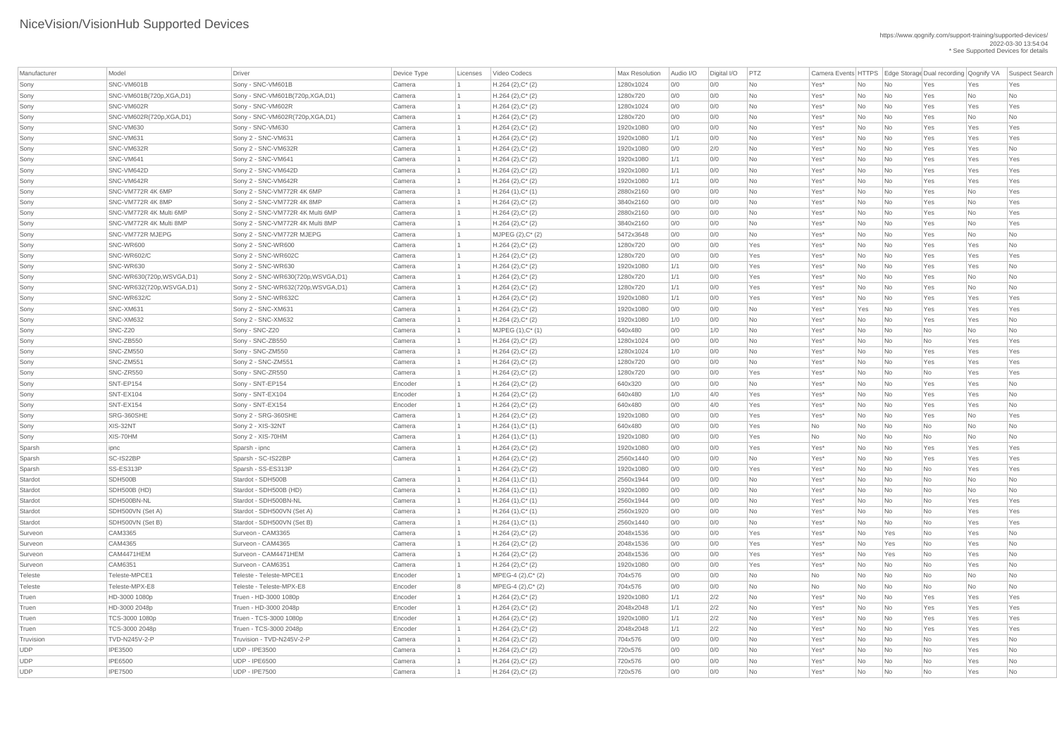# NiceVision/VisionHub Supported Devices

https://www.qognify.com/support-training/supported-devices/
2022-03-30 13:54:04
* See Supported Devices for details

| Manufacturer | Model | Driver | Device Type | Licenses | Video Codecs | Max Resolution | Audio I/O | Digital I/O | PTZ | Camera Events | HTTPS | Edge Storage | Dual recording | Qognify VA | Suspect Search |
|---|---|---|---|---|---|---|---|---|---|---|---|---|---|---|---|
| Sony | SNC-VM601B | Sony - SNC-VM601B | Camera | 1 | H.264 (2),C* (2) | 1280x1024 | 0/0 | 0/0 | No | Yes* | No | No | Yes | Yes | Yes |
| Sony | SNC-VM601B(720p,XGA,D1) | Sony - SNC-VM601B(720p,XGA,D1) | Camera | 1 | H.264 (2),C* (2) | 1280x720 | 0/0 | 0/0 | No | Yes* | No | No | Yes | No | No |
| Sony | SNC-VM602R | Sony - SNC-VM602R | Camera | 1 | H.264 (2),C* (2) | 1280x1024 | 0/0 | 0/0 | No | Yes* | No | No | Yes | Yes | Yes |
| Sony | SNC-VM602R(720p,XGA,D1) | Sony - SNC-VM602R(720p,XGA,D1) | Camera | 1 | H.264 (2),C* (2) | 1280x720 | 0/0 | 0/0 | No | Yes* | No | No | Yes | No | No |
| Sony | SNC-VM630 | Sony - SNC-VM630 | Camera | 1 | H.264 (2),C* (2) | 1920x1080 | 0/0 | 0/0 | No | Yes* | No | No | Yes | Yes | Yes |
| Sony | SNC-VM631 | Sony 2 - SNC-VM631 | Camera | 1 | H.264 (2),C* (2) | 1920x1080 | 1/1 | 0/0 | No | Yes* | No | No | Yes | Yes | Yes |
| Sony | SNC-VM632R | Sony 2 - SNC-VM632R | Camera | 1 | H.264 (2),C* (2) | 1920x1080 | 0/0 | 2/0 | No | Yes* | No | No | Yes | Yes | No |
| Sony | SNC-VM641 | Sony 2 - SNC-VM641 | Camera | 1 | H.264 (2),C* (2) | 1920x1080 | 1/1 | 0/0 | No | Yes* | No | No | Yes | Yes | Yes |
| Sony | SNC-VM642D | Sony 2 - SNC-VM642D | Camera | 1 | H.264 (2),C* (2) | 1920x1080 | 1/1 | 0/0 | No | Yes* | No | No | Yes | Yes | Yes |
| Sony | SNC-VM642R | Sony 2 - SNC-VM642R | Camera | 1 | H.264 (2),C* (2) | 1920x1080 | 1/1 | 0/0 | No | Yes* | No | No | Yes | Yes | Yes |
| Sony | SNC-VM772R 4K 6MP | Sony 2 - SNC-VM772R 4K 6MP | Camera | 1 | H.264 (1),C* (1) | 2880x2160 | 0/0 | 0/0 | No | Yes* | No | No | Yes | No | Yes |
| Sony | SNC-VM772R 4K 8MP | Sony 2 - SNC-VM772R 4K 8MP | Camera | 1 | H.264 (2),C* (2) | 3840x2160 | 0/0 | 0/0 | No | Yes* | No | No | Yes | No | Yes |
| Sony | SNC-VM772R 4K Multi 6MP | Sony 2 - SNC-VM772R 4K Multi 6MP | Camera | 1 | H.264 (2),C* (2) | 2880x2160 | 0/0 | 0/0 | No | Yes* | No | No | Yes | No | Yes |
| Sony | SNC-VM772R 4K Multi 8MP | Sony 2 - SNC-VM772R 4K Multi 8MP | Camera | 1 | H.264 (2),C* (2) | 3840x2160 | 0/0 | 0/0 | No | Yes* | No | No | Yes | No | Yes |
| Sony | SNC-VM772R MJEPG | Sony 2 - SNC-VM772R MJEPG | Camera | 1 | MJPEG (2),C* (2) | 5472x3648 | 0/0 | 0/0 | No | Yes* | No | No | Yes | No | No |
| Sony | SNC-WR600 | Sony 2 - SNC-WR600 | Camera | 1 | H.264 (2),C* (2) | 1280x720 | 0/0 | 0/0 | Yes | Yes* | No | No | Yes | Yes | No |
| Sony | SNC-WR602/C | Sony 2 - SNC-WR602C | Camera | 1 | H.264 (2),C* (2) | 1280x720 | 0/0 | 0/0 | Yes | Yes* | No | No | Yes | Yes | Yes |
| Sony | SNC-WR630 | Sony 2 - SNC-WR630 | Camera | 1 | H.264 (2),C* (2) | 1920x1080 | 1/1 | 0/0 | Yes | Yes* | No | No | Yes | Yes | No |
| Sony | SNC-WR630(720p,WSVGA,D1) | Sony 2 - SNC-WR630(720p,WSVGA,D1) | Camera | 1 | H.264 (2),C* (2) | 1280x720 | 1/1 | 0/0 | Yes | Yes* | No | No | Yes | No | No |
| Sony | SNC-WR632(720p,WSVGA,D1) | Sony 2 - SNC-WR632(720p,WSVGA,D1) | Camera | 1 | H.264 (2),C* (2) | 1280x720 | 1/1 | 0/0 | Yes | Yes* | No | No | Yes | No | No |
| Sony | SNC-WR632/C | Sony 2 - SNC-WR632C | Camera | 1 | H.264 (2),C* (2) | 1920x1080 | 1/1 | 0/0 | Yes | Yes* | No | No | Yes | Yes | Yes |
| Sony | SNC-XM631 | Sony 2 - SNC-XM631 | Camera | 1 | H.264 (2),C* (2) | 1920x1080 | 0/0 | 0/0 | No | Yes* | Yes | No | Yes | Yes | Yes |
| Sony | SNC-XM632 | Sony 2 - SNC-XM632 | Camera | 1 | H.264 (2),C* (2) | 1920x1080 | 1/0 | 0/0 | No | Yes* | No | No | Yes | Yes | No |
| Sony | SNC-Z20 | Sony - SNC-Z20 | Camera | 1 | MJPEG (1),C* (1) | 640x480 | 0/0 | 1/0 | No | Yes* | No | No | No | No | No |
| Sony | SNC-ZB550 | Sony - SNC-ZB550 | Camera | 1 | H.264 (2),C* (2) | 1280x1024 | 0/0 | 0/0 | No | Yes* | No | No | No | Yes | Yes |
| Sony | SNC-ZM550 | Sony - SNC-ZM550 | Camera | 1 | H.264 (2),C* (2) | 1280x1024 | 1/0 | 0/0 | No | Yes* | No | No | Yes | Yes | Yes |
| Sony | SNC-ZM551 | Sony 2 - SNC-ZM551 | Camera | 1 | H.264 (2),C* (2) | 1280x720 | 0/0 | 0/0 | No | Yes* | No | No | Yes | Yes | Yes |
| Sony | SNC-ZR550 | Sony - SNC-ZR550 | Camera | 1 | H.264 (2),C* (2) | 1280x720 | 0/0 | 0/0 | Yes | Yes* | No | No | No | Yes | Yes |
| Sony | SNT-EP154 | Sony - SNT-EP154 | Encoder | 1 | H.264 (2),C* (2) | 640x320 | 0/0 | 0/0 | No | Yes* | No | No | Yes | Yes | No |
| Sony | SNT-EX104 | Sony - SNT-EX104 | Encoder | 1 | H.264 (2),C* (2) | 640x480 | 1/0 | 4/0 | Yes | Yes* | No | No | Yes | Yes | No |
| Sony | SNT-EX154 | Sony - SNT-EX154 | Encoder | 1 | H.264 (2),C* (2) | 640x480 | 0/0 | 4/0 | Yes | Yes* | No | No | Yes | Yes | No |
| Sony | SRG-360SHE | Sony 2 - SRG-360SHE | Camera | 1 | H.264 (2),C* (2) | 1920x1080 | 0/0 | 0/0 | Yes | Yes* | No | No | Yes | No | Yes |
| Sony | XIS-32NT | Sony 2 - XIS-32NT | Camera | 1 | H.264 (1),C* (1) | 640x480 | 0/0 | 0/0 | Yes | No | No | No | No | No | No |
| Sony | XIS-70HM | Sony 2 - XIS-70HM | Camera | 1 | H.264 (1),C* (1) | 1920x1080 | 0/0 | 0/0 | Yes | No | No | No | No | No | No |
| Sparsh | ipnc | Sparsh - ipnc | Camera | 1 | H.264 (2),C* (2) | 1920x1080 | 0/0 | 0/0 | Yes | Yes* | No | No | Yes | Yes | Yes |
| Sparsh | SC-IS22BP | Sparsh - SC-IS22BP | Camera | 1 | H.264 (2),C* (2) | 2560x1440 | 0/0 | 0/0 | No | Yes* | No | No | Yes | Yes | Yes |
| Sparsh | SS-ES313P | Sparsh - SS-ES313P | | 1 | H.264 (2),C* (2) | 1920x1080 | 0/0 | 0/0 | Yes | Yes* | No | No | No | Yes | Yes |
| Stardot | SDH500B | Stardot - SDH500B | Camera | 1 | H.264 (1),C* (1) | 2560x1944 | 0/0 | 0/0 | No | Yes* | No | No | No | No | No |
| Stardot | SDH500B (HD) | Stardot - SDH500B (HD) | Camera | 1 | H.264 (1),C* (1) | 1920x1080 | 0/0 | 0/0 | No | Yes* | No | No | No | No | No |
| Stardot | SDH500BN-NL | Stardot - SDH500BN-NL | Camera | 1 | H.264 (1),C* (1) | 2560x1944 | 0/0 | 0/0 | No | Yes* | No | No | No | Yes | Yes |
| Stardot | SDH500VN (Set A) | Stardot - SDH500VN (Set A) | Camera | 1 | H.264 (1),C* (1) | 2560x1920 | 0/0 | 0/0 | No | Yes* | No | No | No | Yes | Yes |
| Stardot | SDH500VN (Set B) | Stardot - SDH500VN (Set B) | Camera | 1 | H.264 (1),C* (1) | 2560x1440 | 0/0 | 0/0 | No | Yes* | No | No | No | Yes | Yes |
| Surveon | CAM3365 | Surveon - CAM3365 | Camera | 1 | H.264 (2),C* (2) | 2048x1536 | 0/0 | 0/0 | Yes | Yes* | No | Yes | No | Yes | No |
| Surveon | CAM4365 | Surveon - CAM4365 | Camera | 1 | H.264 (2),C* (2) | 2048x1536 | 0/0 | 0/0 | Yes | Yes* | No | Yes | No | Yes | No |
| Surveon | CAM4471HEM | Surveon - CAM4471HEM | Camera | 1 | H.264 (2),C* (2) | 2048x1536 | 0/0 | 0/0 | Yes | Yes* | No | Yes | No | Yes | No |
| Surveon | CAM6351 | Surveon - CAM6351 | Camera | 1 | H.264 (2),C* (2) | 1920x1080 | 0/0 | 0/0 | Yes | Yes* | No | No | No | Yes | No |
| Teleste | Teleste-MPCE1 | Teleste - Teleste-MPCE1 | Encoder | 1 | MPEG-4 (2),C* (2) | 704x576 | 0/0 | 0/0 | No | No | No | No | No | No | No |
| Teleste | Teleste-MPX-E8 | Teleste - Teleste-MPX-E8 | Encoder | 8 | MPEG-4 (2),C* (2) | 704x576 | 0/0 | 0/0 | No | No | No | No | No | No | No |
| Truen | HD-3000 1080p | Truen - HD-3000 1080p | Encoder | 1 | H.264 (2),C* (2) | 1920x1080 | 1/1 | 2/2 | No | Yes* | No | No | Yes | Yes | Yes |
| Truen | HD-3000 2048p | Truen - HD-3000 2048p | Encoder | 1 | H.264 (2),C* (2) | 2048x2048 | 1/1 | 2/2 | No | Yes* | No | No | Yes | Yes | Yes |
| Truen | TCS-3000 1080p | Truen - TCS-3000 1080p | Encoder | 1 | H.264 (2),C* (2) | 1920x1080 | 1/1 | 2/2 | No | Yes* | No | No | Yes | Yes | Yes |
| Truen | TCS-3000 2048p | Truen - TCS-3000 2048p | Encoder | 1 | H.264 (2),C* (2) | 2048x2048 | 1/1 | 2/2 | No | Yes* | No | No | Yes | Yes | Yes |
| Truvision | TVD-N245V-2-P | Truvision - TVD-N245V-2-P | Camera | 1 | H.264 (2),C* (2) | 704x576 | 0/0 | 0/0 | No | Yes* | No | No | No | Yes | No |
| UDP | IPE3500 | UDP - IPE3500 | Camera | 1 | H.264 (2),C* (2) | 720x576 | 0/0 | 0/0 | No | Yes* | No | No | No | Yes | No |
| UDP | IPE6500 | UDP - IPE6500 | Camera | 1 | H.264 (2),C* (2) | 720x576 | 0/0 | 0/0 | No | Yes* | No | No | No | Yes | No |
| UDP | IPE7500 | UDP - IPE7500 | Camera | 1 | H.264 (2),C* (2) | 720x576 | 0/0 | 0/0 | No | Yes* | No | No | No | Yes | No |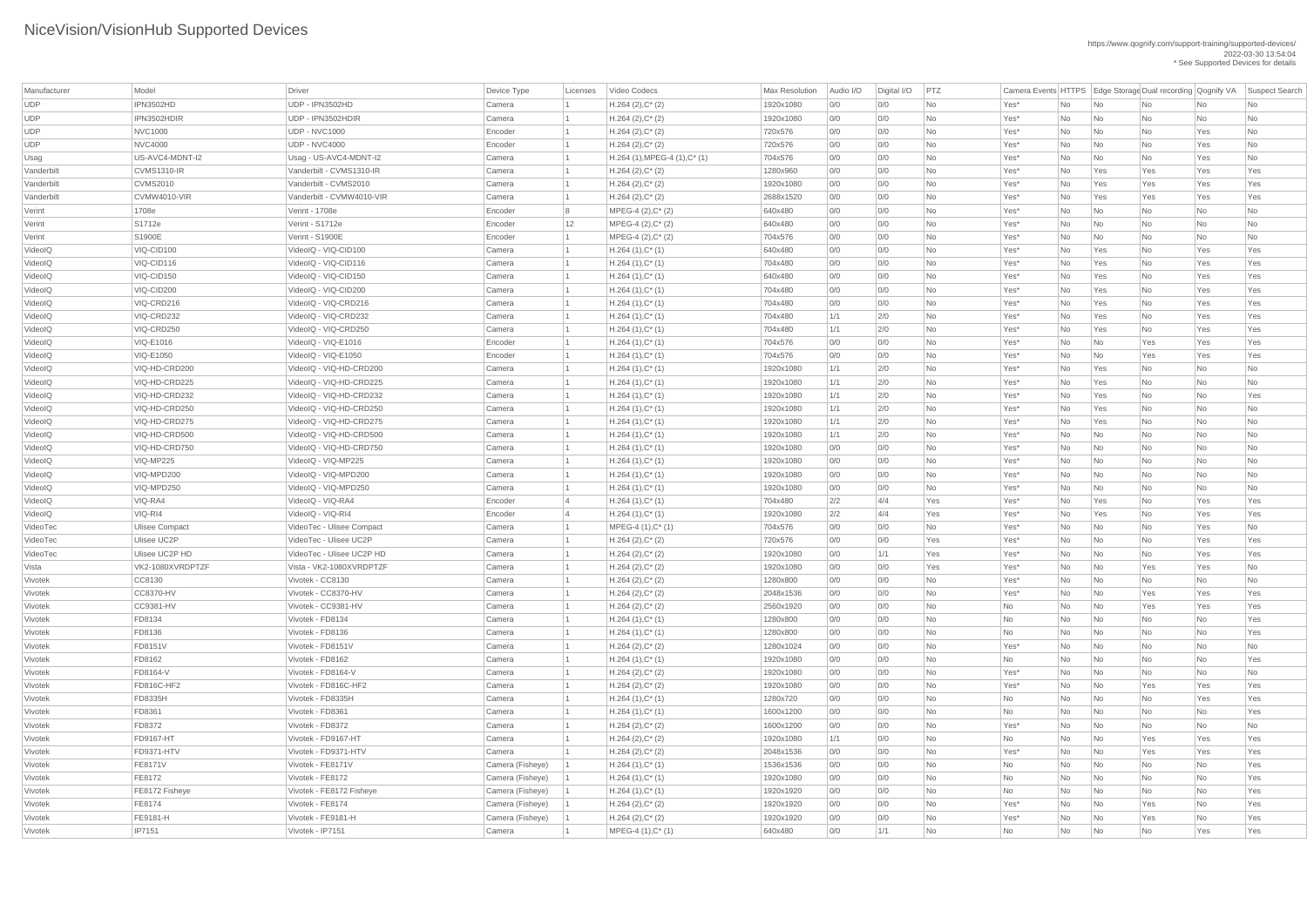# NiceVision/VisionHub Supported Devices

https://www.qognify.com/support-training/supported-devices/
2022-03-30 13:54:04
* See Supported Devices for details

| Manufacturer | Model | Driver | Device Type | Licenses | Video Codecs | Max Resolution | Audio I/O | Digital I/O | PTZ | Camera Events | HTTPS | Edge Storage | Dual recording | Qognify VA | Suspect Search |
|---|---|---|---|---|---|---|---|---|---|---|---|---|---|---|---|
| UDP | IPN3502HD | UDP - IPN3502HD | Camera | 1 | H.264 (2),C* (2) | 1920x1080 | 0/0 | 0/0 | No | Yes* | No | No | No | No | No |
| UDP | IPN3502HDIR | UDP - IPN3502HDIR | Camera | 1 | H.264 (2),C* (2) | 1920x1080 | 0/0 | 0/0 | No | Yes* | No | No | No | No | No |
| UDP | NVC1000 | UDP - NVC1000 | Encoder | 1 | H.264 (2),C* (2) | 720x576 | 0/0 | 0/0 | No | Yes* | No | No | No | Yes | No |
| UDP | NVC4000 | UDP - NVC4000 | Encoder | 1 | H.264 (2),C* (2) | 720x576 | 0/0 | 0/0 | No | Yes* | No | No | No | Yes | No |
| Usag | US-AVC4-MDNT-I2 | Usag - US-AVC4-MDNT-I2 | Camera | 1 | H.264 (1),MPEG-4 (1),C* (1) | 704x576 | 0/0 | 0/0 | No | Yes* | No | No | No | Yes | No |
| Vanderbilt | CVMS1310-IR | Vanderbilt - CVMS1310-IR | Camera | 1 | H.264 (2),C* (2) | 1280x960 | 0/0 | 0/0 | No | Yes* | No | Yes | Yes | Yes | Yes |
| Vanderbilt | CVMS2010 | Vanderbilt - CVMS2010 | Camera | 1 | H.264 (2),C* (2) | 1920x1080 | 0/0 | 0/0 | No | Yes* | No | Yes | Yes | Yes | Yes |
| Vanderbilt | CVMW4010-VIR | Vanderbilt - CVMW4010-VIR | Camera | 1 | H.264 (2),C* (2) | 2688x1520 | 0/0 | 0/0 | No | Yes* | No | Yes | Yes | Yes | Yes |
| Verint | 1708e | Verint - 1708e | Encoder | 8 | MPEG-4 (2),C* (2) | 640x480 | 0/0 | 0/0 | No | Yes* | No | No | No | No | No |
| Verint | S1712e | Verint - S1712e | Encoder | 12 | MPEG-4 (2),C* (2) | 640x480 | 0/0 | 0/0 | No | Yes* | No | No | No | No | No |
| Verint | S1900E | Verint - S1900E | Encoder | 1 | MPEG-4 (2),C* (2) | 704x576 | 0/0 | 0/0 | No | Yes* | No | No | No | No | No |
| VideoIQ | VIQ-CID100 | VideoIQ - VIQ-CID100 | Camera | 1 | H.264 (1),C* (1) | 640x480 | 0/0 | 0/0 | No | Yes* | No | Yes | No | Yes | Yes |
| VideoIQ | VIQ-CID116 | VideoIQ - VIQ-CID116 | Camera | 1 | H.264 (1),C* (1) | 704x480 | 0/0 | 0/0 | No | Yes* | No | Yes | No | Yes | Yes |
| VideoIQ | VIQ-CID150 | VideoIQ - VIQ-CID150 | Camera | 1 | H.264 (1),C* (1) | 640x480 | 0/0 | 0/0 | No | Yes* | No | Yes | No | Yes | Yes |
| VideoIQ | VIQ-CID200 | VideoIQ - VIQ-CID200 | Camera | 1 | H.264 (1),C* (1) | 704x480 | 0/0 | 0/0 | No | Yes* | No | Yes | No | Yes | Yes |
| VideoIQ | VIQ-CRD216 | VideoIQ - VIQ-CRD216 | Camera | 1 | H.264 (1),C* (1) | 704x480 | 0/0 | 0/0 | No | Yes* | No | Yes | No | Yes | Yes |
| VideoIQ | VIQ-CRD232 | VideoIQ - VIQ-CRD232 | Camera | 1 | H.264 (1),C* (1) | 704x480 | 1/1 | 2/0 | No | Yes* | No | Yes | No | Yes | Yes |
| VideoIQ | VIQ-CRD250 | VideoIQ - VIQ-CRD250 | Camera | 1 | H.264 (1),C* (1) | 704x480 | 1/1 | 2/0 | No | Yes* | No | Yes | No | Yes | Yes |
| VideoIQ | VIQ-E1016 | VideoIQ - VIQ-E1016 | Encoder | 1 | H.264 (1),C* (1) | 704x576 | 0/0 | 0/0 | No | Yes* | No | No | Yes | Yes | Yes |
| VideoIQ | VIQ-E1050 | VideoIQ - VIQ-E1050 | Encoder | 1 | H.264 (1),C* (1) | 704x576 | 0/0 | 0/0 | No | Yes* | No | No | Yes | Yes | Yes |
| VideoIQ | VIQ-HD-CRD200 | VideoIQ - VIQ-HD-CRD200 | Camera | 1 | H.264 (1),C* (1) | 1920x1080 | 1/1 | 2/0 | No | Yes* | No | Yes | No | No | No |
| VideoIQ | VIQ-HD-CRD225 | VideoIQ - VIQ-HD-CRD225 | Camera | 1 | H.264 (1),C* (1) | 1920x1080 | 1/1 | 2/0 | No | Yes* | No | Yes | No | No | No |
| VideoIQ | VIQ-HD-CRD232 | VideoIQ - VIQ-HD-CRD232 | Camera | 1 | H.264 (1),C* (1) | 1920x1080 | 1/1 | 2/0 | No | Yes* | No | Yes | No | No | Yes |
| VideoIQ | VIQ-HD-CRD250 | VideoIQ - VIQ-HD-CRD250 | Camera | 1 | H.264 (1),C* (1) | 1920x1080 | 1/1 | 2/0 | No | Yes* | No | Yes | No | No | No |
| VideoIQ | VIQ-HD-CRD275 | VideoIQ - VIQ-HD-CRD275 | Camera | 1 | H.264 (1),C* (1) | 1920x1080 | 1/1 | 2/0 | No | Yes* | No | Yes | No | No | No |
| VideoIQ | VIQ-HD-CRD500 | VideoIQ - VIQ-HD-CRD500 | Camera | 1 | H.264 (1),C* (1) | 1920x1080 | 1/1 | 2/0 | No | Yes* | No | No | No | No | No |
| VideoIQ | VIQ-HD-CRD750 | VideoIQ - VIQ-HD-CRD750 | Camera | 1 | H.264 (1),C* (1) | 1920x1080 | 0/0 | 0/0 | No | Yes* | No | No | No | No | No |
| VideoIQ | VIQ-MP225 | VideoIQ - VIQ-MP225 | Camera | 1 | H.264 (1),C* (1) | 1920x1080 | 0/0 | 0/0 | No | Yes* | No | No | No | No | No |
| VideoIQ | VIQ-MPD200 | VideoIQ - VIQ-MPD200 | Camera | 1 | H.264 (1),C* (1) | 1920x1080 | 0/0 | 0/0 | No | Yes* | No | No | No | No | No |
| VideoIQ | VIQ-MPD250 | VideoIQ - VIQ-MPD250 | Camera | 1 | H.264 (1),C* (1) | 1920x1080 | 0/0 | 0/0 | No | Yes* | No | No | No | No | No |
| VideoIQ | VIQ-RA4 | VideoIQ - VIQ-RA4 | Encoder | 4 | H.264 (1),C* (1) | 704x480 | 2/2 | 4/4 | Yes | Yes* | No | Yes | No | Yes | Yes |
| VideoIQ | VIQ-RI4 | VideoIQ - VIQ-RI4 | Encoder | 4 | H.264 (1),C* (1) | 1920x1080 | 2/2 | 4/4 | Yes | Yes* | No | Yes | No | Yes | Yes |
| VideoTec | Ulisee Compact | VideoTec - Ulisee Compact | Camera | 1 | MPEG-4 (1),C* (1) | 704x576 | 0/0 | 0/0 | No | Yes* | No | No | No | Yes | No |
| VideoTec | Ulisee UC2P | VideoTec - Ulisee UC2P | Camera | 1 | H.264 (2),C* (2) | 720x576 | 0/0 | 0/0 | Yes | Yes* | No | No | No | Yes | Yes |
| VideoTec | Ulisee UC2P HD | VideoTec - Ulisee UC2P HD | Camera | 1 | H.264 (2),C* (2) | 1920x1080 | 0/0 | 1/1 | Yes | Yes* | No | No | No | Yes | Yes |
| Vista | VK2-1080XVRDPTZF | Vista - VK2-1080XVRDPTZF | Camera | 1 | H.264 (2),C* (2) | 1920x1080 | 0/0 | 0/0 | Yes | Yes* | No | No | Yes | Yes | No |
| Vivotek | CC8130 | Vivotek - CC8130 | Camera | 1 | H.264 (2),C* (2) | 1280x800 | 0/0 | 0/0 | No | Yes* | No | No | No | No | No |
| Vivotek | CC8370-HV | Vivotek - CC8370-HV | Camera | 1 | H.264 (2),C* (2) | 2048x1536 | 0/0 | 0/0 | No | Yes* | No | No | Yes | Yes | Yes |
| Vivotek | CC9381-HV | Vivotek - CC9381-HV | Camera | 1 | H.264 (2),C* (2) | 2560x1920 | 0/0 | 0/0 | No | No | No | No | Yes | Yes | Yes |
| Vivotek | FD8134 | Vivotek - FD8134 | Camera | 1 | H.264 (1),C* (1) | 1280x800 | 0/0 | 0/0 | No | No | No | No | No | No | Yes |
| Vivotek | FD8136 | Vivotek - FD8136 | Camera | 1 | H.264 (1),C* (1) | 1280x800 | 0/0 | 0/0 | No | No | No | No | No | No | Yes |
| Vivotek | FD8151V | Vivotek - FD8151V | Camera | 1 | H.264 (2),C* (2) | 1280x1024 | 0/0 | 0/0 | No | Yes* | No | No | No | No | No |
| Vivotek | FD8162 | Vivotek - FD8162 | Camera | 1 | H.264 (1),C* (1) | 1920x1080 | 0/0 | 0/0 | No | No | No | No | No | No | Yes |
| Vivotek | FD8164-V | Vivotek - FD8164-V | Camera | 1 | H.264 (2),C* (2) | 1920x1080 | 0/0 | 0/0 | No | Yes* | No | No | No | No | No |
| Vivotek | FD816C-HF2 | Vivotek - FD816C-HF2 | Camera | 1 | H.264 (2),C* (2) | 1920x1080 | 0/0 | 0/0 | No | Yes* | No | No | Yes | Yes | Yes |
| Vivotek | FD8335H | Vivotek - FD8335H | Camera | 1 | H.264 (1),C* (1) | 1280x720 | 0/0 | 0/0 | No | No | No | No | No | Yes | Yes |
| Vivotek | FD8361 | Vivotek - FD8361 | Camera | 1 | H.264 (1),C* (1) | 1600x1200 | 0/0 | 0/0 | No | No | No | No | No | No | Yes |
| Vivotek | FD8372 | Vivotek - FD8372 | Camera | 1 | H.264 (2),C* (2) | 1600x1200 | 0/0 | 0/0 | No | Yes* | No | No | No | No | No |
| Vivotek | FD9167-HT | Vivotek - FD9167-HT | Camera | 1 | H.264 (2),C* (2) | 1920x1080 | 1/1 | 0/0 | No | No | No | No | Yes | Yes | Yes |
| Vivotek | FD9371-HTV | Vivotek - FD9371-HTV | Camera | 1 | H.264 (2),C* (2) | 2048x1536 | 0/0 | 0/0 | No | Yes* | No | No | Yes | Yes | Yes |
| Vivotek | FE8171V | Vivotek - FE8171V | Camera (Fisheye) | 1 | H.264 (1),C* (1) | 1536x1536 | 0/0 | 0/0 | No | No | No | No | No | No | Yes |
| Vivotek | FE8172 | Vivotek - FE8172 | Camera (Fisheye) | 1 | H.264 (1),C* (1) | 1920x1080 | 0/0 | 0/0 | No | No | No | No | No | No | Yes |
| Vivotek | FE8172 Fisheye | Vivotek - FE8172 Fisheye | Camera (Fisheye) | 1 | H.264 (1),C* (1) | 1920x1920 | 0/0 | 0/0 | No | No | No | No | No | No | Yes |
| Vivotek | FE8174 | Vivotek - FE8174 | Camera (Fisheye) | 1 | H.264 (2),C* (2) | 1920x1920 | 0/0 | 0/0 | No | Yes* | No | No | Yes | No | Yes |
| Vivotek | FE9181-H | Vivotek - FE9181-H | Camera (Fisheye) | 1 | H.264 (2),C* (2) | 1920x1920 | 0/0 | 0/0 | No | Yes* | No | No | Yes | No | Yes |
| Vivotek | IP7151 | Vivotek - IP7151 | Camera | 1 | MPEG-4 (1),C* (1) | 640x480 | 0/0 | 1/1 | No | No | No | No | No | Yes | Yes |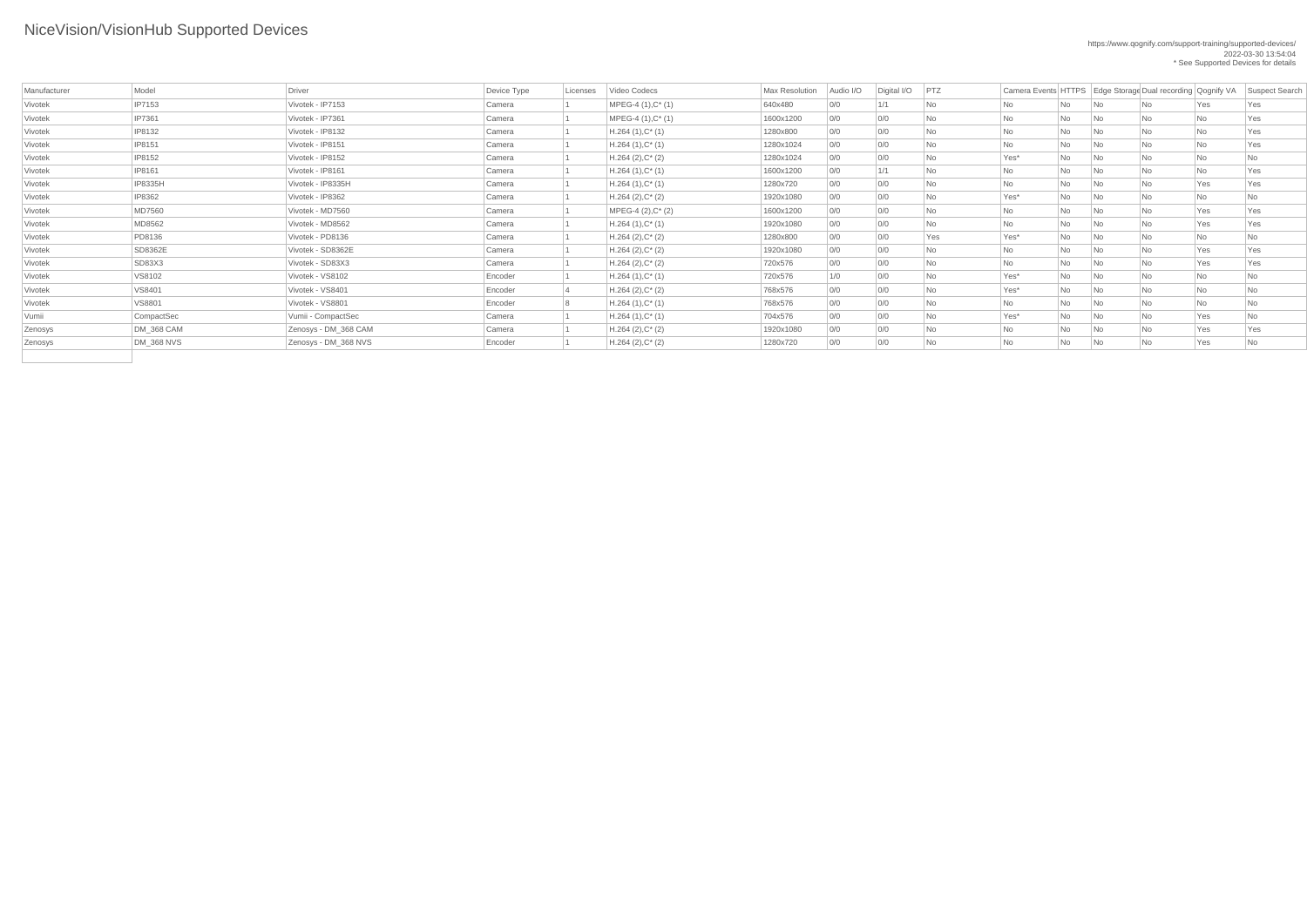# NiceVision/VisionHub Supported Devices

https://www.qognify.com/support-training/supported-devices/
2022-03-30 13:54:04
* See Supported Devices for details

| Manufacturer | Model | Driver | Device Type | Licenses | Video Codecs | Max Resolution | Audio I/O | Digital I/O | PTZ | Camera Events | HTTPS | Edge Storage | Dual recording | Qognify VA | Suspect Search |
|---|---|---|---|---|---|---|---|---|---|---|---|---|---|---|---|
| Vivotek | IP7153 | Vivotek - IP7153 | Camera | 1 | MPEG-4 (1),C* (1) | 640x480 | 0/0 | 1/1 | No | No | No | No | No | Yes | Yes |
| Vivotek | IP7361 | Vivotek - IP7361 | Camera | 1 | MPEG-4 (1),C* (1) | 1600x1200 | 0/0 | 0/0 | No | No | No | No | No | No | Yes |
| Vivotek | IP8132 | Vivotek - IP8132 | Camera | 1 | H.264 (1),C* (1) | 1280x800 | 0/0 | 0/0 | No | No | No | No | No | No | Yes |
| Vivotek | IP8151 | Vivotek - IP8151 | Camera | 1 | H.264 (1),C* (1) | 1280x1024 | 0/0 | 0/0 | No | No | No | No | No | No | Yes |
| Vivotek | IP8152 | Vivotek - IP8152 | Camera | 1 | H.264 (2),C* (2) | 1280x1024 | 0/0 | 0/0 | No | Yes* | No | No | No | No | No |
| Vivotek | IP8161 | Vivotek - IP8161 | Camera | 1 | H.264 (1),C* (1) | 1600x1200 | 0/0 | 1/1 | No | No | No | No | No | No | Yes |
| Vivotek | IP8335H | Vivotek - IP8335H | Camera | 1 | H.264 (1),C* (1) | 1280x720 | 0/0 | 0/0 | No | No | No | No | No | Yes | Yes |
| Vivotek | IP8362 | Vivotek - IP8362 | Camera | 1 | H.264 (2),C* (2) | 1920x1080 | 0/0 | 0/0 | No | Yes* | No | No | No | No | No |
| Vivotek | MD7560 | Vivotek - MD7560 | Camera | 1 | MPEG-4 (2),C* (2) | 1600x1200 | 0/0 | 0/0 | No | No | No | No | No | Yes | Yes |
| Vivotek | MD8562 | Vivotek - MD8562 | Camera | 1 | H.264 (1),C* (1) | 1920x1080 | 0/0 | 0/0 | No | No | No | No | No | Yes | Yes |
| Vivotek | PD8136 | Vivotek - PD8136 | Camera | 1 | H.264 (2),C* (2) | 1280x800 | 0/0 | 0/0 | Yes | Yes* | No | No | No | No | No |
| Vivotek | SD8362E | Vivotek - SD8362E | Camera | 1 | H.264 (2),C* (2) | 1920x1080 | 0/0 | 0/0 | No | No | No | No | No | Yes | Yes |
| Vivotek | SD83X3 | Vivotek - SD83X3 | Camera | 1 | H.264 (2),C* (2) | 720x576 | 0/0 | 0/0 | No | No | No | No | No | Yes | Yes |
| Vivotek | VS8102 | Vivotek - VS8102 | Encoder | 1 | H.264 (1),C* (1) | 720x576 | 1/0 | 0/0 | No | Yes* | No | No | No | No | No |
| Vivotek | VS8401 | Vivotek - VS8401 | Encoder | 4 | H.264 (2),C* (2) | 768x576 | 0/0 | 0/0 | No | Yes* | No | No | No | No | No |
| Vivotek | VS8801 | Vivotek - VS8801 | Encoder | 8 | H.264 (1),C* (1) | 768x576 | 0/0 | 0/0 | No | No | No | No | No | No | No |
| Vumii | CompactSec | Vumii - CompactSec | Camera | 1 | H.264 (1),C* (1) | 704x576 | 0/0 | 0/0 | No | Yes* | No | No | No | Yes | No |
| Zenosys | DM_368 CAM | Zenosys - DM_368 CAM | Camera | 1 | H.264 (2),C* (2) | 1920x1080 | 0/0 | 0/0 | No | No | No | No | No | Yes | Yes |
| Zenosys | DM_368 NVS | Zenosys - DM_368 NVS | Encoder | 1 | H.264 (2),C* (2) | 1280x720 | 0/0 | 0/0 | No | No | No | No | No | Yes | No |